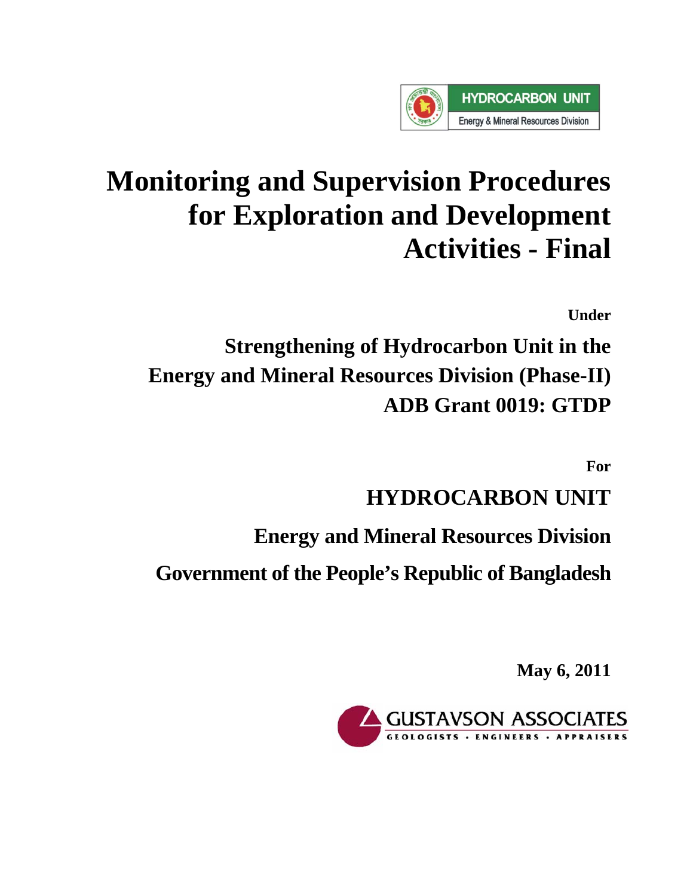HYDROCARBON UNIT

Energy & Mineral Resources Division

# Monitoring and Supervision Procedures for Exploration and Development Activities - Final

**Under**

## Strengthening of Hydrocarbon Unit in the Energy and Mineral Resources Division (Phase-II) ADB Grant 0019: GTDP

**For**

## HYDROCARBON UNIT

**Energy and Mineral Resources Division**

**Government of the People's Republic of Bangladesh**

**May 6, 2011**

GUSTAVSON ASSOCIATES

GEOLOGISTS • ENGINEERS • APPRAISERS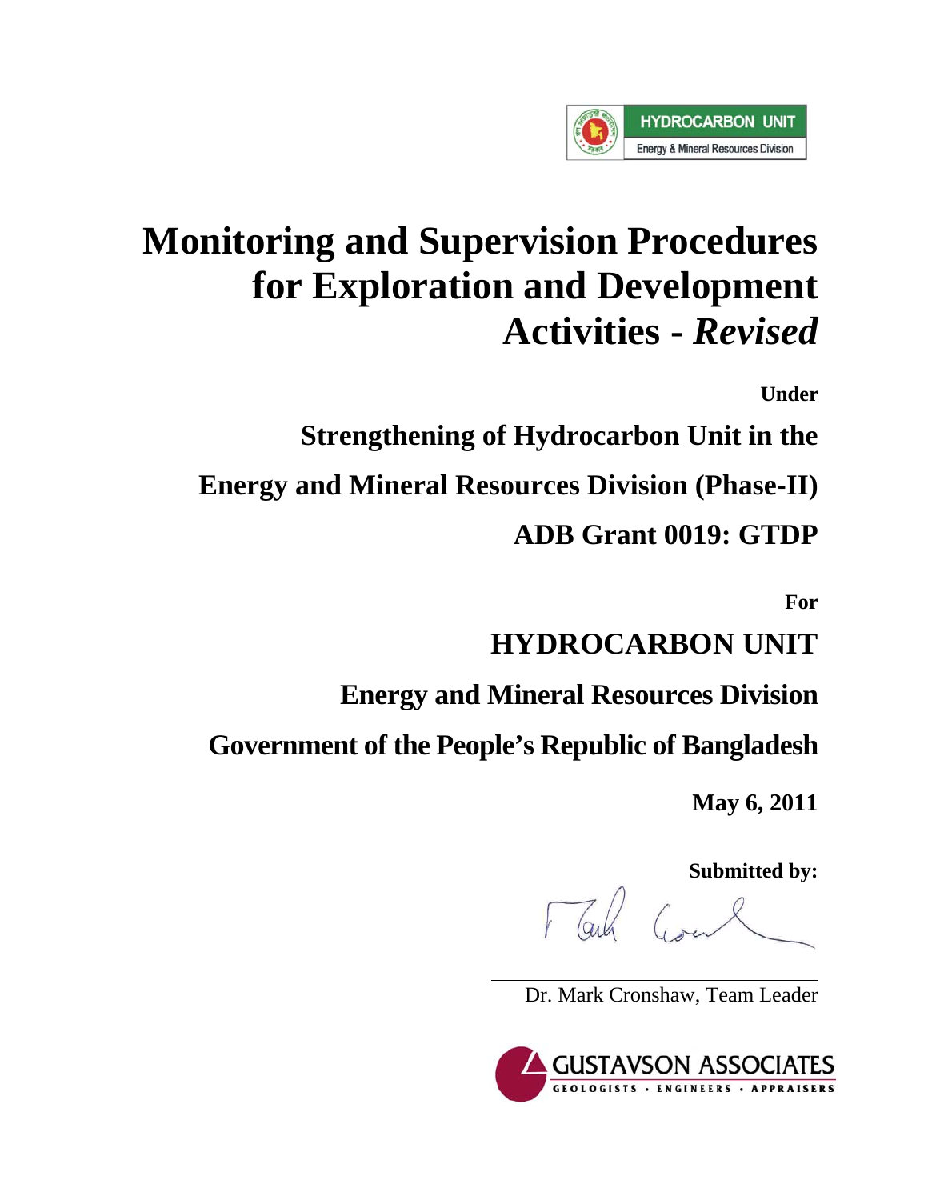HYDROCARBON UNIT

Energy & Mineral Resources Division

# Monitoring and Supervision Procedures for Exploration and Development Activities - *Revised*

**Under**

**Strengthening of Hydrocarbon Unit in the**

**Energy and Mineral Resources Division (Phase-II)**

**ADB Grant 0019: GTDP**

**For**

**HYDROCARBON UNIT**

**Energy and Mineral Resources Division**

**Government of the People's Republic of Bangladesh**

**May 6, 2011**

**Submitted by:**

Dr. Mark Cronshaw, Team Leader

GUSTAVSON ASSOCIATES

GEOLOGISTS • ENGINEERS • APPRAISERS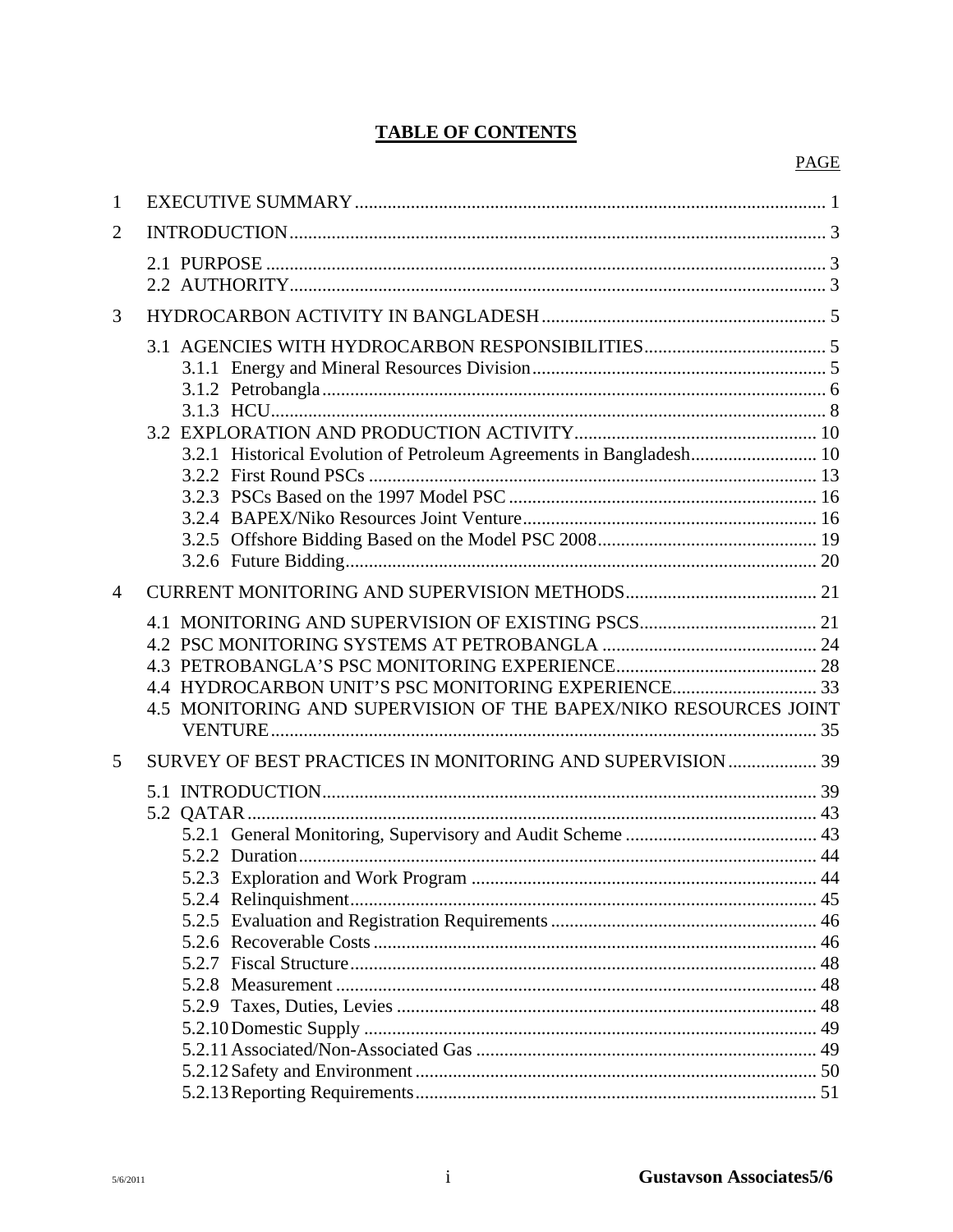# TABLE OF CONTENTS

PAGE

1 EXECUTIVE SUMMARY ..................................................................................................... 1

2 INTRODUCTION.................................................................................................................. 3

2.1 PURPOSE ........................................................................................................................ 3
2.2 AUTHORITY.................................................................................................................... 3

3 HYDROCARBON ACTIVITY IN BANGLADESH ............................................................. 5

3.1 AGENCIES WITH HYDROCARBON RESPONSIBILITIES....................................... 5
3.1.1 Energy and Mineral Resources Division.............................................................. 5
3.1.2 Petrobangla........................................................................................................... 6
3.1.3 HCU...................................................................................................................... 8
3.2 EXPLORATION AND PRODUCTION ACTIVITY.................................................... 10
3.2.1 Historical Evolution of Petroleum Agreements in Bangladesh........................... 10
3.2.2 First Round PSCs ................................................................................................ 13
3.2.3 PSCs Based on the 1997 Model PSC .................................................................. 16
3.2.4 BAPEX/Niko Resources Joint Venture............................................................... 16
3.2.5 Offshore Bidding Based on the Model PSC 2008............................................... 19
3.2.6 Future Bidding..................................................................................................... 20

4 CURRENT MONITORING AND SUPERVISION METHODS......................................... 21

4.1 MONITORING AND SUPERVISION OF EXISTING PSCS...................................... 21
4.2 PSC MONITORING SYSTEMS AT PETROBANGLA .............................................. 24
4.3 PETROBANGLA'S PSC MONITORING EXPERIENCE........................................... 28
4.4 HYDROCARBON UNIT'S PSC MONITORING EXPERIENCE............................... 33
4.5 MONITORING AND SUPERVISION OF THE BAPEX/NIKO RESOURCES JOINT VENTURE..................................................................................................................... 35

5 SURVEY OF BEST PRACTICES IN MONITORING AND SUPERVISION ................... 39

5.1 INTRODUCTION.......................................................................................................... 39
5.2 QATAR .......................................................................................................................... 43
5.2.1 General Monitoring, Supervisory and Audit Scheme .......................................... 43
5.2.2 Duration............................................................................................................... 44
5.2.3 Exploration and Work Program .......................................................................... 44
5.2.4 Relinquishment.................................................................................................... 45
5.2.5 Evaluation and Registration Requirements ......................................................... 46
5.2.6 Recoverable Costs ............................................................................................... 46
5.2.7 Fiscal Structure.................................................................................................... 48
5.2.8 Measurement ....................................................................................................... 48
5.2.9 Taxes, Duties, Levies .......................................................................................... 48
5.2.10 Domestic Supply ................................................................................................. 49
5.2.11 Associated/Non-Associated Gas ......................................................................... 49
5.2.12 Safety and Environment ...................................................................................... 50
5.2.13 Reporting Requirements...................................................................................... 51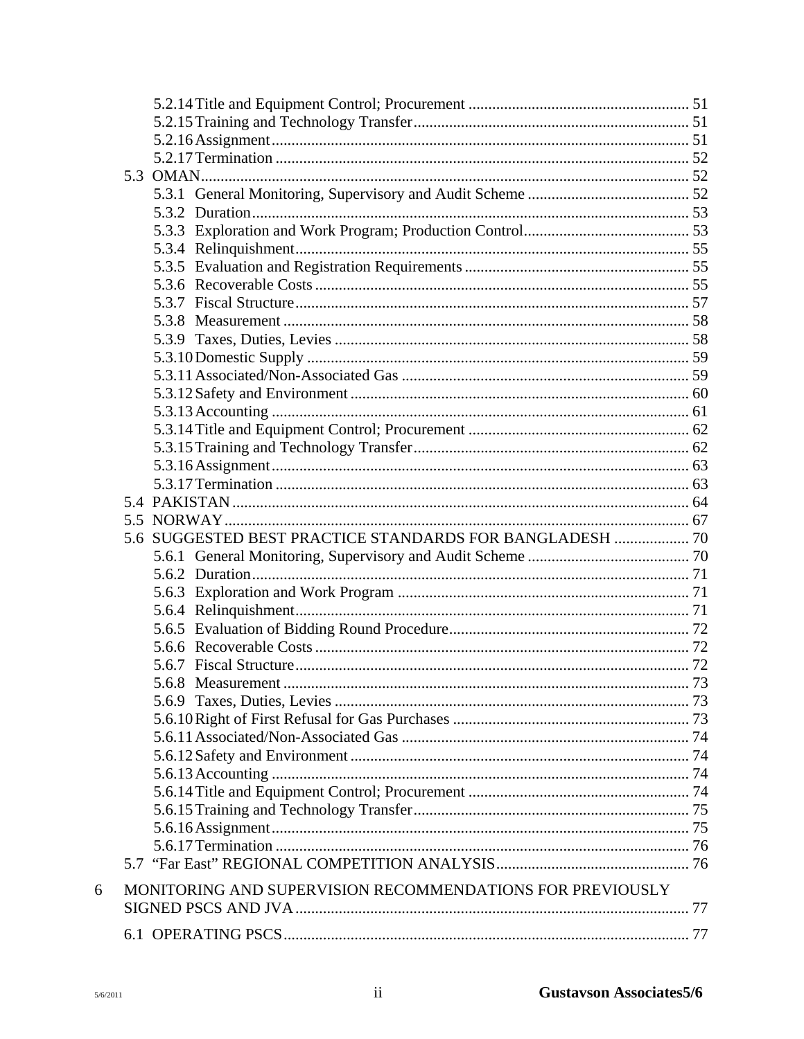- 5.2.14 Title and Equipment Control; Procurement ........................................................ 51
- 5.2.15 Training and Technology Transfer...................................................................... 51
- 5.2.16 Assignment.......................................................................................................... 51
- 5.2.17 Termination ......................................................................................................... 52
- 5.3 OMAN........................................................................................................................... 52
  - 5.3.1 General Monitoring, Supervisory and Audit Scheme ......................................... 52
  - 5.3.2 Duration............................................................................................................... 53
  - 5.3.3 Exploration and Work Program; Production Control.......................................... 53
  - 5.3.4 Relinquishment.................................................................................................... 55
  - 5.3.5 Evaluation and Registration Requirements ......................................................... 55
  - 5.3.6 Recoverable Costs ............................................................................................... 55
  - 5.3.7 Fiscal Structure.................................................................................................... 57
  - 5.3.8 Measurement ....................................................................................................... 58
  - 5.3.9 Taxes, Duties, Levies .......................................................................................... 58
  - 5.3.10 Domestic Supply ................................................................................................. 59
  - 5.3.11 Associated/Non-Associated Gas ......................................................................... 59
  - 5.3.12 Safety and Environment ...................................................................................... 60
  - 5.3.13 Accounting .......................................................................................................... 61
  - 5.3.14 Title and Equipment Control; Procurement ........................................................ 62
  - 5.3.15 Training and Technology Transfer...................................................................... 62
  - 5.3.16 Assignment.......................................................................................................... 63
  - 5.3.17 Termination ......................................................................................................... 63
- 5.4 PAKISTAN.................................................................................................................... 64
- 5.5 NORWAY...................................................................................................................... 67
- 5.6 SUGGESTED BEST PRACTICE STANDARDS FOR BANGLADESH ................... 70
  - 5.6.1 General Monitoring, Supervisory and Audit Scheme ......................................... 70
  - 5.6.2 Duration............................................................................................................... 71
  - 5.6.3 Exploration and Work Program .......................................................................... 71
  - 5.6.4 Relinquishment.................................................................................................... 71
  - 5.6.5 Evaluation of Bidding Round Procedure............................................................. 72
  - 5.6.6 Recoverable Costs ............................................................................................... 72
  - 5.6.7 Fiscal Structure.................................................................................................... 72
  - 5.6.8 Measurement ....................................................................................................... 73
  - 5.6.9 Taxes, Duties, Levies .......................................................................................... 73
  - 5.6.10 Right of First Refusal for Gas Purchases ............................................................ 73
  - 5.6.11 Associated/Non-Associated Gas ......................................................................... 74
  - 5.6.12 Safety and Environment ...................................................................................... 74
  - 5.6.13 Accounting .......................................................................................................... 74
  - 5.6.14 Title and Equipment Control; Procurement ........................................................ 74
  - 5.6.15 Training and Technology Transfer...................................................................... 75
  - 5.6.16 Assignment.......................................................................................................... 75
  - 5.6.17 Termination ......................................................................................................... 76
- 5.7 "Far East" REGIONAL COMPETITION ANALYSIS................................................. 76

6 MONITORING AND SUPERVISION RECOMMENDATIONS FOR PREVIOUSLY SIGNED PSCS AND JVA.................................................................................................... 77

- 6.1 OPERATING PSCS....................................................................................................... 77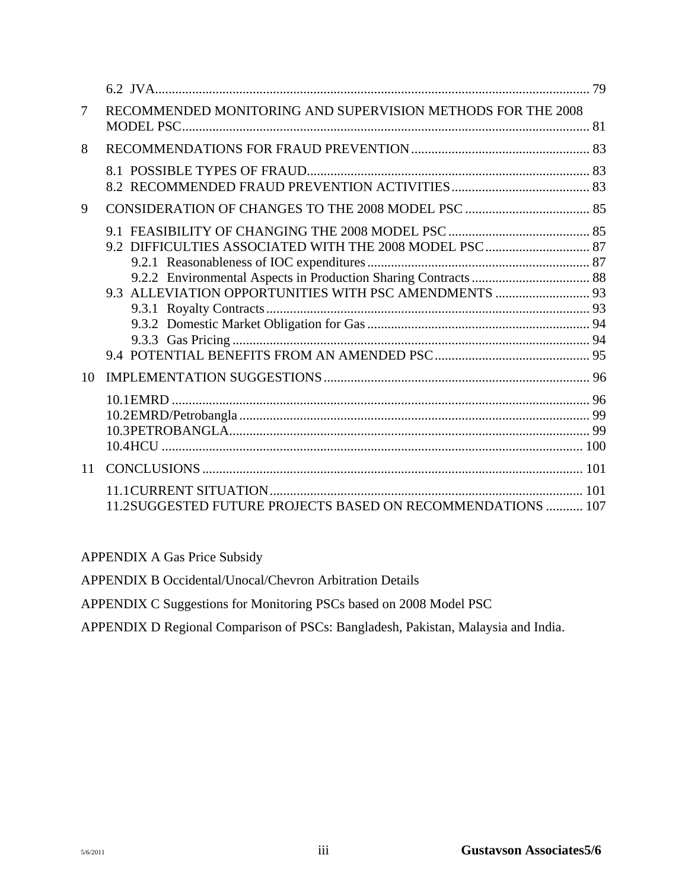6.2 JVA ........................................................................................................................ 79

7 RECOMMENDED MONITORING AND SUPERVISION METHODS FOR THE 2008 MODEL PSC ........................................................................................................................ 81

8 RECOMMENDATIONS FOR FRAUD PREVENTION ..................................................... 83

8.1 POSSIBLE TYPES OF FRAUD ..................................................................................... 83
8.2 RECOMMENDED FRAUD PREVENTION ACTIVITIES ......................................... 83

9 CONSIDERATION OF CHANGES TO THE 2008 MODEL PSC ..................................... 85

9.1 FEASIBILITY OF CHANGING THE 2008 MODEL PSC .......................................... 85
9.2 DIFFICULTIES ASSOCIATED WITH THE 2008 MODEL PSC ............................... 87
9.2.1 Reasonableness of IOC expenditures ................................................................... 87
9.2.2 Environmental Aspects in Production Sharing Contracts .................................... 88
9.3 ALLEVIATION OPPORTUNITIES WITH PSC AMENDMENTS ............................ 93
9.3.1 Royalty Contracts ................................................................................................. 93
9.3.2 Domestic Market Obligation for Gas ................................................................... 94
9.3.3 Gas Pricing ........................................................................................................... 94
9.4 POTENTIAL BENEFITS FROM AN AMENDED PSC .............................................. 95

10 IMPLEMENTATION SUGGESTIONS ............................................................................... 96

10.1EMRD ........................................................................................................................... 96
10.2EMRD/Petrobangla ........................................................................................................ 99
10.3PETROBANGLA ........................................................................................................... 99
10.4HCU ............................................................................................................................. 100

11 CONCLUSIONS ................................................................................................................. 101

11.1CURRENT SITUATION ............................................................................................. 101
11.2SUGGESTED FUTURE PROJECTS BASED ON RECOMMENDATIONS ........... 107

APPENDIX A Gas Price Subsidy

APPENDIX B Occidental/Unocal/Chevron Arbitration Details

APPENDIX C Suggestions for Monitoring PSCs based on 2008 Model PSC

APPENDIX D Regional Comparison of PSCs: Bangladesh, Pakistan, Malaysia and India.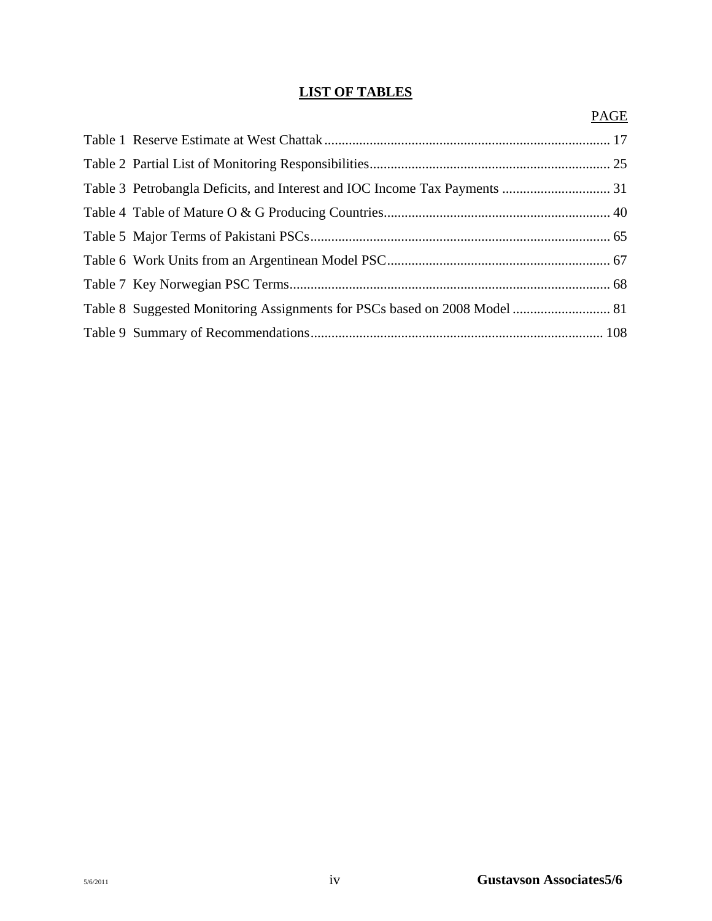# LIST OF TABLES

| | PAGE |
|---|---|
| Table 1 Reserve Estimate at West Chattak | 17 |
| Table 2 Partial List of Monitoring Responsibilities | 25 |
| Table 3 Petrobangla Deficits, and Interest and IOC Income Tax Payments | 31 |
| Table 4 Table of Mature O & G Producing Countries | 40 |
| Table 5 Major Terms of Pakistani PSCs | 65 |
| Table 6 Work Units from an Argentinean Model PSC | 67 |
| Table 7 Key Norwegian PSC Terms | 68 |
| Table 8 Suggested Monitoring Assignments for PSCs based on 2008 Model | 81 |
| Table 9 Summary of Recommendations | 108 |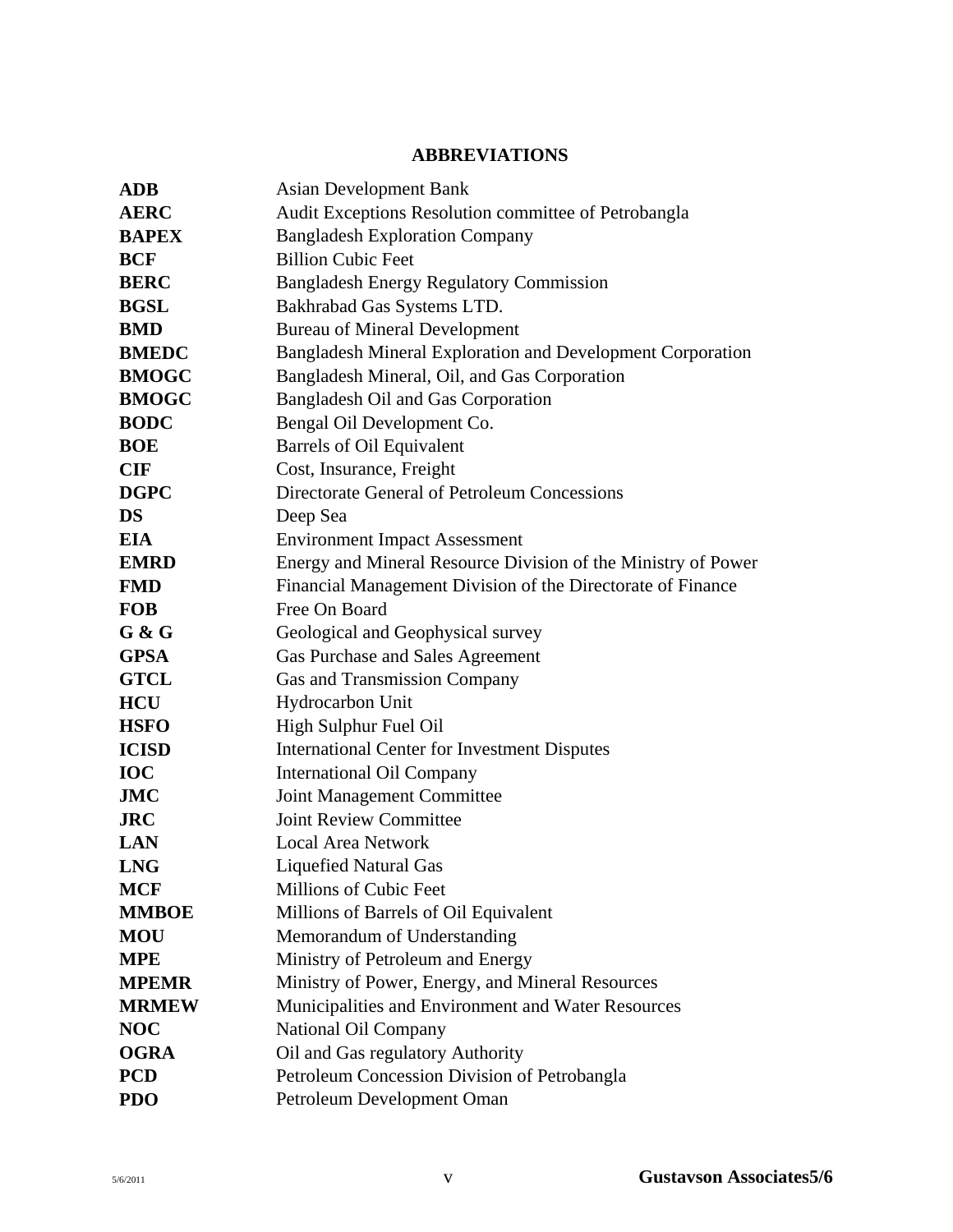# ABBREVIATIONS

| | |
|---|---|
| **ADB** | Asian Development Bank |
| **AERC** | Audit Exceptions Resolution committee of Petrobangla |
| **BAPEX** | Bangladesh Exploration Company |
| **BCF** | Billion Cubic Feet |
| **BERC** | Bangladesh Energy Regulatory Commission |
| **BGSL** | Bakhrabad Gas Systems LTD. |
| **BMD** | Bureau of Mineral Development |
| **BMEDC** | Bangladesh Mineral Exploration and Development Corporation |
| **BMOGC** | Bangladesh Mineral, Oil, and Gas Corporation |
| **BMOGC** | Bangladesh Oil and Gas Corporation |
| **BODC** | Bengal Oil Development Co. |
| **BOE** | Barrels of Oil Equivalent |
| **CIF** | Cost, Insurance, Freight |
| **DGPC** | Directorate General of Petroleum Concessions |
| **DS** | Deep Sea |
| **EIA** | Environment Impact Assessment |
| **EMRD** | Energy and Mineral Resource Division of the Ministry of Power |
| **FMD** | Financial Management Division of the Directorate of Finance |
| **FOB** | Free On Board |
| **G & G** | Geological and Geophysical survey |
| **GPSA** | Gas Purchase and Sales Agreement |
| **GTCL** | Gas and Transmission Company |
| **HCU** | Hydrocarbon Unit |
| **HSFO** | High Sulphur Fuel Oil |
| **ICISD** | International Center for Investment Disputes |
| **IOC** | International Oil Company |
| **JMC** | Joint Management Committee |
| **JRC** | Joint Review Committee |
| **LAN** | Local Area Network |
| **LNG** | Liquefied Natural Gas |
| **MCF** | Millions of Cubic Feet |
| **MMBOE** | Millions of Barrels of Oil Equivalent |
| **MOU** | Memorandum of Understanding |
| **MPE** | Ministry of Petroleum and Energy |
| **MPEMR** | Ministry of Power, Energy, and Mineral Resources |
| **MRMEW** | Municipalities and Environment and Water Resources |
| **NOC** | National Oil Company |
| **OGRA** | Oil and Gas regulatory Authority |
| **PCD** | Petroleum Concession Division of Petrobangla |
| **PDO** | Petroleum Development Oman |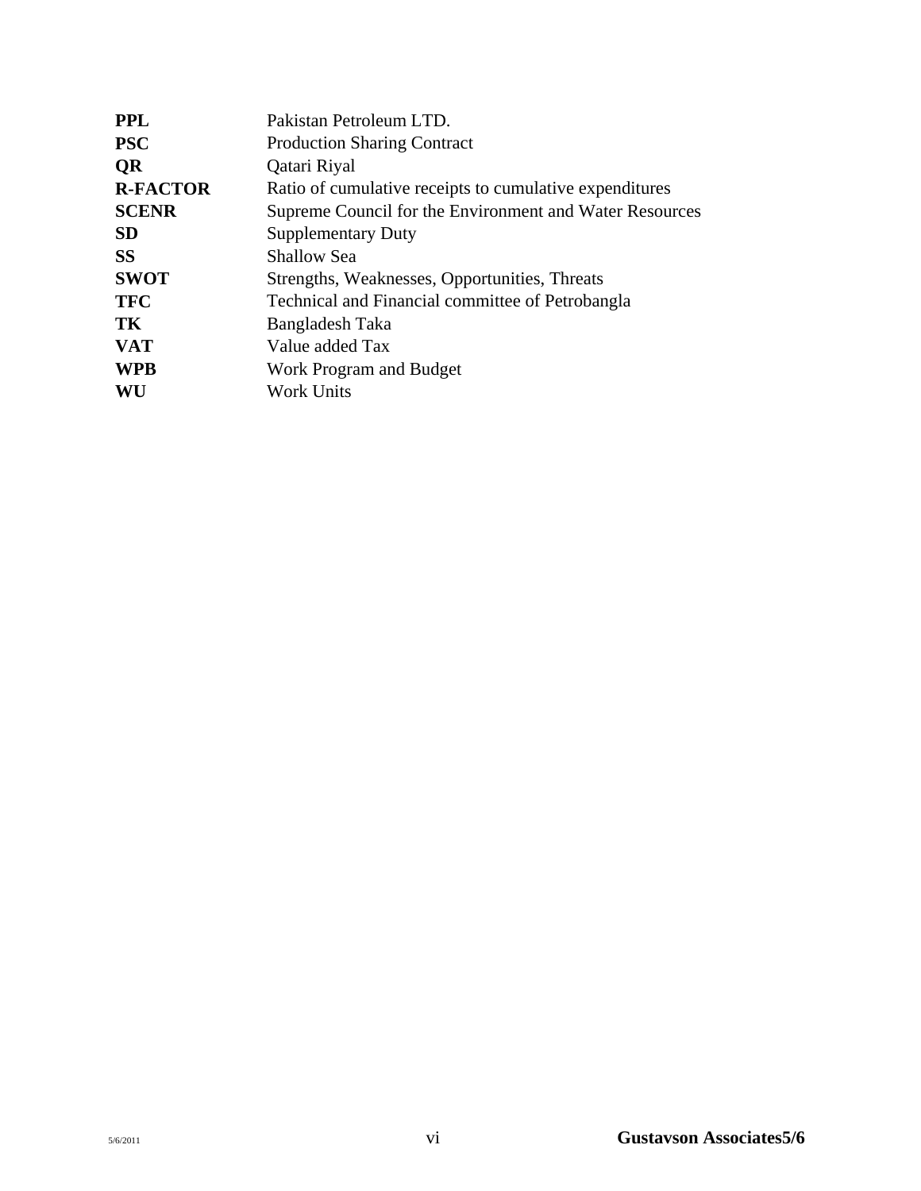| | |
|---|---|
| **PPL** | Pakistan Petroleum LTD. |
| **PSC** | Production Sharing Contract |
| **QR** | Qatari Riyal |
| **R-FACTOR** | Ratio of cumulative receipts to cumulative expenditures |
| **SCENR** | Supreme Council for the Environment and Water Resources |
| **SD** | Supplementary Duty |
| **SS** | Shallow Sea |
| **SWOT** | Strengths, Weaknesses, Opportunities, Threats |
| **TFC** | Technical and Financial committee of Petrobangla |
| **TK** | Bangladesh Taka |
| **VAT** | Value added Tax |
| **WPB** | Work Program and Budget |
| **WU** | Work Units |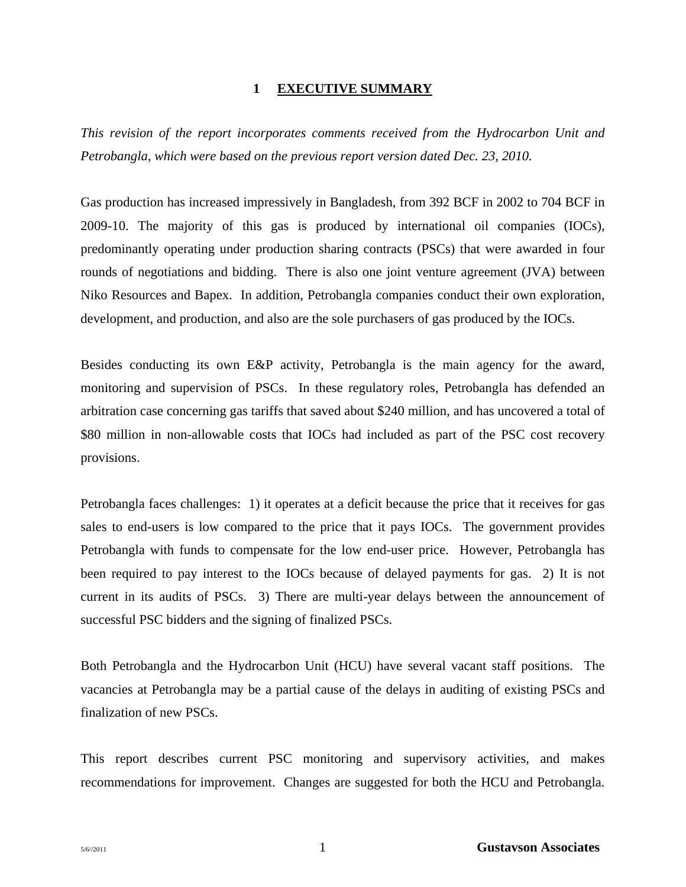# 1 EXECUTIVE SUMMARY

*This revision of the report incorporates comments received from the Hydrocarbon Unit and Petrobangla, which were based on the previous report version dated Dec. 23, 2010.*

Gas production has increased impressively in Bangladesh, from 392 BCF in 2002 to 704 BCF in 2009-10. The majority of this gas is produced by international oil companies (IOCs), predominantly operating under production sharing contracts (PSCs) that were awarded in four rounds of negotiations and bidding. There is also one joint venture agreement (JVA) between Niko Resources and Bapex. In addition, Petrobangla companies conduct their own exploration, development, and production, and also are the sole purchasers of gas produced by the IOCs.

Besides conducting its own E&P activity, Petrobangla is the main agency for the award, monitoring and supervision of PSCs. In these regulatory roles, Petrobangla has defended an arbitration case concerning gas tariffs that saved about $240 million, and has uncovered a total of $80 million in non-allowable costs that IOCs had included as part of the PSC cost recovery provisions.

Petrobangla faces challenges: 1) it operates at a deficit because the price that it receives for gas sales to end-users is low compared to the price that it pays IOCs. The government provides Petrobangla with funds to compensate for the low end-user price. However, Petrobangla has been required to pay interest to the IOCs because of delayed payments for gas. 2) It is not current in its audits of PSCs. 3) There are multi-year delays between the announcement of successful PSC bidders and the signing of finalized PSCs.

Both Petrobangla and the Hydrocarbon Unit (HCU) have several vacant staff positions. The vacancies at Petrobangla may be a partial cause of the delays in auditing of existing PSCs and finalization of new PSCs.

This report describes current PSC monitoring and supervisory activities, and makes recommendations for improvement. Changes are suggested for both the HCU and Petrobangla.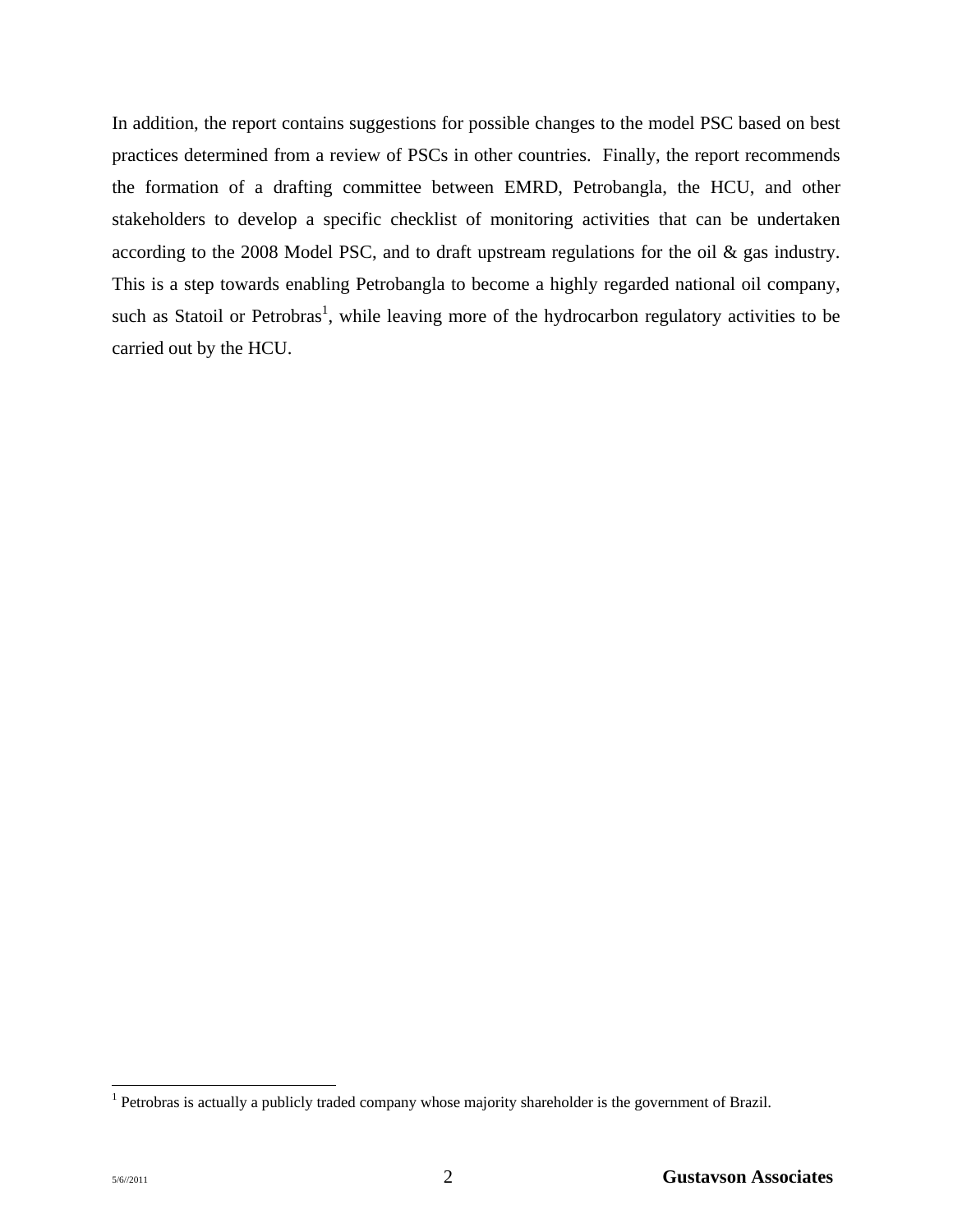In addition, the report contains suggestions for possible changes to the model PSC based on best practices determined from a review of PSCs in other countries. Finally, the report recommends the formation of a drafting committee between EMRD, Petrobangla, the HCU, and other stakeholders to develop a specific checklist of monitoring activities that can be undertaken according to the 2008 Model PSC, and to draft upstream regulations for the oil & gas industry. This is a step towards enabling Petrobangla to become a highly regarded national oil company, such as Statoil or Petrobras[1], while leaving more of the hydrocarbon regulatory activities to be carried out by the HCU.

[1] Petrobras is actually a publicly traded company whose majority shareholder is the government of Brazil.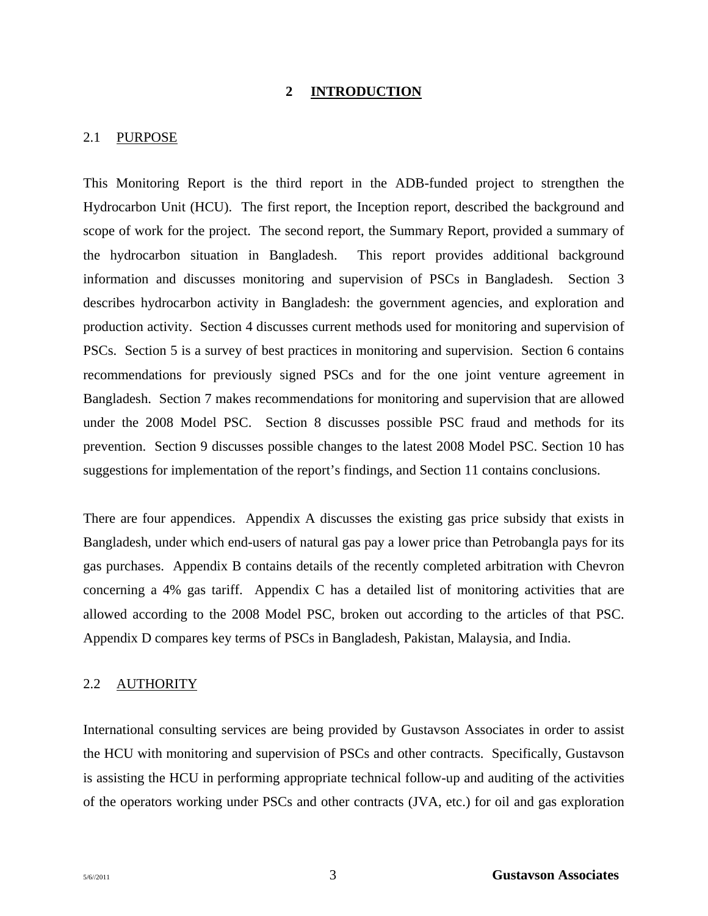# 2 INTRODUCTION

## 2.1 PURPOSE

This Monitoring Report is the third report in the ADB-funded project to strengthen the Hydrocarbon Unit (HCU). The first report, the Inception report, described the background and scope of work for the project. The second report, the Summary Report, provided a summary of the hydrocarbon situation in Bangladesh. This report provides additional background information and discusses monitoring and supervision of PSCs in Bangladesh. Section 3 describes hydrocarbon activity in Bangladesh: the government agencies, and exploration and production activity. Section 4 discusses current methods used for monitoring and supervision of PSCs. Section 5 is a survey of best practices in monitoring and supervision. Section 6 contains recommendations for previously signed PSCs and for the one joint venture agreement in Bangladesh. Section 7 makes recommendations for monitoring and supervision that are allowed under the 2008 Model PSC. Section 8 discusses possible PSC fraud and methods for its prevention. Section 9 discusses possible changes to the latest 2008 Model PSC. Section 10 has suggestions for implementation of the report's findings, and Section 11 contains conclusions.

There are four appendices. Appendix A discusses the existing gas price subsidy that exists in Bangladesh, under which end-users of natural gas pay a lower price than Petrobangla pays for its gas purchases. Appendix B contains details of the recently completed arbitration with Chevron concerning a 4% gas tariff. Appendix C has a detailed list of monitoring activities that are allowed according to the 2008 Model PSC, broken out according to the articles of that PSC. Appendix D compares key terms of PSCs in Bangladesh, Pakistan, Malaysia, and India.

## 2.2 AUTHORITY

International consulting services are being provided by Gustavson Associates in order to assist the HCU with monitoring and supervision of PSCs and other contracts. Specifically, Gustavson is assisting the HCU in performing appropriate technical follow-up and auditing of the activities of the operators working under PSCs and other contracts (JVA, etc.) for oil and gas exploration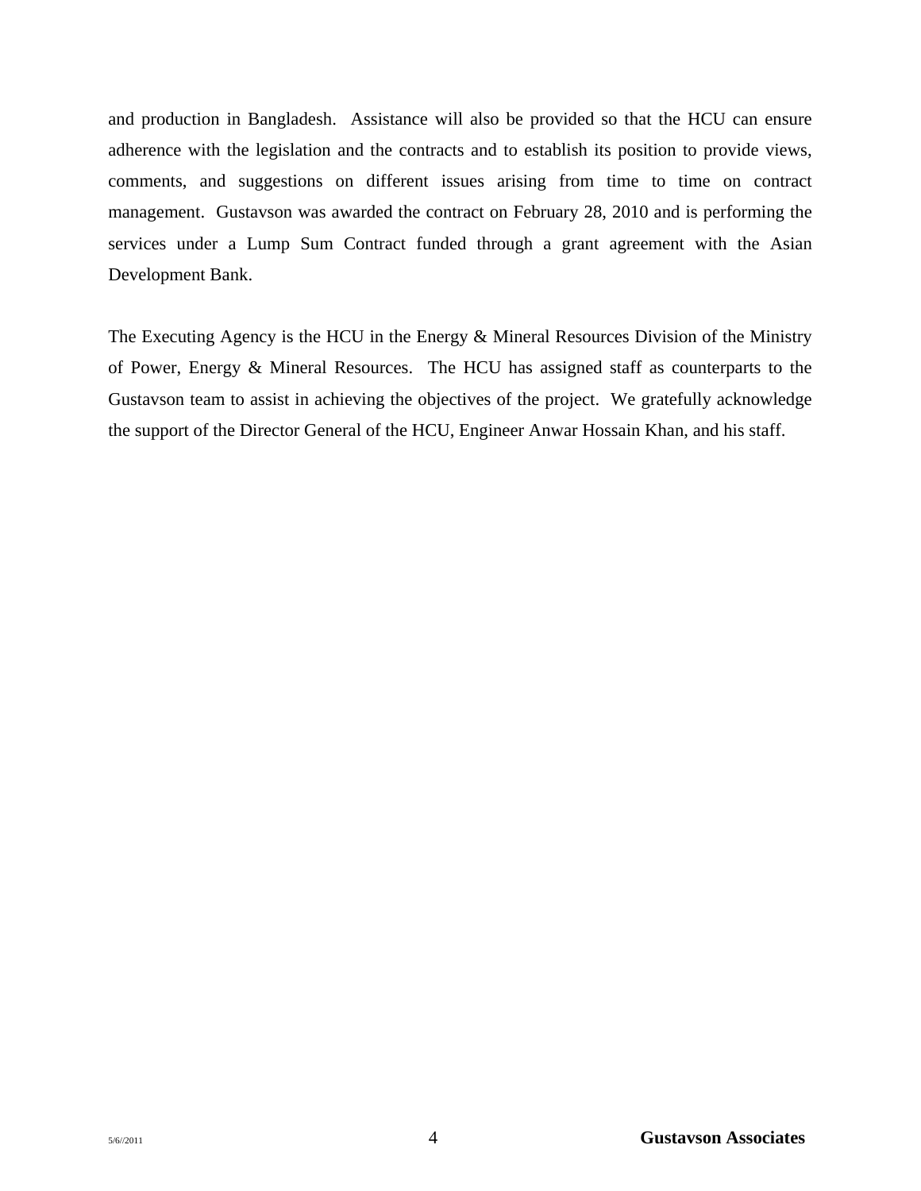and production in Bangladesh. Assistance will also be provided so that the HCU can ensure adherence with the legislation and the contracts and to establish its position to provide views, comments, and suggestions on different issues arising from time to time on contract management. Gustavson was awarded the contract on February 28, 2010 and is performing the services under a Lump Sum Contract funded through a grant agreement with the Asian Development Bank.

The Executing Agency is the HCU in the Energy & Mineral Resources Division of the Ministry of Power, Energy & Mineral Resources. The HCU has assigned staff as counterparts to the Gustavson team to assist in achieving the objectives of the project. We gratefully acknowledge the support of the Director General of the HCU, Engineer Anwar Hossain Khan, and his staff.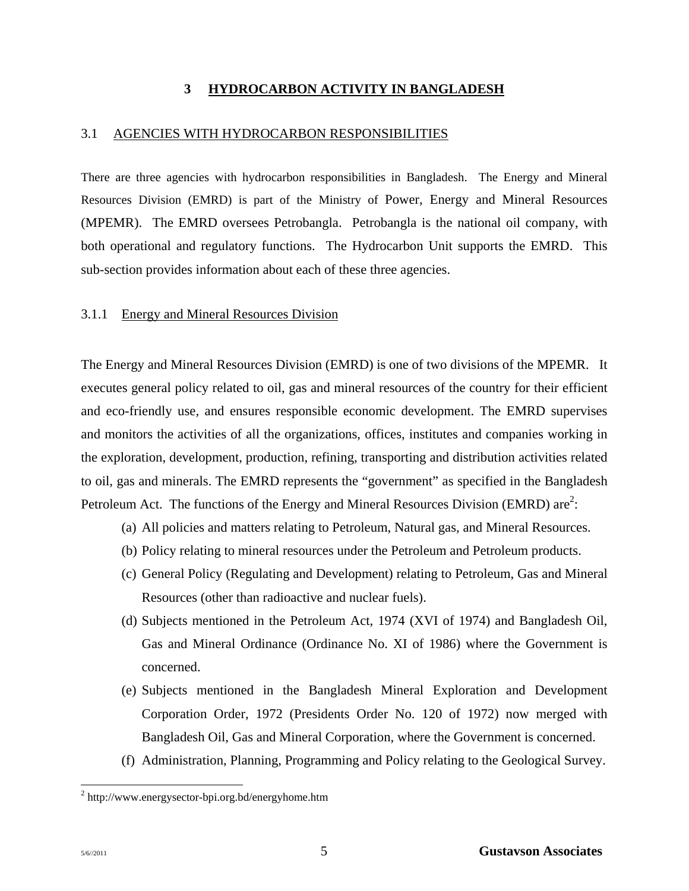# 3 HYDROCARBON ACTIVITY IN BANGLADESH

## 3.1 AGENCIES WITH HYDROCARBON RESPONSIBILITIES

There are three agencies with hydrocarbon responsibilities in Bangladesh. The Energy and Mineral Resources Division (EMRD) is part of the Ministry of Power, Energy and Mineral Resources (MPEMR). The EMRD oversees Petrobangla. Petrobangla is the national oil company, with both operational and regulatory functions. The Hydrocarbon Unit supports the EMRD. This sub-section provides information about each of these three agencies.

### 3.1.1 Energy and Mineral Resources Division

The Energy and Mineral Resources Division (EMRD) is one of two divisions of the MPEMR. It executes general policy related to oil, gas and mineral resources of the country for their efficient and eco-friendly use, and ensures responsible economic development. The EMRD supervises and monitors the activities of all the organizations, offices, institutes and companies working in the exploration, development, production, refining, transporting and distribution activities related to oil, gas and minerals. The EMRD represents the "government" as specified in the Bangladesh Petroleum Act. The functions of the Energy and Mineral Resources Division (EMRD) are[2]:

(a) All policies and matters relating to Petroleum, Natural gas, and Mineral Resources.

(b) Policy relating to mineral resources under the Petroleum and Petroleum products.

(c) General Policy (Regulating and Development) relating to Petroleum, Gas and Mineral Resources (other than radioactive and nuclear fuels).

(d) Subjects mentioned in the Petroleum Act, 1974 (XVI of 1974) and Bangladesh Oil, Gas and Mineral Ordinance (Ordinance No. XI of 1986) where the Government is concerned.

(e) Subjects mentioned in the Bangladesh Mineral Exploration and Development Corporation Order, 1972 (Presidents Order No. 120 of 1972) now merged with Bangladesh Oil, Gas and Mineral Corporation, where the Government is concerned.

(f) Administration, Planning, Programming and Policy relating to the Geological Survey.

[2] http://www.energysector-bpi.org.bd/energyhome.htm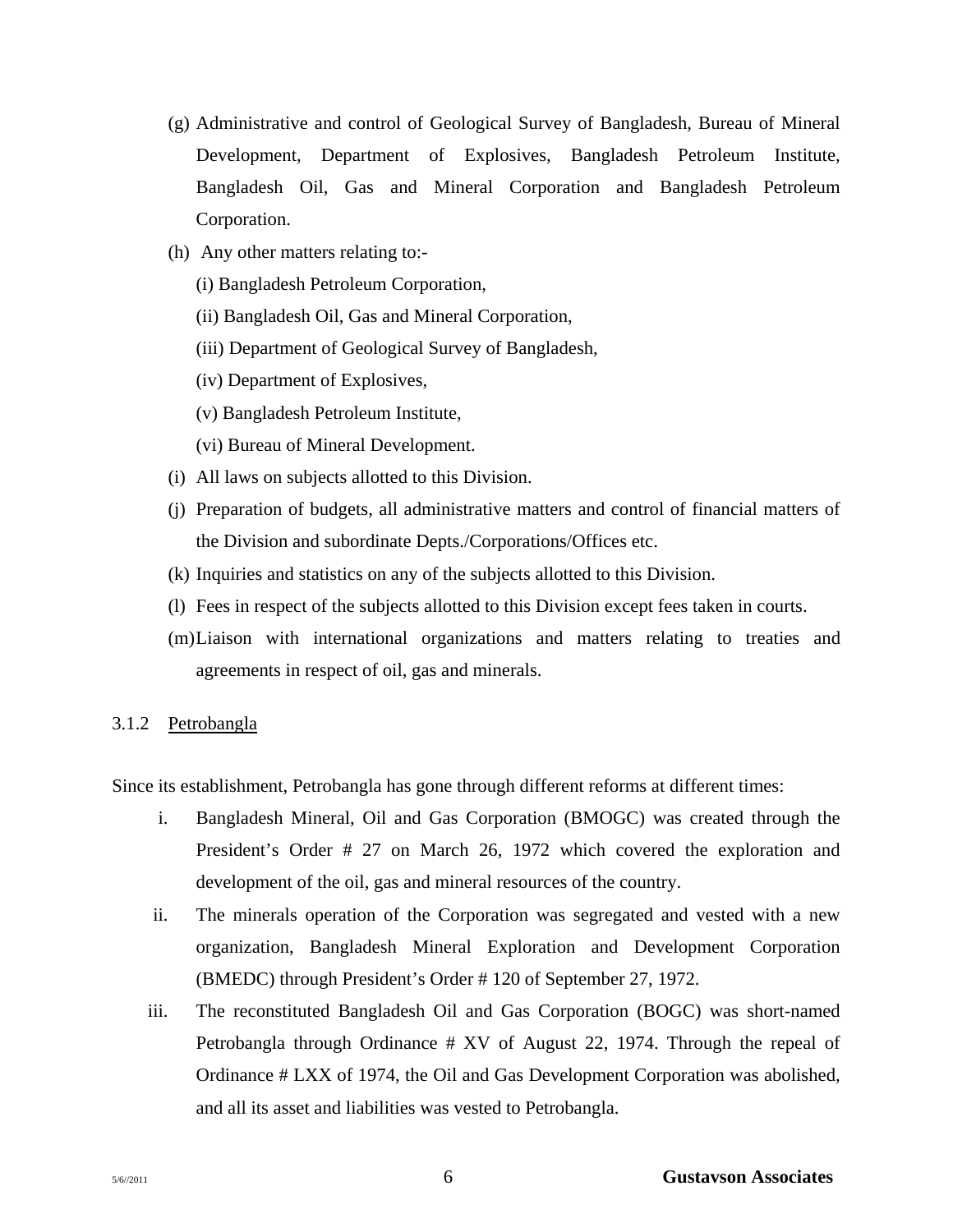(g) Administrative and control of Geological Survey of Bangladesh, Bureau of Mineral Development, Department of Explosives, Bangladesh Petroleum Institute, Bangladesh Oil, Gas and Mineral Corporation and Bangladesh Petroleum Corporation.

(h) Any other matters relating to:-

(i) Bangladesh Petroleum Corporation,

(ii) Bangladesh Oil, Gas and Mineral Corporation,

(iii) Department of Geological Survey of Bangladesh,

(iv) Department of Explosives,

(v) Bangladesh Petroleum Institute,

(vi) Bureau of Mineral Development.

(i) All laws on subjects allotted to this Division.

(j) Preparation of budgets, all administrative matters and control of financial matters of the Division and subordinate Depts./Corporations/Offices etc.

(k) Inquiries and statistics on any of the subjects allotted to this Division.

(l) Fees in respect of the subjects allotted to this Division except fees taken in courts.

(m) Liaison with international organizations and matters relating to treaties and agreements in respect of oil, gas and minerals.

### 3.1.2 Petrobangla

Since its establishment, Petrobangla has gone through different reforms at different times:

i. Bangladesh Mineral, Oil and Gas Corporation (BMOGC) was created through the President's Order # 27 on March 26, 1972 which covered the exploration and development of the oil, gas and mineral resources of the country.

ii. The minerals operation of the Corporation was segregated and vested with a new organization, Bangladesh Mineral Exploration and Development Corporation (BMEDC) through President's Order # 120 of September 27, 1972.

iii. The reconstituted Bangladesh Oil and Gas Corporation (BOGC) was short-named Petrobangla through Ordinance # XV of August 22, 1974. Through the repeal of Ordinance # LXX of 1974, the Oil and Gas Development Corporation was abolished, and all its asset and liabilities was vested to Petrobangla.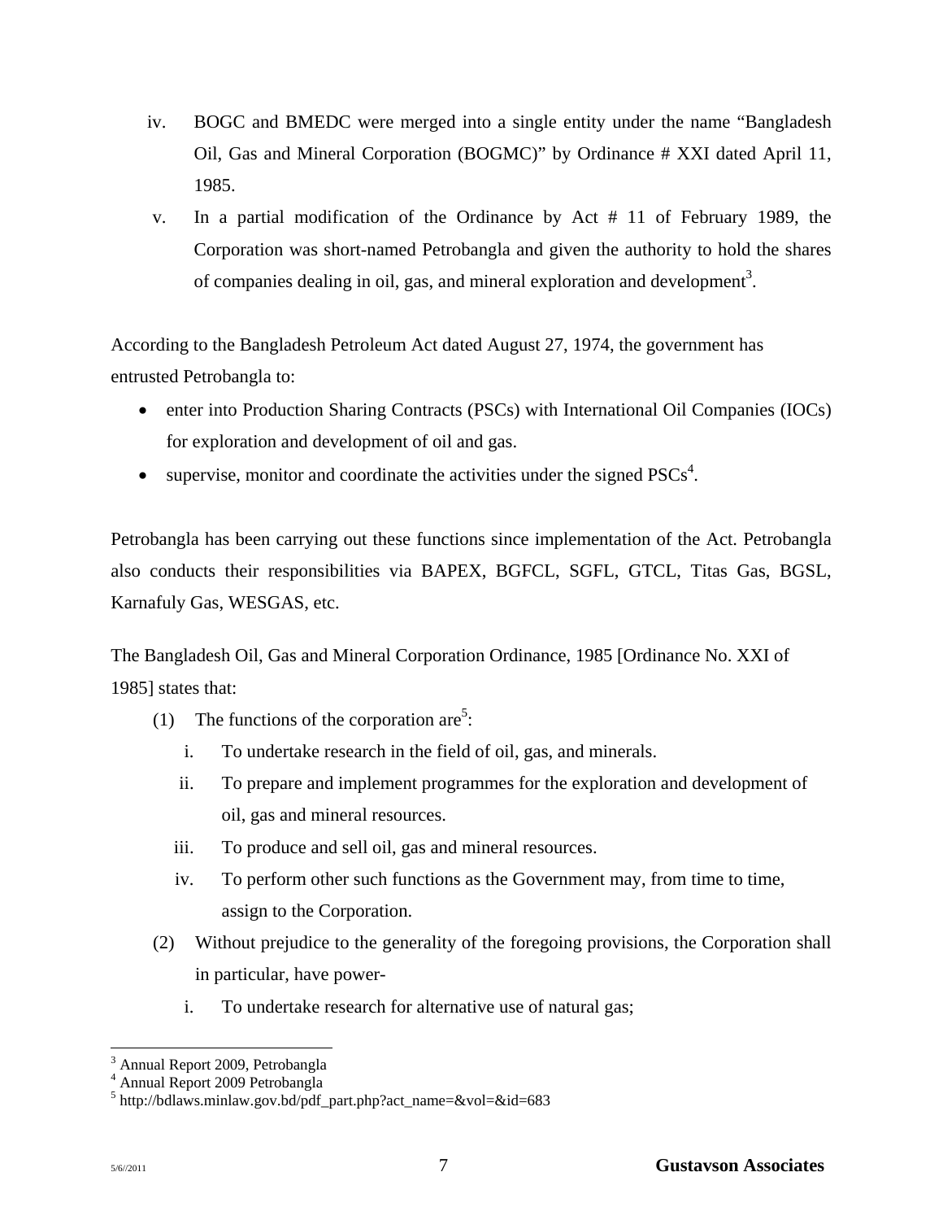iv. BOGC and BMEDC were merged into a single entity under the name "Bangladesh Oil, Gas and Mineral Corporation (BOGMC)" by Ordinance # XXI dated April 11, 1985.

v. In a partial modification of the Ordinance by Act # 11 of February 1989, the Corporation was short-named Petrobangla and given the authority to hold the shares of companies dealing in oil, gas, and mineral exploration and development[3].

According to the Bangladesh Petroleum Act dated August 27, 1974, the government has entrusted Petrobangla to:

- enter into Production Sharing Contracts (PSCs) with International Oil Companies (IOCs) for exploration and development of oil and gas.
- supervise, monitor and coordinate the activities under the signed PSCs[4].

Petrobangla has been carrying out these functions since implementation of the Act. Petrobangla also conducts their responsibilities via BAPEX, BGFCL, SGFL, GTCL, Titas Gas, BGSL, Karnafuly Gas, WESGAS, etc.

The Bangladesh Oil, Gas and Mineral Corporation Ordinance, 1985 [Ordinance No. XXI of 1985] states that:

(1) The functions of the corporation are[5]:

  i. To undertake research in the field of oil, gas, and minerals.

  ii. To prepare and implement programmes for the exploration and development of oil, gas and mineral resources.

  iii. To produce and sell oil, gas and mineral resources.

  iv. To perform other such functions as the Government may, from time to time, assign to the Corporation.

(2) Without prejudice to the generality of the foregoing provisions, the Corporation shall in particular, have power-

  i. To undertake research for alternative use of natural gas;

---

[3] Annual Report 2009, Petrobangla

[4] Annual Report 2009 Petrobangla

[5] http://bdlaws.minlaw.gov.bd/pdf_part.php?act_name=&vol=&id=683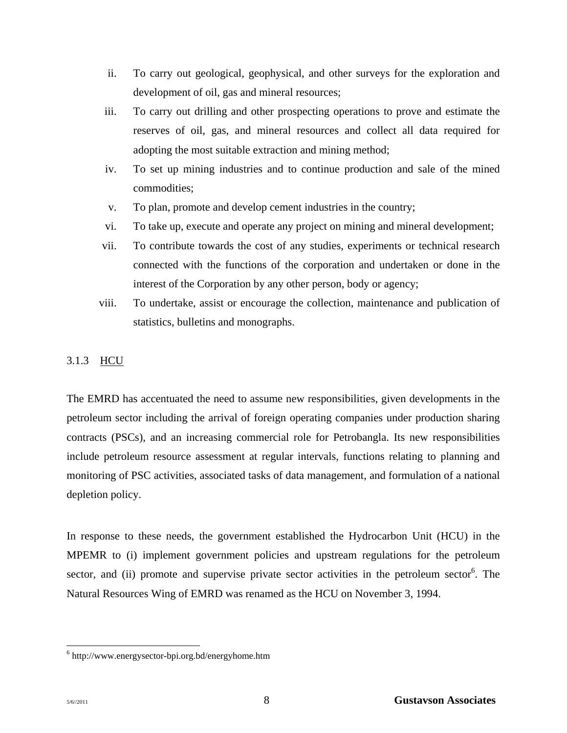ii. To carry out geological, geophysical, and other surveys for the exploration and development of oil, gas and mineral resources;

iii. To carry out drilling and other prospecting operations to prove and estimate the reserves of oil, gas, and mineral resources and collect all data required for adopting the most suitable extraction and mining method;

iv. To set up mining industries and to continue production and sale of the mined commodities;

v. To plan, promote and develop cement industries in the country;

vi. To take up, execute and operate any project on mining and mineral development;

vii. To contribute towards the cost of any studies, experiments or technical research connected with the functions of the corporation and undertaken or done in the interest of the Corporation by any other person, body or agency;

viii. To undertake, assist or encourage the collection, maintenance and publication of statistics, bulletins and monographs.

### 3.1.3 HCU

The EMRD has accentuated the need to assume new responsibilities, given developments in the petroleum sector including the arrival of foreign operating companies under production sharing contracts (PSCs), and an increasing commercial role for Petrobangla. Its new responsibilities include petroleum resource assessment at regular intervals, functions relating to planning and monitoring of PSC activities, associated tasks of data management, and formulation of a national depletion policy.

In response to these needs, the government established the Hydrocarbon Unit (HCU) in the MPEMR to (i) implement government policies and upstream regulations for the petroleum sector, and (ii) promote and supervise private sector activities in the petroleum sector[6]. The Natural Resources Wing of EMRD was renamed as the HCU on November 3, 1994.

[6] http://www.energysector-bpi.org.bd/energyhome.htm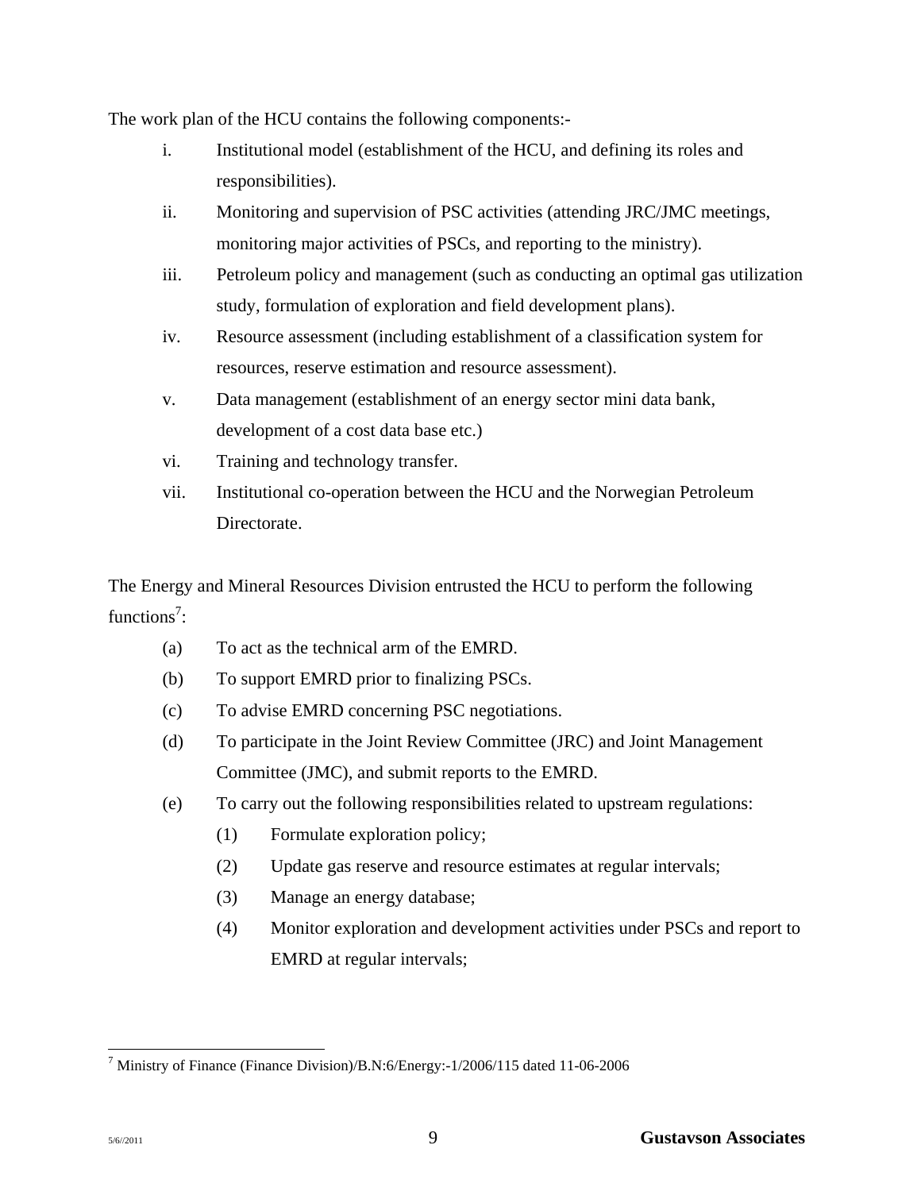The work plan of the HCU contains the following components:-

i. Institutional model (establishment of the HCU, and defining its roles and responsibilities).
ii. Monitoring and supervision of PSC activities (attending JRC/JMC meetings, monitoring major activities of PSCs, and reporting to the ministry).
iii. Petroleum policy and management (such as conducting an optimal gas utilization study, formulation of exploration and field development plans).
iv. Resource assessment (including establishment of a classification system for resources, reserve estimation and resource assessment).
v. Data management (establishment of an energy sector mini data bank, development of a cost data base etc.)
vi. Training and technology transfer.
vii. Institutional co-operation between the HCU and the Norwegian Petroleum Directorate.

The Energy and Mineral Resources Division entrusted the HCU to perform the following functions[7]:

(a) To act as the technical arm of the EMRD.
(b) To support EMRD prior to finalizing PSCs.
(c) To advise EMRD concerning PSC negotiations.
(d) To participate in the Joint Review Committee (JRC) and Joint Management Committee (JMC), and submit reports to the EMRD.
(e) To carry out the following responsibilities related to upstream regulations:
    (1) Formulate exploration policy;
    (2) Update gas reserve and resource estimates at regular intervals;
    (3) Manage an energy database;
    (4) Monitor exploration and development activities under PSCs and report to EMRD at regular intervals;

[7] Ministry of Finance (Finance Division)/B.N:6/Energy:-1/2006/115 dated 11-06-2006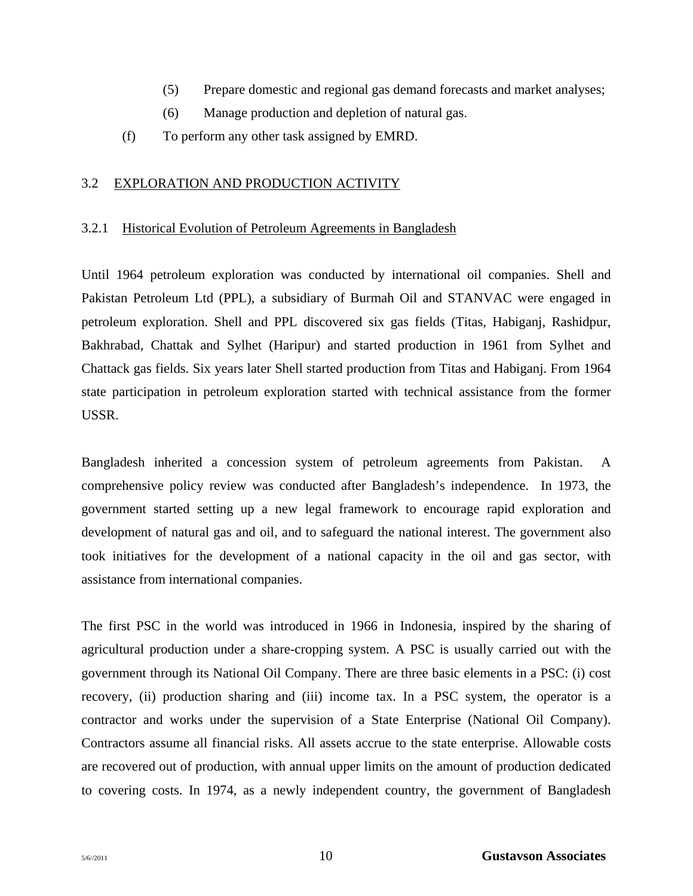(5) Prepare domestic and regional gas demand forecasts and market analyses;

(6) Manage production and depletion of natural gas.

(f) To perform any other task assigned by EMRD.

## 3.2 EXPLORATION AND PRODUCTION ACTIVITY

### 3.2.1 Historical Evolution of Petroleum Agreements in Bangladesh

Until 1964 petroleum exploration was conducted by international oil companies. Shell and Pakistan Petroleum Ltd (PPL), a subsidiary of Burmah Oil and STANVAC were engaged in petroleum exploration. Shell and PPL discovered six gas fields (Titas, Habiganj, Rashidpur, Bakhrabad, Chattak and Sylhet (Haripur) and started production in 1961 from Sylhet and Chattack gas fields. Six years later Shell started production from Titas and Habiganj. From 1964 state participation in petroleum exploration started with technical assistance from the former USSR.

Bangladesh inherited a concession system of petroleum agreements from Pakistan. A comprehensive policy review was conducted after Bangladesh's independence. In 1973, the government started setting up a new legal framework to encourage rapid exploration and development of natural gas and oil, and to safeguard the national interest. The government also took initiatives for the development of a national capacity in the oil and gas sector, with assistance from international companies.

The first PSC in the world was introduced in 1966 in Indonesia, inspired by the sharing of agricultural production under a share-cropping system. A PSC is usually carried out with the government through its National Oil Company. There are three basic elements in a PSC: (i) cost recovery, (ii) production sharing and (iii) income tax. In a PSC system, the operator is a contractor and works under the supervision of a State Enterprise (National Oil Company). Contractors assume all financial risks. All assets accrue to the state enterprise. Allowable costs are recovered out of production, with annual upper limits on the amount of production dedicated to covering costs. In 1974, as a newly independent country, the government of Bangladesh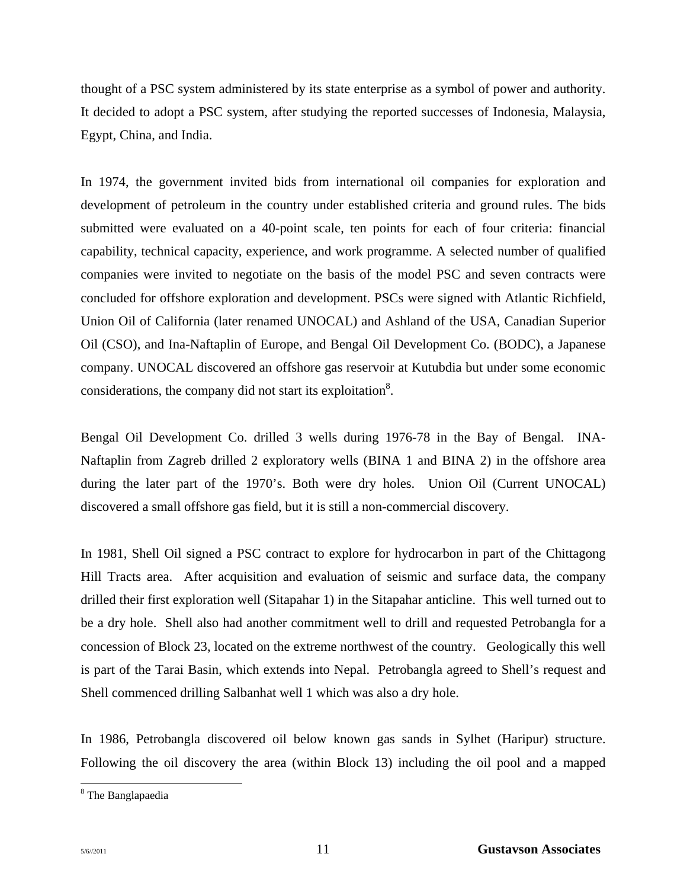thought of a PSC system administered by its state enterprise as a symbol of power and authority. It decided to adopt a PSC system, after studying the reported successes of Indonesia, Malaysia, Egypt, China, and India.

In 1974, the government invited bids from international oil companies for exploration and development of petroleum in the country under established criteria and ground rules. The bids submitted were evaluated on a 40-point scale, ten points for each of four criteria: financial capability, technical capacity, experience, and work programme. A selected number of qualified companies were invited to negotiate on the basis of the model PSC and seven contracts were concluded for offshore exploration and development. PSCs were signed with Atlantic Richfield, Union Oil of California (later renamed UNOCAL) and Ashland of the USA, Canadian Superior Oil (CSO), and Ina-Naftaplin of Europe, and Bengal Oil Development Co. (BODC), a Japanese company. UNOCAL discovered an offshore gas reservoir at Kutubdia but under some economic considerations, the company did not start its exploitation[8].

Bengal Oil Development Co. drilled 3 wells during 1976-78 in the Bay of Bengal. INA-Naftaplin from Zagreb drilled 2 exploratory wells (BINA 1 and BINA 2) in the offshore area during the later part of the 1970's. Both were dry holes. Union Oil (Current UNOCAL) discovered a small offshore gas field, but it is still a non-commercial discovery.

In 1981, Shell Oil signed a PSC contract to explore for hydrocarbon in part of the Chittagong Hill Tracts area. After acquisition and evaluation of seismic and surface data, the company drilled their first exploration well (Sitapahar 1) in the Sitapahar anticline. This well turned out to be a dry hole. Shell also had another commitment well to drill and requested Petrobangla for a concession of Block 23, located on the extreme northwest of the country. Geologically this well is part of the Tarai Basin, which extends into Nepal. Petrobangla agreed to Shell's request and Shell commenced drilling Salbanhat well 1 which was also a dry hole.

In 1986, Petrobangla discovered oil below known gas sands in Sylhet (Haripur) structure. Following the oil discovery the area (within Block 13) including the oil pool and a mapped

[8] The Banglapaedia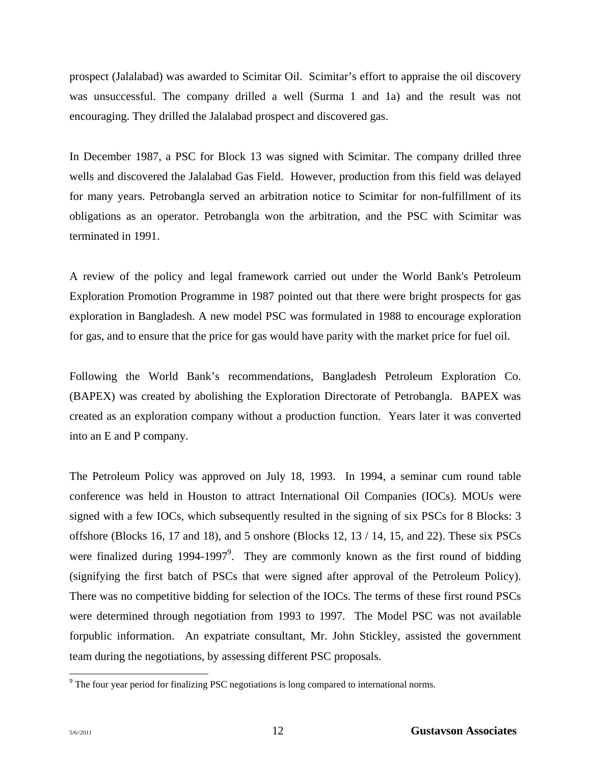prospect (Jalalabad) was awarded to Scimitar Oil. Scimitar's effort to appraise the oil discovery was unsuccessful. The company drilled a well (Surma 1 and 1a) and the result was not encouraging. They drilled the Jalalabad prospect and discovered gas.

In December 1987, a PSC for Block 13 was signed with Scimitar. The company drilled three wells and discovered the Jalalabad Gas Field. However, production from this field was delayed for many years. Petrobangla served an arbitration notice to Scimitar for non-fulfillment of its obligations as an operator. Petrobangla won the arbitration, and the PSC with Scimitar was terminated in 1991.

A review of the policy and legal framework carried out under the World Bank's Petroleum Exploration Promotion Programme in 1987 pointed out that there were bright prospects for gas exploration in Bangladesh. A new model PSC was formulated in 1988 to encourage exploration for gas, and to ensure that the price for gas would have parity with the market price for fuel oil.

Following the World Bank's recommendations, Bangladesh Petroleum Exploration Co. (BAPEX) was created by abolishing the Exploration Directorate of Petrobangla. BAPEX was created as an exploration company without a production function. Years later it was converted into an E and P company.

The Petroleum Policy was approved on July 18, 1993. In 1994, a seminar cum round table conference was held in Houston to attract International Oil Companies (IOCs). MOUs were signed with a few IOCs, which subsequently resulted in the signing of six PSCs for 8 Blocks: 3 offshore (Blocks 16, 17 and 18), and 5 onshore (Blocks 12, 13 / 14, 15, and 22). These six PSCs were finalized during 1994-1997[9]. They are commonly known as the first round of bidding (signifying the first batch of PSCs that were signed after approval of the Petroleum Policy). There was no competitive bidding for selection of the IOCs. The terms of these first round PSCs were determined through negotiation from 1993 to 1997. The Model PSC was not available forpublic information. An expatriate consultant, Mr. John Stickley, assisted the government team during the negotiations, by assessing different PSC proposals.

[9] The four year period for finalizing PSC negotiations is long compared to international norms.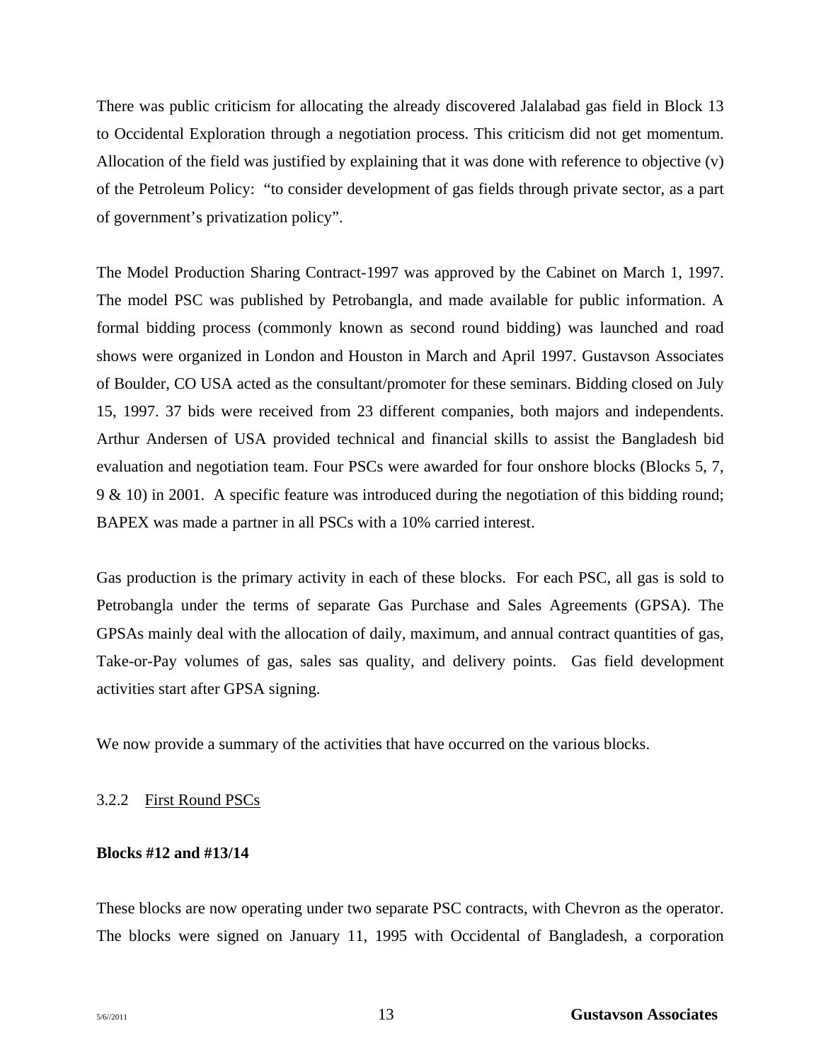There was public criticism for allocating the already discovered Jalalabad gas field in Block 13 to Occidental Exploration through a negotiation process. This criticism did not get momentum. Allocation of the field was justified by explaining that it was done with reference to objective (v) of the Petroleum Policy: "to consider development of gas fields through private sector, as a part of government's privatization policy".

The Model Production Sharing Contract-1997 was approved by the Cabinet on March 1, 1997. The model PSC was published by Petrobangla, and made available for public information. A formal bidding process (commonly known as second round bidding) was launched and road shows were organized in London and Houston in March and April 1997. Gustavson Associates of Boulder, CO USA acted as the consultant/promoter for these seminars. Bidding closed on July 15, 1997. 37 bids were received from 23 different companies, both majors and independents. Arthur Andersen of USA provided technical and financial skills to assist the Bangladesh bid evaluation and negotiation team. Four PSCs were awarded for four onshore blocks (Blocks 5, 7, 9 & 10) in 2001. A specific feature was introduced during the negotiation of this bidding round; BAPEX was made a partner in all PSCs with a 10% carried interest.

Gas production is the primary activity in each of these blocks. For each PSC, all gas is sold to Petrobangla under the terms of separate Gas Purchase and Sales Agreements (GPSA). The GPSAs mainly deal with the allocation of daily, maximum, and annual contract quantities of gas, Take-or-Pay volumes of gas, sales sas quality, and delivery points. Gas field development activities start after GPSA signing.

We now provide a summary of the activities that have occurred on the various blocks.

### 3.2.2 First Round PSCs

**Blocks #12 and #13/14**

These blocks are now operating under two separate PSC contracts, with Chevron as the operator. The blocks were signed on January 11, 1995 with Occidental of Bangladesh, a corporation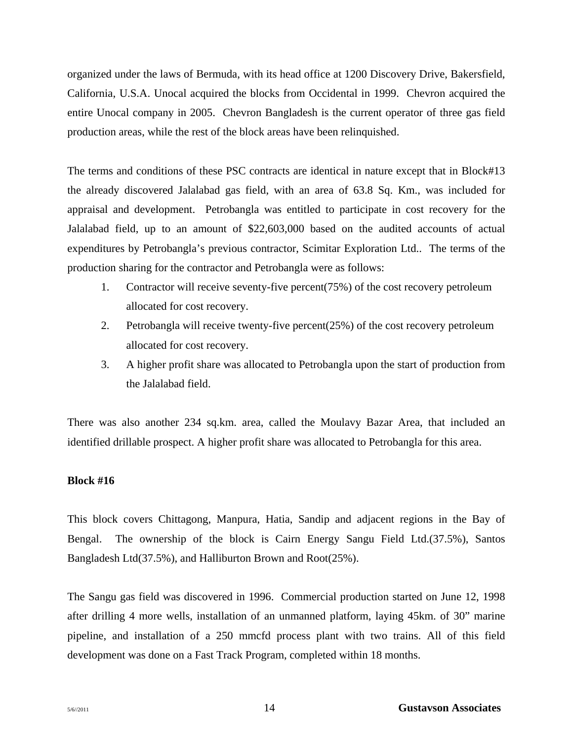organized under the laws of Bermuda, with its head office at 1200 Discovery Drive, Bakersfield, California, U.S.A. Unocal acquired the blocks from Occidental in 1999. Chevron acquired the entire Unocal company in 2005. Chevron Bangladesh is the current operator of three gas field production areas, while the rest of the block areas have been relinquished.

The terms and conditions of these PSC contracts are identical in nature except that in Block#13 the already discovered Jalalabad gas field, with an area of 63.8 Sq. Km., was included for appraisal and development. Petrobangla was entitled to participate in cost recovery for the Jalalabad field, up to an amount of $22,603,000 based on the audited accounts of actual expenditures by Petrobangla's previous contractor, Scimitar Exploration Ltd.. The terms of the production sharing for the contractor and Petrobangla were as follows:

1. Contractor will receive seventy-five percent(75%) of the cost recovery petroleum allocated for cost recovery.
2. Petrobangla will receive twenty-five percent(25%) of the cost recovery petroleum allocated for cost recovery.
3. A higher profit share was allocated to Petrobangla upon the start of production from the Jalalabad field.

There was also another 234 sq.km. area, called the Moulavy Bazar Area, that included an identified drillable prospect. A higher profit share was allocated to Petrobangla for this area.

**Block #16**

This block covers Chittagong, Manpura, Hatia, Sandip and adjacent regions in the Bay of Bengal. The ownership of the block is Cairn Energy Sangu Field Ltd.(37.5%), Santos Bangladesh Ltd(37.5%), and Halliburton Brown and Root(25%).

The Sangu gas field was discovered in 1996. Commercial production started on June 12, 1998 after drilling 4 more wells, installation of an unmanned platform, laying 45km. of 30" marine pipeline, and installation of a 250 mmcfd process plant with two trains. All of this field development was done on a Fast Track Program, completed within 18 months.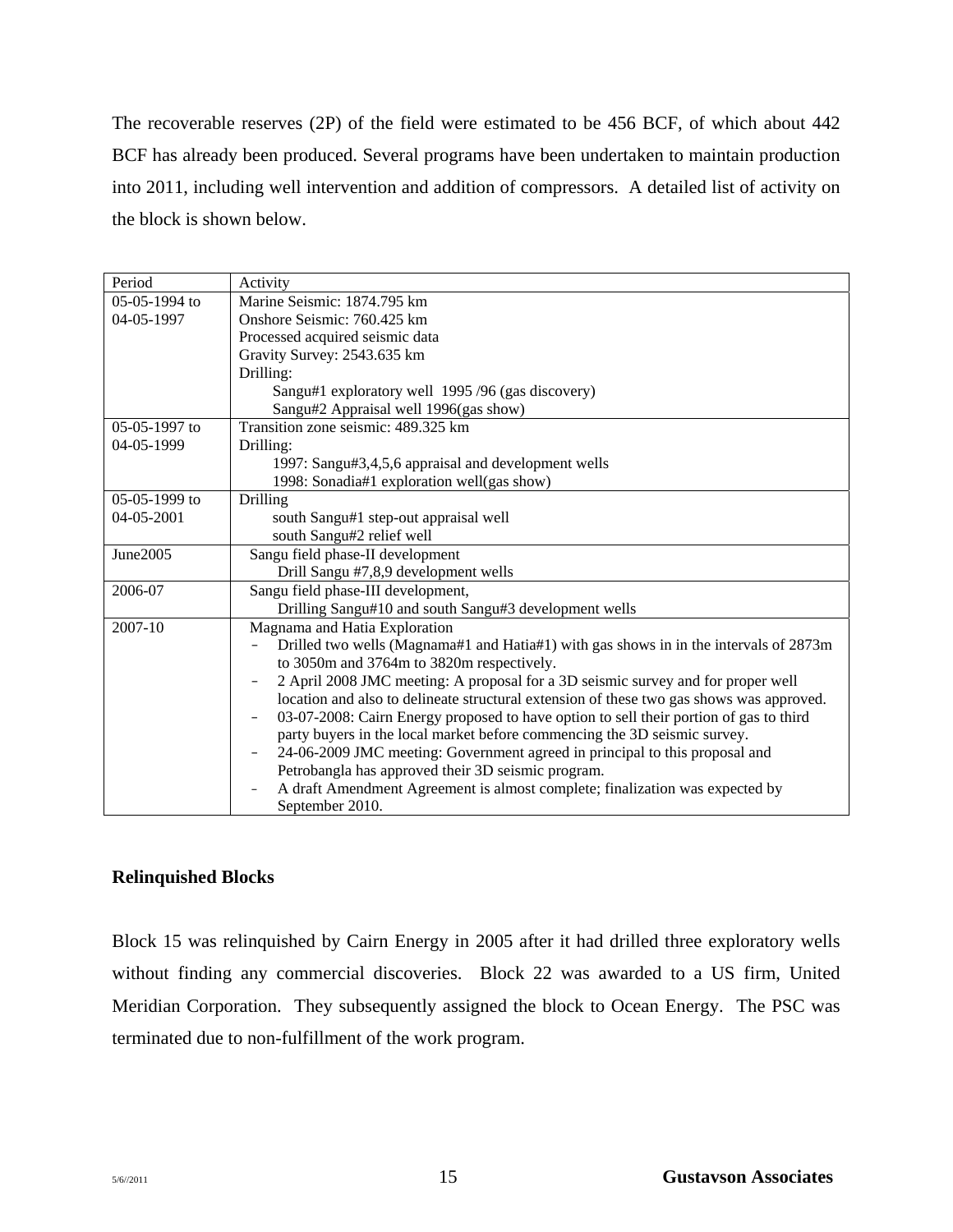The recoverable reserves (2P) of the field were estimated to be 456 BCF, of which about 442 BCF has already been produced. Several programs have been undertaken to maintain production into 2011, including well intervention and addition of compressors. A detailed list of activity on the block is shown below.

| Period | Activity |
|---|---|
| 05-05-1994 to 04-05-1997 | Marine Seismic: 1874.795 km<br>Onshore Seismic: 760.425 km<br>Processed acquired seismic data<br>Gravity Survey: 2543.635 km<br>Drilling:<br>Sangu#1 exploratory well 1995 /96 (gas discovery)<br>Sangu#2 Appraisal well 1996(gas show) |
| 05-05-1997 to 04-05-1999 | Transition zone seismic: 489.325 km<br>Drilling:<br>1997: Sangu#3,4,5,6 appraisal and development wells<br>1998: Sonadia#1 exploration well(gas show) |
| 05-05-1999 to 04-05-2001 | Drilling<br>south Sangu#1 step-out appraisal well<br>south Sangu#2 relief well |
| June2005 | Sangu field phase-II development<br>Drill Sangu #7,8,9 development wells |
| 2006-07 | Sangu field phase-III development,<br>Drilling Sangu#10 and south Sangu#3 development wells |
| 2007-10 | Magnama and Hatia Exploration<br>- Drilled two wells (Magnama#1 and Hatia#1) with gas shows in in the intervals of 2873m to 3050m and 3764m to 3820m respectively.<br>- 2 April 2008 JMC meeting: A proposal for a 3D seismic survey and for proper well location and also to delineate structural extension of these two gas shows was approved.<br>- 03-07-2008: Cairn Energy proposed to have option to sell their portion of gas to third party buyers in the local market before commencing the 3D seismic survey.<br>- 24-06-2009 JMC meeting: Government agreed in principal to this proposal and Petrobangla has approved their 3D seismic program.<br>- A draft Amendment Agreement is almost complete; finalization was expected by September 2010. |

**Relinquished Blocks**

Block 15 was relinquished by Cairn Energy in 2005 after it had drilled three exploratory wells without finding any commercial discoveries. Block 22 was awarded to a US firm, United Meridian Corporation. They subsequently assigned the block to Ocean Energy. The PSC was terminated due to non-fulfillment of the work program.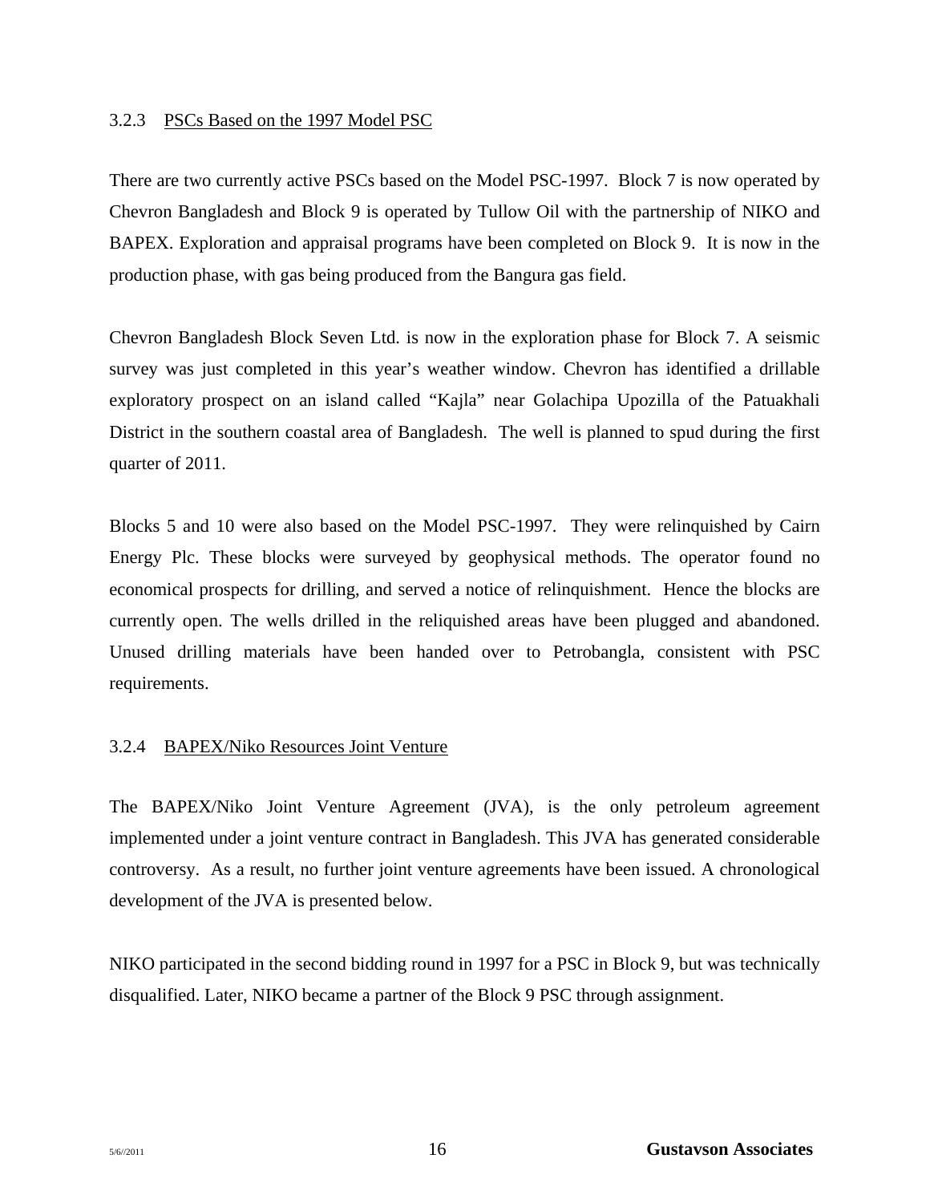### 3.2.3 PSCs Based on the 1997 Model PSC

There are two currently active PSCs based on the Model PSC-1997. Block 7 is now operated by Chevron Bangladesh and Block 9 is operated by Tullow Oil with the partnership of NIKO and BAPEX. Exploration and appraisal programs have been completed on Block 9. It is now in the production phase, with gas being produced from the Bangura gas field.

Chevron Bangladesh Block Seven Ltd. is now in the exploration phase for Block 7. A seismic survey was just completed in this year's weather window. Chevron has identified a drillable exploratory prospect on an island called "Kajla" near Golachipa Upozilla of the Patuakhali District in the southern coastal area of Bangladesh. The well is planned to spud during the first quarter of 2011.

Blocks 5 and 10 were also based on the Model PSC-1997. They were relinquished by Cairn Energy Plc. These blocks were surveyed by geophysical methods. The operator found no economical prospects for drilling, and served a notice of relinquishment. Hence the blocks are currently open. The wells drilled in the reliquished areas have been plugged and abandoned. Unused drilling materials have been handed over to Petrobangla, consistent with PSC requirements.

### 3.2.4 BAPEX/Niko Resources Joint Venture

The BAPEX/Niko Joint Venture Agreement (JVA), is the only petroleum agreement implemented under a joint venture contract in Bangladesh. This JVA has generated considerable controversy. As a result, no further joint venture agreements have been issued. A chronological development of the JVA is presented below.

NIKO participated in the second bidding round in 1997 for a PSC in Block 9, but was technically disqualified. Later, NIKO became a partner of the Block 9 PSC through assignment.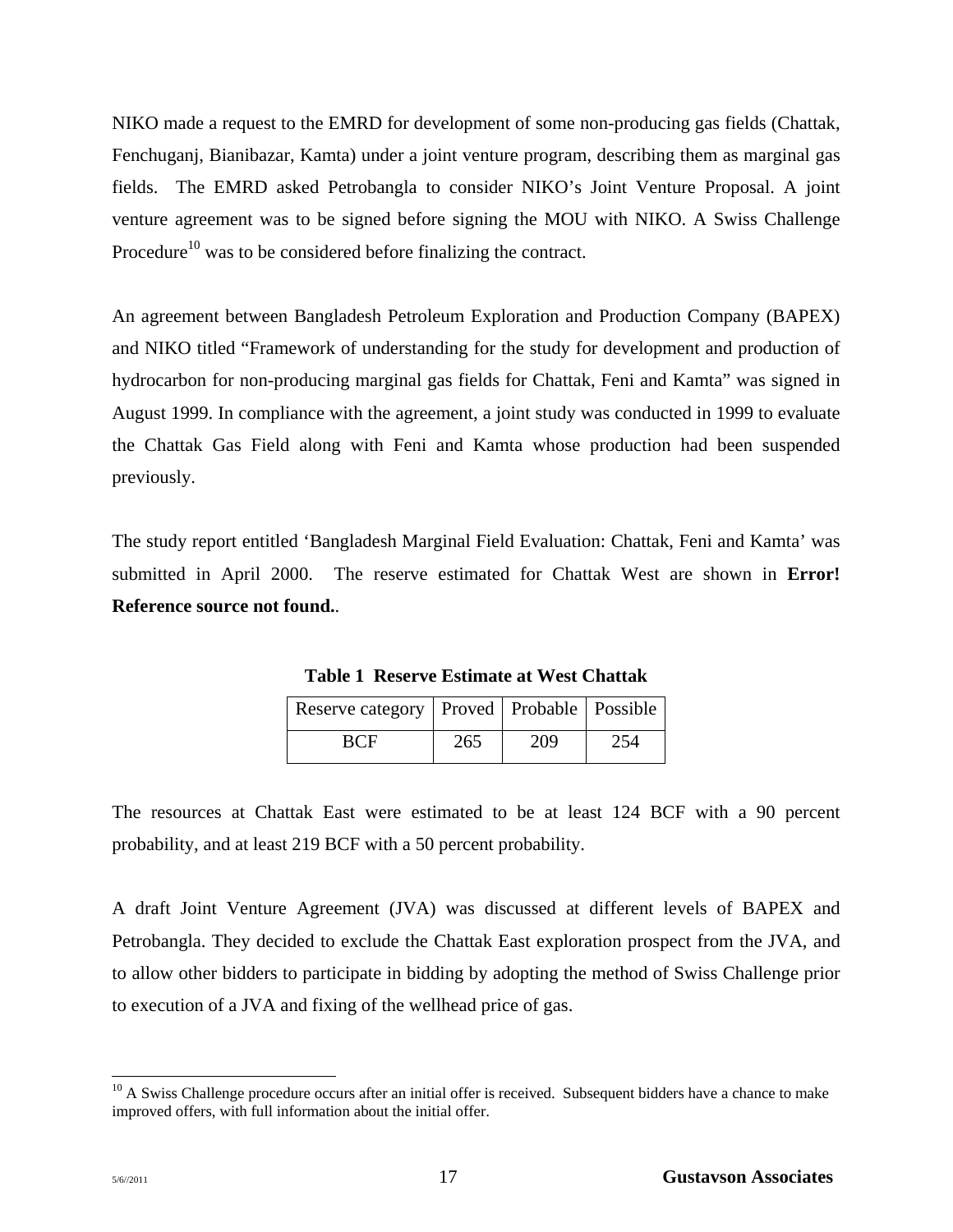NIKO made a request to the EMRD for development of some non-producing gas fields (Chattak, Fenchuganj, Bianibazar, Kamta) under a joint venture program, describing them as marginal gas fields. The EMRD asked Petrobangla to consider NIKO's Joint Venture Proposal. A joint venture agreement was to be signed before signing the MOU with NIKO. A Swiss Challenge Procedure[10] was to be considered before finalizing the contract.

An agreement between Bangladesh Petroleum Exploration and Production Company (BAPEX) and NIKO titled "Framework of understanding for the study for development and production of hydrocarbon for non-producing marginal gas fields for Chattak, Feni and Kamta" was signed in August 1999. In compliance with the agreement, a joint study was conducted in 1999 to evaluate the Chattak Gas Field along with Feni and Kamta whose production had been suspended previously.

The study report entitled 'Bangladesh Marginal Field Evaluation: Chattak, Feni and Kamta' was submitted in April 2000. The reserve estimated for Chattak West are shown in **Error! Reference source not found.**.

**Table 1 Reserve Estimate at West Chattak**

| Reserve category | Proved | Probable | Possible |
|---|---|---|---|
| BCF | 265 | 209 | 254 |

The resources at Chattak East were estimated to be at least 124 BCF with a 90 percent probability, and at least 219 BCF with a 50 percent probability.

A draft Joint Venture Agreement (JVA) was discussed at different levels of BAPEX and Petrobangla. They decided to exclude the Chattak East exploration prospect from the JVA, and to allow other bidders to participate in bidding by adopting the method of Swiss Challenge prior to execution of a JVA and fixing of the wellhead price of gas.

[10] A Swiss Challenge procedure occurs after an initial offer is received. Subsequent bidders have a chance to make improved offers, with full information about the initial offer.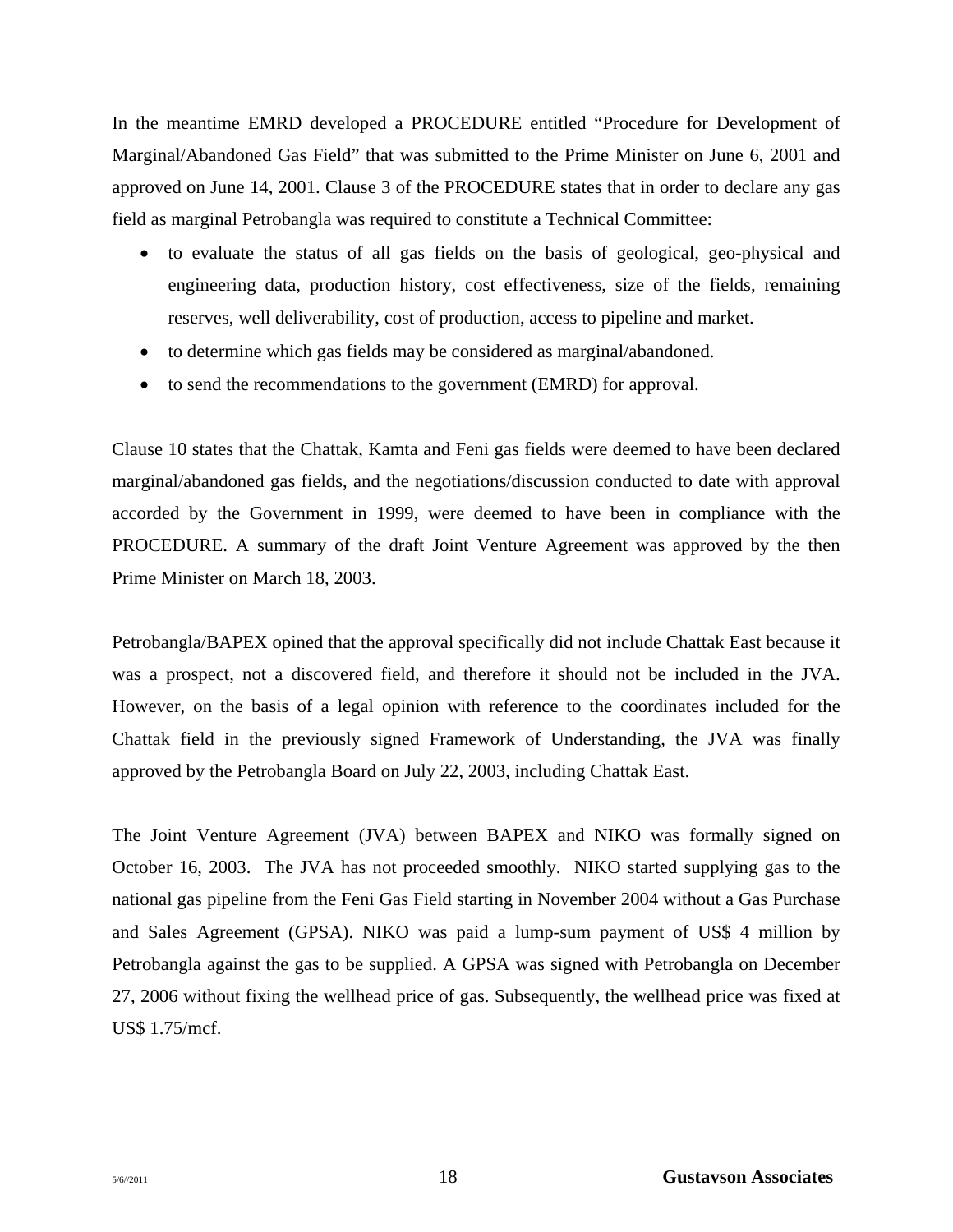In the meantime EMRD developed a PROCEDURE entitled “Procedure for Development of Marginal/Abandoned Gas Field” that was submitted to the Prime Minister on June 6, 2001 and approved on June 14, 2001. Clause 3 of the PROCEDURE states that in order to declare any gas field as marginal Petrobangla was required to constitute a Technical Committee:

- to evaluate the status of all gas fields on the basis of geological, geo-physical and engineering data, production history, cost effectiveness, size of the fields, remaining reserves, well deliverability, cost of production, access to pipeline and market.
- to determine which gas fields may be considered as marginal/abandoned.
- to send the recommendations to the government (EMRD) for approval.

Clause 10 states that the Chattak, Kamta and Feni gas fields were deemed to have been declared marginal/abandoned gas fields, and the negotiations/discussion conducted to date with approval accorded by the Government in 1999, were deemed to have been in compliance with the PROCEDURE. A summary of the draft Joint Venture Agreement was approved by the then Prime Minister on March 18, 2003.

Petrobangla/BAPEX opined that the approval specifically did not include Chattak East because it was a prospect, not a discovered field, and therefore it should not be included in the JVA. However, on the basis of a legal opinion with reference to the coordinates included for the Chattak field in the previously signed Framework of Understanding, the JVA was finally approved by the Petrobangla Board on July 22, 2003, including Chattak East.

The Joint Venture Agreement (JVA) between BAPEX and NIKO was formally signed on October 16, 2003. The JVA has not proceeded smoothly. NIKO started supplying gas to the national gas pipeline from the Feni Gas Field starting in November 2004 without a Gas Purchase and Sales Agreement (GPSA). NIKO was paid a lump-sum payment of US$ 4 million by Petrobangla against the gas to be supplied. A GPSA was signed with Petrobangla on December 27, 2006 without fixing the wellhead price of gas. Subsequently, the wellhead price was fixed at US$ 1.75/mcf.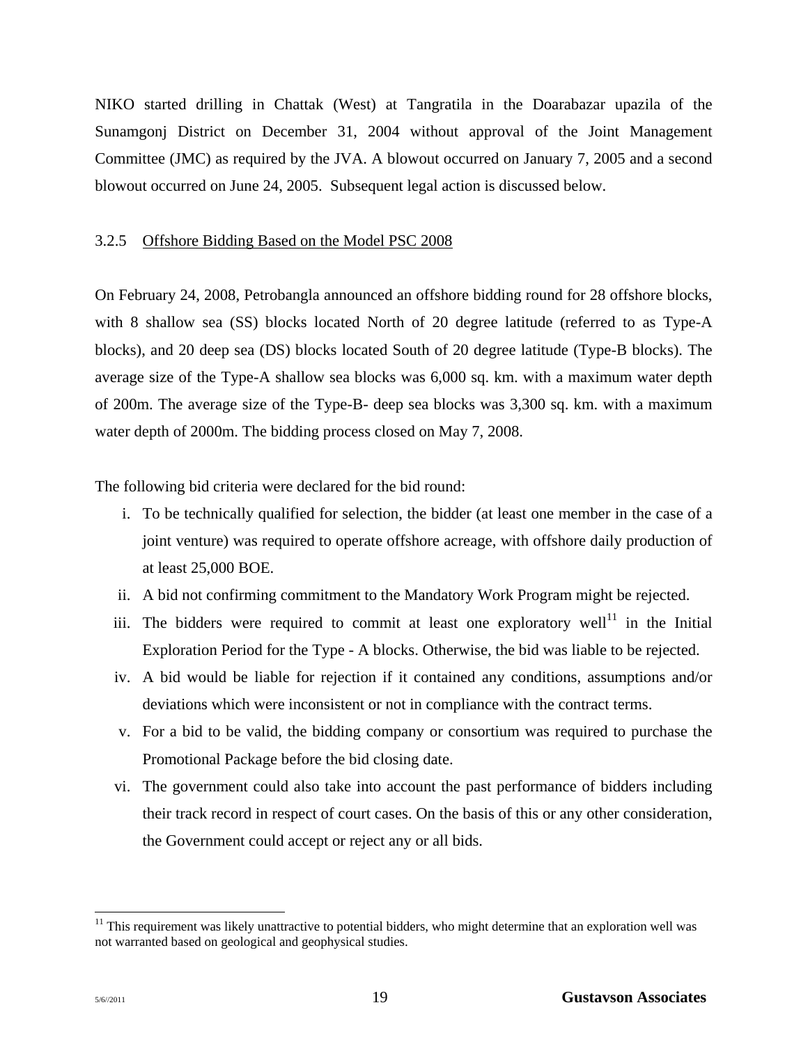NIKO started drilling in Chattak (West) at Tangratila in the Doarabazar upazila of the Sunamgonj District on December 31, 2004 without approval of the Joint Management Committee (JMC) as required by the JVA. A blowout occurred on January 7, 2005 and a second blowout occurred on June 24, 2005. Subsequent legal action is discussed below.

### 3.2.5 Offshore Bidding Based on the Model PSC 2008

On February 24, 2008, Petrobangla announced an offshore bidding round for 28 offshore blocks, with 8 shallow sea (SS) blocks located North of 20 degree latitude (referred to as Type-A blocks), and 20 deep sea (DS) blocks located South of 20 degree latitude (Type-B blocks). The average size of the Type-A shallow sea blocks was 6,000 sq. km. with a maximum water depth of 200m. The average size of the Type-B- deep sea blocks was 3,300 sq. km. with a maximum water depth of 2000m. The bidding process closed on May 7, 2008.

The following bid criteria were declared for the bid round:

i. To be technically qualified for selection, the bidder (at least one member in the case of a joint venture) was required to operate offshore acreage, with offshore daily production of at least 25,000 BOE.
ii. A bid not confirming commitment to the Mandatory Work Program might be rejected.
iii. The bidders were required to commit at least one exploratory well[11] in the Initial Exploration Period for the Type - A blocks. Otherwise, the bid was liable to be rejected.
iv. A bid would be liable for rejection if it contained any conditions, assumptions and/or deviations which were inconsistent or not in compliance with the contract terms.
v. For a bid to be valid, the bidding company or consortium was required to purchase the Promotional Package before the bid closing date.
vi. The government could also take into account the past performance of bidders including their track record in respect of court cases. On the basis of this or any other consideration, the Government could accept or reject any or all bids.

---

[11] This requirement was likely unattractive to potential bidders, who might determine that an exploration well was not warranted based on geological and geophysical studies.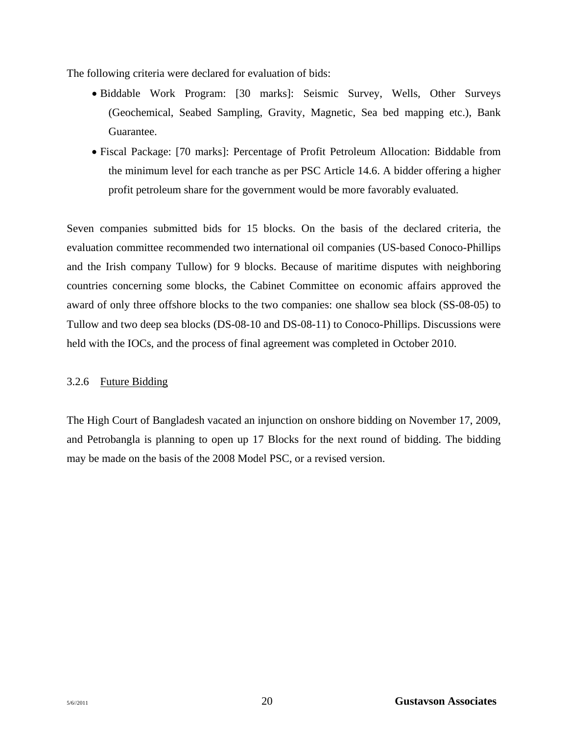The following criteria were declared for evaluation of bids:

- Biddable Work Program: [30 marks]: Seismic Survey, Wells, Other Surveys (Geochemical, Seabed Sampling, Gravity, Magnetic, Sea bed mapping etc.), Bank Guarantee.
- Fiscal Package: [70 marks]: Percentage of Profit Petroleum Allocation: Biddable from the minimum level for each tranche as per PSC Article 14.6. A bidder offering a higher profit petroleum share for the government would be more favorably evaluated.

Seven companies submitted bids for 15 blocks. On the basis of the declared criteria, the evaluation committee recommended two international oil companies (US-based Conoco-Phillips and the Irish company Tullow) for 9 blocks. Because of maritime disputes with neighboring countries concerning some blocks, the Cabinet Committee on economic affairs approved the award of only three offshore blocks to the two companies: one shallow sea block (SS-08-05) to Tullow and two deep sea blocks (DS-08-10 and DS-08-11) to Conoco-Phillips. Discussions were held with the IOCs, and the process of final agreement was completed in October 2010.

#### 3.2.6 Future Bidding

The High Court of Bangladesh vacated an injunction on onshore bidding on November 17, 2009, and Petrobangla is planning to open up 17 Blocks for the next round of bidding. The bidding may be made on the basis of the 2008 Model PSC, or a revised version.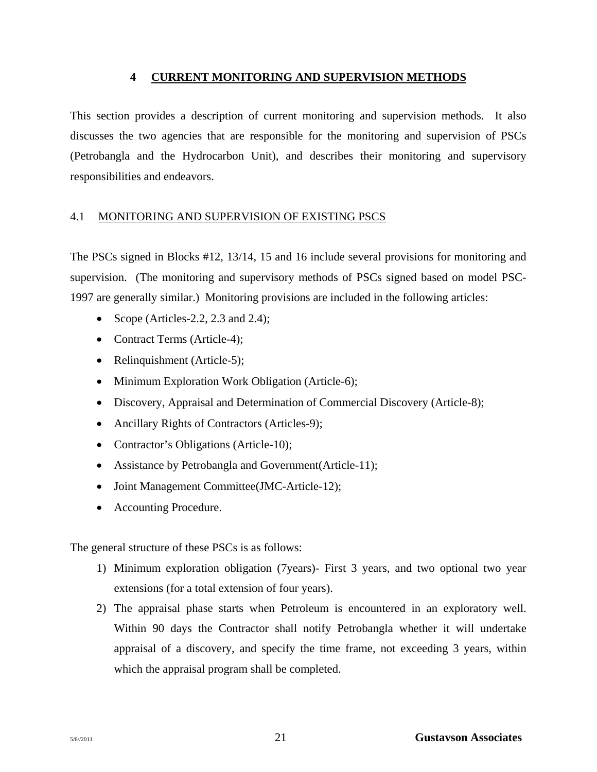# 4 CURRENT MONITORING AND SUPERVISION METHODS

This section provides a description of current monitoring and supervision methods. It also discusses the two agencies that are responsible for the monitoring and supervision of PSCs (Petrobangla and the Hydrocarbon Unit), and describes their monitoring and supervisory responsibilities and endeavors.

## 4.1 MONITORING AND SUPERVISION OF EXISTING PSCS

The PSCs signed in Blocks #12, 13/14, 15 and 16 include several provisions for monitoring and supervision. (The monitoring and supervisory methods of PSCs signed based on model PSC-1997 are generally similar.) Monitoring provisions are included in the following articles:

- Scope (Articles-2.2, 2.3 and 2.4);
- Contract Terms (Article-4);
- Relinquishment (Article-5);
- Minimum Exploration Work Obligation (Article-6);
- Discovery, Appraisal and Determination of Commercial Discovery (Article-8);
- Ancillary Rights of Contractors (Articles-9);
- Contractor's Obligations (Article-10);
- Assistance by Petrobangla and Government(Article-11);
- Joint Management Committee(JMC-Article-12);
- Accounting Procedure.

The general structure of these PSCs is as follows:

1) Minimum exploration obligation (7years)- First 3 years, and two optional two year extensions (for a total extension of four years).
2) The appraisal phase starts when Petroleum is encountered in an exploratory well. Within 90 days the Contractor shall notify Petrobangla whether it will undertake appraisal of a discovery, and specify the time frame, not exceeding 3 years, within which the appraisal program shall be completed.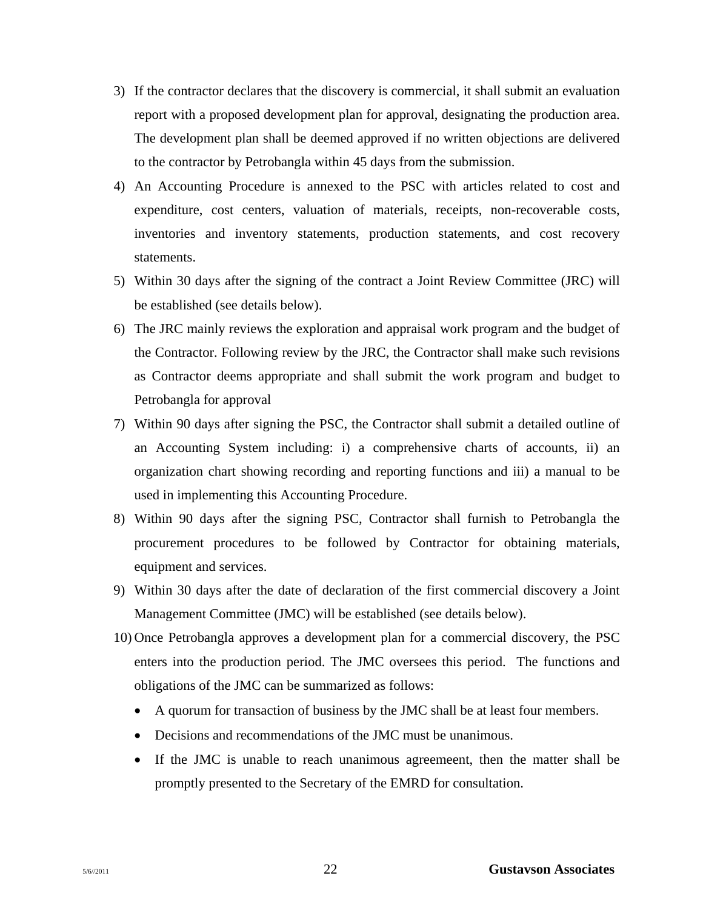3) If the contractor declares that the discovery is commercial, it shall submit an evaluation report with a proposed development plan for approval, designating the production area. The development plan shall be deemed approved if no written objections are delivered to the contractor by Petrobangla within 45 days from the submission.
4) An Accounting Procedure is annexed to the PSC with articles related to cost and expenditure, cost centers, valuation of materials, receipts, non-recoverable costs, inventories and inventory statements, production statements, and cost recovery statements.
5) Within 30 days after the signing of the contract a Joint Review Committee (JRC) will be established (see details below).
6) The JRC mainly reviews the exploration and appraisal work program and the budget of the Contractor. Following review by the JRC, the Contractor shall make such revisions as Contractor deems appropriate and shall submit the work program and budget to Petrobangla for approval
7) Within 90 days after signing the PSC, the Contractor shall submit a detailed outline of an Accounting System including: i) a comprehensive charts of accounts, ii) an organization chart showing recording and reporting functions and iii) a manual to be used in implementing this Accounting Procedure.
8) Within 90 days after the signing PSC, Contractor shall furnish to Petrobangla the procurement procedures to be followed by Contractor for obtaining materials, equipment and services.
9) Within 30 days after the date of declaration of the first commercial discovery a Joint Management Committee (JMC) will be established (see details below).
10) Once Petrobangla approves a development plan for a commercial discovery, the PSC enters into the production period. The JMC oversees this period. The functions and obligations of the JMC can be summarized as follows:
    - A quorum for transaction of business by the JMC shall be at least four members.
    - Decisions and recommendations of the JMC must be unanimous.
    - If the JMC is unable to reach unanimous agreemeent, then the matter shall be promptly presented to the Secretary of the EMRD for consultation.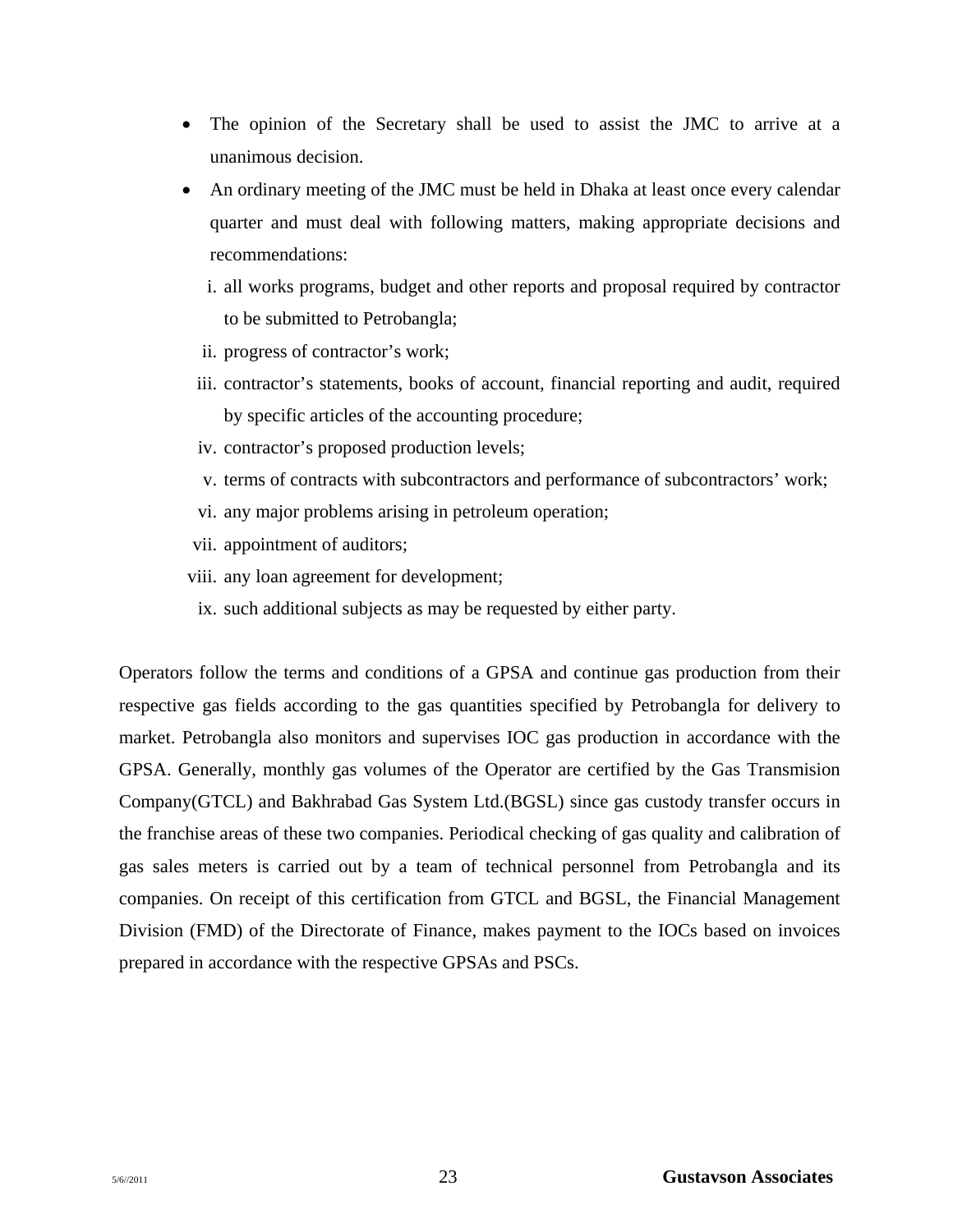- The opinion of the Secretary shall be used to assist the JMC to arrive at a unanimous decision.
- An ordinary meeting of the JMC must be held in Dhaka at least once every calendar quarter and must deal with following matters, making appropriate decisions and recommendations:
  1. all works programs, budget and other reports and proposal required by contractor to be submitted to Petrobangla;
  2. progress of contractor's work;
  3. contractor's statements, books of account, financial reporting and audit, required by specific articles of the accounting procedure;
  4. contractor's proposed production levels;
  5. terms of contracts with subcontractors and performance of subcontractors' work;
  6. any major problems arising in petroleum operation;
  7. appointment of auditors;
  8. any loan agreement for development;
  9. such additional subjects as may be requested by either party.

Operators follow the terms and conditions of a GPSA and continue gas production from their respective gas fields according to the gas quantities specified by Petrobangla for delivery to market. Petrobangla also monitors and supervises IOC gas production in accordance with the GPSA. Generally, monthly gas volumes of the Operator are certified by the Gas Transmision Company(GTCL) and Bakhrabad Gas System Ltd.(BGSL) since gas custody transfer occurs in the franchise areas of these two companies. Periodical checking of gas quality and calibration of gas sales meters is carried out by a team of technical personnel from Petrobangla and its companies. On receipt of this certification from GTCL and BGSL, the Financial Management Division (FMD) of the Directorate of Finance, makes payment to the IOCs based on invoices prepared in accordance with the respective GPSAs and PSCs.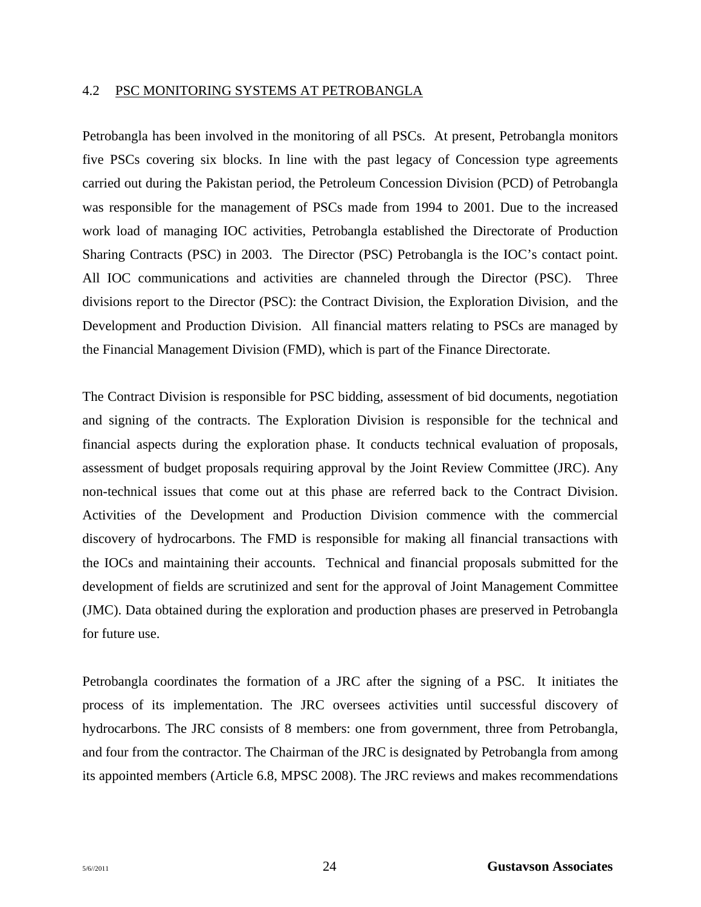## 4.2 PSC MONITORING SYSTEMS AT PETROBANGLA

Petrobangla has been involved in the monitoring of all PSCs. At present, Petrobangla monitors five PSCs covering six blocks. In line with the past legacy of Concession type agreements carried out during the Pakistan period, the Petroleum Concession Division (PCD) of Petrobangla was responsible for the management of PSCs made from 1994 to 2001. Due to the increased work load of managing IOC activities, Petrobangla established the Directorate of Production Sharing Contracts (PSC) in 2003. The Director (PSC) Petrobangla is the IOC's contact point. All IOC communications and activities are channeled through the Director (PSC). Three divisions report to the Director (PSC): the Contract Division, the Exploration Division, and the Development and Production Division. All financial matters relating to PSCs are managed by the Financial Management Division (FMD), which is part of the Finance Directorate.

The Contract Division is responsible for PSC bidding, assessment of bid documents, negotiation and signing of the contracts. The Exploration Division is responsible for the technical and financial aspects during the exploration phase. It conducts technical evaluation of proposals, assessment of budget proposals requiring approval by the Joint Review Committee (JRC). Any non-technical issues that come out at this phase are referred back to the Contract Division. Activities of the Development and Production Division commence with the commercial discovery of hydrocarbons. The FMD is responsible for making all financial transactions with the IOCs and maintaining their accounts. Technical and financial proposals submitted for the development of fields are scrutinized and sent for the approval of Joint Management Committee (JMC). Data obtained during the exploration and production phases are preserved in Petrobangla for future use.

Petrobangla coordinates the formation of a JRC after the signing of a PSC. It initiates the process of its implementation. The JRC oversees activities until successful discovery of hydrocarbons. The JRC consists of 8 members: one from government, three from Petrobangla, and four from the contractor. The Chairman of the JRC is designated by Petrobangla from among its appointed members (Article 6.8, MPSC 2008). The JRC reviews and makes recommendations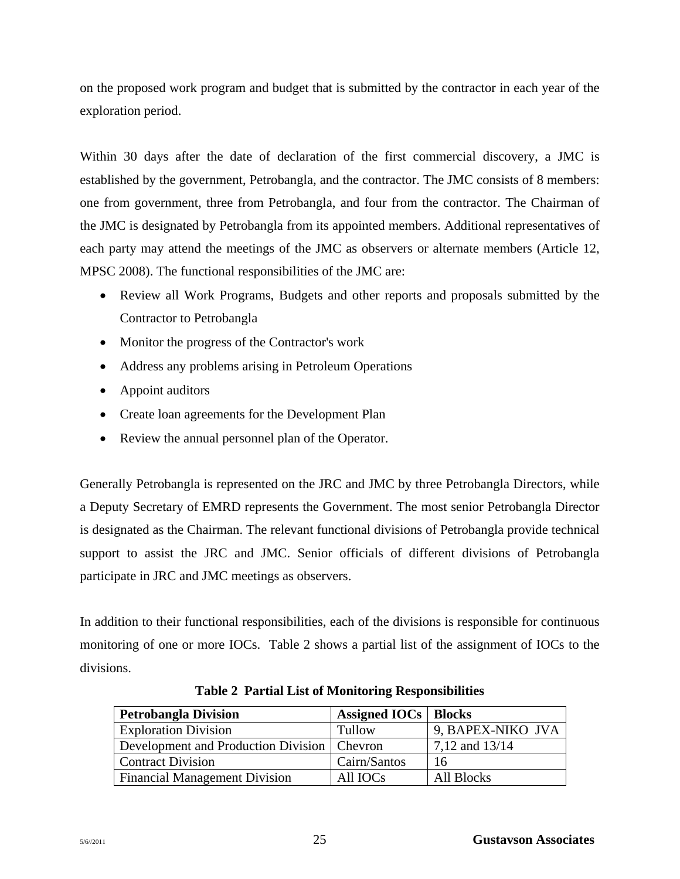on the proposed work program and budget that is submitted by the contractor in each year of the exploration period.

Within 30 days after the date of declaration of the first commercial discovery, a JMC is established by the government, Petrobangla, and the contractor. The JMC consists of 8 members: one from government, three from Petrobangla, and four from the contractor. The Chairman of the JMC is designated by Petrobangla from its appointed members. Additional representatives of each party may attend the meetings of the JMC as observers or alternate members (Article 12, MPSC 2008). The functional responsibilities of the JMC are:

- Review all Work Programs, Budgets and other reports and proposals submitted by the Contractor to Petrobangla
- Monitor the progress of the Contractor's work
- Address any problems arising in Petroleum Operations
- Appoint auditors
- Create loan agreements for the Development Plan
- Review the annual personnel plan of the Operator.

Generally Petrobangla is represented on the JRC and JMC by three Petrobangla Directors, while a Deputy Secretary of EMRD represents the Government. The most senior Petrobangla Director is designated as the Chairman. The relevant functional divisions of Petrobangla provide technical support to assist the JRC and JMC. Senior officials of different divisions of Petrobangla participate in JRC and JMC meetings as observers.

In addition to their functional responsibilities, each of the divisions is responsible for continuous monitoring of one or more IOCs. Table 2 shows a partial list of the assignment of IOCs to the divisions.

**Table 2 Partial List of Monitoring Responsibilities**

| Petrobangla Division | Assigned IOCs | Blocks |
|---|---|---|
| Exploration Division | Tullow | 9, BAPEX-NIKO JVA |
| Development and Production Division | Chevron | 7,12 and 13/14 |
| Contract Division | Cairn/Santos | 16 |
| Financial Management Division | All IOCs | All Blocks |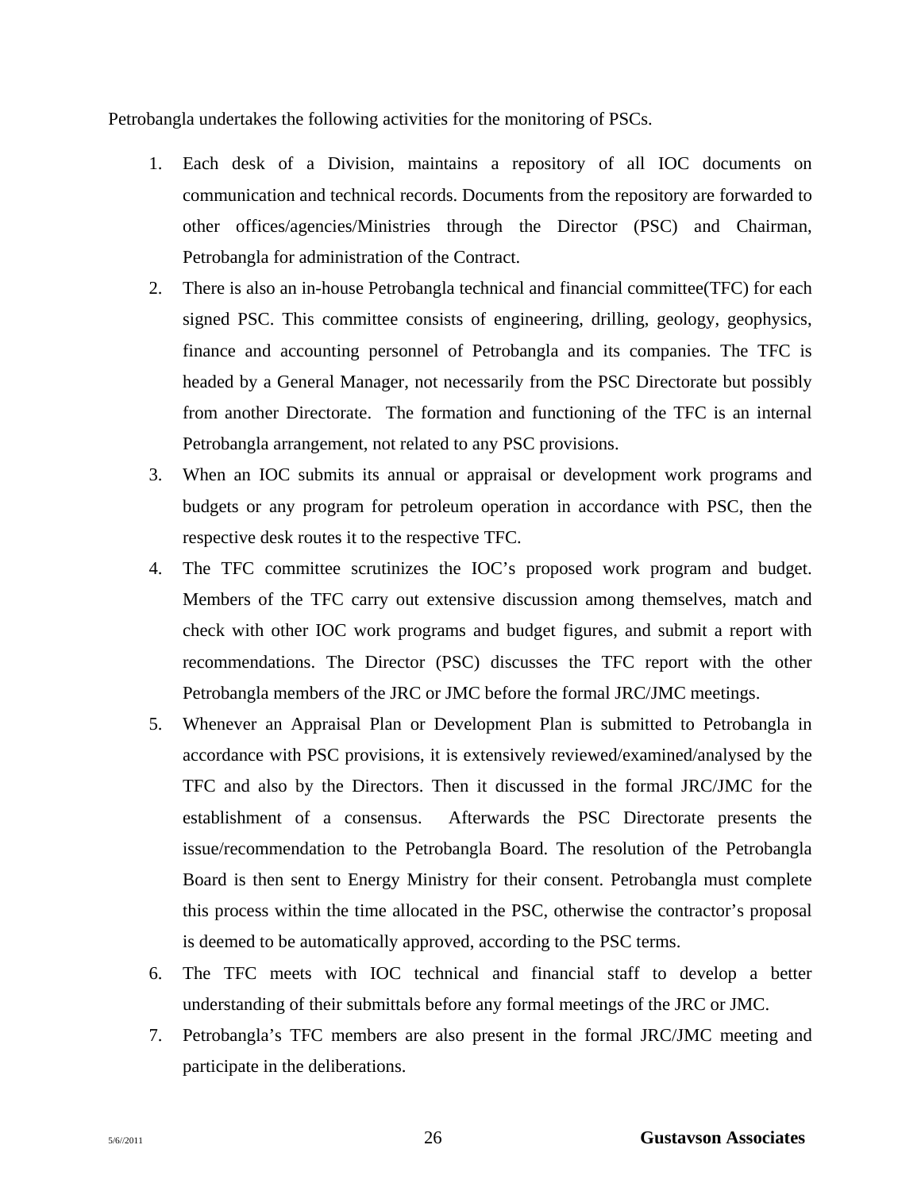Petrobangla undertakes the following activities for the monitoring of PSCs.

1. Each desk of a Division, maintains a repository of all IOC documents on communication and technical records. Documents from the repository are forwarded to other offices/agencies/Ministries through the Director (PSC) and Chairman, Petrobangla for administration of the Contract.
2. There is also an in-house Petrobangla technical and financial committee(TFC) for each signed PSC. This committee consists of engineering, drilling, geology, geophysics, finance and accounting personnel of Petrobangla and its companies. The TFC is headed by a General Manager, not necessarily from the PSC Directorate but possibly from another Directorate. The formation and functioning of the TFC is an internal Petrobangla arrangement, not related to any PSC provisions.
3. When an IOC submits its annual or appraisal or development work programs and budgets or any program for petroleum operation in accordance with PSC, then the respective desk routes it to the respective TFC.
4. The TFC committee scrutinizes the IOC's proposed work program and budget. Members of the TFC carry out extensive discussion among themselves, match and check with other IOC work programs and budget figures, and submit a report with recommendations. The Director (PSC) discusses the TFC report with the other Petrobangla members of the JRC or JMC before the formal JRC/JMC meetings.
5. Whenever an Appraisal Plan or Development Plan is submitted to Petrobangla in accordance with PSC provisions, it is extensively reviewed/examined/analysed by the TFC and also by the Directors. Then it discussed in the formal JRC/JMC for the establishment of a consensus. Afterwards the PSC Directorate presents the issue/recommendation to the Petrobangla Board. The resolution of the Petrobangla Board is then sent to Energy Ministry for their consent. Petrobangla must complete this process within the time allocated in the PSC, otherwise the contractor's proposal is deemed to be automatically approved, according to the PSC terms.
6. The TFC meets with IOC technical and financial staff to develop a better understanding of their submittals before any formal meetings of the JRC or JMC.
7. Petrobangla's TFC members are also present in the formal JRC/JMC meeting and participate in the deliberations.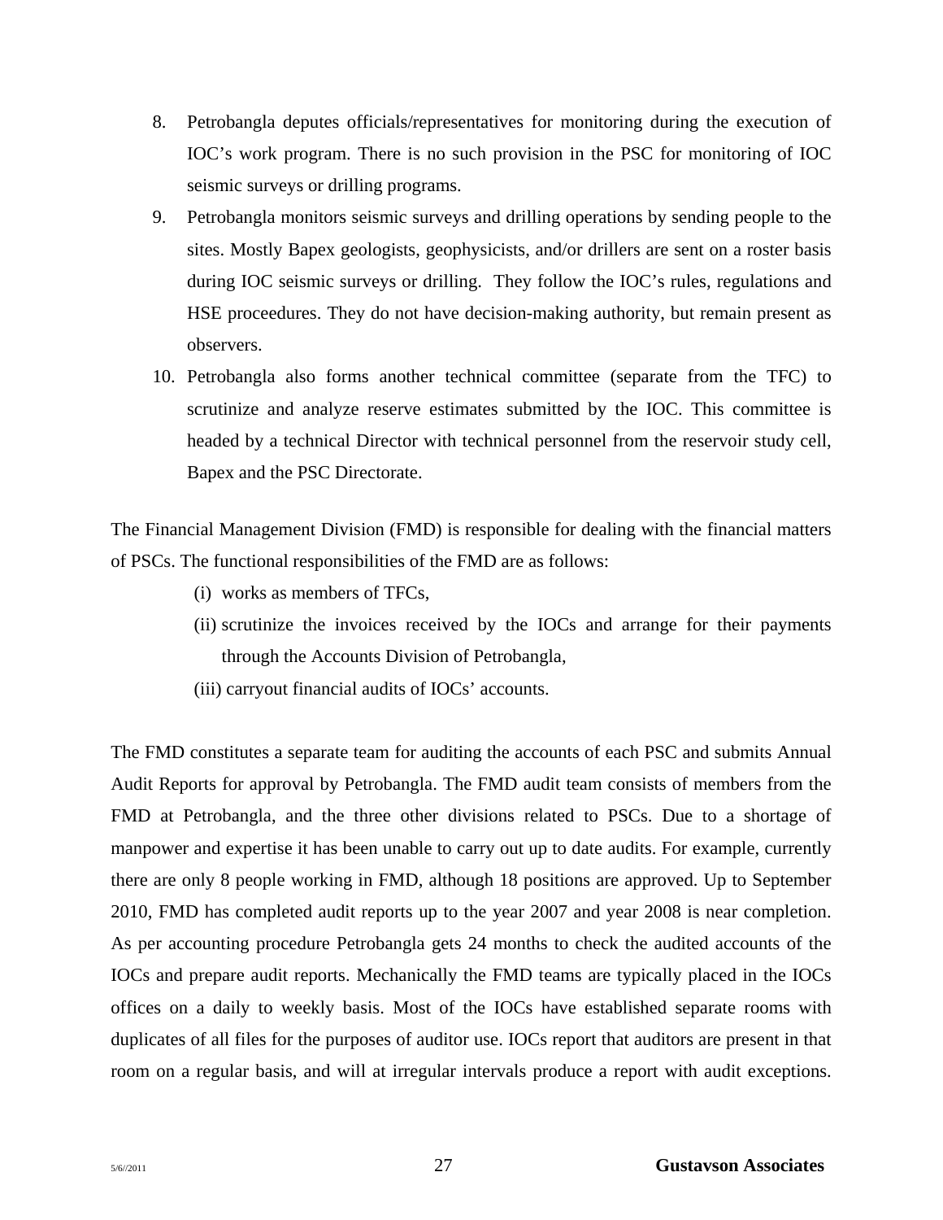8. Petrobangla deputes officials/representatives for monitoring during the execution of IOC's work program. There is no such provision in the PSC for monitoring of IOC seismic surveys or drilling programs.
9. Petrobangla monitors seismic surveys and drilling operations by sending people to the sites. Mostly Bapex geologists, geophysicists, and/or drillers are sent on a roster basis during IOC seismic surveys or drilling. They follow the IOC's rules, regulations and HSE proceedures. They do not have decision-making authority, but remain present as observers.
10. Petrobangla also forms another technical committee (separate from the TFC) to scrutinize and analyze reserve estimates submitted by the IOC. This committee is headed by a technical Director with technical personnel from the reservoir study cell, Bapex and the PSC Directorate.

The Financial Management Division (FMD) is responsible for dealing with the financial matters of PSCs. The functional responsibilities of the FMD are as follows:

(i) works as members of TFCs,
(ii) scrutinize the invoices received by the IOCs and arrange for their payments through the Accounts Division of Petrobangla,
(iii) carryout financial audits of IOCs' accounts.

The FMD constitutes a separate team for auditing the accounts of each PSC and submits Annual Audit Reports for approval by Petrobangla. The FMD audit team consists of members from the FMD at Petrobangla, and the three other divisions related to PSCs. Due to a shortage of manpower and expertise it has been unable to carry out up to date audits. For example, currently there are only 8 people working in FMD, although 18 positions are approved. Up to September 2010, FMD has completed audit reports up to the year 2007 and year 2008 is near completion. As per accounting procedure Petrobangla gets 24 months to check the audited accounts of the IOCs and prepare audit reports. Mechanically the FMD teams are typically placed in the IOCs offices on a daily to weekly basis. Most of the IOCs have established separate rooms with duplicates of all files for the purposes of auditor use. IOCs report that auditors are present in that room on a regular basis, and will at irregular intervals produce a report with audit exceptions.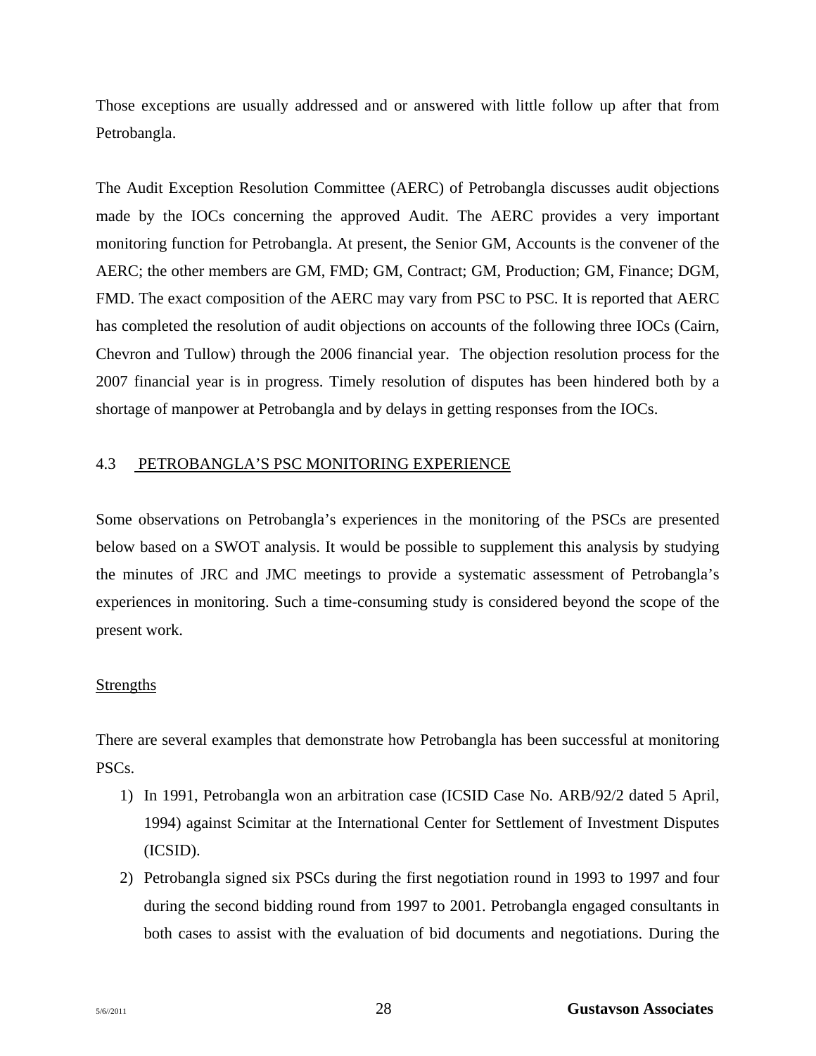Those exceptions are usually addressed and or answered with little follow up after that from Petrobangla.

The Audit Exception Resolution Committee (AERC) of Petrobangla discusses audit objections made by the IOCs concerning the approved Audit. The AERC provides a very important monitoring function for Petrobangla. At present, the Senior GM, Accounts is the convener of the AERC; the other members are GM, FMD; GM, Contract; GM, Production; GM, Finance; DGM, FMD. The exact composition of the AERC may vary from PSC to PSC. It is reported that AERC has completed the resolution of audit objections on accounts of the following three IOCs (Cairn, Chevron and Tullow) through the 2006 financial year. The objection resolution process for the 2007 financial year is in progress. Timely resolution of disputes has been hindered both by a shortage of manpower at Petrobangla and by delays in getting responses from the IOCs.

### 4.3 PETROBANGLA'S PSC MONITORING EXPERIENCE

Some observations on Petrobangla's experiences in the monitoring of the PSCs are presented below based on a SWOT analysis. It would be possible to supplement this analysis by studying the minutes of JRC and JMC meetings to provide a systematic assessment of Petrobangla's experiences in monitoring. Such a time-consuming study is considered beyond the scope of the present work.

#### Strengths

There are several examples that demonstrate how Petrobangla has been successful at monitoring PSCs.

1) In 1991, Petrobangla won an arbitration case (ICSID Case No. ARB/92/2 dated 5 April, 1994) against Scimitar at the International Center for Settlement of Investment Disputes (ICSID).
2) Petrobangla signed six PSCs during the first negotiation round in 1993 to 1997 and four during the second bidding round from 1997 to 2001. Petrobangla engaged consultants in both cases to assist with the evaluation of bid documents and negotiations. During the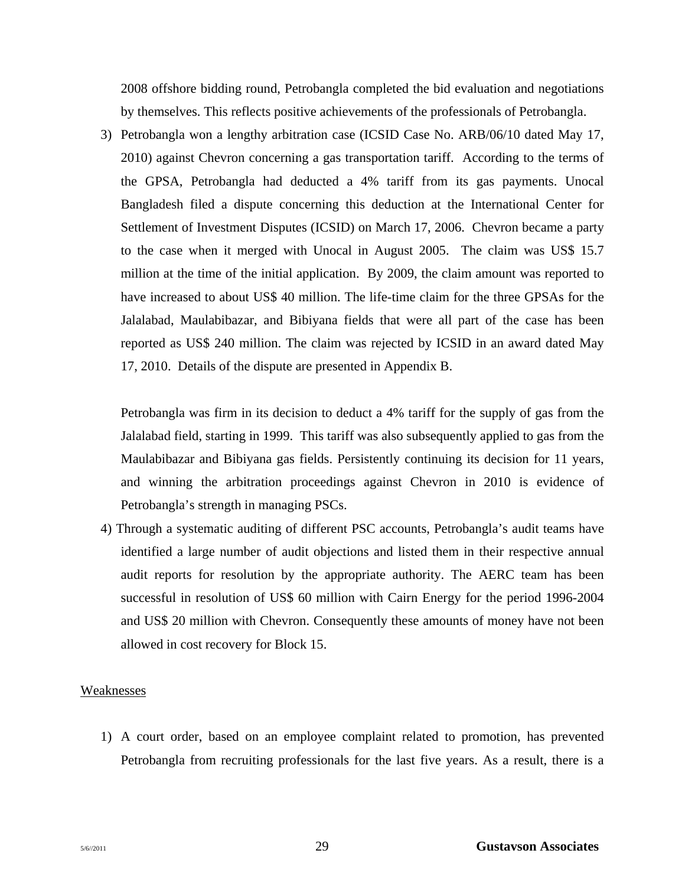2008 offshore bidding round, Petrobangla completed the bid evaluation and negotiations by themselves. This reflects positive achievements of the professionals of Petrobangla.

3) Petrobangla won a lengthy arbitration case (ICSID Case No. ARB/06/10 dated May 17, 2010) against Chevron concerning a gas transportation tariff. According to the terms of the GPSA, Petrobangla had deducted a 4% tariff from its gas payments. Unocal Bangladesh filed a dispute concerning this deduction at the International Center for Settlement of Investment Disputes (ICSID) on March 17, 2006. Chevron became a party to the case when it merged with Unocal in August 2005. The claim was US$ 15.7 million at the time of the initial application. By 2009, the claim amount was reported to have increased to about US$ 40 million. The life-time claim for the three GPSAs for the Jalalabad, Maulabibazar, and Bibiyana fields that were all part of the case has been reported as US$ 240 million. The claim was rejected by ICSID in an award dated May 17, 2010. Details of the dispute are presented in Appendix B.

   Petrobangla was firm in its decision to deduct a 4% tariff for the supply of gas from the Jalalabad field, starting in 1999. This tariff was also subsequently applied to gas from the Maulabibazar and Bibiyana gas fields. Persistently continuing its decision for 11 years, and winning the arbitration proceedings against Chevron in 2010 is evidence of Petrobangla's strength in managing PSCs.

4) Through a systematic auditing of different PSC accounts, Petrobangla's audit teams have identified a large number of audit objections and listed them in their respective annual audit reports for resolution by the appropriate authority. The AERC team has been successful in resolution of US$ 60 million with Cairn Energy for the period 1996-2004 and US$ 20 million with Chevron. Consequently these amounts of money have not been allowed in cost recovery for Block 15.

Weaknesses

1) A court order, based on an employee complaint related to promotion, has prevented Petrobangla from recruiting professionals for the last five years. As a result, there is a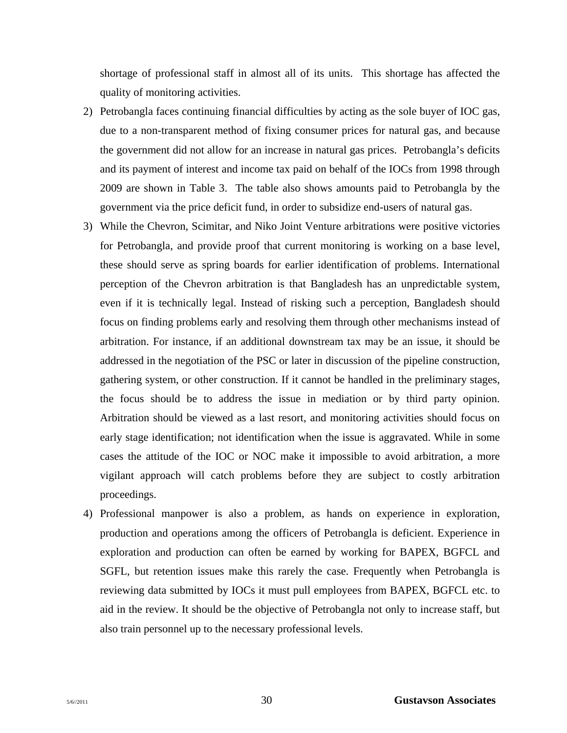shortage of professional staff in almost all of its units. This shortage has affected the quality of monitoring activities.

2) Petrobangla faces continuing financial difficulties by acting as the sole buyer of IOC gas, due to a non-transparent method of fixing consumer prices for natural gas, and because the government did not allow for an increase in natural gas prices. Petrobangla's deficits and its payment of interest and income tax paid on behalf of the IOCs from 1998 through 2009 are shown in Table 3. The table also shows amounts paid to Petrobangla by the government via the price deficit fund, in order to subsidize end-users of natural gas.

3) While the Chevron, Scimitar, and Niko Joint Venture arbitrations were positive victories for Petrobangla, and provide proof that current monitoring is working on a base level, these should serve as spring boards for earlier identification of problems. International perception of the Chevron arbitration is that Bangladesh has an unpredictable system, even if it is technically legal. Instead of risking such a perception, Bangladesh should focus on finding problems early and resolving them through other mechanisms instead of arbitration. For instance, if an additional downstream tax may be an issue, it should be addressed in the negotiation of the PSC or later in discussion of the pipeline construction, gathering system, or other construction. If it cannot be handled in the preliminary stages, the focus should be to address the issue in mediation or by third party opinion. Arbitration should be viewed as a last resort, and monitoring activities should focus on early stage identification; not identification when the issue is aggravated. While in some cases the attitude of the IOC or NOC make it impossible to avoid arbitration, a more vigilant approach will catch problems before they are subject to costly arbitration proceedings.

4) Professional manpower is also a problem, as hands on experience in exploration, production and operations among the officers of Petrobangla is deficient. Experience in exploration and production can often be earned by working for BAPEX, BGFCL and SGFL, but retention issues make this rarely the case. Frequently when Petrobangla is reviewing data submitted by IOCs it must pull employees from BAPEX, BGFCL etc. to aid in the review. It should be the objective of Petrobangla not only to increase staff, but also train personnel up to the necessary professional levels.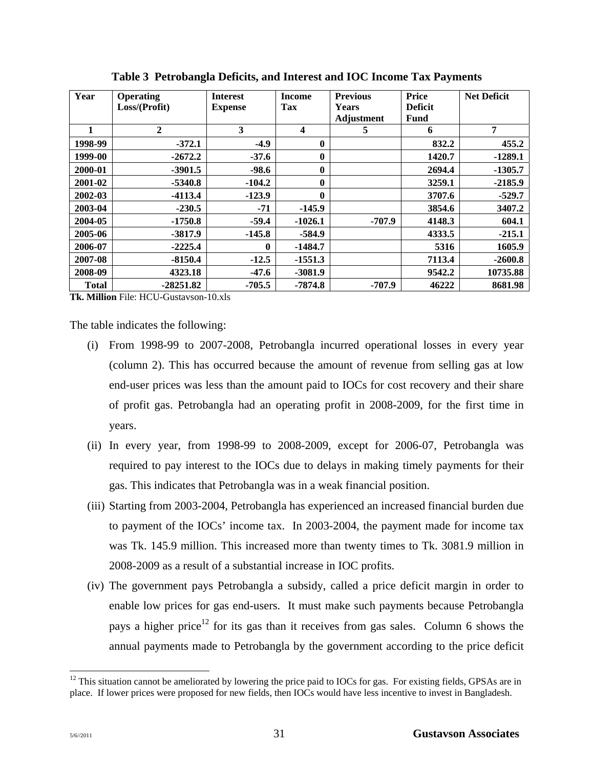**Table 3 Petrobangla Deficits, and Interest and IOC Income Tax Payments**

| Year | Operating Loss/(Profit) | Interest Expense | Income Tax | Previous Years Adjustment | Price Deficit Fund | Net Deficit |
|---|---|---|---|---|---|---|
| 1 | 2 | 3 | 4 | 5 | 6 | 7 |
| 1998-99 | -372.1 | -4.9 | 0 | | 832.2 | 455.2 |
| 1999-00 | -2672.2 | -37.6 | 0 | | 1420.7 | -1289.1 |
| 2000-01 | -3901.5 | -98.6 | 0 | | 2694.4 | -1305.7 |
| 2001-02 | -5340.8 | -104.2 | 0 | | 3259.1 | -2185.9 |
| 2002-03 | -4113.4 | -123.9 | 0 | | 3707.6 | -529.7 |
| 2003-04 | -230.5 | -71 | -145.9 | | 3854.6 | 3407.2 |
| 2004-05 | -1750.8 | -59.4 | -1026.1 | -707.9 | 4148.3 | 604.1 |
| 2005-06 | -3817.9 | -145.8 | -584.9 | | 4333.5 | -215.1 |
| 2006-07 | -2225.4 | 0 | -1484.7 | | 5316 | 1605.9 |
| 2007-08 | -8150.4 | -12.5 | -1551.3 | | 7113.4 | -2600.8 |
| 2008-09 | 4323.18 | -47.6 | -3081.9 | | 9542.2 | 10735.88 |
| Total | -28251.82 | -705.5 | -7874.8 | -707.9 | 46222 | 8681.98 |

**Tk. Million** File: HCU-Gustavson-10.xls

The table indicates the following:

(i) From 1998-99 to 2007-2008, Petrobangla incurred operational losses in every year (column 2). This has occurred because the amount of revenue from selling gas at low end-user prices was less than the amount paid to IOCs for cost recovery and their share of profit gas. Petrobangla had an operating profit in 2008-2009, for the first time in years.

(ii) In every year, from 1998-99 to 2008-2009, except for 2006-07, Petrobangla was required to pay interest to the IOCs due to delays in making timely payments for their gas. This indicates that Petrobangla was in a weak financial position.

(iii) Starting from 2003-2004, Petrobangla has experienced an increased financial burden due to payment of the IOCs' income tax. In 2003-2004, the payment made for income tax was Tk. 145.9 million. This increased more than twenty times to Tk. 3081.9 million in 2008-2009 as a result of a substantial increase in IOC profits.

(iv) The government pays Petrobangla a subsidy, called a price deficit margin in order to enable low prices for gas end-users. It must make such payments because Petrobangla pays a higher price[12] for its gas than it receives from gas sales. Column 6 shows the annual payments made to Petrobangla by the government according to the price deficit

[12] This situation cannot be ameliorated by lowering the price paid to IOCs for gas. For existing fields, GPSAs are in place. If lower prices were proposed for new fields, then IOCs would have less incentive to invest in Bangladesh.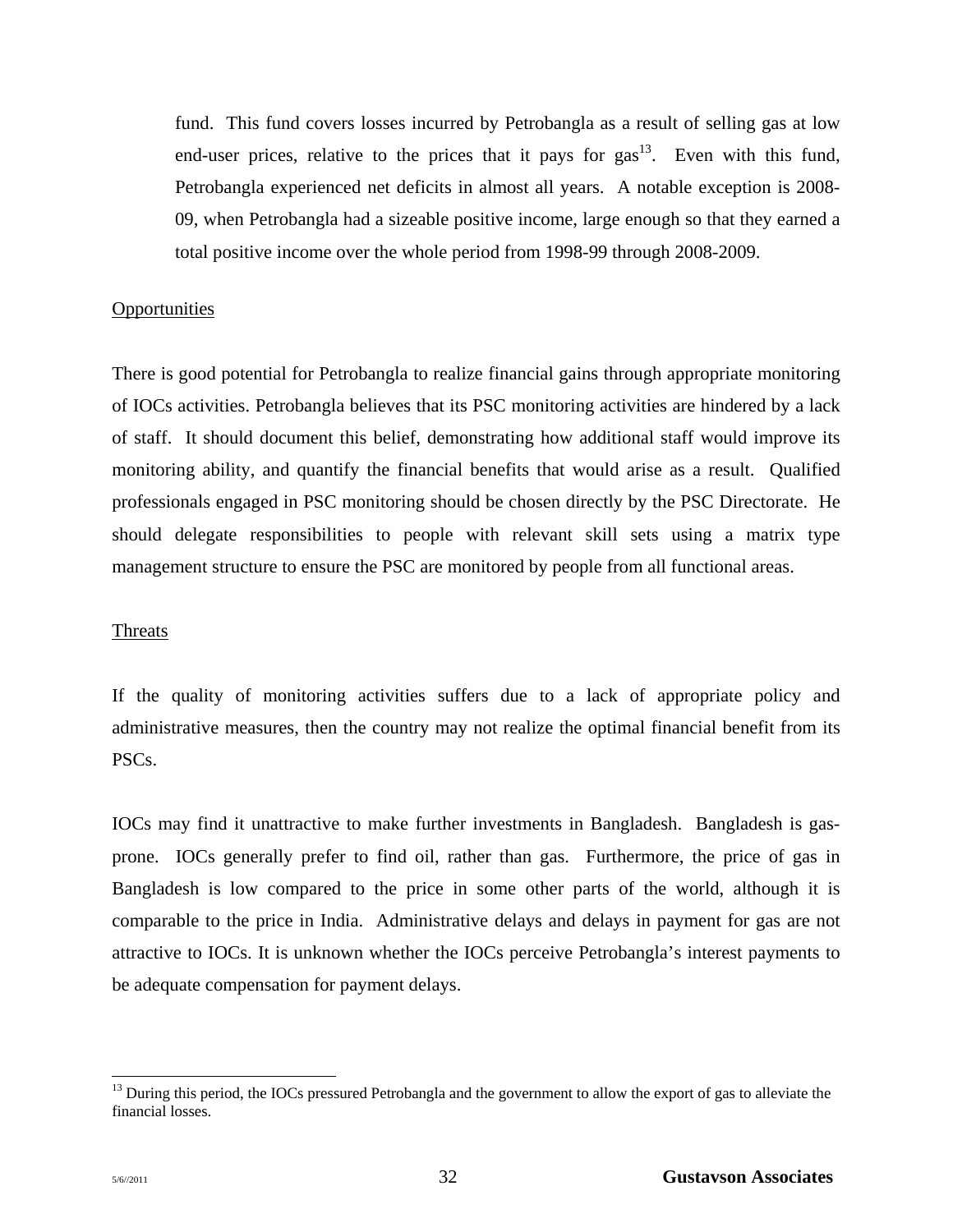fund. This fund covers losses incurred by Petrobangla as a result of selling gas at low end-user prices, relative to the prices that it pays for gas[13]. Even with this fund, Petrobangla experienced net deficits in almost all years. A notable exception is 2008-09, when Petrobangla had a sizeable positive income, large enough so that they earned a total positive income over the whole period from 1998-99 through 2008-2009.

Opportunities

There is good potential for Petrobangla to realize financial gains through appropriate monitoring of IOCs activities. Petrobangla believes that its PSC monitoring activities are hindered by a lack of staff. It should document this belief, demonstrating how additional staff would improve its monitoring ability, and quantify the financial benefits that would arise as a result. Qualified professionals engaged in PSC monitoring should be chosen directly by the PSC Directorate. He should delegate responsibilities to people with relevant skill sets using a matrix type management structure to ensure the PSC are monitored by people from all functional areas.

Threats

If the quality of monitoring activities suffers due to a lack of appropriate policy and administrative measures, then the country may not realize the optimal financial benefit from its PSCs.

IOCs may find it unattractive to make further investments in Bangladesh. Bangladesh is gas-prone. IOCs generally prefer to find oil, rather than gas. Furthermore, the price of gas in Bangladesh is low compared to the price in some other parts of the world, although it is comparable to the price in India. Administrative delays and delays in payment for gas are not attractive to IOCs. It is unknown whether the IOCs perceive Petrobangla's interest payments to be adequate compensation for payment delays.

---

[13] During this period, the IOCs pressured Petrobangla and the government to allow the export of gas to alleviate the financial losses.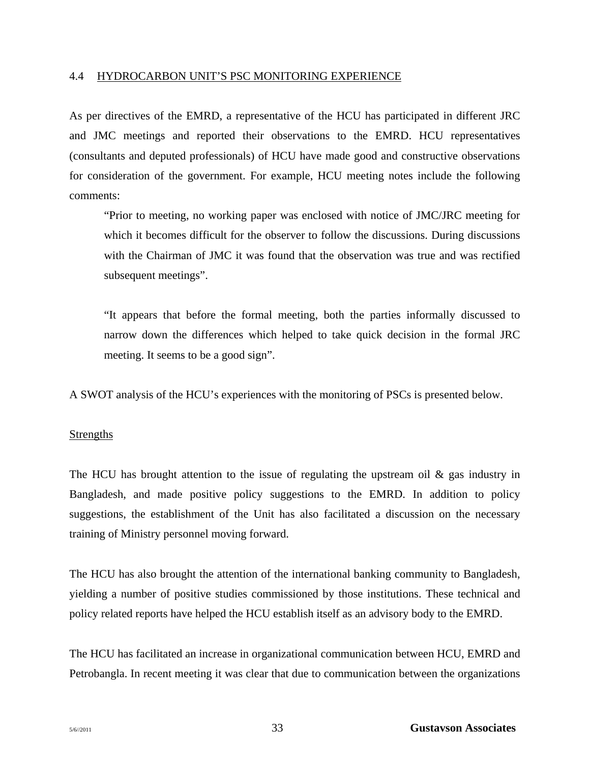## 4.4 HYDROCARBON UNIT'S PSC MONITORING EXPERIENCE

As per directives of the EMRD, a representative of the HCU has participated in different JRC and JMC meetings and reported their observations to the EMRD. HCU representatives (consultants and deputed professionals) of HCU have made good and constructive observations for consideration of the government. For example, HCU meeting notes include the following comments:

> "Prior to meeting, no working paper was enclosed with notice of JMC/JRC meeting for which it becomes difficult for the observer to follow the discussions. During discussions with the Chairman of JMC it was found that the observation was true and was rectified subsequent meetings".
>
> "It appears that before the formal meeting, both the parties informally discussed to narrow down the differences which helped to take quick decision in the formal JRC meeting. It seems to be a good sign".

A SWOT analysis of the HCU's experiences with the monitoring of PSCs is presented below.

### Strengths

The HCU has brought attention to the issue of regulating the upstream oil & gas industry in Bangladesh, and made positive policy suggestions to the EMRD. In addition to policy suggestions, the establishment of the Unit has also facilitated a discussion on the necessary training of Ministry personnel moving forward.

The HCU has also brought the attention of the international banking community to Bangladesh, yielding a number of positive studies commissioned by those institutions. These technical and policy related reports have helped the HCU establish itself as an advisory body to the EMRD.

The HCU has facilitated an increase in organizational communication between HCU, EMRD and Petrobangla. In recent meeting it was clear that due to communication between the organizations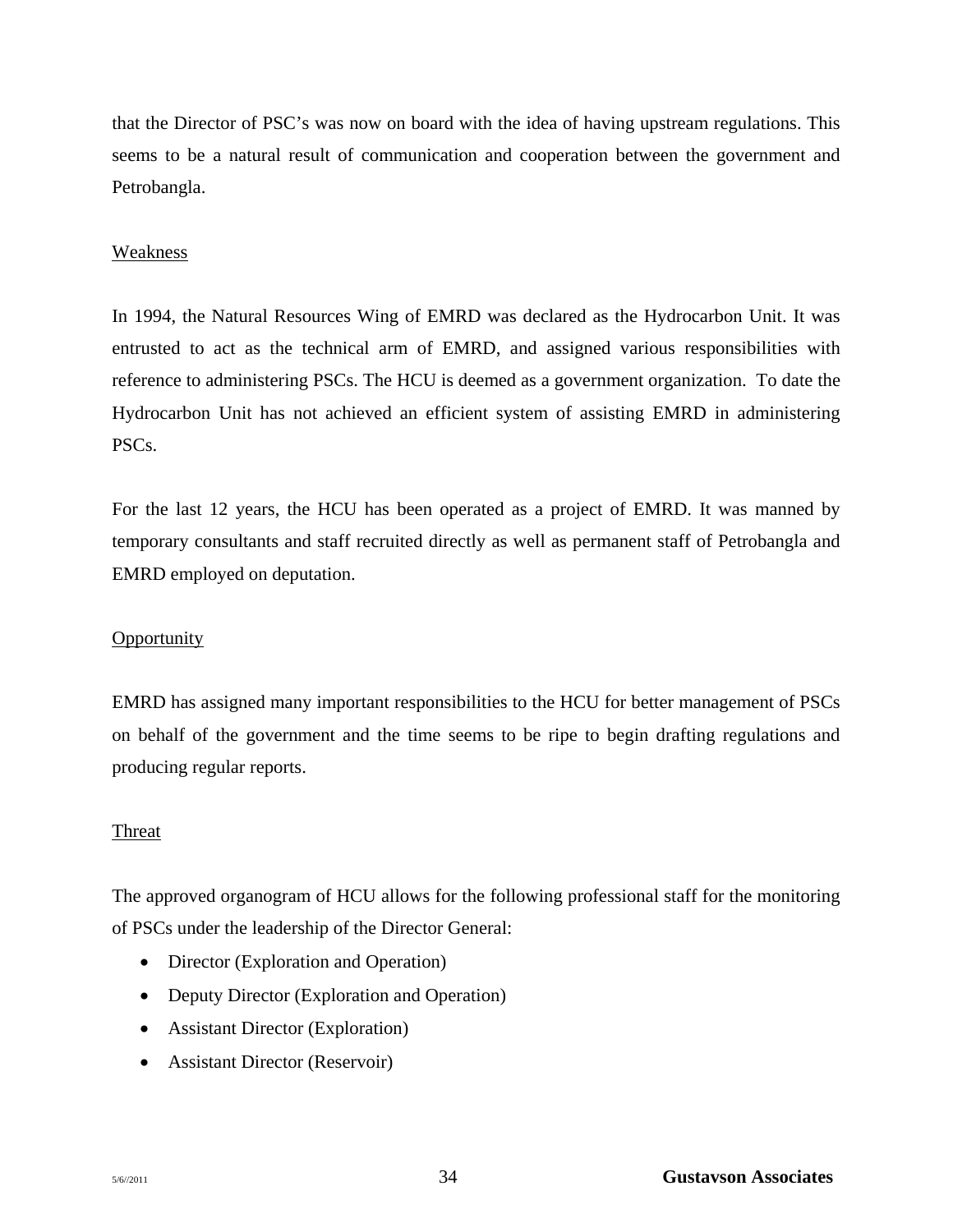that the Director of PSC's was now on board with the idea of having upstream regulations. This seems to be a natural result of communication and cooperation between the government and Petrobangla.

Weakness

In 1994, the Natural Resources Wing of EMRD was declared as the Hydrocarbon Unit. It was entrusted to act as the technical arm of EMRD, and assigned various responsibilities with reference to administering PSCs. The HCU is deemed as a government organization. To date the Hydrocarbon Unit has not achieved an efficient system of assisting EMRD in administering PSCs.

For the last 12 years, the HCU has been operated as a project of EMRD. It was manned by temporary consultants and staff recruited directly as well as permanent staff of Petrobangla and EMRD employed on deputation.

Opportunity

EMRD has assigned many important responsibilities to the HCU for better management of PSCs on behalf of the government and the time seems to be ripe to begin drafting regulations and producing regular reports.

Threat

The approved organogram of HCU allows for the following professional staff for the monitoring of PSCs under the leadership of the Director General:

- Director (Exploration and Operation)
- Deputy Director (Exploration and Operation)
- Assistant Director (Exploration)
- Assistant Director (Reservoir)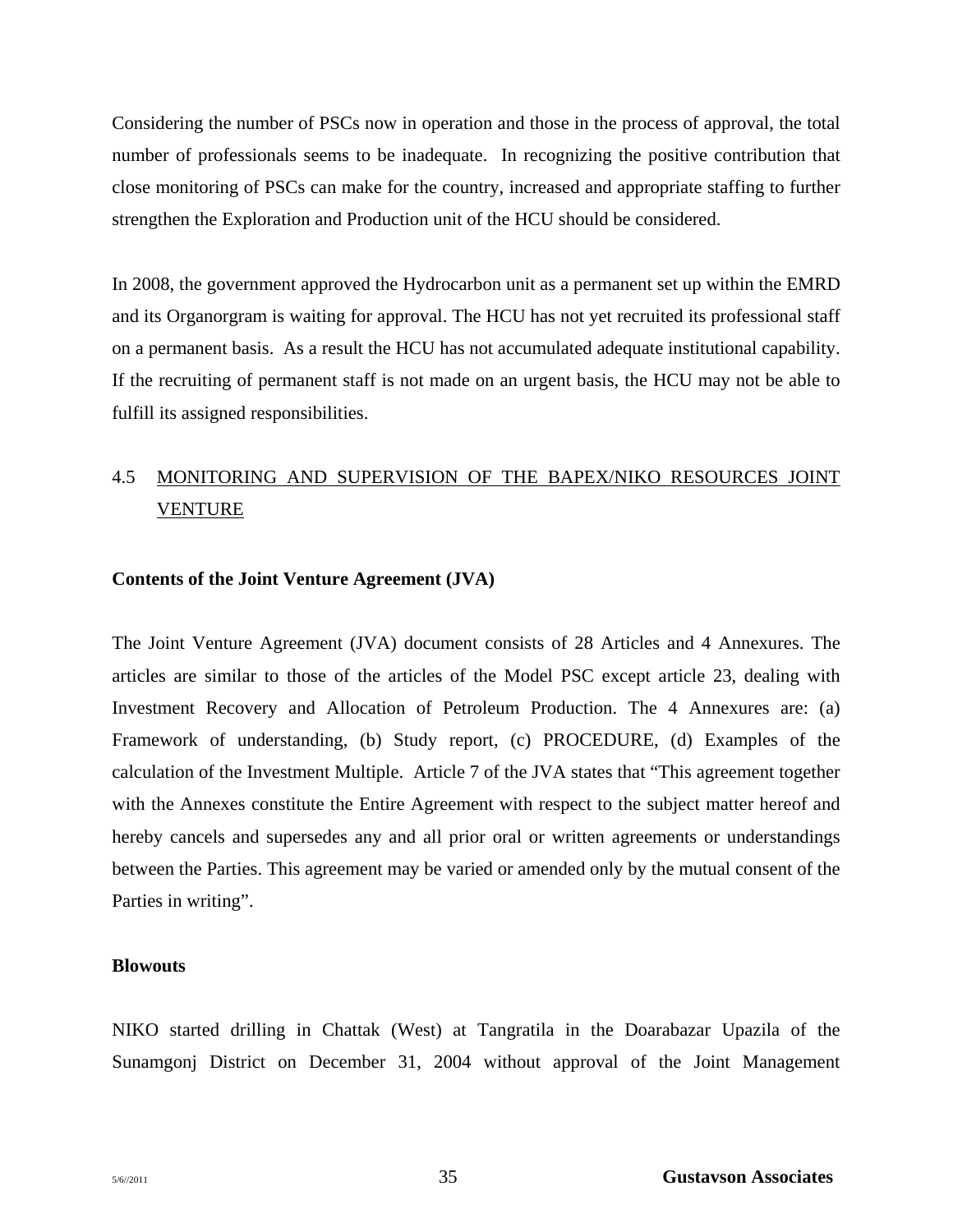Considering the number of PSCs now in operation and those in the process of approval, the total number of professionals seems to be inadequate. In recognizing the positive contribution that close monitoring of PSCs can make for the country, increased and appropriate staffing to further strengthen the Exploration and Production unit of the HCU should be considered.

In 2008, the government approved the Hydrocarbon unit as a permanent set up within the EMRD and its Organorgram is waiting for approval. The HCU has not yet recruited its professional staff on a permanent basis. As a result the HCU has not accumulated adequate institutional capability. If the recruiting of permanent staff is not made on an urgent basis, the HCU may not be able to fulfill its assigned responsibilities.

## 4.5 MONITORING AND SUPERVISION OF THE BAPEX/NIKO RESOURCES JOINT VENTURE

**Contents of the Joint Venture Agreement (JVA)**

The Joint Venture Agreement (JVA) document consists of 28 Articles and 4 Annexures. The articles are similar to those of the articles of the Model PSC except article 23, dealing with Investment Recovery and Allocation of Petroleum Production. The 4 Annexures are: (a) Framework of understanding, (b) Study report, (c) PROCEDURE, (d) Examples of the calculation of the Investment Multiple. Article 7 of the JVA states that "This agreement together with the Annexes constitute the Entire Agreement with respect to the subject matter hereof and hereby cancels and supersedes any and all prior oral or written agreements or understandings between the Parties. This agreement may be varied or amended only by the mutual consent of the Parties in writing".

**Blowouts**

NIKO started drilling in Chattak (West) at Tangratila in the Doarabazar Upazila of the Sunamgonj District on December 31, 2004 without approval of the Joint Management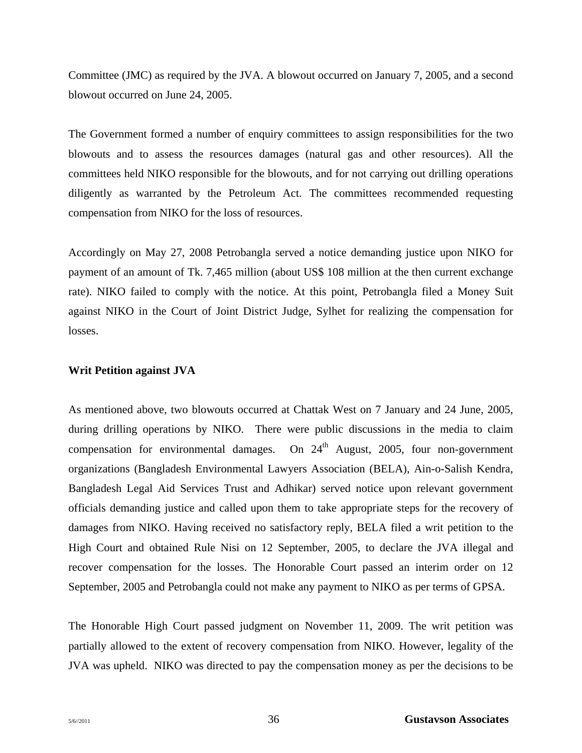Committee (JMC) as required by the JVA. A blowout occurred on January 7, 2005, and a second blowout occurred on June 24, 2005.

The Government formed a number of enquiry committees to assign responsibilities for the two blowouts and to assess the resources damages (natural gas and other resources). All the committees held NIKO responsible for the blowouts, and for not carrying out drilling operations diligently as warranted by the Petroleum Act. The committees recommended requesting compensation from NIKO for the loss of resources.

Accordingly on May 27, 2008 Petrobangla served a notice demanding justice upon NIKO for payment of an amount of Tk. 7,465 million (about US$ 108 million at the then current exchange rate). NIKO failed to comply with the notice. At this point, Petrobangla filed a Money Suit against NIKO in the Court of Joint District Judge, Sylhet for realizing the compensation for losses.

**Writ Petition against JVA**

As mentioned above, two blowouts occurred at Chattak West on 7 January and 24 June, 2005, during drilling operations by NIKO. There were public discussions in the media to claim compensation for environmental damages. On 24th August, 2005, four non-government organizations (Bangladesh Environmental Lawyers Association (BELA), Ain-o-Salish Kendra, Bangladesh Legal Aid Services Trust and Adhikar) served notice upon relevant government officials demanding justice and called upon them to take appropriate steps for the recovery of damages from NIKO. Having received no satisfactory reply, BELA filed a writ petition to the High Court and obtained Rule Nisi on 12 September, 2005, to declare the JVA illegal and recover compensation for the losses. The Honorable Court passed an interim order on 12 September, 2005 and Petrobangla could not make any payment to NIKO as per terms of GPSA.

The Honorable High Court passed judgment on November 11, 2009. The writ petition was partially allowed to the extent of recovery compensation from NIKO. However, legality of the JVA was upheld. NIKO was directed to pay the compensation money as per the decisions to be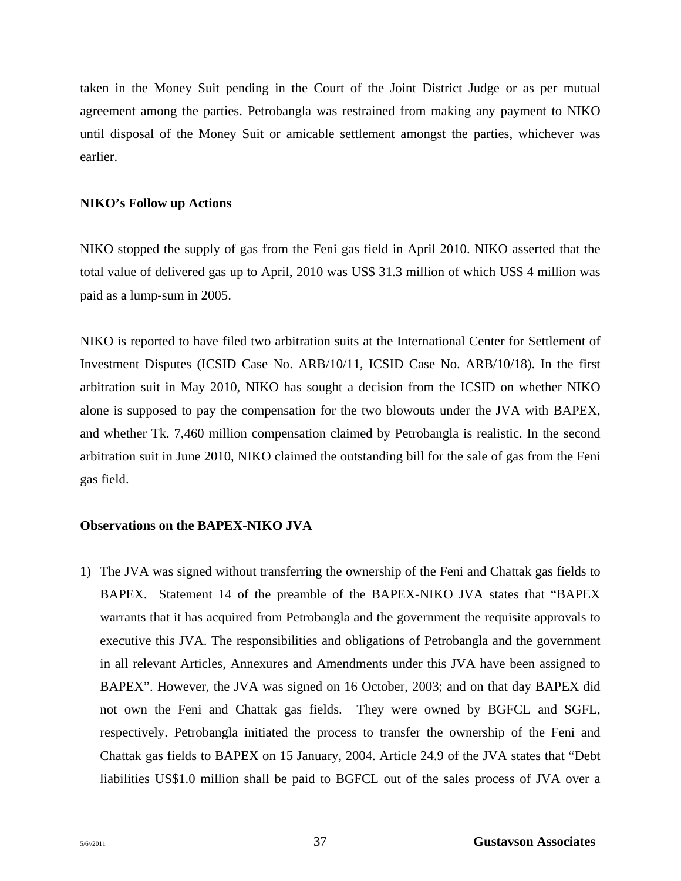taken in the Money Suit pending in the Court of the Joint District Judge or as per mutual agreement among the parties. Petrobangla was restrained from making any payment to NIKO until disposal of the Money Suit or amicable settlement amongst the parties, whichever was earlier.

**NIKO's Follow up Actions**

NIKO stopped the supply of gas from the Feni gas field in April 2010. NIKO asserted that the total value of delivered gas up to April, 2010 was US$ 31.3 million of which US$ 4 million was paid as a lump-sum in 2005.

NIKO is reported to have filed two arbitration suits at the International Center for Settlement of Investment Disputes (ICSID Case No. ARB/10/11, ICSID Case No. ARB/10/18). In the first arbitration suit in May 2010, NIKO has sought a decision from the ICSID on whether NIKO alone is supposed to pay the compensation for the two blowouts under the JVA with BAPEX, and whether Tk. 7,460 million compensation claimed by Petrobangla is realistic. In the second arbitration suit in June 2010, NIKO claimed the outstanding bill for the sale of gas from the Feni gas field.

**Observations on the BAPEX-NIKO JVA**

1) The JVA was signed without transferring the ownership of the Feni and Chattak gas fields to BAPEX. Statement 14 of the preamble of the BAPEX-NIKO JVA states that "BAPEX warrants that it has acquired from Petrobangla and the government the requisite approvals to executive this JVA. The responsibilities and obligations of Petrobangla and the government in all relevant Articles, Annexures and Amendments under this JVA have been assigned to BAPEX". However, the JVA was signed on 16 October, 2003; and on that day BAPEX did not own the Feni and Chattak gas fields. They were owned by BGFCL and SGFL, respectively. Petrobangla initiated the process to transfer the ownership of the Feni and Chattak gas fields to BAPEX on 15 January, 2004. Article 24.9 of the JVA states that "Debt liabilities US$1.0 million shall be paid to BGFCL out of the sales process of JVA over a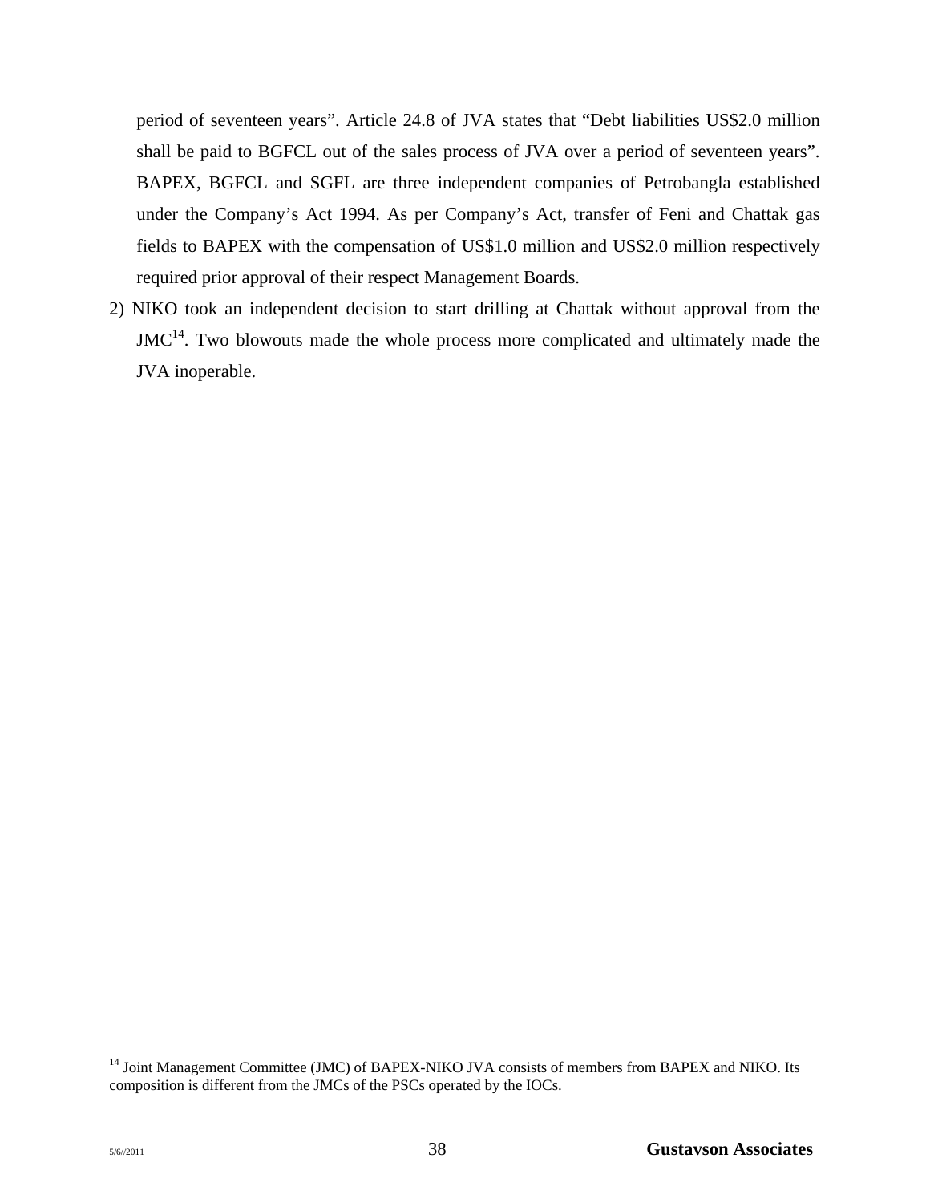period of seventeen years". Article 24.8 of JVA states that "Debt liabilities US$2.0 million shall be paid to BGFCL out of the sales process of JVA over a period of seventeen years". BAPEX, BGFCL and SGFL are three independent companies of Petrobangla established under the Company's Act 1994. As per Company's Act, transfer of Feni and Chattak gas fields to BAPEX with the compensation of US$1.0 million and US$2.0 million respectively required prior approval of their respect Management Boards.

2) NIKO took an independent decision to start drilling at Chattak without approval from the JMC[14]. Two blowouts made the whole process more complicated and ultimately made the JVA inoperable.

---

[14] Joint Management Committee (JMC) of BAPEX-NIKO JVA consists of members from BAPEX and NIKO. Its composition is different from the JMCs of the PSCs operated by the IOCs.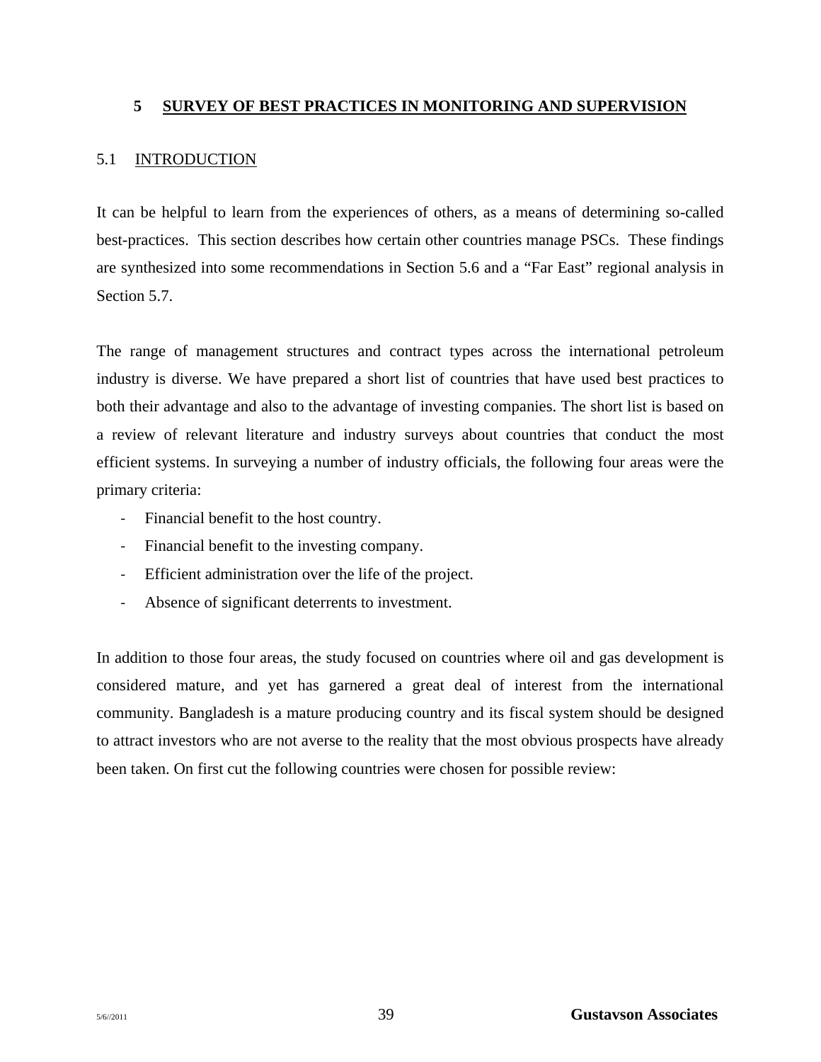# 5 SURVEY OF BEST PRACTICES IN MONITORING AND SUPERVISION

## 5.1 INTRODUCTION

It can be helpful to learn from the experiences of others, as a means of determining so-called best-practices. This section describes how certain other countries manage PSCs. These findings are synthesized into some recommendations in Section 5.6 and a "Far East" regional analysis in Section 5.7.

The range of management structures and contract types across the international petroleum industry is diverse. We have prepared a short list of countries that have used best practices to both their advantage and also to the advantage of investing companies. The short list is based on a review of relevant literature and industry surveys about countries that conduct the most efficient systems. In surveying a number of industry officials, the following four areas were the primary criteria:

- Financial benefit to the host country.
- Financial benefit to the investing company.
- Efficient administration over the life of the project.
- Absence of significant deterrents to investment.

In addition to those four areas, the study focused on countries where oil and gas development is considered mature, and yet has garnered a great deal of interest from the international community. Bangladesh is a mature producing country and its fiscal system should be designed to attract investors who are not averse to the reality that the most obvious prospects have already been taken. On first cut the following countries were chosen for possible review: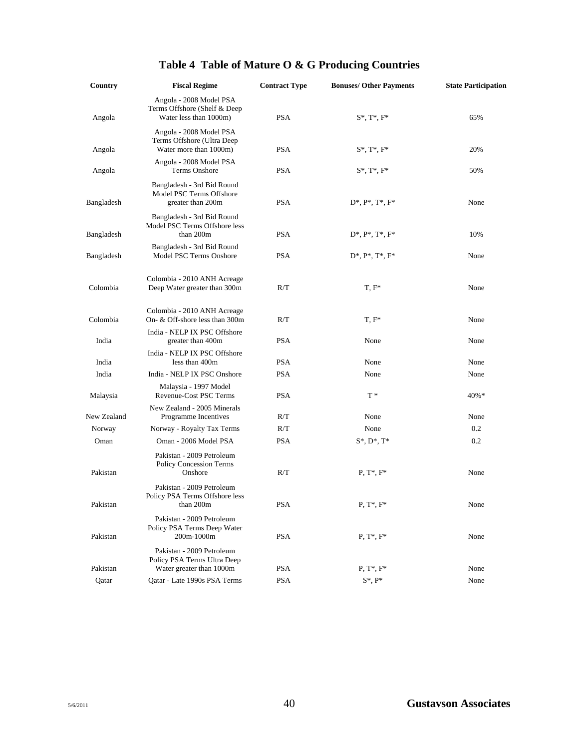# Table 4 Table of Mature O & G Producing Countries

| Country | Fiscal Regime | Contract Type | Bonuses/ Other Payments | State Participation |
|---|---|---|---|---|
| Angola | Angola - 2008 Model PSA Terms Offshore (Shelf & Deep Water less than 1000m) | PSA | S*, T*, F* | 65% |
| Angola | Angola - 2008 Model PSA Terms Offshore (Ultra Deep Water more than 1000m) | PSA | S*, T*, F* | 20% |
| Angola | Angola - 2008 Model PSA Terms Onshore | PSA | S*, T*, F* | 50% |
| Bangladesh | Bangladesh - 3rd Bid Round Model PSC Terms Offshore greater than 200m | PSA | D*, P*, T*, F* | None |
| Bangladesh | Bangladesh - 3rd Bid Round Model PSC Terms Offshore less than 200m | PSA | D*, P*, T*, F* | 10% |
| Bangladesh | Bangladesh - 3rd Bid Round Model PSC Terms Onshore | PSA | D*, P*, T*, F* | None |
| Colombia | Colombia - 2010 ANH Acreage Deep Water greater than 300m | R/T | T, F* | None |
| Colombia | Colombia - 2010 ANH Acreage On- & Off-shore less than 300m | R/T | T, F* | None |
| India | India - NELP IX PSC Offshore greater than 400m | PSA | None | None |
| India | India - NELP IX PSC Offshore less than 400m | PSA | None | None |
| India | India - NELP IX PSC Onshore | PSA | None | None |
| Malaysia | Malaysia - 1997 Model Revenue-Cost PSC Terms | PSA | T * | 40%* |
| New Zealand | New Zealand - 2005 Minerals Programme Incentives | R/T | None | None |
| Norway | Norway - Royalty Tax Terms | R/T | None | 0.2 |
| Oman | Oman - 2006 Model PSA | PSA | S*, D*, T* | 0.2 |
| Pakistan | Pakistan - 2009 Petroleum Policy Concession Terms Onshore | R/T | P, T*, F* | None |
| Pakistan | Pakistan - 2009 Petroleum Policy PSA Terms Offshore less than 200m | PSA | P, T*, F* | None |
| Pakistan | Pakistan - 2009 Petroleum Policy PSA Terms Deep Water 200m-1000m | PSA | P, T*, F* | None |
| Pakistan | Pakistan - 2009 Petroleum Policy PSA Terms Ultra Deep Water greater than 1000m | PSA | P, T*, F* | None |
| Qatar | Qatar - Late 1990s PSA Terms | PSA | S*, P* | None |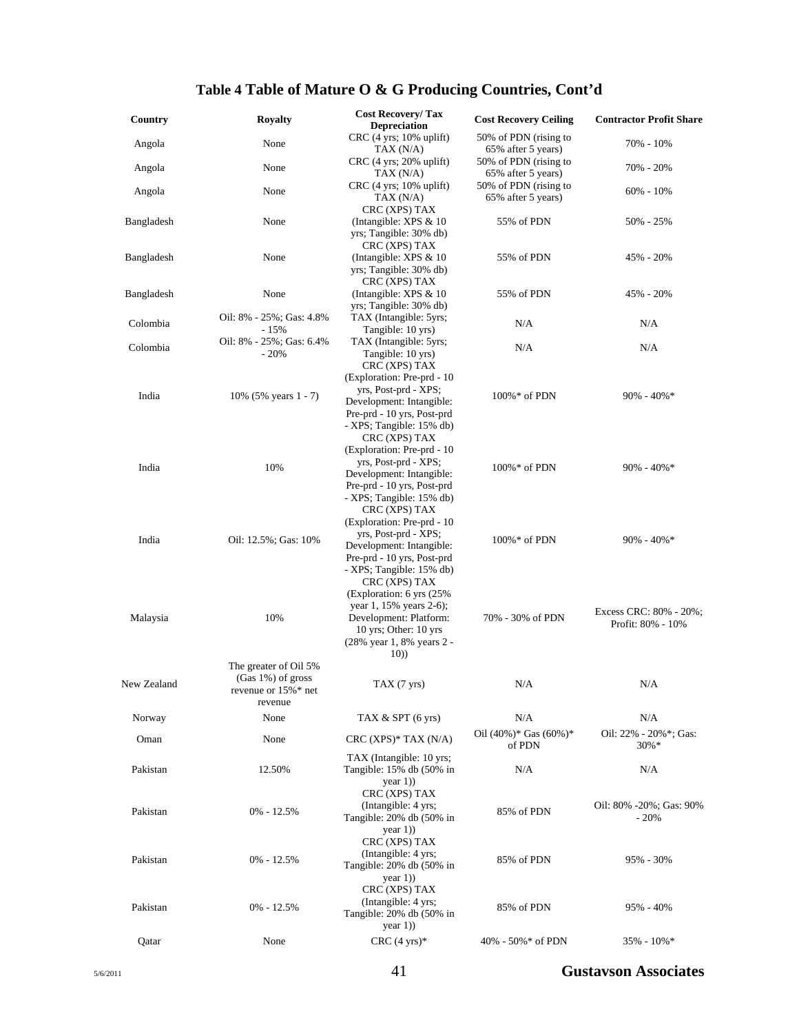## Table 4 Table of Mature O & G Producing Countries, Cont'd

| Country | Royalty | Cost Recovery/ Tax Depreciation | Cost Recovery Ceiling | Contractor Profit Share |
|---|---|---|---|---|
| Angola | None | CRC (4 yrs; 10% uplift) TAX (N/A) | 50% of PDN (rising to 65% after 5 years) | 70% - 10% |
| Angola | None | CRC (4 yrs; 20% uplift) TAX (N/A) | 50% of PDN (rising to 65% after 5 years) | 70% - 20% |
| Angola | None | CRC (4 yrs; 10% uplift) TAX (N/A) | 50% of PDN (rising to 65% after 5 years) | 60% - 10% |
| Bangladesh | None | CRC (XPS) TAX (Intangible: XPS & 10 yrs; Tangible: 30% db) | 55% of PDN | 50% - 25% |
| Bangladesh | None | CRC (XPS) TAX (Intangible: XPS & 10 yrs; Tangible: 30% db) | 55% of PDN | 45% - 20% |
| Bangladesh | None | CRC (XPS) TAX (Intangible: XPS & 10 yrs; Tangible: 30% db) | 55% of PDN | 45% - 20% |
| Colombia | Oil: 8% - 25%; Gas: 4.8% - 15% | TAX (Intangible: 5yrs; Tangible: 10 yrs) | N/A | N/A |
| Colombia | Oil: 8% - 25%; Gas: 6.4% - 20% | TAX (Intangible: 5yrs; Tangible: 10 yrs) | N/A | N/A |
| India | 10% (5% years 1 - 7) | CRC (XPS) TAX (Exploration: Pre-prd - 10 yrs, Post-prd - XPS; Development: Intangible: Pre-prd - 10 yrs, Post-prd - XPS; Tangible: 15% db) | 100%* of PDN | 90% - 40%* |
| India | 10% | CRC (XPS) TAX (Exploration: Pre-prd - 10 yrs, Post-prd - XPS; Development: Intangible: Pre-prd - 10 yrs, Post-prd - XPS; Tangible: 15% db) | 100%* of PDN | 90% - 40%* |
| India | Oil: 12.5%; Gas: 10% | CRC (XPS) TAX (Exploration: Pre-prd - 10 yrs, Post-prd - XPS; Development: Intangible: Pre-prd - 10 yrs, Post-prd - XPS; Tangible: 15% db) | 100%* of PDN | 90% - 40%* |
| Malaysia | 10% | CRC (XPS) TAX (Exploration: 6 yrs (25% year 1, 15% years 2-6); Development: Platform: 10 yrs; Other: 10 yrs (28% year 1, 8% years 2 - 10)) | 70% - 30% of PDN | Excess CRC: 80% - 20%; Profit: 80% - 10% |
| New Zealand | The greater of Oil 5% (Gas 1%) of gross revenue or 15%* net revenue | TAX (7 yrs) | N/A | N/A |
| Norway | None | TAX & SPT (6 yrs) | N/A | N/A |
| Oman | None | CRC (XPS)* TAX (N/A) | Oil (40%)* Gas (60%)* of PDN | Oil: 22% - 20%*; Gas: 30%* |
| Pakistan | 12.50% | TAX (Intangible: 10 yrs; Tangible: 15% db (50% in year 1)) | N/A | N/A |
| Pakistan | 0% - 12.5% | CRC (XPS) TAX (Intangible: 4 yrs; Tangible: 20% db (50% in year 1)) | 85% of PDN | Oil: 80% -20%; Gas: 90% - 20% |
| Pakistan | 0% - 12.5% | CRC (XPS) TAX (Intangible: 4 yrs; Tangible: 20% db (50% in year 1)) | 85% of PDN | 95% - 30% |
| Pakistan | 0% - 12.5% | CRC (XPS) TAX (Intangible: 4 yrs; Tangible: 20% db (50% in year 1)) | 85% of PDN | 95% - 40% |
| Qatar | None | CRC (4 yrs)* | 40% - 50%* of PDN | 35% - 10%* |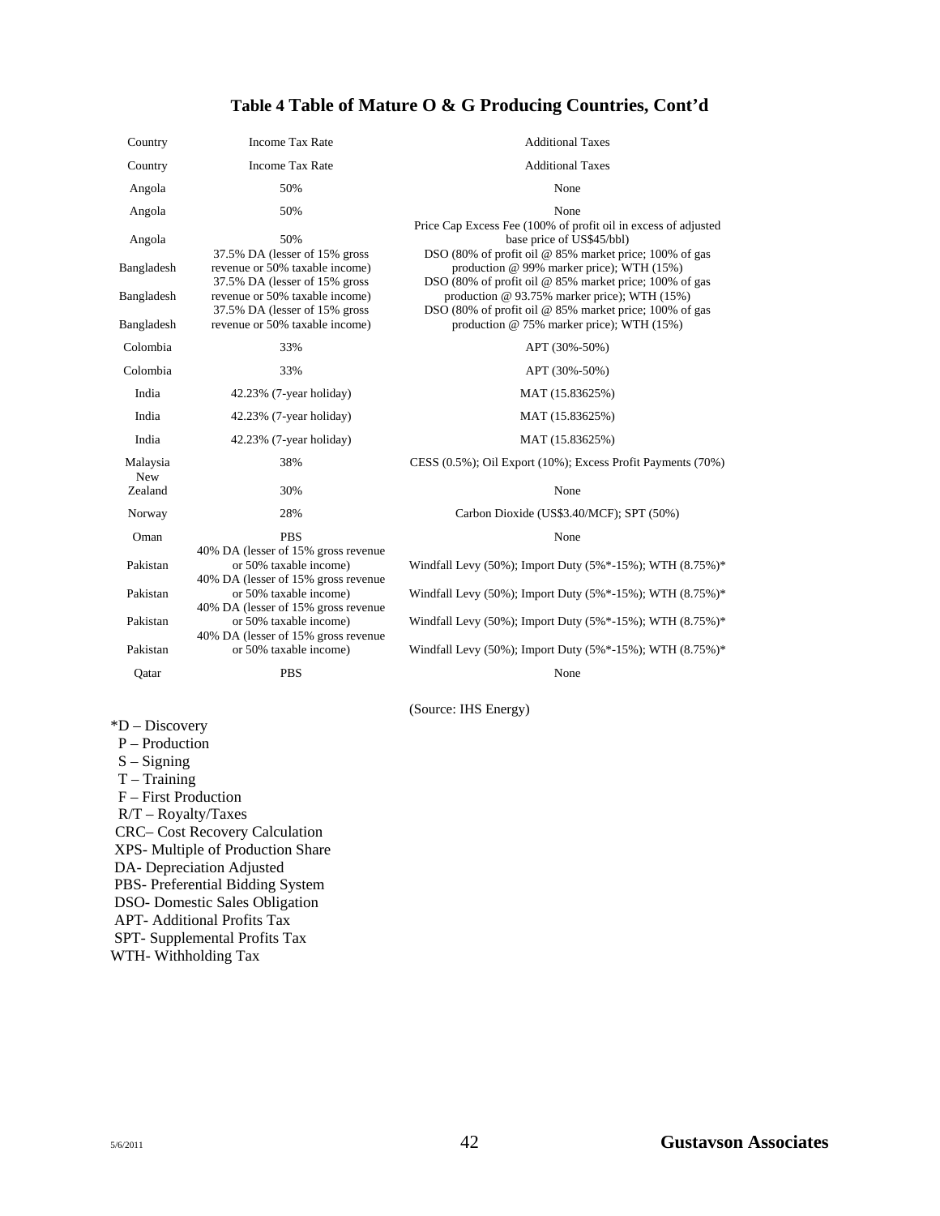## Table 4 Table of Mature O & G Producing Countries, Cont'd

| Country | Income Tax Rate | Additional Taxes |
|---|---|---|
| Country | Income Tax Rate | Additional Taxes |
| Angola | 50% | None |
| Angola | 50% | None |
| Angola | 50% | Price Cap Excess Fee (100% of profit oil in excess of adjusted base price of US$45/bbl) |
| Bangladesh | 37.5% DA (lesser of 15% gross revenue or 50% taxable income) | DSO (80% of profit oil @ 85% market price; 100% of gas production @ 99% marker price); WTH (15%) |
| Bangladesh | 37.5% DA (lesser of 15% gross revenue or 50% taxable income) | DSO (80% of profit oil @ 85% market price; 100% of gas production @ 93.75% marker price); WTH (15%) |
| Bangladesh | 37.5% DA (lesser of 15% gross revenue or 50% taxable income) | DSO (80% of profit oil @ 85% market price; 100% of gas production @ 75% marker price); WTH (15%) |
| Colombia | 33% | APT (30%-50%) |
| Colombia | 33% | APT (30%-50%) |
| India | 42.23% (7-year holiday) | MAT (15.83625%) |
| India | 42.23% (7-year holiday) | MAT (15.83625%) |
| India | 42.23% (7-year holiday) | MAT (15.83625%) |
| Malaysia | 38% | CESS (0.5%); Oil Export (10%); Excess Profit Payments (70%) |
| New Zealand | 30% | None |
| Norway | 28% | Carbon Dioxide (US$3.40/MCF); SPT (50%) |
| Oman | PBS | None |
| Pakistan | 40% DA (lesser of 15% gross revenue or 50% taxable income) | Windfall Levy (50%); Import Duty (5%*-15%); WTH (8.75%)* |
| Pakistan | 40% DA (lesser of 15% gross revenue or 50% taxable income) | Windfall Levy (50%); Import Duty (5%*-15%); WTH (8.75%)* |
| Pakistan | 40% DA (lesser of 15% gross revenue or 50% taxable income) | Windfall Levy (50%); Import Duty (5%*-15%); WTH (8.75%)* |
| Pakistan | 40% DA (lesser of 15% gross revenue or 50% taxable income) | Windfall Levy (50%); Import Duty (5%*-15%); WTH (8.75%)* |
| Qatar | PBS | None |

(Source: IHS Energy)

*D – Discovery  
P – Production  
S – Signing  
T – Training  
F – First Production  
R/T – Royalty/Taxes  
CRC– Cost Recovery Calculation  
XPS- Multiple of Production Share  
DA- Depreciation Adjusted  
PBS- Preferential Bidding System  
DSO- Domestic Sales Obligation  
APT- Additional Profits Tax  
SPT- Supplemental Profits Tax  
WTH- Withholding Tax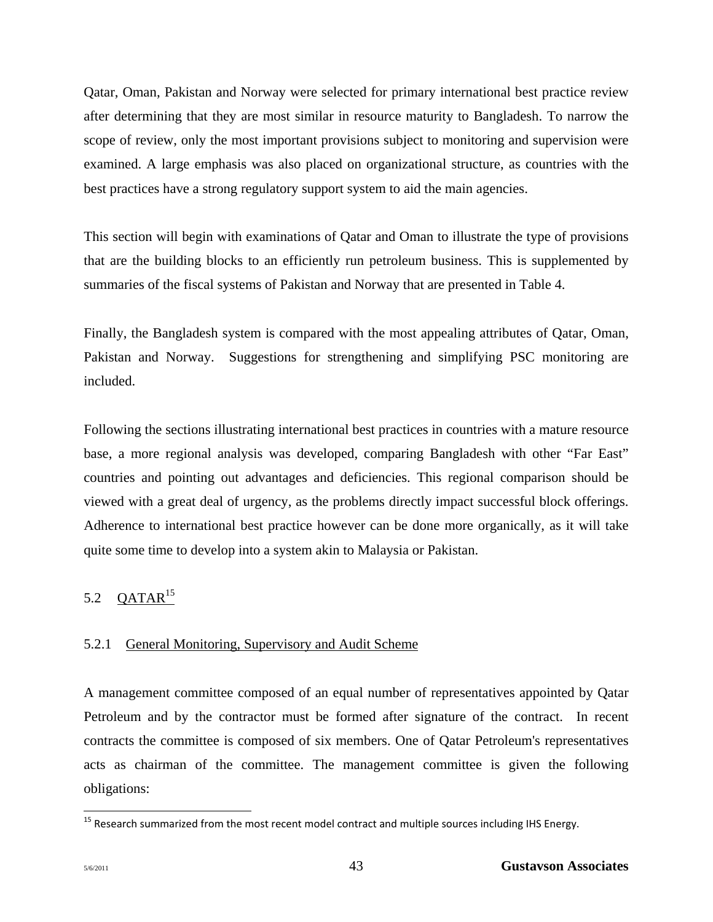Qatar, Oman, Pakistan and Norway were selected for primary international best practice review after determining that they are most similar in resource maturity to Bangladesh. To narrow the scope of review, only the most important provisions subject to monitoring and supervision were examined. A large emphasis was also placed on organizational structure, as countries with the best practices have a strong regulatory support system to aid the main agencies.

This section will begin with examinations of Qatar and Oman to illustrate the type of provisions that are the building blocks to an efficiently run petroleum business. This is supplemented by summaries of the fiscal systems of Pakistan and Norway that are presented in Table 4.

Finally, the Bangladesh system is compared with the most appealing attributes of Qatar, Oman, Pakistan and Norway. Suggestions for strengthening and simplifying PSC monitoring are included.

Following the sections illustrating international best practices in countries with a mature resource base, a more regional analysis was developed, comparing Bangladesh with other "Far East" countries and pointing out advantages and deficiencies. This regional comparison should be viewed with a great deal of urgency, as the problems directly impact successful block offerings. Adherence to international best practice however can be done more organically, as it will take quite some time to develop into a system akin to Malaysia or Pakistan.

## 5.2 QATAR[15]

### 5.2.1 General Monitoring, Supervisory and Audit Scheme

A management committee composed of an equal number of representatives appointed by Qatar Petroleum and by the contractor must be formed after signature of the contract. In recent contracts the committee is composed of six members. One of Qatar Petroleum's representatives acts as chairman of the committee. The management committee is given the following obligations:

[15] Research summarized from the most recent model contract and multiple sources including IHS Energy.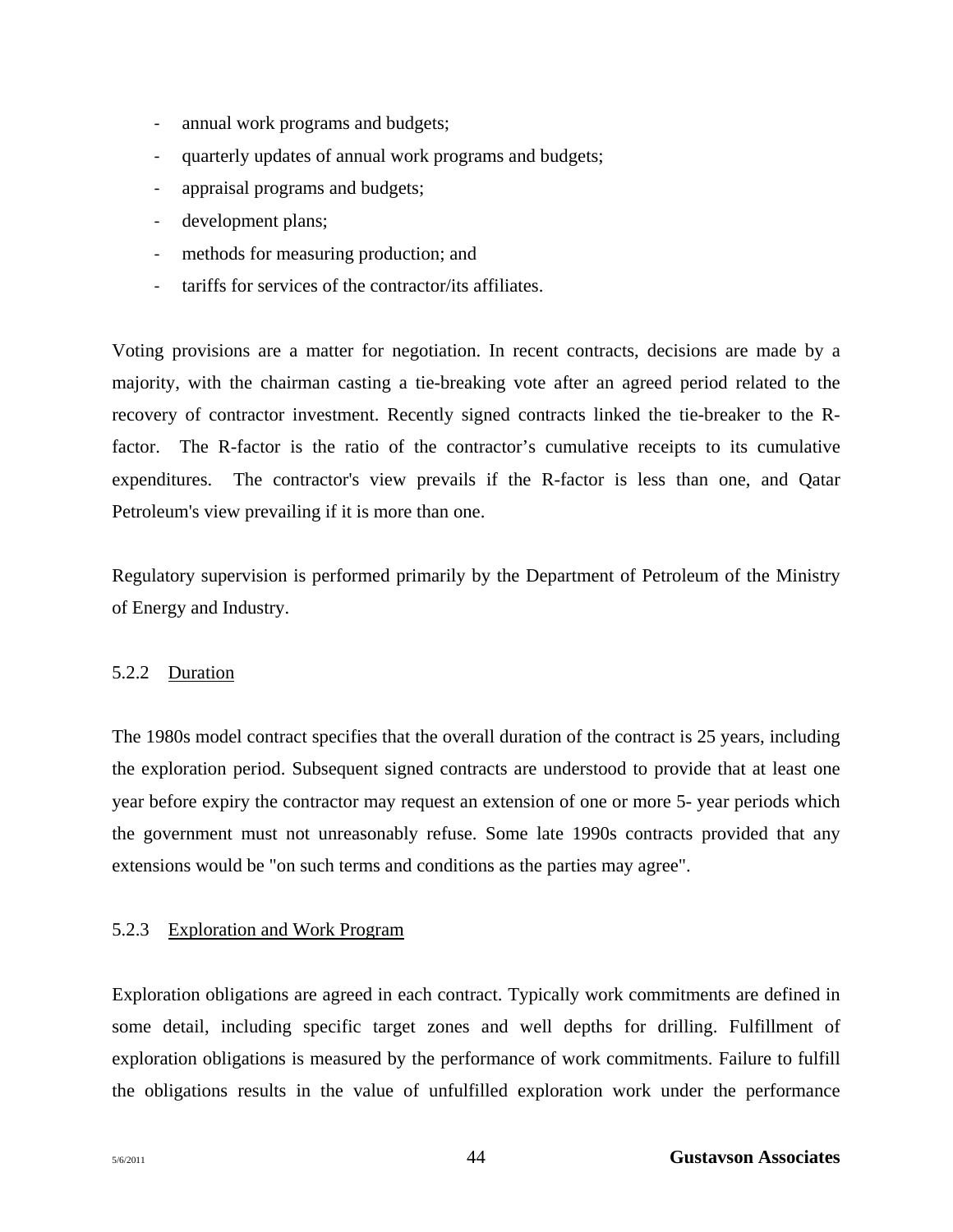- annual work programs and budgets;
- quarterly updates of annual work programs and budgets;
- appraisal programs and budgets;
- development plans;
- methods for measuring production; and
- tariffs for services of the contractor/its affiliates.

Voting provisions are a matter for negotiation. In recent contracts, decisions are made by a majority, with the chairman casting a tie-breaking vote after an agreed period related to the recovery of contractor investment. Recently signed contracts linked the tie-breaker to the R-factor. The R-factor is the ratio of the contractor's cumulative receipts to its cumulative expenditures. The contractor's view prevails if the R-factor is less than one, and Qatar Petroleum's view prevailing if it is more than one.

Regulatory supervision is performed primarily by the Department of Petroleum of the Ministry of Energy and Industry.

### 5.2.2 Duration

The 1980s model contract specifies that the overall duration of the contract is 25 years, including the exploration period. Subsequent signed contracts are understood to provide that at least one year before expiry the contractor may request an extension of one or more 5- year periods which the government must not unreasonably refuse. Some late 1990s contracts provided that any extensions would be "on such terms and conditions as the parties may agree".

### 5.2.3 Exploration and Work Program

Exploration obligations are agreed in each contract. Typically work commitments are defined in some detail, including specific target zones and well depths for drilling. Fulfillment of exploration obligations is measured by the performance of work commitments. Failure to fulfill the obligations results in the value of unfulfilled exploration work under the performance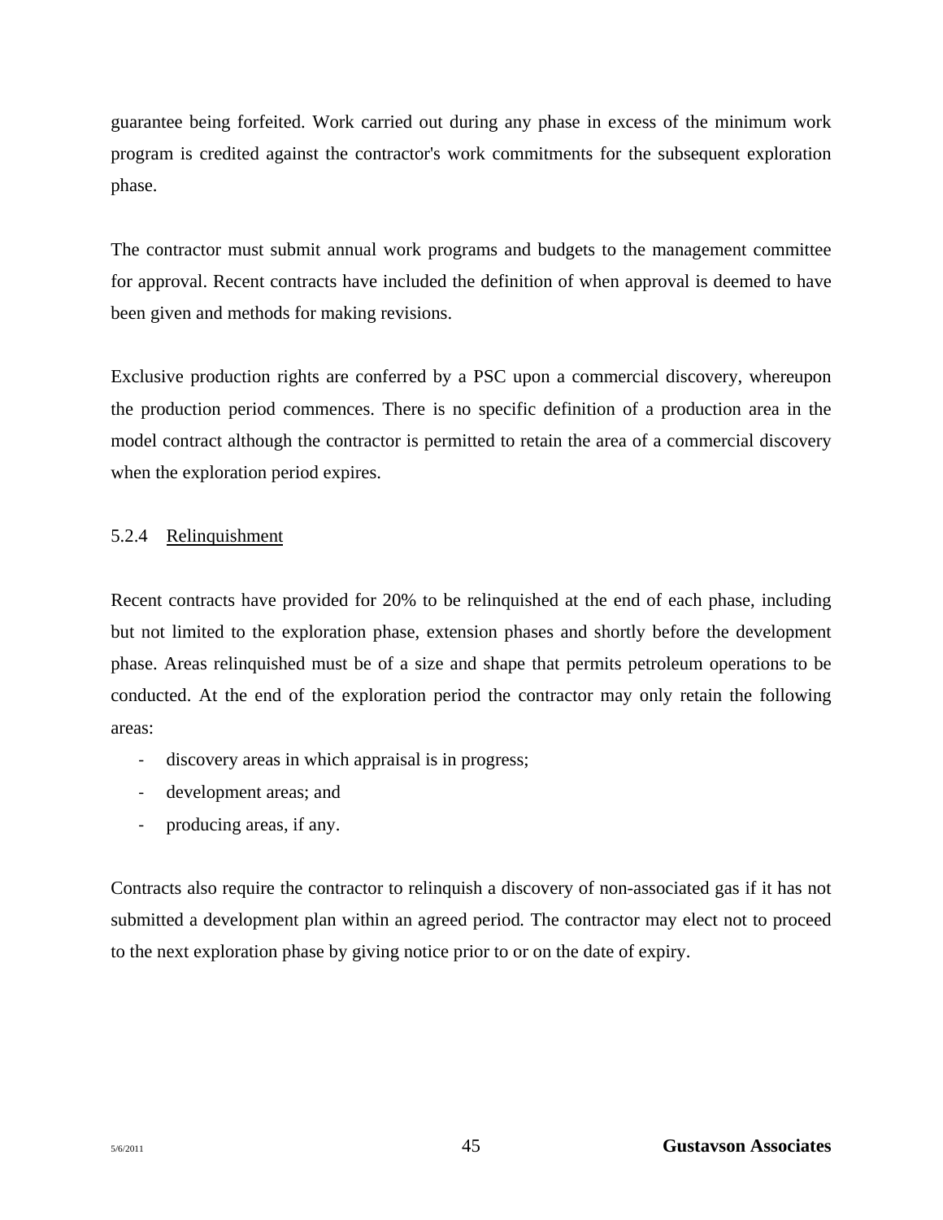guarantee being forfeited. Work carried out during any phase in excess of the minimum work program is credited against the contractor's work commitments for the subsequent exploration phase.

The contractor must submit annual work programs and budgets to the management committee for approval. Recent contracts have included the definition of when approval is deemed to have been given and methods for making revisions.

Exclusive production rights are conferred by a PSC upon a commercial discovery, whereupon the production period commences. There is no specific definition of a production area in the model contract although the contractor is permitted to retain the area of a commercial discovery when the exploration period expires.

#### 5.2.4 Relinquishment

Recent contracts have provided for 20% to be relinquished at the end of each phase, including but not limited to the exploration phase, extension phases and shortly before the development phase. Areas relinquished must be of a size and shape that permits petroleum operations to be conducted. At the end of the exploration period the contractor may only retain the following areas:

- discovery areas in which appraisal is in progress;
- development areas; and
- producing areas, if any.

Contracts also require the contractor to relinquish a discovery of non-associated gas if it has not submitted a development plan within an agreed period. The contractor may elect not to proceed to the next exploration phase by giving notice prior to or on the date of expiry.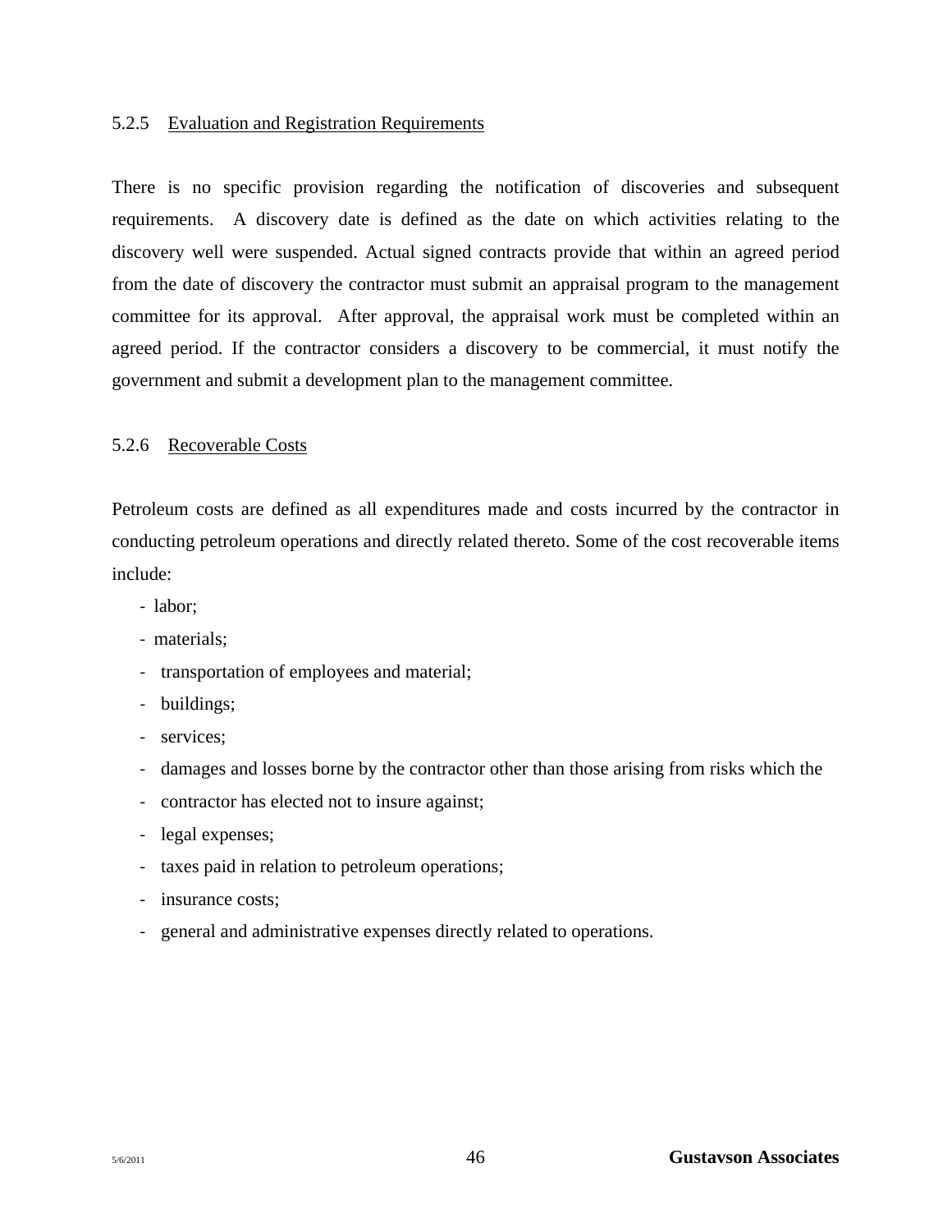### 5.2.5 Evaluation and Registration Requirements

There is no specific provision regarding the notification of discoveries and subsequent requirements. A discovery date is defined as the date on which activities relating to the discovery well were suspended. Actual signed contracts provide that within an agreed period from the date of discovery the contractor must submit an appraisal program to the management committee for its approval. After approval, the appraisal work must be completed within an agreed period. If the contractor considers a discovery to be commercial, it must notify the government and submit a development plan to the management committee.

### 5.2.6 Recoverable Costs

Petroleum costs are defined as all expenditures made and costs incurred by the contractor in conducting petroleum operations and directly related thereto. Some of the cost recoverable items include:

- labor;
- materials;
- transportation of employees and material;
- buildings;
- services;
- damages and losses borne by the contractor other than those arising from risks which the
- contractor has elected not to insure against;
- legal expenses;
- taxes paid in relation to petroleum operations;
- insurance costs;
- general and administrative expenses directly related to operations.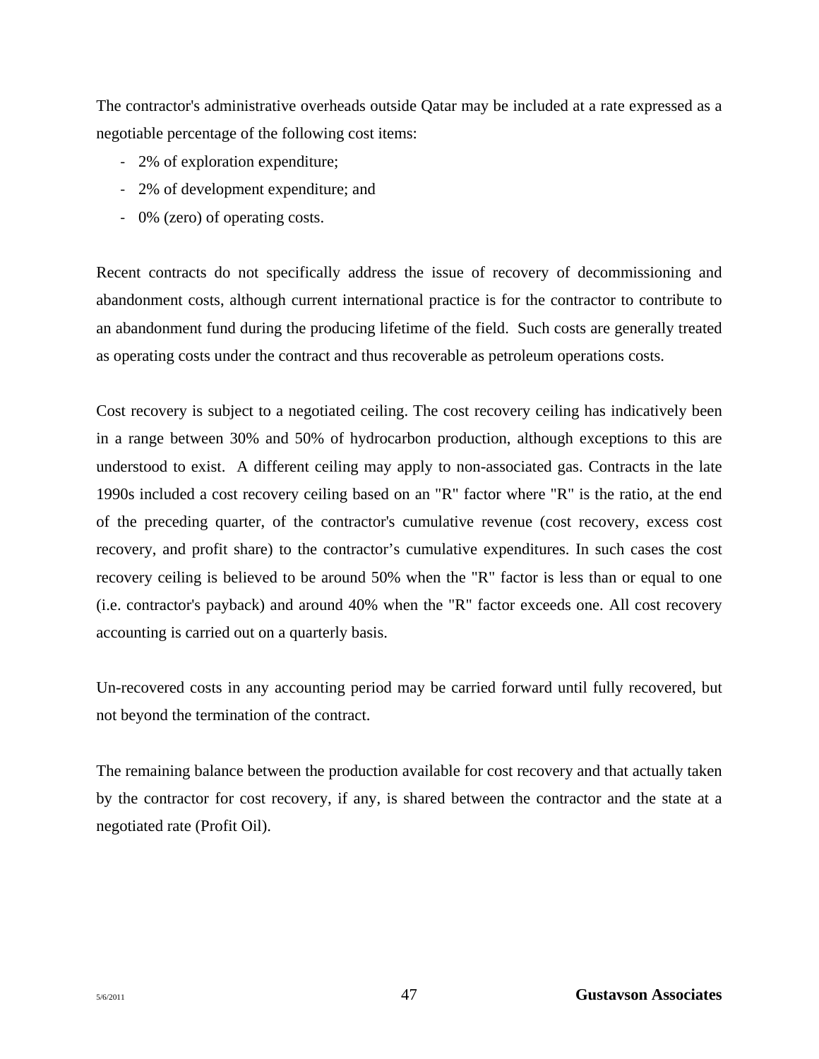The contractor's administrative overheads outside Qatar may be included at a rate expressed as a negotiable percentage of the following cost items:

- 2% of exploration expenditure;
- 2% of development expenditure; and
- 0% (zero) of operating costs.

Recent contracts do not specifically address the issue of recovery of decommissioning and abandonment costs, although current international practice is for the contractor to contribute to an abandonment fund during the producing lifetime of the field. Such costs are generally treated as operating costs under the contract and thus recoverable as petroleum operations costs.

Cost recovery is subject to a negotiated ceiling. The cost recovery ceiling has indicatively been in a range between 30% and 50% of hydrocarbon production, although exceptions to this are understood to exist. A different ceiling may apply to non-associated gas. Contracts in the late 1990s included a cost recovery ceiling based on an "R" factor where "R" is the ratio, at the end of the preceding quarter, of the contractor's cumulative revenue (cost recovery, excess cost recovery, and profit share) to the contractor's cumulative expenditures. In such cases the cost recovery ceiling is believed to be around 50% when the "R" factor is less than or equal to one (i.e. contractor's payback) and around 40% when the "R" factor exceeds one. All cost recovery accounting is carried out on a quarterly basis.

Un-recovered costs in any accounting period may be carried forward until fully recovered, but not beyond the termination of the contract.

The remaining balance between the production available for cost recovery and that actually taken by the contractor for cost recovery, if any, is shared between the contractor and the state at a negotiated rate (Profit Oil).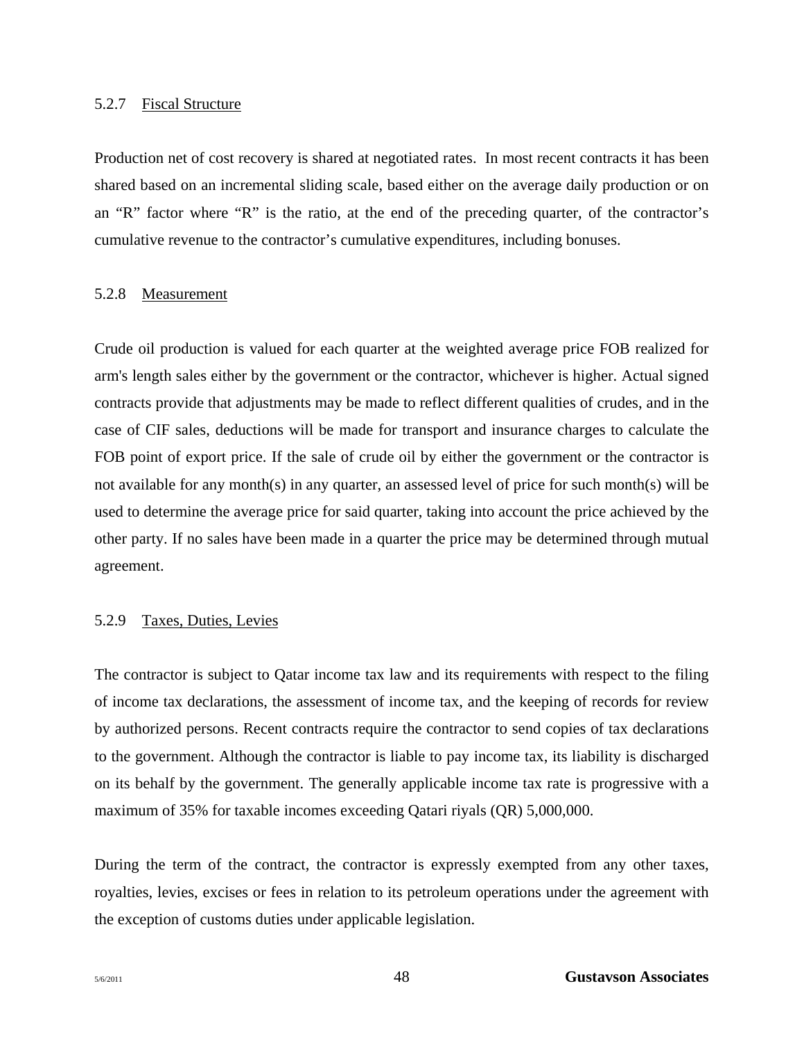#### 5.2.7 Fiscal Structure

Production net of cost recovery is shared at negotiated rates. In most recent contracts it has been shared based on an incremental sliding scale, based either on the average daily production or on an "R" factor where "R" is the ratio, at the end of the preceding quarter, of the contractor's cumulative revenue to the contractor's cumulative expenditures, including bonuses.

#### 5.2.8 Measurement

Crude oil production is valued for each quarter at the weighted average price FOB realized for arm's length sales either by the government or the contractor, whichever is higher. Actual signed contracts provide that adjustments may be made to reflect different qualities of crudes, and in the case of CIF sales, deductions will be made for transport and insurance charges to calculate the FOB point of export price. If the sale of crude oil by either the government or the contractor is not available for any month(s) in any quarter, an assessed level of price for such month(s) will be used to determine the average price for said quarter, taking into account the price achieved by the other party. If no sales have been made in a quarter the price may be determined through mutual agreement.

#### 5.2.9 Taxes, Duties, Levies

The contractor is subject to Qatar income tax law and its requirements with respect to the filing of income tax declarations, the assessment of income tax, and the keeping of records for review by authorized persons. Recent contracts require the contractor to send copies of tax declarations to the government. Although the contractor is liable to pay income tax, its liability is discharged on its behalf by the government. The generally applicable income tax rate is progressive with a maximum of 35% for taxable incomes exceeding Qatari riyals (QR) 5,000,000.

During the term of the contract, the contractor is expressly exempted from any other taxes, royalties, levies, excises or fees in relation to its petroleum operations under the agreement with the exception of customs duties under applicable legislation.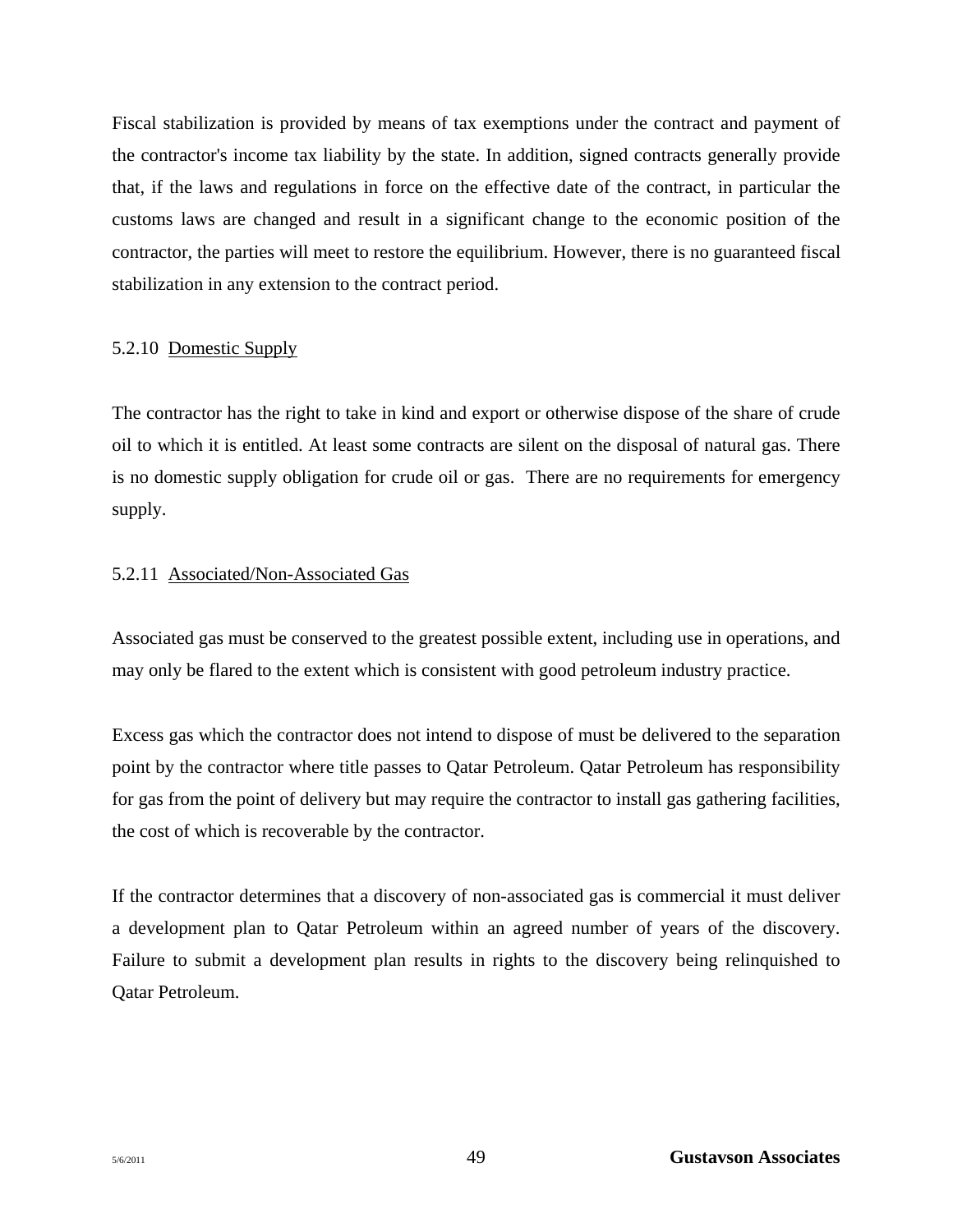Fiscal stabilization is provided by means of tax exemptions under the contract and payment of the contractor's income tax liability by the state. In addition, signed contracts generally provide that, if the laws and regulations in force on the effective date of the contract, in particular the customs laws are changed and result in a significant change to the economic position of the contractor, the parties will meet to restore the equilibrium. However, there is no guaranteed fiscal stabilization in any extension to the contract period.

#### 5.2.10 Domestic Supply

The contractor has the right to take in kind and export or otherwise dispose of the share of crude oil to which it is entitled. At least some contracts are silent on the disposal of natural gas. There is no domestic supply obligation for crude oil or gas. There are no requirements for emergency supply.

#### 5.2.11 Associated/Non-Associated Gas

Associated gas must be conserved to the greatest possible extent, including use in operations, and may only be flared to the extent which is consistent with good petroleum industry practice.

Excess gas which the contractor does not intend to dispose of must be delivered to the separation point by the contractor where title passes to Qatar Petroleum. Qatar Petroleum has responsibility for gas from the point of delivery but may require the contractor to install gas gathering facilities, the cost of which is recoverable by the contractor.

If the contractor determines that a discovery of non-associated gas is commercial it must deliver a development plan to Qatar Petroleum within an agreed number of years of the discovery. Failure to submit a development plan results in rights to the discovery being relinquished to Qatar Petroleum.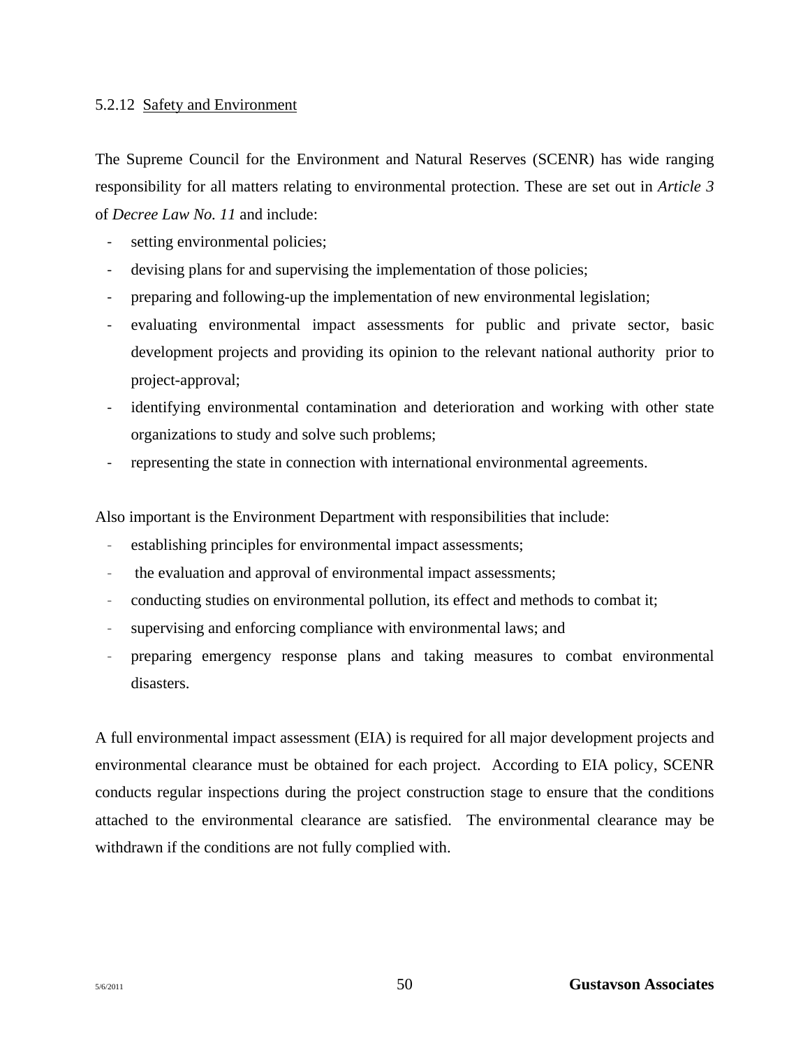#### 5.2.12 Safety and Environment

The Supreme Council for the Environment and Natural Reserves (SCENR) has wide ranging responsibility for all matters relating to environmental protection. These are set out in *Article 3* of *Decree Law No. 11* and include:

- setting environmental policies;
- devising plans for and supervising the implementation of those policies;
- preparing and following-up the implementation of new environmental legislation;
- evaluating environmental impact assessments for public and private sector, basic development projects and providing its opinion to the relevant national authority prior to project-approval;
- identifying environmental contamination and deterioration and working with other state organizations to study and solve such problems;
- representing the state in connection with international environmental agreements.

Also important is the Environment Department with responsibilities that include:

- establishing principles for environmental impact assessments;
- the evaluation and approval of environmental impact assessments;
- conducting studies on environmental pollution, its effect and methods to combat it;
- supervising and enforcing compliance with environmental laws; and
- preparing emergency response plans and taking measures to combat environmental disasters.

A full environmental impact assessment (EIA) is required for all major development projects and environmental clearance must be obtained for each project. According to EIA policy, SCENR conducts regular inspections during the project construction stage to ensure that the conditions attached to the environmental clearance are satisfied. The environmental clearance may be withdrawn if the conditions are not fully complied with.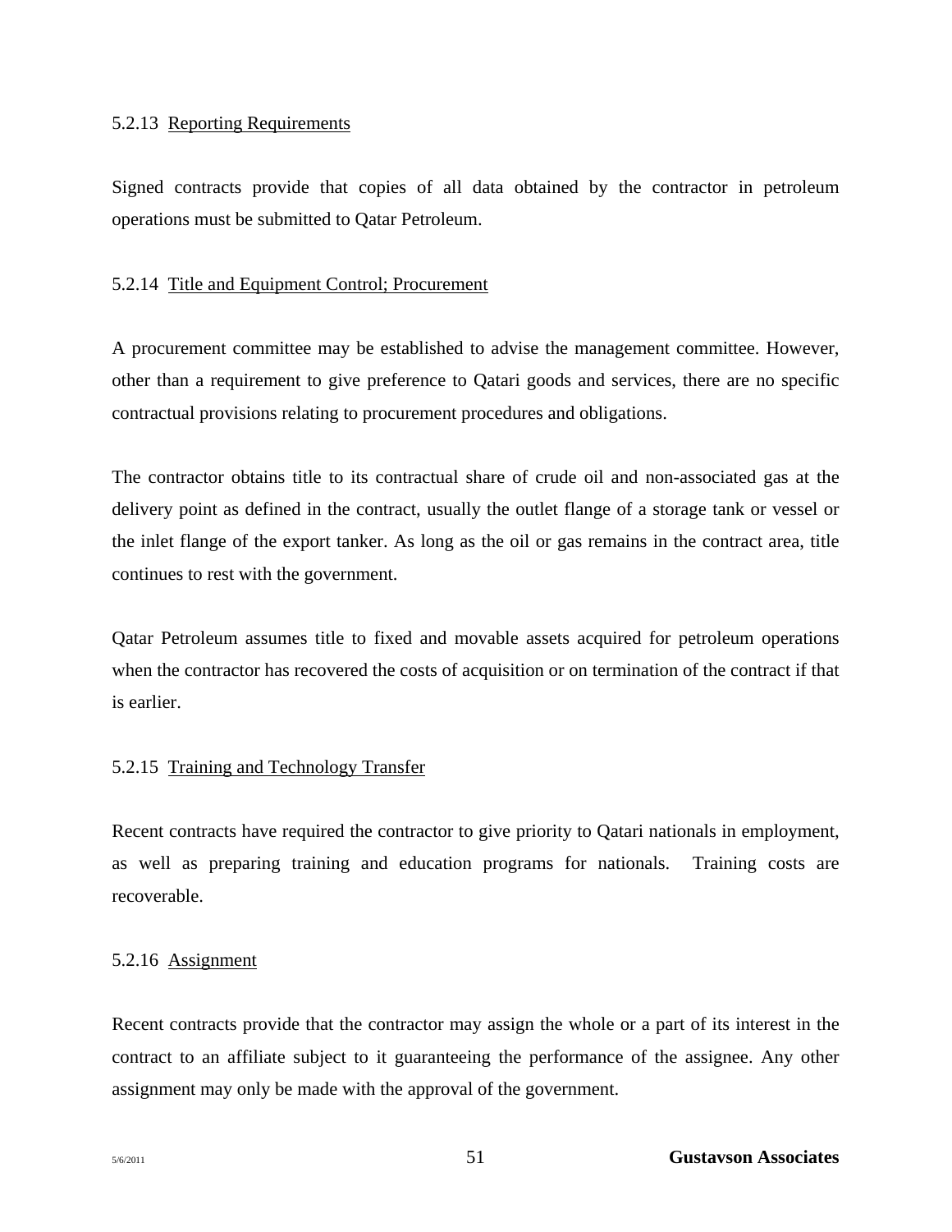#### 5.2.13 Reporting Requirements

Signed contracts provide that copies of all data obtained by the contractor in petroleum operations must be submitted to Qatar Petroleum.

#### 5.2.14 Title and Equipment Control; Procurement

A procurement committee may be established to advise the management committee. However, other than a requirement to give preference to Qatari goods and services, there are no specific contractual provisions relating to procurement procedures and obligations.

The contractor obtains title to its contractual share of crude oil and non-associated gas at the delivery point as defined in the contract, usually the outlet flange of a storage tank or vessel or the inlet flange of the export tanker. As long as the oil or gas remains in the contract area, title continues to rest with the government.

Qatar Petroleum assumes title to fixed and movable assets acquired for petroleum operations when the contractor has recovered the costs of acquisition or on termination of the contract if that is earlier.

#### 5.2.15 Training and Technology Transfer

Recent contracts have required the contractor to give priority to Qatari nationals in employment, as well as preparing training and education programs for nationals. Training costs are recoverable.

#### 5.2.16 Assignment

Recent contracts provide that the contractor may assign the whole or a part of its interest in the contract to an affiliate subject to it guaranteeing the performance of the assignee. Any other assignment may only be made with the approval of the government.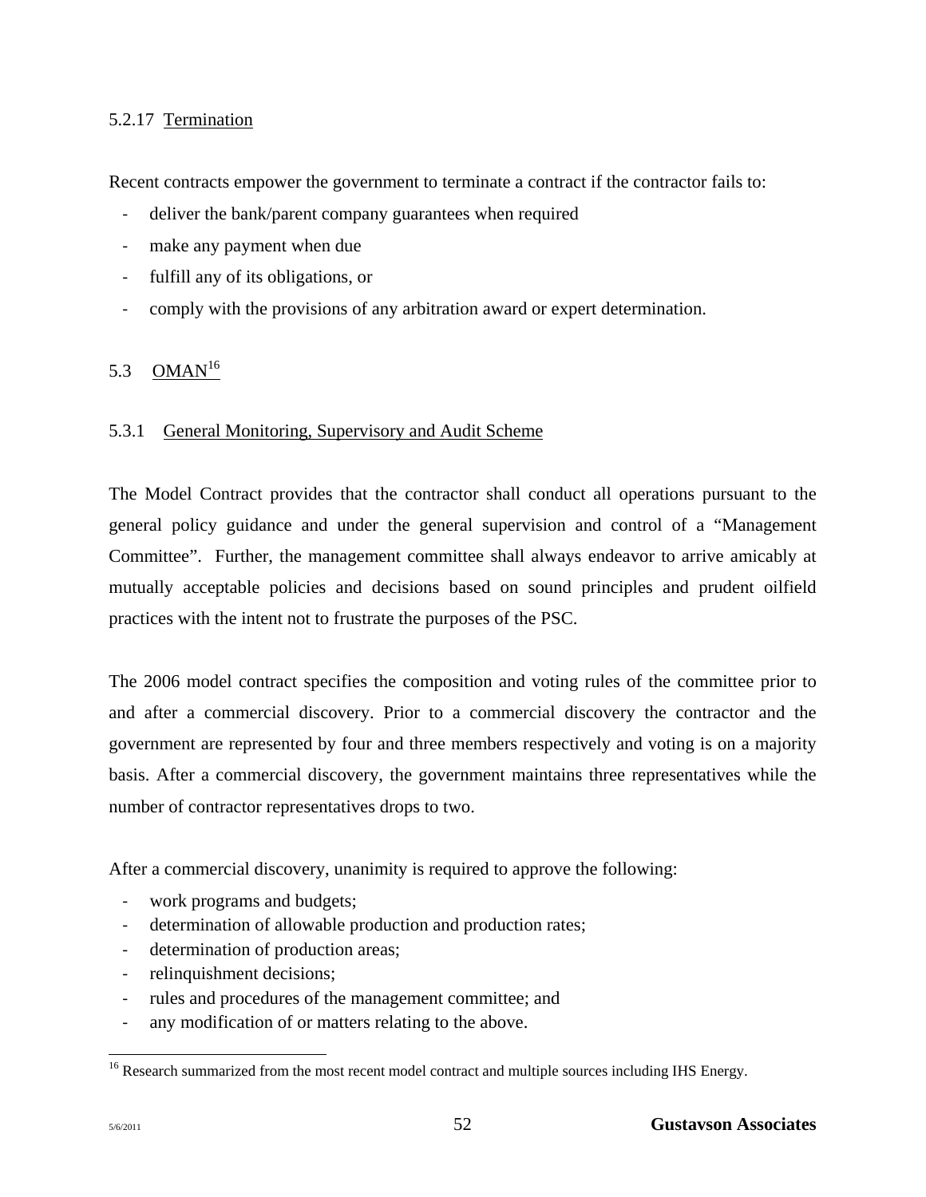#### 5.2.17 Termination

Recent contracts empower the government to terminate a contract if the contractor fails to:

- deliver the bank/parent company guarantees when required
- make any payment when due
- fulfill any of its obligations, or
- comply with the provisions of any arbitration award or expert determination.

### 5.3 OMAN[16]

#### 5.3.1 General Monitoring, Supervisory and Audit Scheme

The Model Contract provides that the contractor shall conduct all operations pursuant to the general policy guidance and under the general supervision and control of a "Management Committee". Further, the management committee shall always endeavor to arrive amicably at mutually acceptable policies and decisions based on sound principles and prudent oilfield practices with the intent not to frustrate the purposes of the PSC.

The 2006 model contract specifies the composition and voting rules of the committee prior to and after a commercial discovery. Prior to a commercial discovery the contractor and the government are represented by four and three members respectively and voting is on a majority basis. After a commercial discovery, the government maintains three representatives while the number of contractor representatives drops to two.

After a commercial discovery, unanimity is required to approve the following:

- work programs and budgets;
- determination of allowable production and production rates;
- determination of production areas;
- relinquishment decisions;
- rules and procedures of the management committee; and
- any modification of or matters relating to the above.

[16] Research summarized from the most recent model contract and multiple sources including IHS Energy.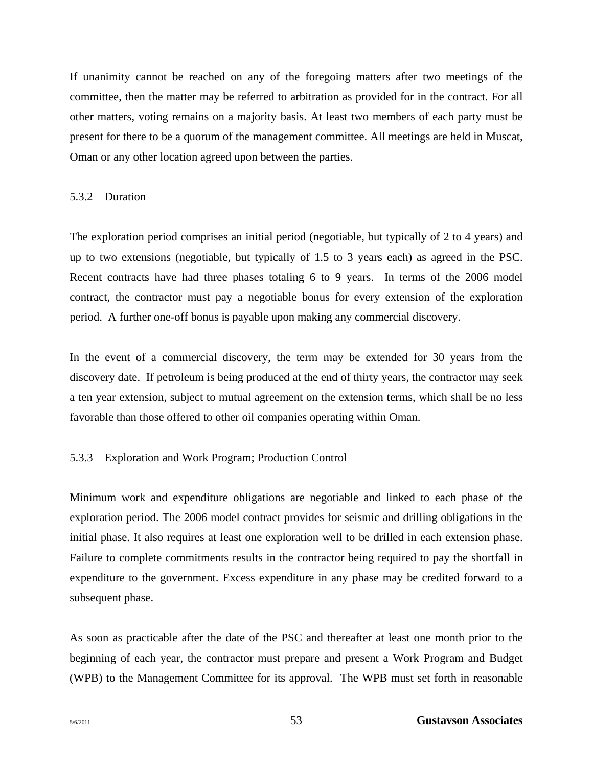If unanimity cannot be reached on any of the foregoing matters after two meetings of the committee, then the matter may be referred to arbitration as provided for in the contract. For all other matters, voting remains on a majority basis. At least two members of each party must be present for there to be a quorum of the management committee. All meetings are held in Muscat, Oman or any other location agreed upon between the parties.

#### 5.3.2 Duration

The exploration period comprises an initial period (negotiable, but typically of 2 to 4 years) and up to two extensions (negotiable, but typically of 1.5 to 3 years each) as agreed in the PSC. Recent contracts have had three phases totaling 6 to 9 years. In terms of the 2006 model contract, the contractor must pay a negotiable bonus for every extension of the exploration period. A further one-off bonus is payable upon making any commercial discovery.

In the event of a commercial discovery, the term may be extended for 30 years from the discovery date. If petroleum is being produced at the end of thirty years, the contractor may seek a ten year extension, subject to mutual agreement on the extension terms, which shall be no less favorable than those offered to other oil companies operating within Oman.

#### 5.3.3 Exploration and Work Program; Production Control

Minimum work and expenditure obligations are negotiable and linked to each phase of the exploration period. The 2006 model contract provides for seismic and drilling obligations in the initial phase. It also requires at least one exploration well to be drilled in each extension phase. Failure to complete commitments results in the contractor being required to pay the shortfall in expenditure to the government. Excess expenditure in any phase may be credited forward to a subsequent phase.

As soon as practicable after the date of the PSC and thereafter at least one month prior to the beginning of each year, the contractor must prepare and present a Work Program and Budget (WPB) to the Management Committee for its approval. The WPB must set forth in reasonable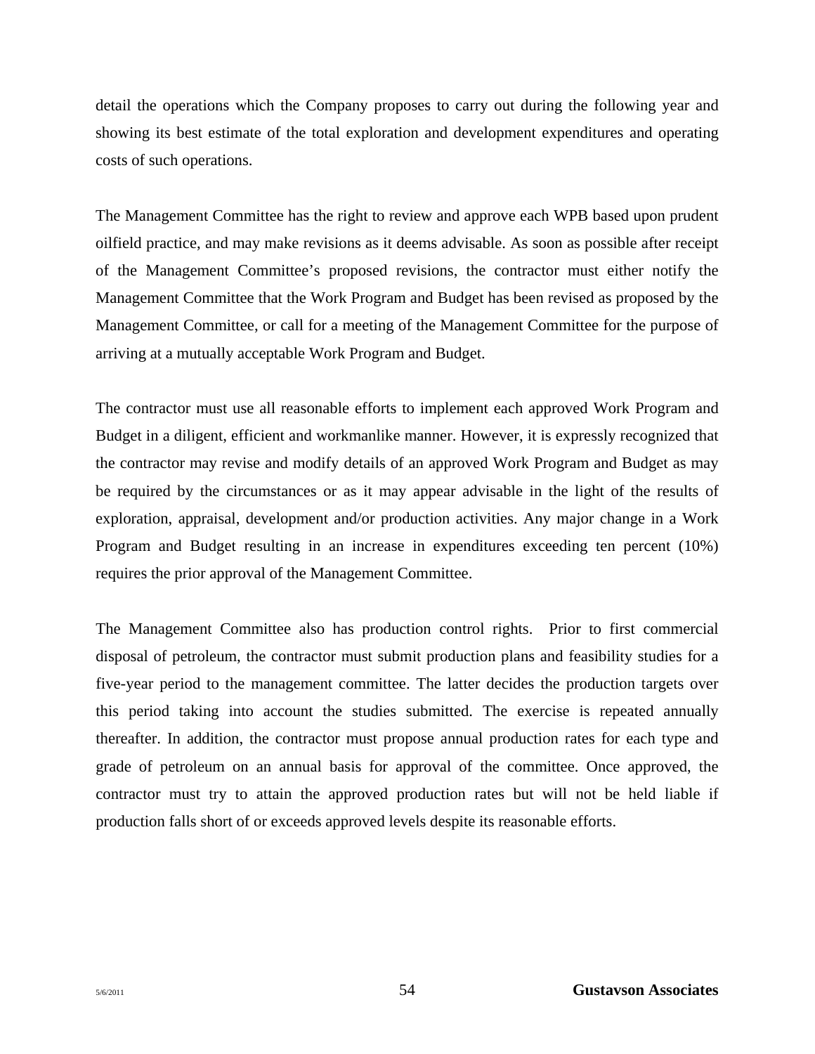detail the operations which the Company proposes to carry out during the following year and showing its best estimate of the total exploration and development expenditures and operating costs of such operations.

The Management Committee has the right to review and approve each WPB based upon prudent oilfield practice, and may make revisions as it deems advisable. As soon as possible after receipt of the Management Committee's proposed revisions, the contractor must either notify the Management Committee that the Work Program and Budget has been revised as proposed by the Management Committee, or call for a meeting of the Management Committee for the purpose of arriving at a mutually acceptable Work Program and Budget.

The contractor must use all reasonable efforts to implement each approved Work Program and Budget in a diligent, efficient and workmanlike manner. However, it is expressly recognized that the contractor may revise and modify details of an approved Work Program and Budget as may be required by the circumstances or as it may appear advisable in the light of the results of exploration, appraisal, development and/or production activities. Any major change in a Work Program and Budget resulting in an increase in expenditures exceeding ten percent (10%) requires the prior approval of the Management Committee.

The Management Committee also has production control rights. Prior to first commercial disposal of petroleum, the contractor must submit production plans and feasibility studies for a five-year period to the management committee. The latter decides the production targets over this period taking into account the studies submitted. The exercise is repeated annually thereafter. In addition, the contractor must propose annual production rates for each type and grade of petroleum on an annual basis for approval of the committee. Once approved, the contractor must try to attain the approved production rates but will not be held liable if production falls short of or exceeds approved levels despite its reasonable efforts.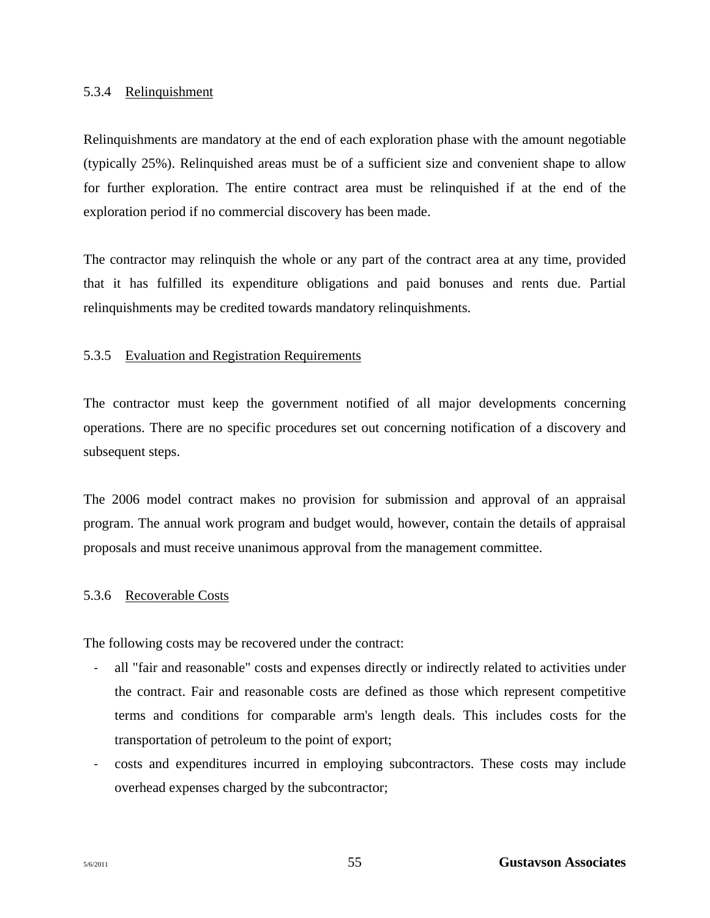#### 5.3.4 Relinquishment

Relinquishments are mandatory at the end of each exploration phase with the amount negotiable (typically 25%). Relinquished areas must be of a sufficient size and convenient shape to allow for further exploration. The entire contract area must be relinquished if at the end of the exploration period if no commercial discovery has been made.

The contractor may relinquish the whole or any part of the contract area at any time, provided that it has fulfilled its expenditure obligations and paid bonuses and rents due. Partial relinquishments may be credited towards mandatory relinquishments.

#### 5.3.5 Evaluation and Registration Requirements

The contractor must keep the government notified of all major developments concerning operations. There are no specific procedures set out concerning notification of a discovery and subsequent steps.

The 2006 model contract makes no provision for submission and approval of an appraisal program. The annual work program and budget would, however, contain the details of appraisal proposals and must receive unanimous approval from the management committee.

#### 5.3.6 Recoverable Costs

The following costs may be recovered under the contract:

- all "fair and reasonable" costs and expenses directly or indirectly related to activities under the contract. Fair and reasonable costs are defined as those which represent competitive terms and conditions for comparable arm's length deals. This includes costs for the transportation of petroleum to the point of export;
- costs and expenditures incurred in employing subcontractors. These costs may include overhead expenses charged by the subcontractor;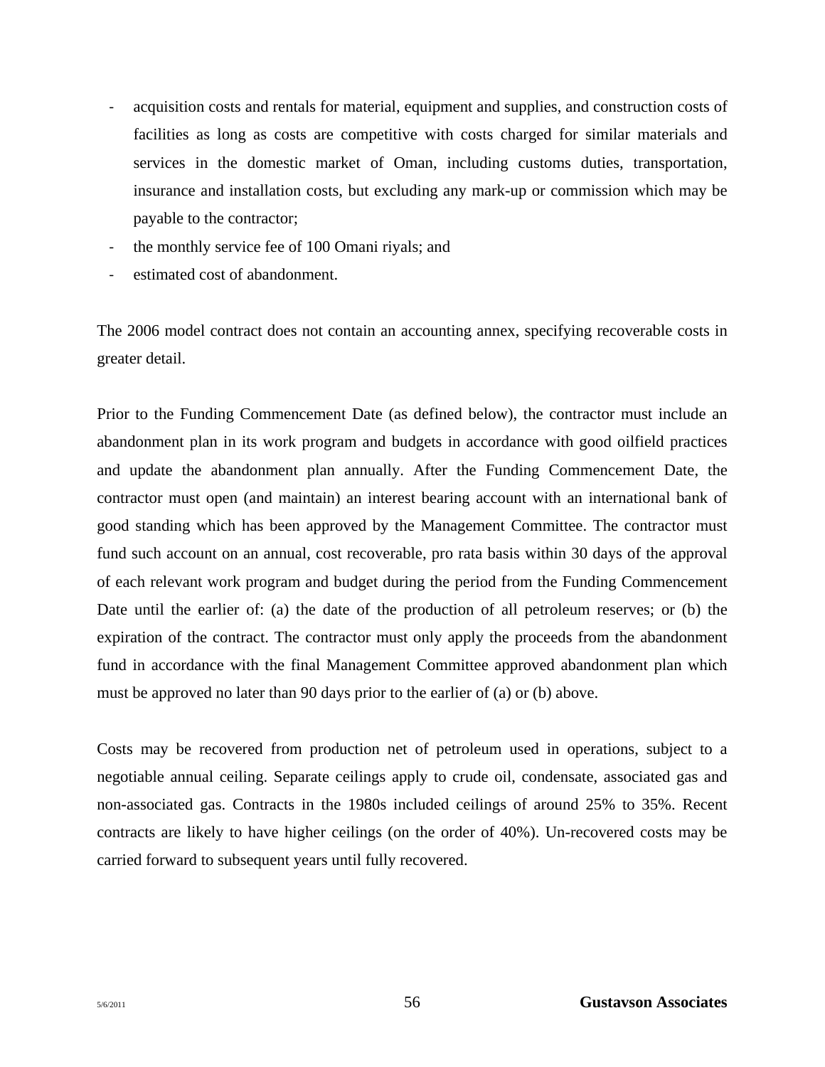- acquisition costs and rentals for material, equipment and supplies, and construction costs of facilities as long as costs are competitive with costs charged for similar materials and services in the domestic market of Oman, including customs duties, transportation, insurance and installation costs, but excluding any mark-up or commission which may be payable to the contractor;
- the monthly service fee of 100 Omani riyals; and
- estimated cost of abandonment.

The 2006 model contract does not contain an accounting annex, specifying recoverable costs in greater detail.

Prior to the Funding Commencement Date (as defined below), the contractor must include an abandonment plan in its work program and budgets in accordance with good oilfield practices and update the abandonment plan annually. After the Funding Commencement Date, the contractor must open (and maintain) an interest bearing account with an international bank of good standing which has been approved by the Management Committee. The contractor must fund such account on an annual, cost recoverable, pro rata basis within 30 days of the approval of each relevant work program and budget during the period from the Funding Commencement Date until the earlier of: (a) the date of the production of all petroleum reserves; or (b) the expiration of the contract. The contractor must only apply the proceeds from the abandonment fund in accordance with the final Management Committee approved abandonment plan which must be approved no later than 90 days prior to the earlier of (a) or (b) above.

Costs may be recovered from production net of petroleum used in operations, subject to a negotiable annual ceiling. Separate ceilings apply to crude oil, condensate, associated gas and non-associated gas. Contracts in the 1980s included ceilings of around 25% to 35%. Recent contracts are likely to have higher ceilings (on the order of 40%). Un-recovered costs may be carried forward to subsequent years until fully recovered.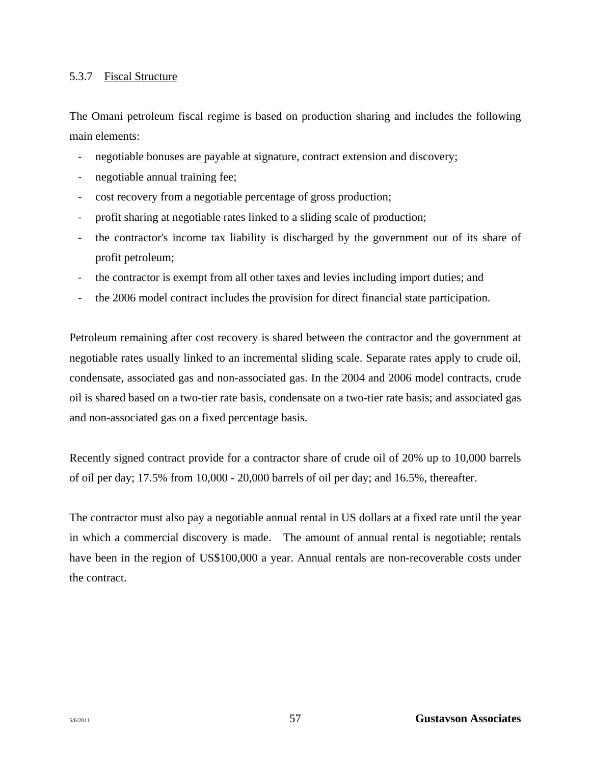#### 5.3.7 Fiscal Structure

The Omani petroleum fiscal regime is based on production sharing and includes the following main elements:

- negotiable bonuses are payable at signature, contract extension and discovery;
- negotiable annual training fee;
- cost recovery from a negotiable percentage of gross production;
- profit sharing at negotiable rates linked to a sliding scale of production;
- the contractor's income tax liability is discharged by the government out of its share of profit petroleum;
- the contractor is exempt from all other taxes and levies including import duties; and
- the 2006 model contract includes the provision for direct financial state participation.

Petroleum remaining after cost recovery is shared between the contractor and the government at negotiable rates usually linked to an incremental sliding scale. Separate rates apply to crude oil, condensate, associated gas and non-associated gas. In the 2004 and 2006 model contracts, crude oil is shared based on a two-tier rate basis, condensate on a two-tier rate basis; and associated gas and non-associated gas on a fixed percentage basis.

Recently signed contract provide for a contractor share of crude oil of 20% up to 10,000 barrels of oil per day; 17.5% from 10,000 - 20,000 barrels of oil per day; and 16.5%, thereafter.

The contractor must also pay a negotiable annual rental in US dollars at a fixed rate until the year in which a commercial discovery is made. The amount of annual rental is negotiable; rentals have been in the region of US$100,000 a year. Annual rentals are non-recoverable costs under the contract.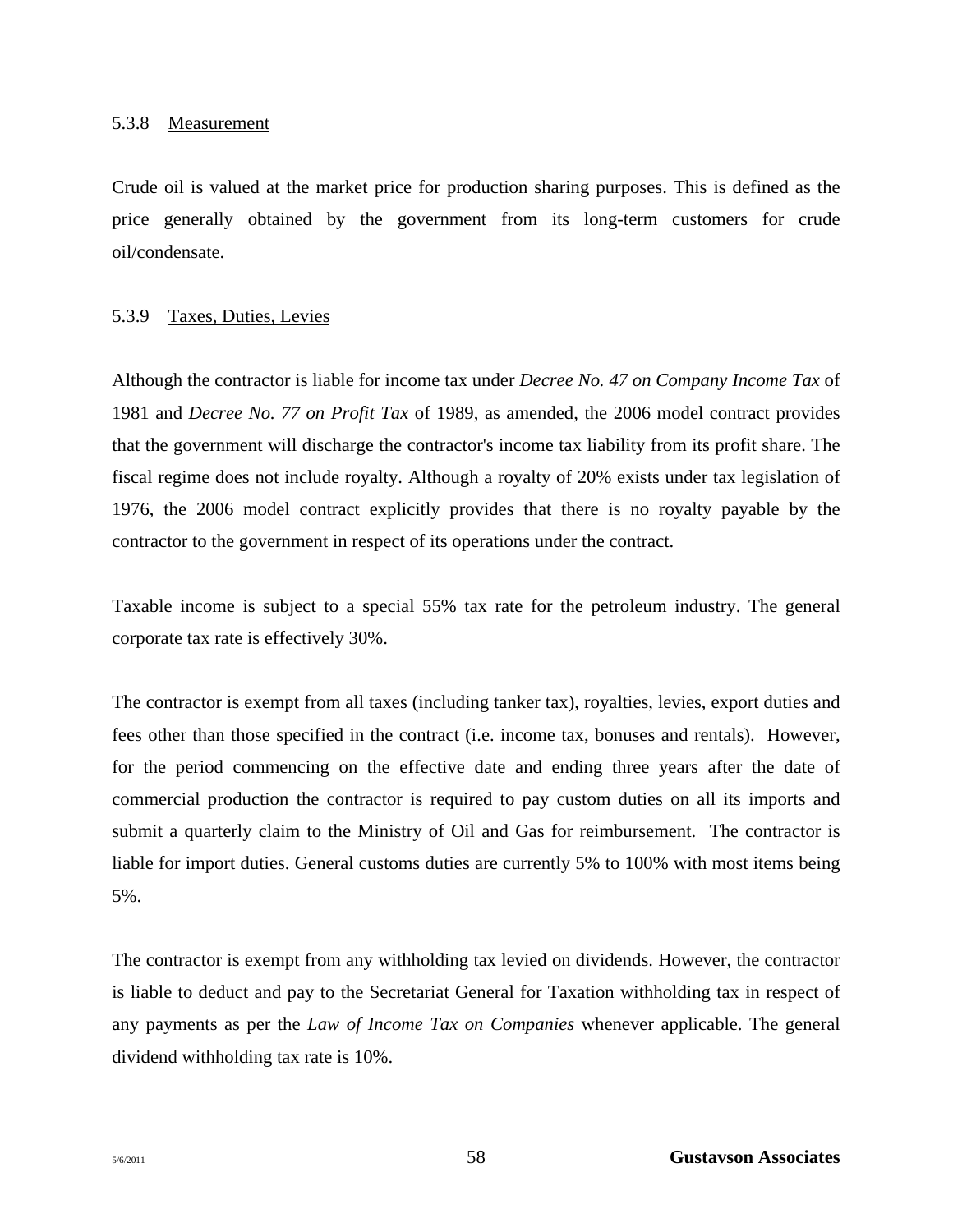#### 5.3.8 Measurement

Crude oil is valued at the market price for production sharing purposes. This is defined as the price generally obtained by the government from its long-term customers for crude oil/condensate.

#### 5.3.9 Taxes, Duties, Levies

Although the contractor is liable for income tax under *Decree No. 47 on Company Income Tax* of 1981 and *Decree No. 77 on Profit Tax* of 1989, as amended, the 2006 model contract provides that the government will discharge the contractor's income tax liability from its profit share. The fiscal regime does not include royalty. Although a royalty of 20% exists under tax legislation of 1976, the 2006 model contract explicitly provides that there is no royalty payable by the contractor to the government in respect of its operations under the contract.

Taxable income is subject to a special 55% tax rate for the petroleum industry. The general corporate tax rate is effectively 30%.

The contractor is exempt from all taxes (including tanker tax), royalties, levies, export duties and fees other than those specified in the contract (i.e. income tax, bonuses and rentals). However, for the period commencing on the effective date and ending three years after the date of commercial production the contractor is required to pay custom duties on all its imports and submit a quarterly claim to the Ministry of Oil and Gas for reimbursement. The contractor is liable for import duties. General customs duties are currently 5% to 100% with most items being 5%.

The contractor is exempt from any withholding tax levied on dividends. However, the contractor is liable to deduct and pay to the Secretariat General for Taxation withholding tax in respect of any payments as per the *Law of Income Tax on Companies* whenever applicable. The general dividend withholding tax rate is 10%.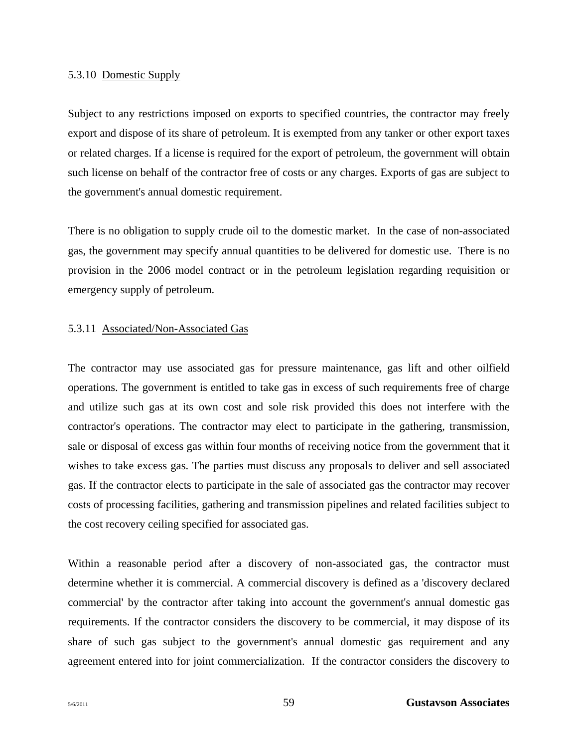#### 5.3.10 Domestic Supply

Subject to any restrictions imposed on exports to specified countries, the contractor may freely export and dispose of its share of petroleum. It is exempted from any tanker or other export taxes or related charges. If a license is required for the export of petroleum, the government will obtain such license on behalf of the contractor free of costs or any charges. Exports of gas are subject to the government's annual domestic requirement.

There is no obligation to supply crude oil to the domestic market. In the case of non-associated gas, the government may specify annual quantities to be delivered for domestic use. There is no provision in the 2006 model contract or in the petroleum legislation regarding requisition or emergency supply of petroleum.

#### 5.3.11 Associated/Non-Associated Gas

The contractor may use associated gas for pressure maintenance, gas lift and other oilfield operations. The government is entitled to take gas in excess of such requirements free of charge and utilize such gas at its own cost and sole risk provided this does not interfere with the contractor's operations. The contractor may elect to participate in the gathering, transmission, sale or disposal of excess gas within four months of receiving notice from the government that it wishes to take excess gas. The parties must discuss any proposals to deliver and sell associated gas. If the contractor elects to participate in the sale of associated gas the contractor may recover costs of processing facilities, gathering and transmission pipelines and related facilities subject to the cost recovery ceiling specified for associated gas.

Within a reasonable period after a discovery of non-associated gas, the contractor must determine whether it is commercial. A commercial discovery is defined as a 'discovery declared commercial' by the contractor after taking into account the government's annual domestic gas requirements. If the contractor considers the discovery to be commercial, it may dispose of its share of such gas subject to the government's annual domestic gas requirement and any agreement entered into for joint commercialization. If the contractor considers the discovery to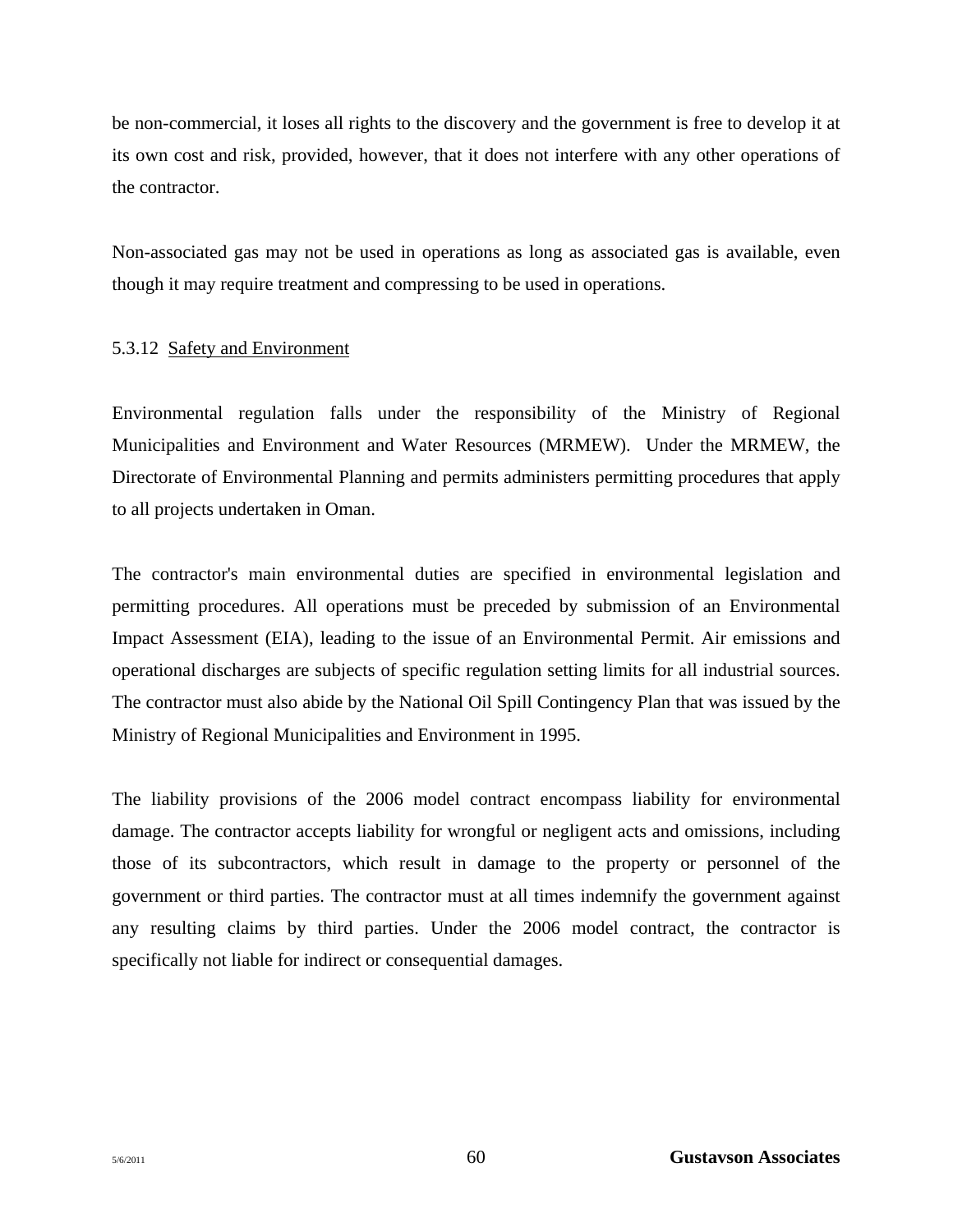be non-commercial, it loses all rights to the discovery and the government is free to develop it at its own cost and risk, provided, however, that it does not interfere with any other operations of the contractor.

Non-associated gas may not be used in operations as long as associated gas is available, even though it may require treatment and compressing to be used in operations.

#### 5.3.12 Safety and Environment

Environmental regulation falls under the responsibility of the Ministry of Regional Municipalities and Environment and Water Resources (MRMEW). Under the MRMEW, the Directorate of Environmental Planning and permits administers permitting procedures that apply to all projects undertaken in Oman.

The contractor's main environmental duties are specified in environmental legislation and permitting procedures. All operations must be preceded by submission of an Environmental Impact Assessment (EIA), leading to the issue of an Environmental Permit. Air emissions and operational discharges are subjects of specific regulation setting limits for all industrial sources. The contractor must also abide by the National Oil Spill Contingency Plan that was issued by the Ministry of Regional Municipalities and Environment in 1995.

The liability provisions of the 2006 model contract encompass liability for environmental damage. The contractor accepts liability for wrongful or negligent acts and omissions, including those of its subcontractors, which result in damage to the property or personnel of the government or third parties. The contractor must at all times indemnify the government against any resulting claims by third parties. Under the 2006 model contract, the contractor is specifically not liable for indirect or consequential damages.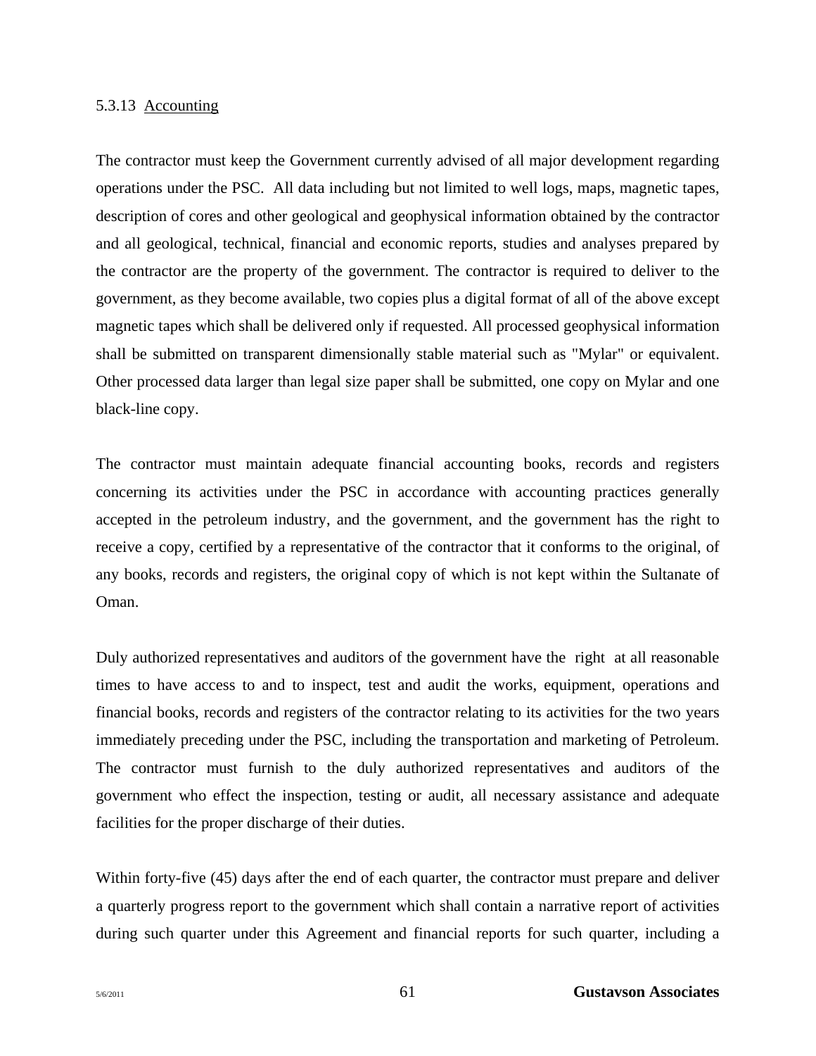5.3.13 Accounting

The contractor must keep the Government currently advised of all major development regarding operations under the PSC. All data including but not limited to well logs, maps, magnetic tapes, description of cores and other geological and geophysical information obtained by the contractor and all geological, technical, financial and economic reports, studies and analyses prepared by the contractor are the property of the government. The contractor is required to deliver to the government, as they become available, two copies plus a digital format of all of the above except magnetic tapes which shall be delivered only if requested. All processed geophysical information shall be submitted on transparent dimensionally stable material such as "Mylar" or equivalent. Other processed data larger than legal size paper shall be submitted, one copy on Mylar and one black-line copy.

The contractor must maintain adequate financial accounting books, records and registers concerning its activities under the PSC in accordance with accounting practices generally accepted in the petroleum industry, and the government, and the government has the right to receive a copy, certified by a representative of the contractor that it conforms to the original, of any books, records and registers, the original copy of which is not kept within the Sultanate of Oman.

Duly authorized representatives and auditors of the government have the right at all reasonable times to have access to and to inspect, test and audit the works, equipment, operations and financial books, records and registers of the contractor relating to its activities for the two years immediately preceding under the PSC, including the transportation and marketing of Petroleum. The contractor must furnish to the duly authorized representatives and auditors of the government who effect the inspection, testing or audit, all necessary assistance and adequate facilities for the proper discharge of their duties.

Within forty-five (45) days after the end of each quarter, the contractor must prepare and deliver a quarterly progress report to the government which shall contain a narrative report of activities during such quarter under this Agreement and financial reports for such quarter, including a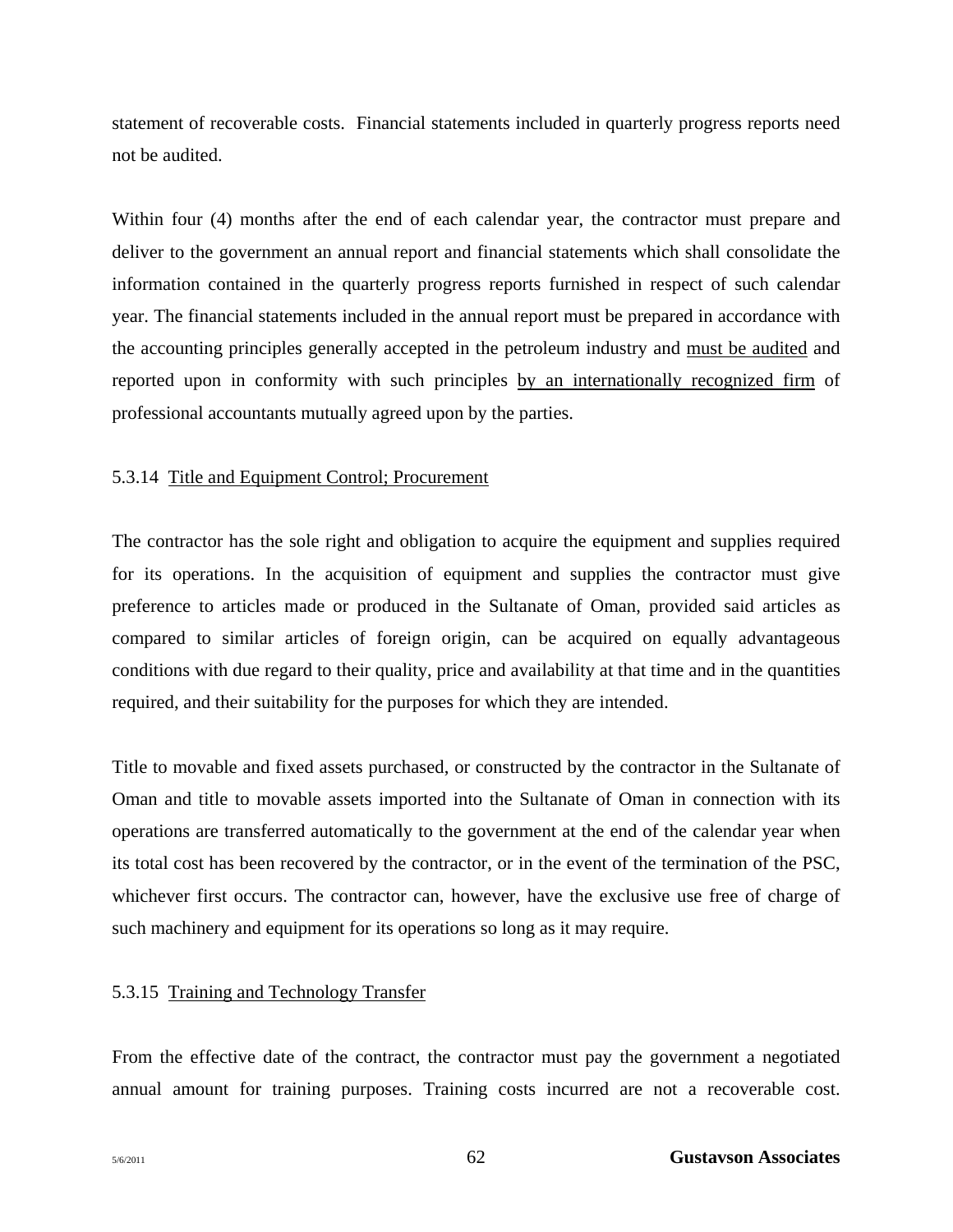statement of recoverable costs. Financial statements included in quarterly progress reports need not be audited.

Within four (4) months after the end of each calendar year, the contractor must prepare and deliver to the government an annual report and financial statements which shall consolidate the information contained in the quarterly progress reports furnished in respect of such calendar year. The financial statements included in the annual report must be prepared in accordance with the accounting principles generally accepted in the petroleum industry and <u>must be audited</u> and reported upon in conformity with such principles <u>by an internationally recognized firm</u> of professional accountants mutually agreed upon by the parties.

#### 5.3.14 Title and Equipment Control; Procurement

The contractor has the sole right and obligation to acquire the equipment and supplies required for its operations. In the acquisition of equipment and supplies the contractor must give preference to articles made or produced in the Sultanate of Oman, provided said articles as compared to similar articles of foreign origin, can be acquired on equally advantageous conditions with due regard to their quality, price and availability at that time and in the quantities required, and their suitability for the purposes for which they are intended.

Title to movable and fixed assets purchased, or constructed by the contractor in the Sultanate of Oman and title to movable assets imported into the Sultanate of Oman in connection with its operations are transferred automatically to the government at the end of the calendar year when its total cost has been recovered by the contractor, or in the event of the termination of the PSC, whichever first occurs. The contractor can, however, have the exclusive use free of charge of such machinery and equipment for its operations so long as it may require.

#### 5.3.15 Training and Technology Transfer

From the effective date of the contract, the contractor must pay the government a negotiated annual amount for training purposes. Training costs incurred are not a recoverable cost.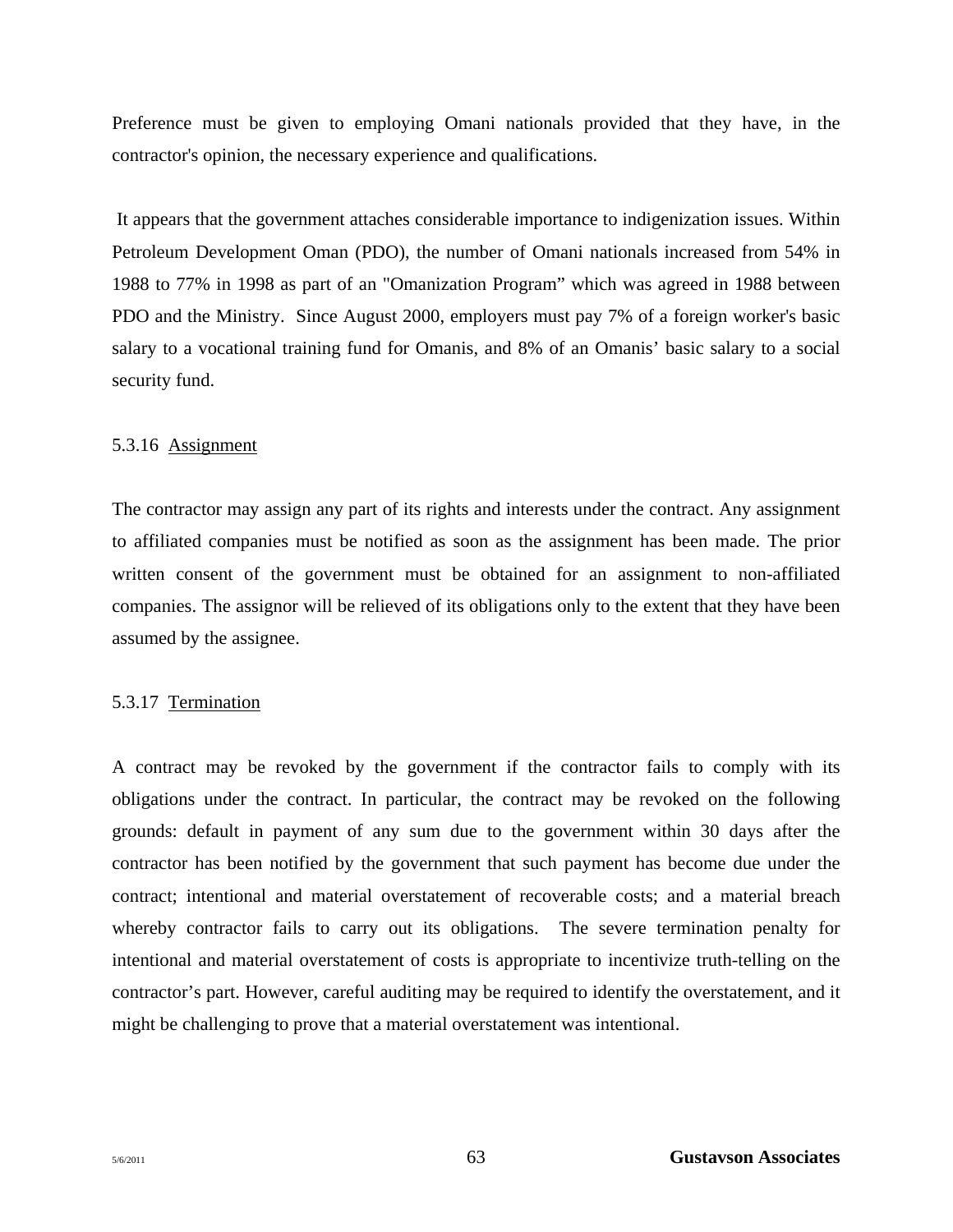Preference must be given to employing Omani nationals provided that they have, in the contractor's opinion, the necessary experience and qualifications.

It appears that the government attaches considerable importance to indigenization issues. Within Petroleum Development Oman (PDO), the number of Omani nationals increased from 54% in 1988 to 77% in 1998 as part of an "Omanization Program" which was agreed in 1988 between PDO and the Ministry. Since August 2000, employers must pay 7% of a foreign worker's basic salary to a vocational training fund for Omanis, and 8% of an Omanis' basic salary to a social security fund.

#### 5.3.16 Assignment

The contractor may assign any part of its rights and interests under the contract. Any assignment to affiliated companies must be notified as soon as the assignment has been made. The prior written consent of the government must be obtained for an assignment to non-affiliated companies. The assignor will be relieved of its obligations only to the extent that they have been assumed by the assignee.

#### 5.3.17 Termination

A contract may be revoked by the government if the contractor fails to comply with its obligations under the contract. In particular, the contract may be revoked on the following grounds: default in payment of any sum due to the government within 30 days after the contractor has been notified by the government that such payment has become due under the contract; intentional and material overstatement of recoverable costs; and a material breach whereby contractor fails to carry out its obligations. The severe termination penalty for intentional and material overstatement of costs is appropriate to incentivize truth-telling on the contractor's part. However, careful auditing may be required to identify the overstatement, and it might be challenging to prove that a material overstatement was intentional.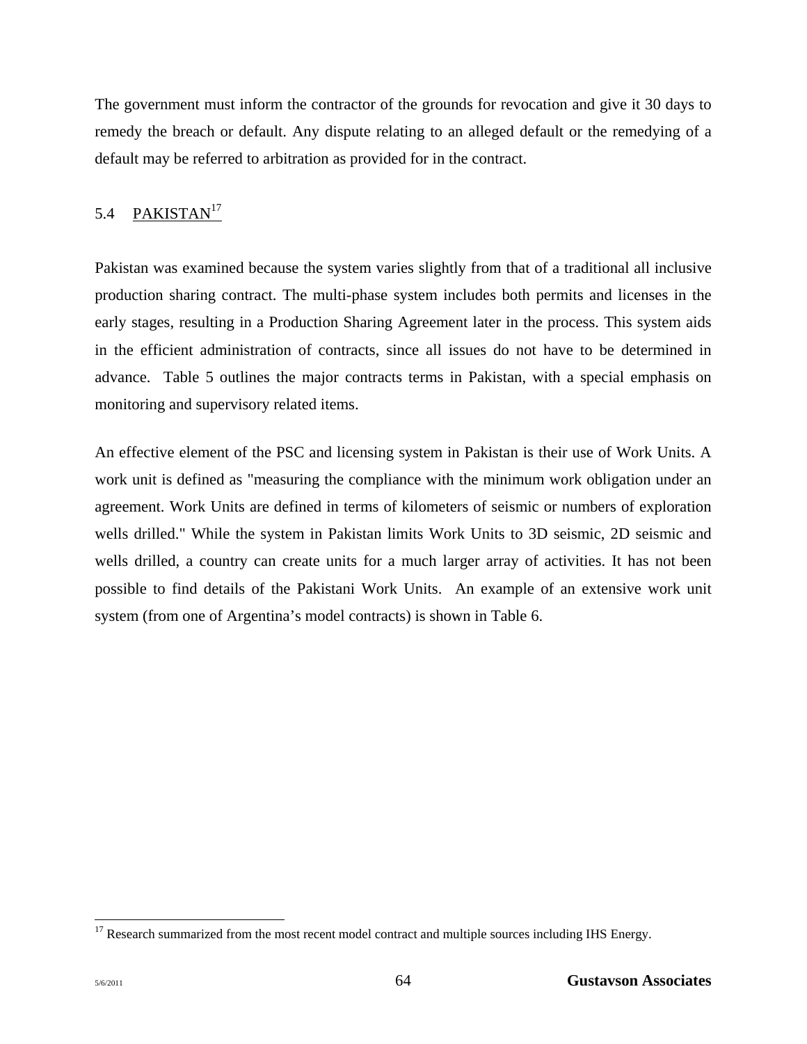The government must inform the contractor of the grounds for revocation and give it 30 days to remedy the breach or default. Any dispute relating to an alleged default or the remedying of a default may be referred to arbitration as provided for in the contract.

## 5.4 PAKISTAN[17]

Pakistan was examined because the system varies slightly from that of a traditional all inclusive production sharing contract. The multi-phase system includes both permits and licenses in the early stages, resulting in a Production Sharing Agreement later in the process. This system aids in the efficient administration of contracts, since all issues do not have to be determined in advance. Table 5 outlines the major contracts terms in Pakistan, with a special emphasis on monitoring and supervisory related items.

An effective element of the PSC and licensing system in Pakistan is their use of Work Units. A work unit is defined as "measuring the compliance with the minimum work obligation under an agreement. Work Units are defined in terms of kilometers of seismic or numbers of exploration wells drilled." While the system in Pakistan limits Work Units to 3D seismic, 2D seismic and wells drilled, a country can create units for a much larger array of activities. It has not been possible to find details of the Pakistani Work Units. An example of an extensive work unit system (from one of Argentina's model contracts) is shown in Table 6.

[17] Research summarized from the most recent model contract and multiple sources including IHS Energy.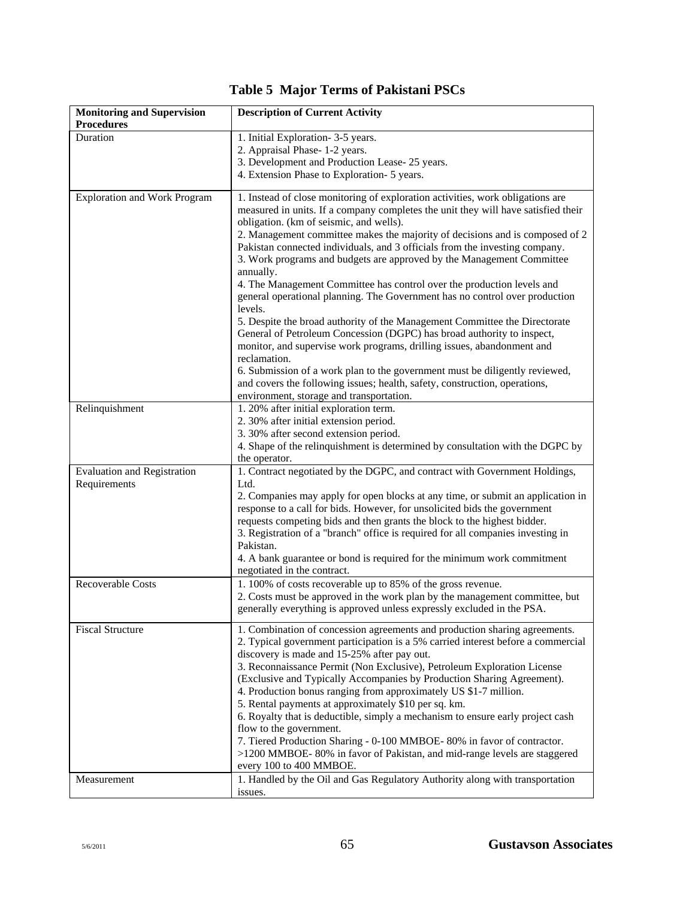# Table 5 Major Terms of Pakistani PSCs

| Monitoring and Supervision Procedures | Description of Current Activity |
|---|---|
| Duration | 1. Initial Exploration- 3-5 years.<br>2. Appraisal Phase- 1-2 years.<br>3. Development and Production Lease- 25 years.<br>4. Extension Phase to Exploration- 5 years. |
| Exploration and Work Program | 1. Instead of close monitoring of exploration activities, work obligations are measured in units. If a company completes the unit they will have satisfied their obligation. (km of seismic, and wells).<br>2. Management committee makes the majority of decisions and is composed of 2 Pakistan connected individuals, and 3 officials from the investing company.<br>3. Work programs and budgets are approved by the Management Committee annually.<br>4. The Management Committee has control over the production levels and general operational planning. The Government has no control over production levels.<br>5. Despite the broad authority of the Management Committee the Directorate General of Petroleum Concession (DGPC) has broad authority to inspect, monitor, and supervise work programs, drilling issues, abandonment and reclamation.<br>6. Submission of a work plan to the government must be diligently reviewed, and covers the following issues; health, safety, construction, operations, environment, storage and transportation. |
| Relinquishment | 1. 20% after initial exploration term.<br>2. 30% after initial extension period.<br>3. 30% after second extension period.<br>4. Shape of the relinquishment is determined by consultation with the DGPC by the operator. |
| Evaluation and Registration Requirements | 1. Contract negotiated by the DGPC, and contract with Government Holdings, Ltd.<br>2. Companies may apply for open blocks at any time, or submit an application in response to a call for bids. However, for unsolicited bids the government requests competing bids and then grants the block to the highest bidder.<br>3. Registration of a "branch" office is required for all companies investing in Pakistan.<br>4. A bank guarantee or bond is required for the minimum work commitment negotiated in the contract. |
| Recoverable Costs | 1. 100% of costs recoverable up to 85% of the gross revenue.<br>2. Costs must be approved in the work plan by the management committee, but generally everything is approved unless expressly excluded in the PSA. |
| Fiscal Structure | 1. Combination of concession agreements and production sharing agreements.<br>2. Typical government participation is a 5% carried interest before a commercial discovery is made and 15-25% after pay out.<br>3. Reconnaissance Permit (Non Exclusive), Petroleum Exploration License (Exclusive and Typically Accompanies by Production Sharing Agreement).<br>4. Production bonus ranging from approximately US $1-7 million.<br>5. Rental payments at approximately $10 per sq. km.<br>6. Royalty that is deductible, simply a mechanism to ensure early project cash flow to the government.<br>7. Tiered Production Sharing - 0-100 MMBOE- 80% in favor of contractor. >1200 MMBOE- 80% in favor of Pakistan, and mid-range levels are staggered every 100 to 400 MMBOE. |
| Measurement | 1. Handled by the Oil and Gas Regulatory Authority along with transportation issues. |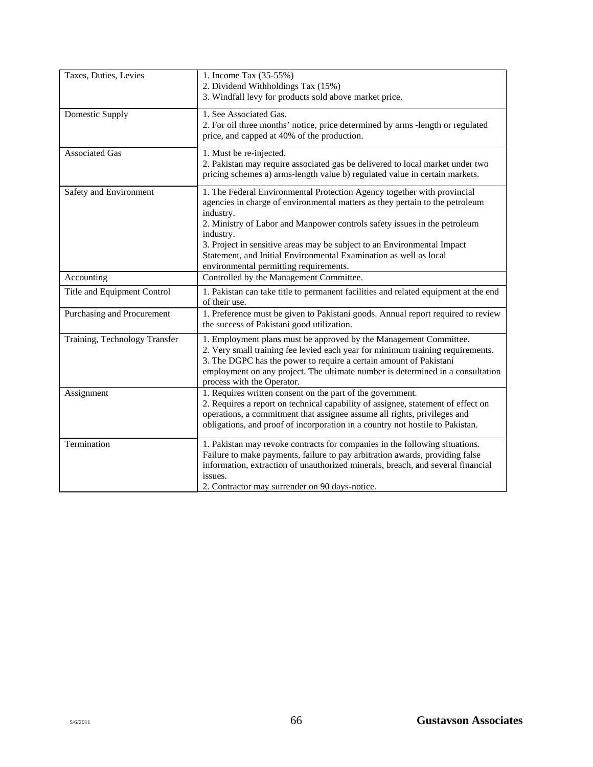| | |
|---|---|
| Taxes, Duties, Levies | 1. Income Tax (35-55%)<br>2. Dividend Withholdings Tax (15%)<br>3. Windfall levy for products sold above market price. |
| Domestic Supply | 1. See Associated Gas.<br>2. For oil three months' notice, price determined by arms -length or regulated price, and capped at 40% of the production. |
| Associated Gas | 1. Must be re-injected.<br>2. Pakistan may require associated gas be delivered to local market under two pricing schemes a) arms-length value b) regulated value in certain markets. |
| Safety and Environment | 1. The Federal Environmental Protection Agency together with provincial agencies in charge of environmental matters as they pertain to the petroleum industry.<br>2. Ministry of Labor and Manpower controls safety issues in the petroleum industry.<br>3. Project in sensitive areas may be subject to an Environmental Impact Statement, and Initial Environmental Examination as well as local environmental permitting requirements. |
| Accounting | Controlled by the Management Committee. |
| Title and Equipment Control | 1. Pakistan can take title to permanent facilities and related equipment at the end of their use. |
| Purchasing and Procurement | 1. Preference must be given to Pakistani goods. Annual report required to review the success of Pakistani good utilization. |
| Training, Technology Transfer | 1. Employment plans must be approved by the Management Committee.<br>2. Very small training fee levied each year for minimum training requirements.<br>3. The DGPC has the power to require a certain amount of Pakistani employment on any project. The ultimate number is determined in a consultation process with the Operator. |
| Assignment | 1. Requires written consent on the part of the government.<br>2. Requires a report on technical capability of assignee, statement of effect on operations, a commitment that assignee assume all rights, privileges and obligations, and proof of incorporation in a country not hostile to Pakistan. |
| Termination | 1. Pakistan may revoke contracts for companies in the following situations. Failure to make payments, failure to pay arbitration awards, providing false information, extraction of unauthorized minerals, breach, and several financial issues.<br>2. Contractor may surrender on 90 days-notice. |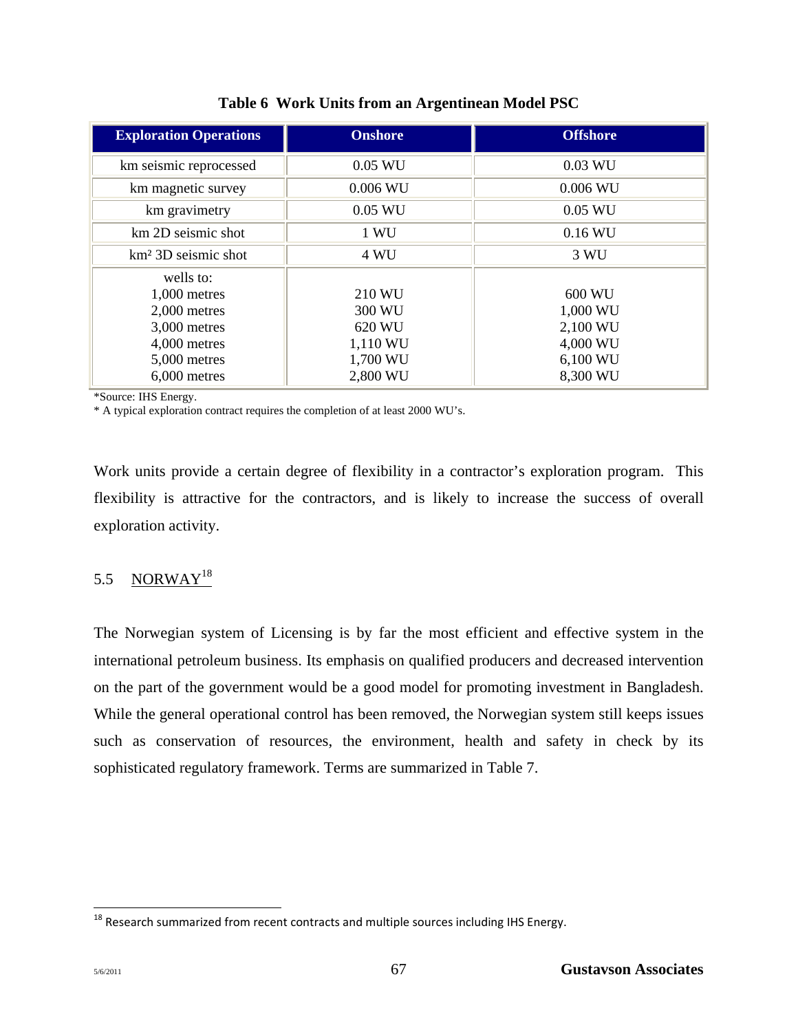**Table 6 Work Units from an Argentinean Model PSC**

| Exploration Operations | Onshore | Offshore |
|---|---|---|
| km seismic reprocessed | 0.05 WU | 0.03 WU |
| km magnetic survey | 0.006 WU | 0.006 WU |
| km gravimetry | 0.05 WU | 0.05 WU |
| km 2D seismic shot | 1 WU | 0.16 WU |
| km² 3D seismic shot | 4 WU | 3 WU |
| wells to:<br>1,000 metres<br>2,000 metres<br>3,000 metres<br>4,000 metres<br>5,000 metres<br>6,000 metres | <br>210 WU<br>300 WU<br>620 WU<br>1,110 WU<br>1,700 WU<br>2,800 WU | <br>600 WU<br>1,000 WU<br>2,100 WU<br>4,000 WU<br>6,100 WU<br>8,300 WU |

*Source: IHS Energy.
* A typical exploration contract requires the completion of at least 2000 WU's.

Work units provide a certain degree of flexibility in a contractor's exploration program. This flexibility is attractive for the contractors, and is likely to increase the success of overall exploration activity.

## 5.5 NORWAY[18]

The Norwegian system of Licensing is by far the most efficient and effective system in the international petroleum business. Its emphasis on qualified producers and decreased intervention on the part of the government would be a good model for promoting investment in Bangladesh. While the general operational control has been removed, the Norwegian system still keeps issues such as conservation of resources, the environment, health and safety in check by its sophisticated regulatory framework. Terms are summarized in Table 7.

[18] Research summarized from recent contracts and multiple sources including IHS Energy.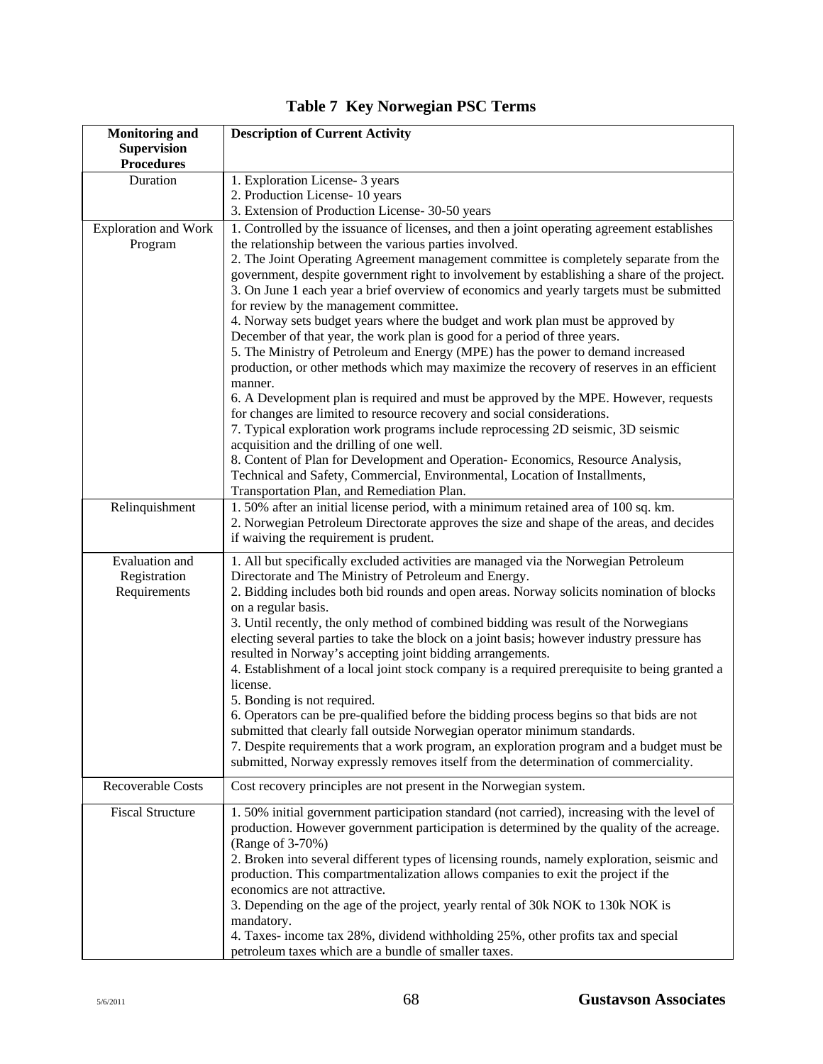# Table 7 Key Norwegian PSC Terms

| Monitoring and Supervision Procedures | Description of Current Activity |
|---|---|
| Duration | 1. Exploration License- 3 years<br>2. Production License- 10 years<br>3. Extension of Production License- 30-50 years |
| Exploration and Work Program | 1. Controlled by the issuance of licenses, and then a joint operating agreement establishes the relationship between the various parties involved.<br>2. The Joint Operating Agreement management committee is completely separate from the government, despite government right to involvement by establishing a share of the project.<br>3. On June 1 each year a brief overview of economics and yearly targets must be submitted for review by the management committee.<br>4. Norway sets budget years where the budget and work plan must be approved by December of that year, the work plan is good for a period of three years.<br>5. The Ministry of Petroleum and Energy (MPE) has the power to demand increased production, or other methods which may maximize the recovery of reserves in an efficient manner.<br>6. A Development plan is required and must be approved by the MPE. However, requests for changes are limited to resource recovery and social considerations.<br>7. Typical exploration work programs include reprocessing 2D seismic, 3D seismic acquisition and the drilling of one well.<br>8. Content of Plan for Development and Operation- Economics, Resource Analysis, Technical and Safety, Commercial, Environmental, Location of Installments, Transportation Plan, and Remediation Plan. |
| Relinquishment | 1. 50% after an initial license period, with a minimum retained area of 100 sq. km.<br>2. Norwegian Petroleum Directorate approves the size and shape of the areas, and decides if waiving the requirement is prudent. |
| Evaluation and Registration Requirements | 1. All but specifically excluded activities are managed via the Norwegian Petroleum Directorate and The Ministry of Petroleum and Energy.<br>2. Bidding includes both bid rounds and open areas. Norway solicits nomination of blocks on a regular basis.<br>3. Until recently, the only method of combined bidding was result of the Norwegians electing several parties to take the block on a joint basis; however industry pressure has resulted in Norway's accepting joint bidding arrangements.<br>4. Establishment of a local joint stock company is a required prerequisite to being granted a license.<br>5. Bonding is not required.<br>6. Operators can be pre-qualified before the bidding process begins so that bids are not submitted that clearly fall outside Norwegian operator minimum standards.<br>7. Despite requirements that a work program, an exploration program and a budget must be submitted, Norway expressly removes itself from the determination of commerciality. |
| Recoverable Costs | Cost recovery principles are not present in the Norwegian system. |
| Fiscal Structure | 1. 50% initial government participation standard (not carried), increasing with the level of production. However government participation is determined by the quality of the acreage. (Range of 3-70%)<br>2. Broken into several different types of licensing rounds, namely exploration, seismic and production. This compartmentalization allows companies to exit the project if the economics are not attractive.<br>3. Depending on the age of the project, yearly rental of 30k NOK to 130k NOK is mandatory.<br>4. Taxes- income tax 28%, dividend withholding 25%, other profits tax and special petroleum taxes which are a bundle of smaller taxes. |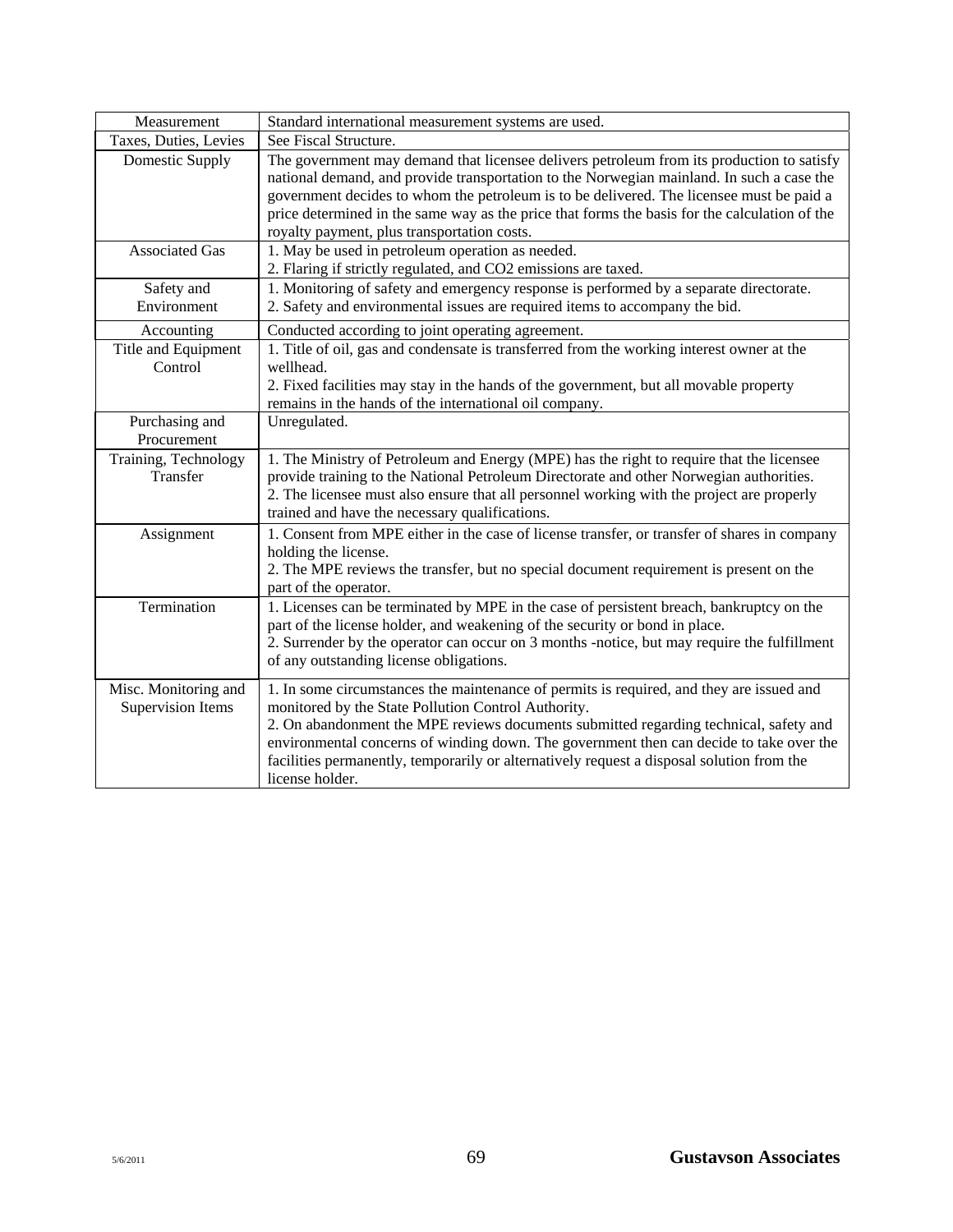| Measurement | Standard international measurement systems are used. |
|---|---|
| Taxes, Duties, Levies | See Fiscal Structure. |
| Domestic Supply | The government may demand that licensee delivers petroleum from its production to satisfy national demand, and provide transportation to the Norwegian mainland. In such a case the government decides to whom the petroleum is to be delivered. The licensee must be paid a price determined in the same way as the price that forms the basis for the calculation of the royalty payment, plus transportation costs. |
| Associated Gas | 1. May be used in petroleum operation as needed.<br>2. Flaring if strictly regulated, and $CO_2$ emissions are taxed. |
| Safety and Environment | 1. Monitoring of safety and emergency response is performed by a separate directorate.<br>2. Safety and environmental issues are required items to accompany the bid. |
| Accounting | Conducted according to joint operating agreement. |
| Title and Equipment Control | 1. Title of oil, gas and condensate is transferred from the working interest owner at the wellhead.<br>2. Fixed facilities may stay in the hands of the government, but all movable property remains in the hands of the international oil company. |
| Purchasing and Procurement | Unregulated. |
| Training, Technology Transfer | 1. The Ministry of Petroleum and Energy (MPE) has the right to require that the licensee provide training to the National Petroleum Directorate and other Norwegian authorities.<br>2. The licensee must also ensure that all personnel working with the project are properly trained and have the necessary qualifications. |
| Assignment | 1. Consent from MPE either in the case of license transfer, or transfer of shares in company holding the license.<br>2. The MPE reviews the transfer, but no special document requirement is present on the part of the operator. |
| Termination | 1. Licenses can be terminated by MPE in the case of persistent breach, bankruptcy on the part of the license holder, and weakening of the security or bond in place.<br>2. Surrender by the operator can occur on 3 months -notice, but may require the fulfillment of any outstanding license obligations. |
| Misc. Monitoring and Supervision Items | 1. In some circumstances the maintenance of permits is required, and they are issued and monitored by the State Pollution Control Authority.<br>2. On abandonment the MPE reviews documents submitted regarding technical, safety and environmental concerns of winding down. The government then can decide to take over the facilities permanently, temporarily or alternatively request a disposal solution from the license holder. |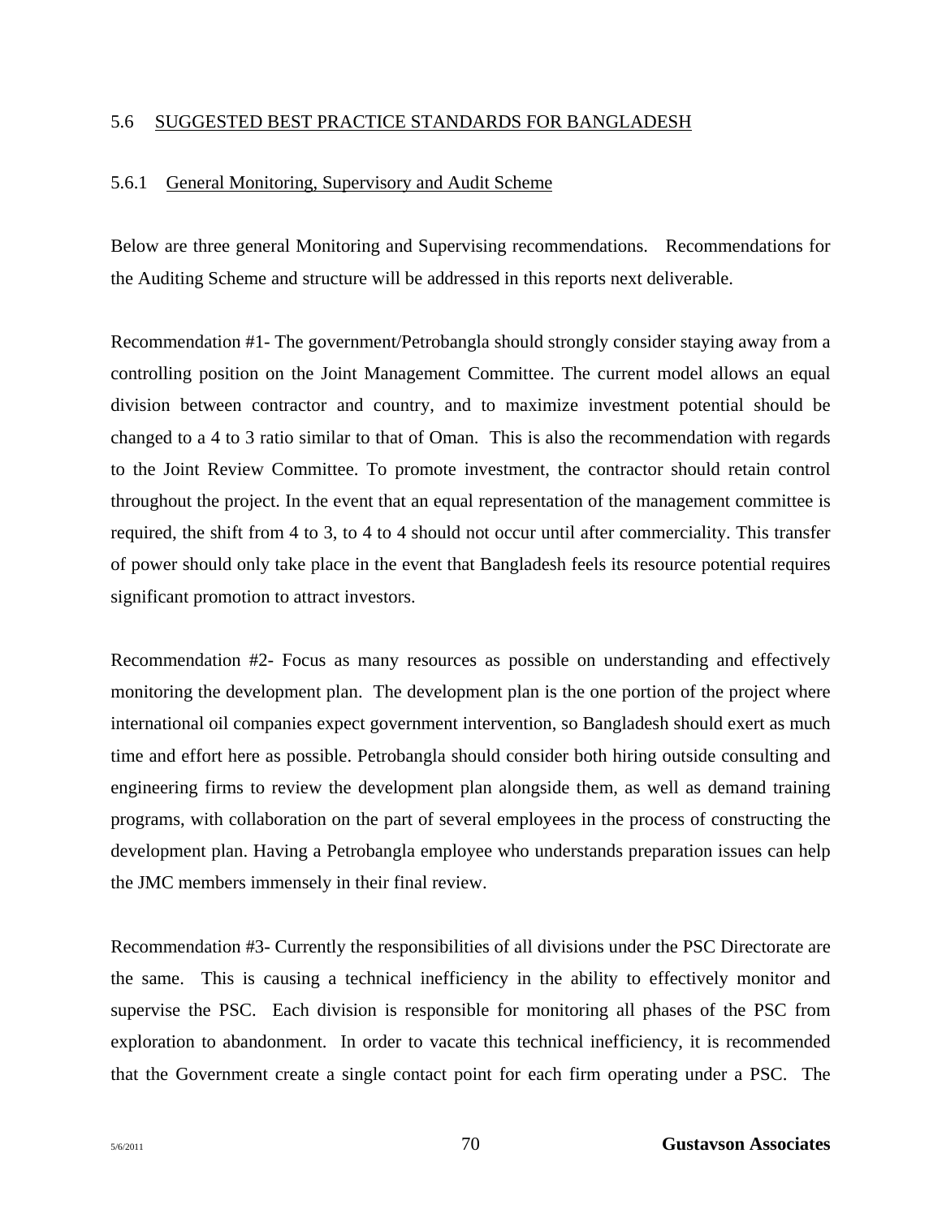## 5.6 SUGGESTED BEST PRACTICE STANDARDS FOR BANGLADESH

### 5.6.1 General Monitoring, Supervisory and Audit Scheme

Below are three general Monitoring and Supervising recommendations. Recommendations for the Auditing Scheme and structure will be addressed in this reports next deliverable.

Recommendation #1- The government/Petrobangla should strongly consider staying away from a controlling position on the Joint Management Committee. The current model allows an equal division between contractor and country, and to maximize investment potential should be changed to a 4 to 3 ratio similar to that of Oman. This is also the recommendation with regards to the Joint Review Committee. To promote investment, the contractor should retain control throughout the project. In the event that an equal representation of the management committee is required, the shift from 4 to 3, to 4 to 4 should not occur until after commerciality. This transfer of power should only take place in the event that Bangladesh feels its resource potential requires significant promotion to attract investors.

Recommendation #2- Focus as many resources as possible on understanding and effectively monitoring the development plan. The development plan is the one portion of the project where international oil companies expect government intervention, so Bangladesh should exert as much time and effort here as possible. Petrobangla should consider both hiring outside consulting and engineering firms to review the development plan alongside them, as well as demand training programs, with collaboration on the part of several employees in the process of constructing the development plan. Having a Petrobangla employee who understands preparation issues can help the JMC members immensely in their final review.

Recommendation #3- Currently the responsibilities of all divisions under the PSC Directorate are the same. This is causing a technical inefficiency in the ability to effectively monitor and supervise the PSC. Each division is responsible for monitoring all phases of the PSC from exploration to abandonment. In order to vacate this technical inefficiency, it is recommended that the Government create a single contact point for each firm operating under a PSC. The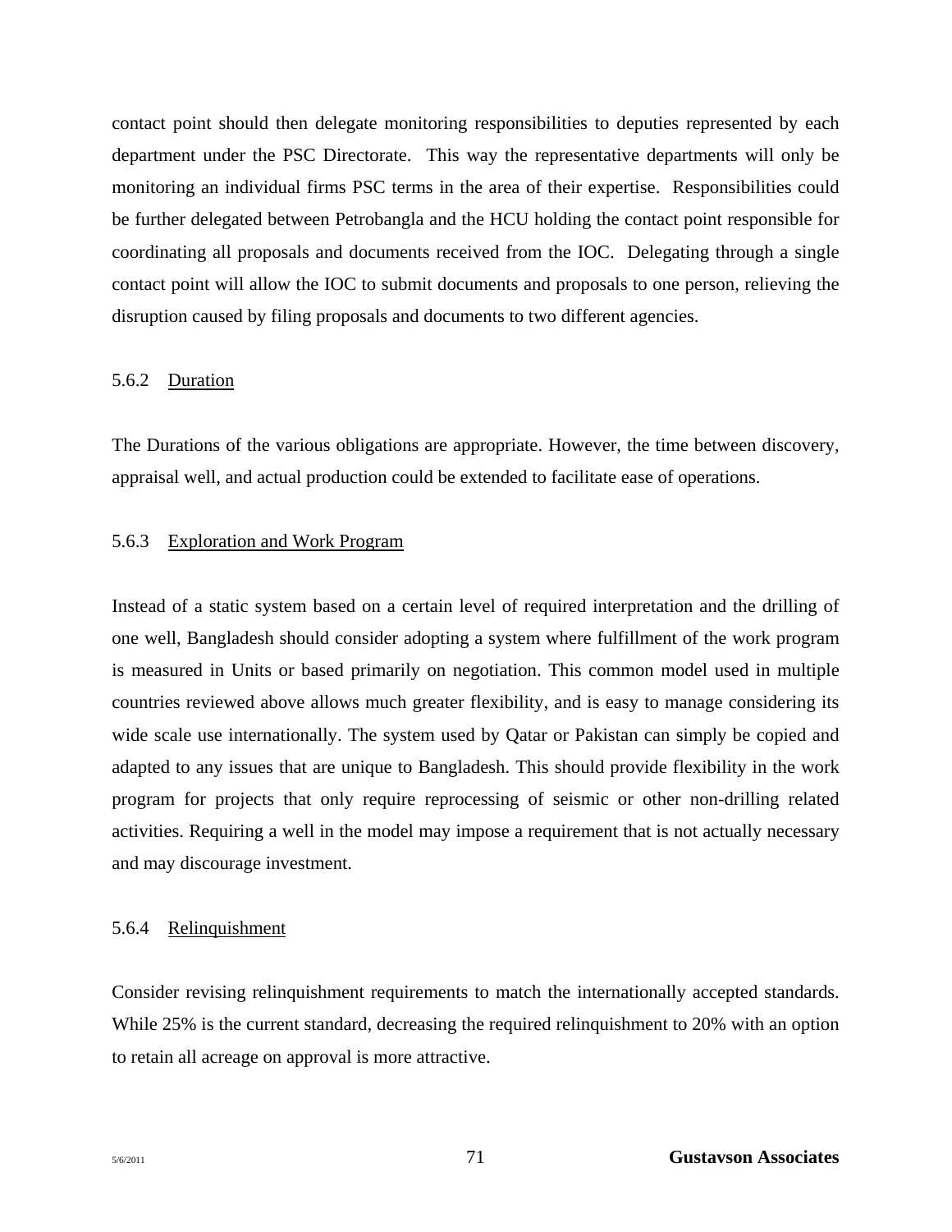contact point should then delegate monitoring responsibilities to deputies represented by each department under the PSC Directorate. This way the representative departments will only be monitoring an individual firms PSC terms in the area of their expertise. Responsibilities could be further delegated between Petrobangla and the HCU holding the contact point responsible for coordinating all proposals and documents received from the IOC. Delegating through a single contact point will allow the IOC to submit documents and proposals to one person, relieving the disruption caused by filing proposals and documents to two different agencies.

#### 5.6.2 Duration

The Durations of the various obligations are appropriate. However, the time between discovery, appraisal well, and actual production could be extended to facilitate ease of operations.

#### 5.6.3 Exploration and Work Program

Instead of a static system based on a certain level of required interpretation and the drilling of one well, Bangladesh should consider adopting a system where fulfillment of the work program is measured in Units or based primarily on negotiation. This common model used in multiple countries reviewed above allows much greater flexibility, and is easy to manage considering its wide scale use internationally. The system used by Qatar or Pakistan can simply be copied and adapted to any issues that are unique to Bangladesh. This should provide flexibility in the work program for projects that only require reprocessing of seismic or other non-drilling related activities. Requiring a well in the model may impose a requirement that is not actually necessary and may discourage investment.

#### 5.6.4 Relinquishment

Consider revising relinquishment requirements to match the internationally accepted standards. While 25% is the current standard, decreasing the required relinquishment to 20% with an option to retain all acreage on approval is more attractive.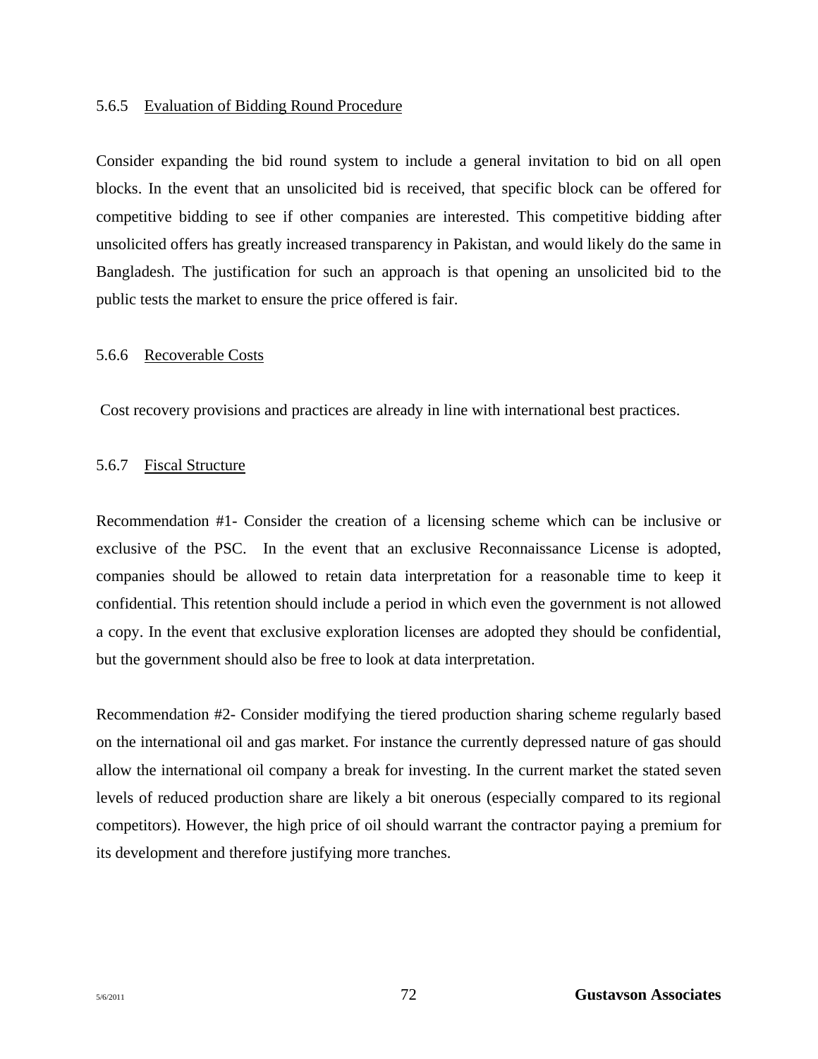#### 5.6.5 Evaluation of Bidding Round Procedure

Consider expanding the bid round system to include a general invitation to bid on all open blocks. In the event that an unsolicited bid is received, that specific block can be offered for competitive bidding to see if other companies are interested. This competitive bidding after unsolicited offers has greatly increased transparency in Pakistan, and would likely do the same in Bangladesh. The justification for such an approach is that opening an unsolicited bid to the public tests the market to ensure the price offered is fair.

#### 5.6.6 Recoverable Costs

Cost recovery provisions and practices are already in line with international best practices.

#### 5.6.7 Fiscal Structure

Recommendation #1- Consider the creation of a licensing scheme which can be inclusive or exclusive of the PSC. In the event that an exclusive Reconnaissance License is adopted, companies should be allowed to retain data interpretation for a reasonable time to keep it confidential. This retention should include a period in which even the government is not allowed a copy. In the event that exclusive exploration licenses are adopted they should be confidential, but the government should also be free to look at data interpretation.

Recommendation #2- Consider modifying the tiered production sharing scheme regularly based on the international oil and gas market. For instance the currently depressed nature of gas should allow the international oil company a break for investing. In the current market the stated seven levels of reduced production share are likely a bit onerous (especially compared to its regional competitors). However, the high price of oil should warrant the contractor paying a premium for its development and therefore justifying more tranches.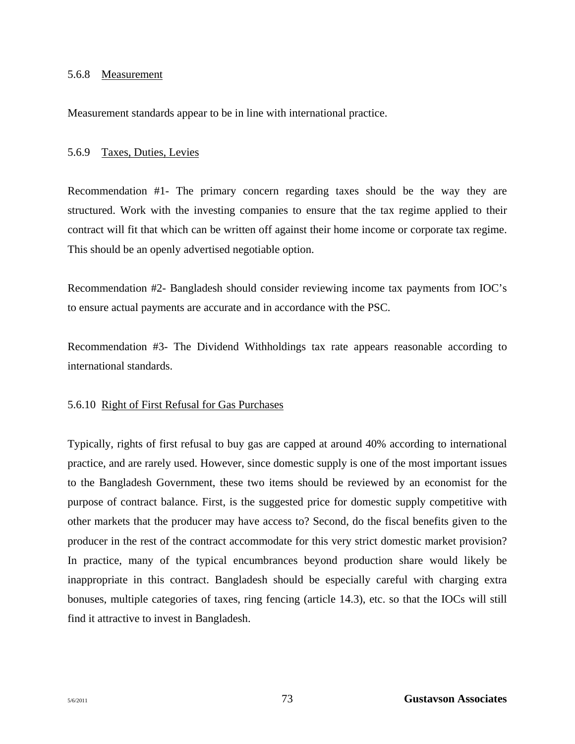#### 5.6.8 <u>Measurement</u>

Measurement standards appear to be in line with international practice.

#### 5.6.9 <u>Taxes, Duties, Levies</u>

Recommendation #1- The primary concern regarding taxes should be the way they are structured. Work with the investing companies to ensure that the tax regime applied to their contract will fit that which can be written off against their home income or corporate tax regime. This should be an openly advertised negotiable option.

Recommendation #2- Bangladesh should consider reviewing income tax payments from IOC's to ensure actual payments are accurate and in accordance with the PSC.

Recommendation #3- The Dividend Withholdings tax rate appears reasonable according to international standards.

#### 5.6.10 <u>Right of First Refusal for Gas Purchases</u>

Typically, rights of first refusal to buy gas are capped at around 40% according to international practice, and are rarely used. However, since domestic supply is one of the most important issues to the Bangladesh Government, these two items should be reviewed by an economist for the purpose of contract balance. First, is the suggested price for domestic supply competitive with other markets that the producer may have access to? Second, do the fiscal benefits given to the producer in the rest of the contract accommodate for this very strict domestic market provision? In practice, many of the typical encumbrances beyond production share would likely be inappropriate in this contract. Bangladesh should be especially careful with charging extra bonuses, multiple categories of taxes, ring fencing (article 14.3), etc. so that the IOCs will still find it attractive to invest in Bangladesh.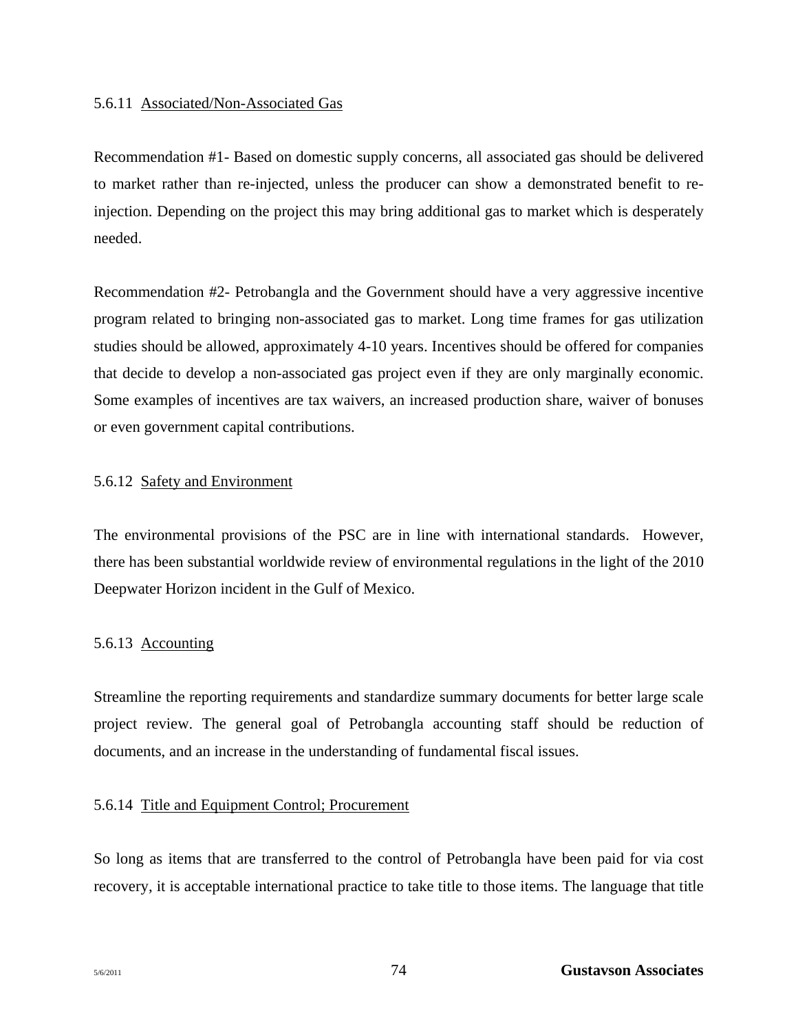#### 5.6.11 Associated/Non-Associated Gas

Recommendation #1- Based on domestic supply concerns, all associated gas should be delivered to market rather than re-injected, unless the producer can show a demonstrated benefit to re-injection. Depending on the project this may bring additional gas to market which is desperately needed.

Recommendation #2- Petrobangla and the Government should have a very aggressive incentive program related to bringing non-associated gas to market. Long time frames for gas utilization studies should be allowed, approximately 4-10 years. Incentives should be offered for companies that decide to develop a non-associated gas project even if they are only marginally economic. Some examples of incentives are tax waivers, an increased production share, waiver of bonuses or even government capital contributions.

#### 5.6.12 Safety and Environment

The environmental provisions of the PSC are in line with international standards. However, there has been substantial worldwide review of environmental regulations in the light of the 2010 Deepwater Horizon incident in the Gulf of Mexico.

#### 5.6.13 Accounting

Streamline the reporting requirements and standardize summary documents for better large scale project review. The general goal of Petrobangla accounting staff should be reduction of documents, and an increase in the understanding of fundamental fiscal issues.

#### 5.6.14 Title and Equipment Control; Procurement

So long as items that are transferred to the control of Petrobangla have been paid for via cost recovery, it is acceptable international practice to take title to those items. The language that title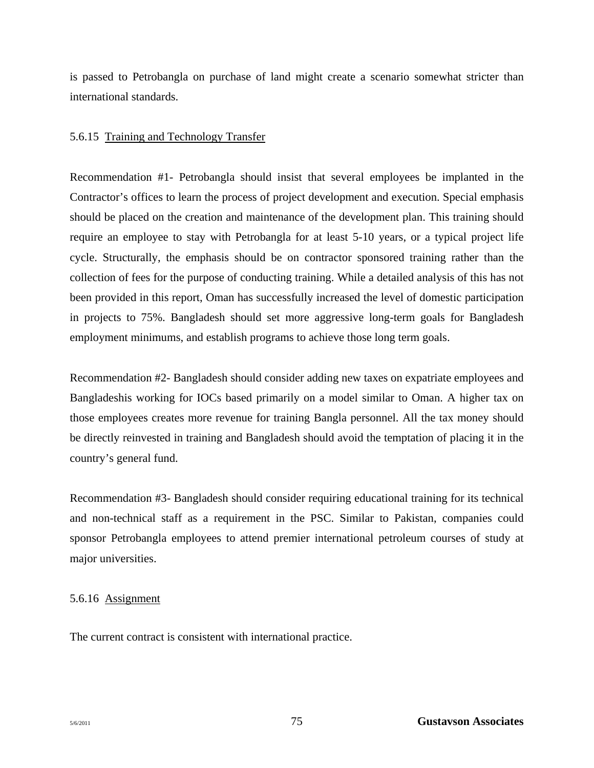is passed to Petrobangla on purchase of land might create a scenario somewhat stricter than international standards.

### 5.6.15 Training and Technology Transfer

Recommendation #1- Petrobangla should insist that several employees be implanted in the Contractor's offices to learn the process of project development and execution. Special emphasis should be placed on the creation and maintenance of the development plan. This training should require an employee to stay with Petrobangla for at least 5-10 years, or a typical project life cycle. Structurally, the emphasis should be on contractor sponsored training rather than the collection of fees for the purpose of conducting training. While a detailed analysis of this has not been provided in this report, Oman has successfully increased the level of domestic participation in projects to 75%. Bangladesh should set more aggressive long-term goals for Bangladesh employment minimums, and establish programs to achieve those long term goals.

Recommendation #2- Bangladesh should consider adding new taxes on expatriate employees and Bangladeshis working for IOCs based primarily on a model similar to Oman. A higher tax on those employees creates more revenue for training Bangla personnel. All the tax money should be directly reinvested in training and Bangladesh should avoid the temptation of placing it in the country's general fund.

Recommendation #3- Bangladesh should consider requiring educational training for its technical and non-technical staff as a requirement in the PSC. Similar to Pakistan, companies could sponsor Petrobangla employees to attend premier international petroleum courses of study at major universities.

### 5.6.16 Assignment

The current contract is consistent with international practice.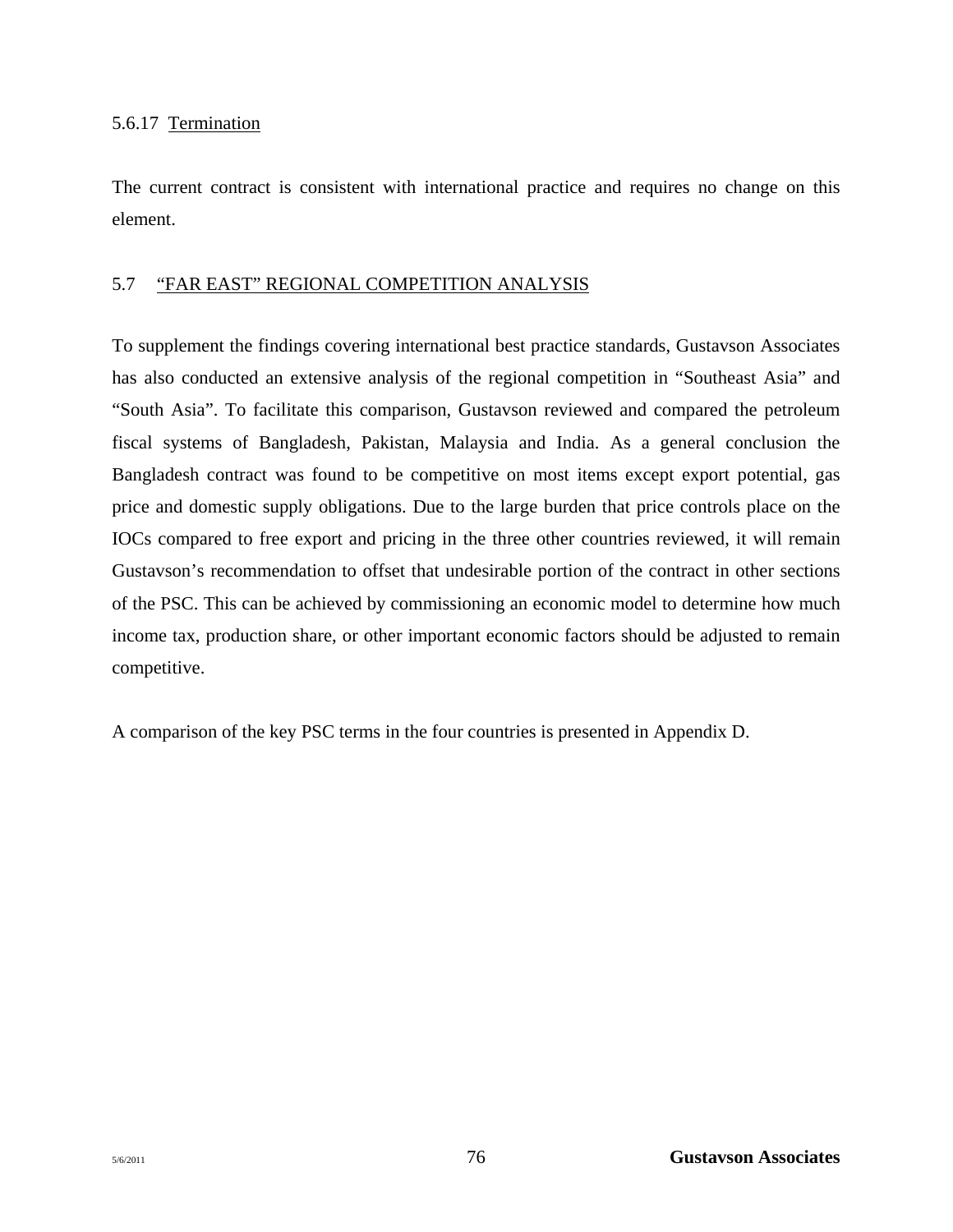#### 5.6.17 Termination

The current contract is consistent with international practice and requires no change on this element.

### 5.7 "FAR EAST" REGIONAL COMPETITION ANALYSIS

To supplement the findings covering international best practice standards, Gustavson Associates has also conducted an extensive analysis of the regional competition in "Southeast Asia" and "South Asia". To facilitate this comparison, Gustavson reviewed and compared the petroleum fiscal systems of Bangladesh, Pakistan, Malaysia and India. As a general conclusion the Bangladesh contract was found to be competitive on most items except export potential, gas price and domestic supply obligations. Due to the large burden that price controls place on the IOCs compared to free export and pricing in the three other countries reviewed, it will remain Gustavson's recommendation to offset that undesirable portion of the contract in other sections of the PSC. This can be achieved by commissioning an economic model to determine how much income tax, production share, or other important economic factors should be adjusted to remain competitive.

A comparison of the key PSC terms in the four countries is presented in Appendix D.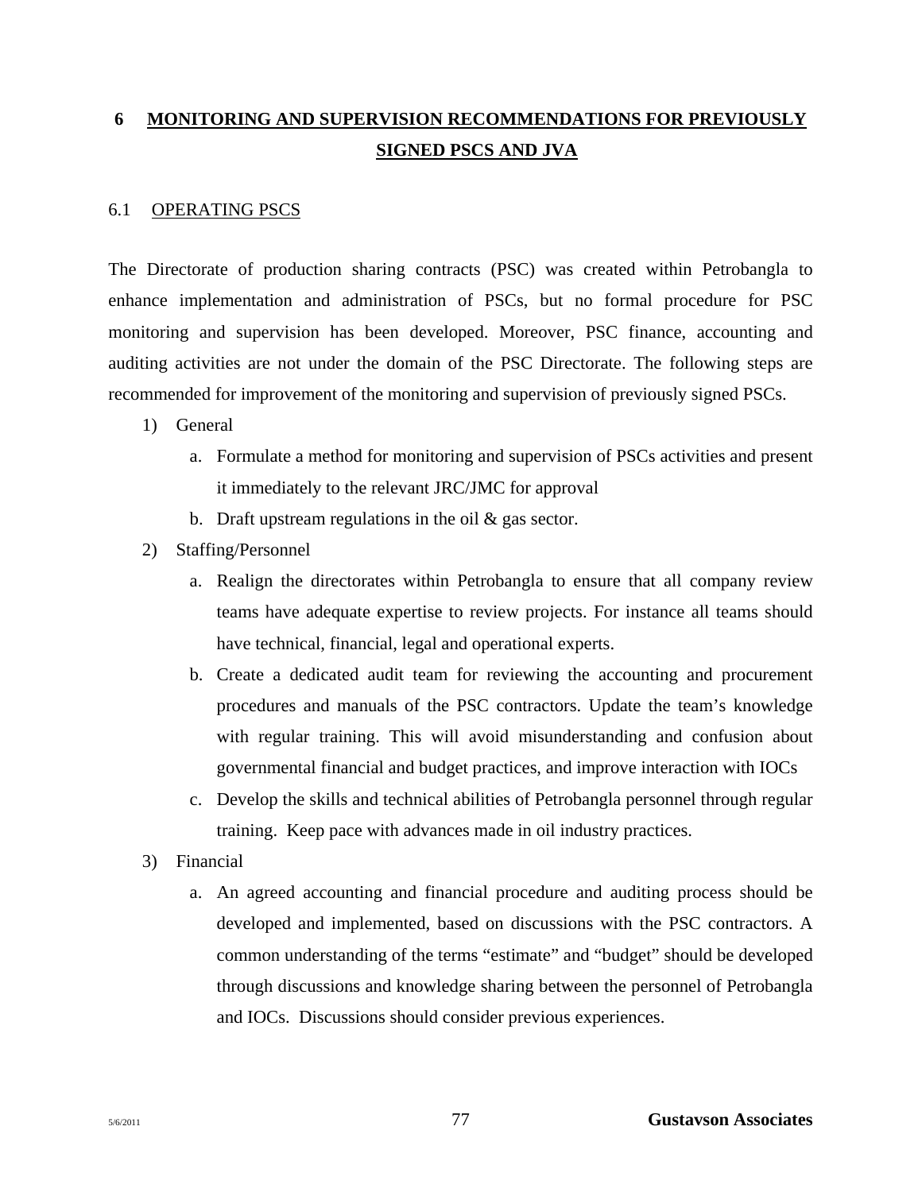# 6 MONITORING AND SUPERVISION RECOMMENDATIONS FOR PREVIOUSLY SIGNED PSCS AND JVA

## 6.1 OPERATING PSCS

The Directorate of production sharing contracts (PSC) was created within Petrobangla to enhance implementation and administration of PSCs, but no formal procedure for PSC monitoring and supervision has been developed. Moreover, PSC finance, accounting and auditing activities are not under the domain of the PSC Directorate. The following steps are recommended for improvement of the monitoring and supervision of previously signed PSCs.

1) General
    a. Formulate a method for monitoring and supervision of PSCs activities and present it immediately to the relevant JRC/JMC for approval
    b. Draft upstream regulations in the oil & gas sector.
2) Staffing/Personnel
    a. Realign the directorates within Petrobangla to ensure that all company review teams have adequate expertise to review projects. For instance all teams should have technical, financial, legal and operational experts.
    b. Create a dedicated audit team for reviewing the accounting and procurement procedures and manuals of the PSC contractors. Update the team's knowledge with regular training. This will avoid misunderstanding and confusion about governmental financial and budget practices, and improve interaction with IOCs
    c. Develop the skills and technical abilities of Petrobangla personnel through regular training. Keep pace with advances made in oil industry practices.
3) Financial
    a. An agreed accounting and financial procedure and auditing process should be developed and implemented, based on discussions with the PSC contractors. A common understanding of the terms "estimate" and "budget" should be developed through discussions and knowledge sharing between the personnel of Petrobangla and IOCs. Discussions should consider previous experiences.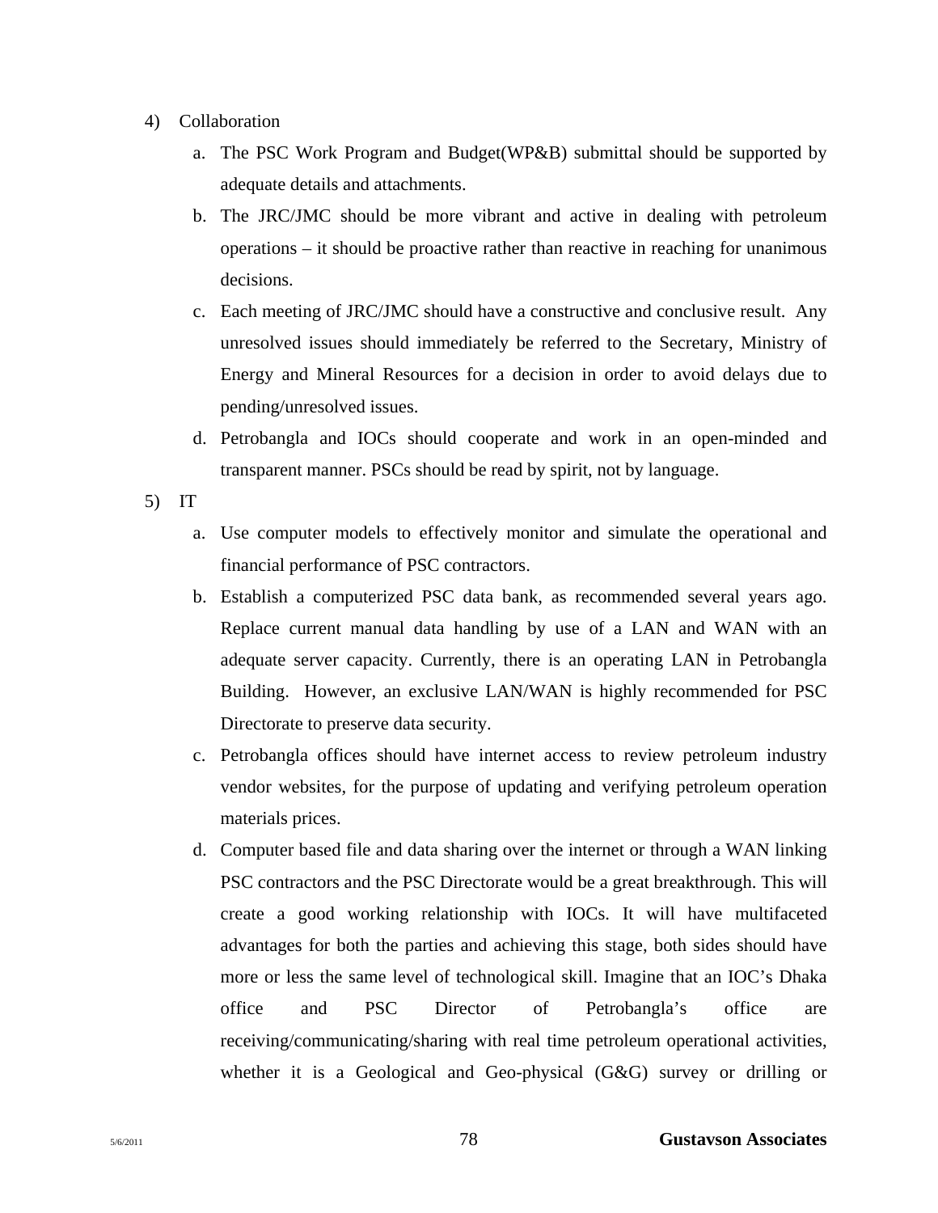4) Collaboration

   a. The PSC Work Program and Budget(WP&B) submittal should be supported by adequate details and attachments.

   b. The JRC/JMC should be more vibrant and active in dealing with petroleum operations – it should be proactive rather than reactive in reaching for unanimous decisions.

   c. Each meeting of JRC/JMC should have a constructive and conclusive result. Any unresolved issues should immediately be referred to the Secretary, Ministry of Energy and Mineral Resources for a decision in order to avoid delays due to pending/unresolved issues.

   d. Petrobangla and IOCs should cooperate and work in an open-minded and transparent manner. PSCs should be read by spirit, not by language.

5) IT

   a. Use computer models to effectively monitor and simulate the operational and financial performance of PSC contractors.

   b. Establish a computerized PSC data bank, as recommended several years ago. Replace current manual data handling by use of a LAN and WAN with an adequate server capacity. Currently, there is an operating LAN in Petrobangla Building. However, an exclusive LAN/WAN is highly recommended for PSC Directorate to preserve data security.

   c. Petrobangla offices should have internet access to review petroleum industry vendor websites, for the purpose of updating and verifying petroleum operation materials prices.

   d. Computer based file and data sharing over the internet or through a WAN linking PSC contractors and the PSC Directorate would be a great breakthrough. This will create a good working relationship with IOCs. It will have multifaceted advantages for both the parties and achieving this stage, both sides should have more or less the same level of technological skill. Imagine that an IOC's Dhaka office and PSC Director of Petrobangla's office are receiving/communicating/sharing with real time petroleum operational activities, whether it is a Geological and Geo-physical (G&G) survey or drilling or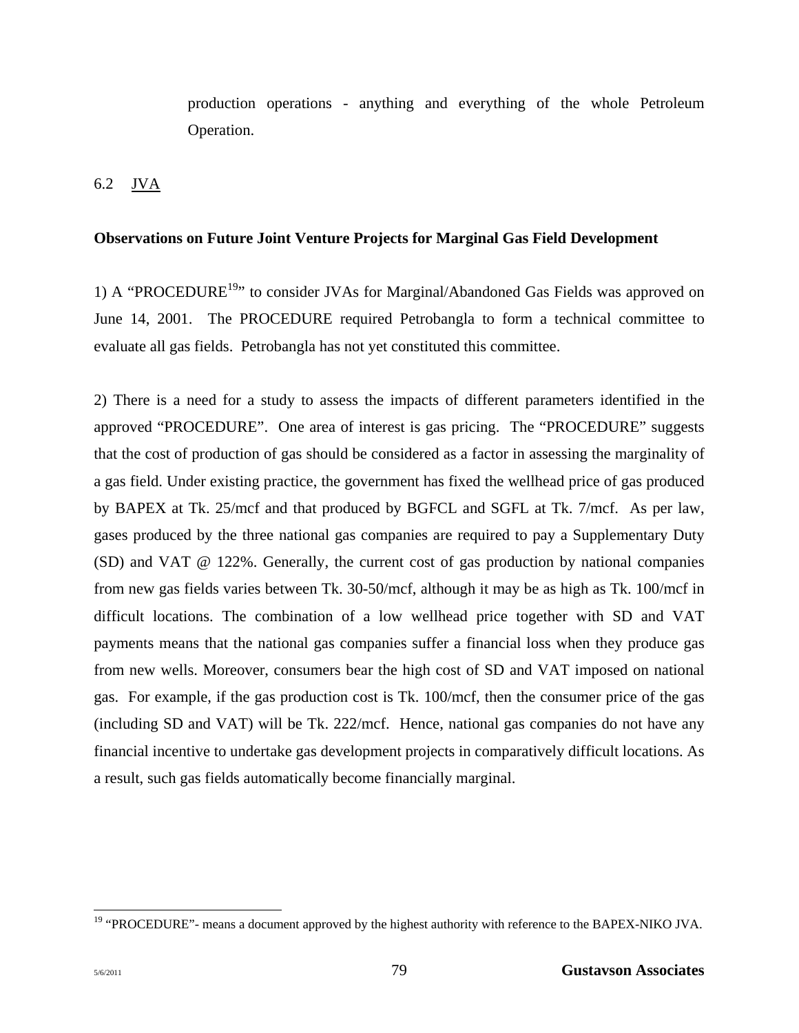production operations - anything and everything of the whole Petroleum Operation.

## 6.2 JVA

**Observations on Future Joint Venture Projects for Marginal Gas Field Development**

1) A "PROCEDURE[19]" to consider JVAs for Marginal/Abandoned Gas Fields was approved on June 14, 2001. The PROCEDURE required Petrobangla to form a technical committee to evaluate all gas fields. Petrobangla has not yet constituted this committee.

2) There is a need for a study to assess the impacts of different parameters identified in the approved "PROCEDURE". One area of interest is gas pricing. The "PROCEDURE" suggests that the cost of production of gas should be considered as a factor in assessing the marginality of a gas field. Under existing practice, the government has fixed the wellhead price of gas produced by BAPEX at Tk. 25/mcf and that produced by BGFCL and SGFL at Tk. 7/mcf. As per law, gases produced by the three national gas companies are required to pay a Supplementary Duty (SD) and VAT @ 122%. Generally, the current cost of gas production by national companies from new gas fields varies between Tk. 30-50/mcf, although it may be as high as Tk. 100/mcf in difficult locations. The combination of a low wellhead price together with SD and VAT payments means that the national gas companies suffer a financial loss when they produce gas from new wells. Moreover, consumers bear the high cost of SD and VAT imposed on national gas. For example, if the gas production cost is Tk. 100/mcf, then the consumer price of the gas (including SD and VAT) will be Tk. 222/mcf. Hence, national gas companies do not have any financial incentive to undertake gas development projects in comparatively difficult locations. As a result, such gas fields automatically become financially marginal.

[19] "PROCEDURE"- means a document approved by the highest authority with reference to the BAPEX-NIKO JVA.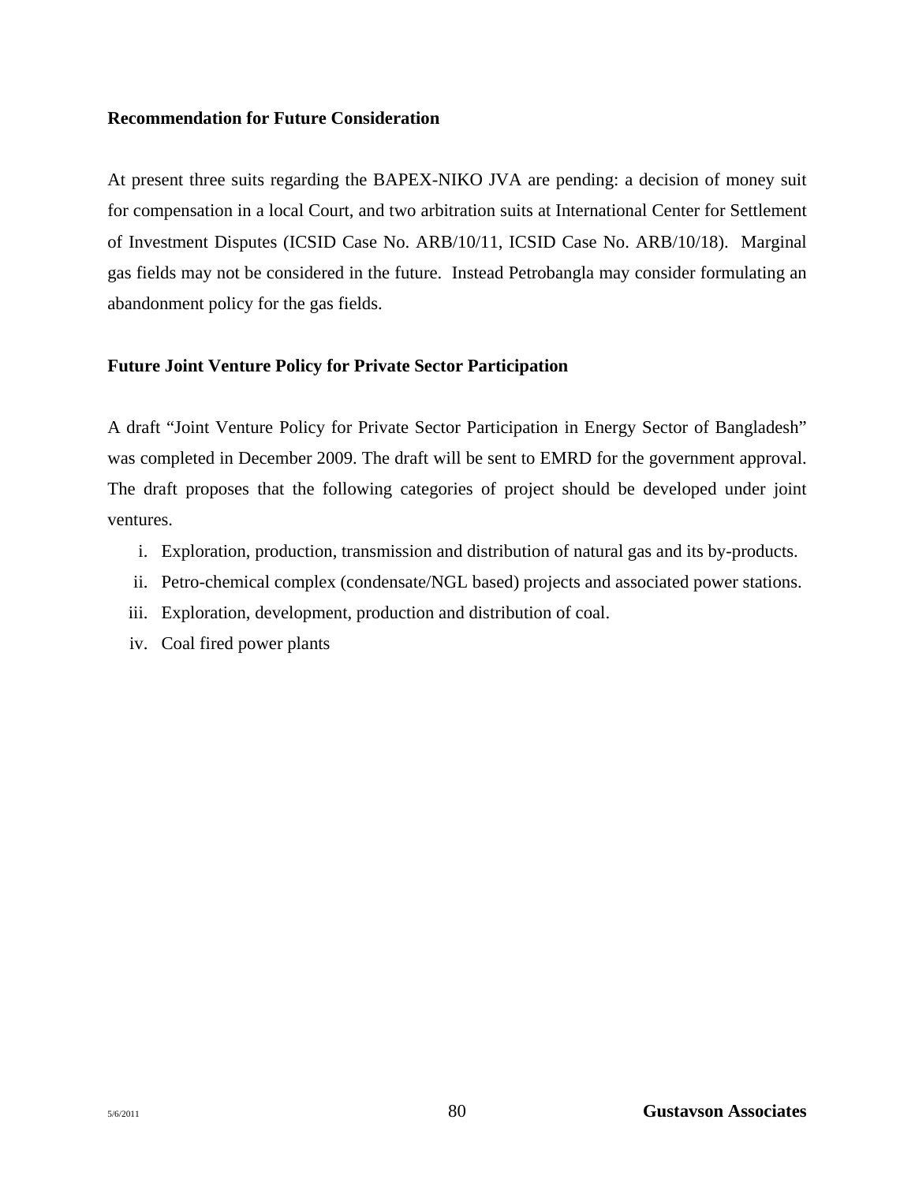**Recommendation for Future Consideration**

At present three suits regarding the BAPEX-NIKO JVA are pending: a decision of money suit for compensation in a local Court, and two arbitration suits at International Center for Settlement of Investment Disputes (ICSID Case No. ARB/10/11, ICSID Case No. ARB/10/18). Marginal gas fields may not be considered in the future. Instead Petrobangla may consider formulating an abandonment policy for the gas fields.

**Future Joint Venture Policy for Private Sector Participation**

A draft "Joint Venture Policy for Private Sector Participation in Energy Sector of Bangladesh" was completed in December 2009. The draft will be sent to EMRD for the government approval. The draft proposes that the following categories of project should be developed under joint ventures.

i. Exploration, production, transmission and distribution of natural gas and its by-products.
ii. Petro-chemical complex (condensate/NGL based) projects and associated power stations.
iii. Exploration, development, production and distribution of coal.
iv. Coal fired power plants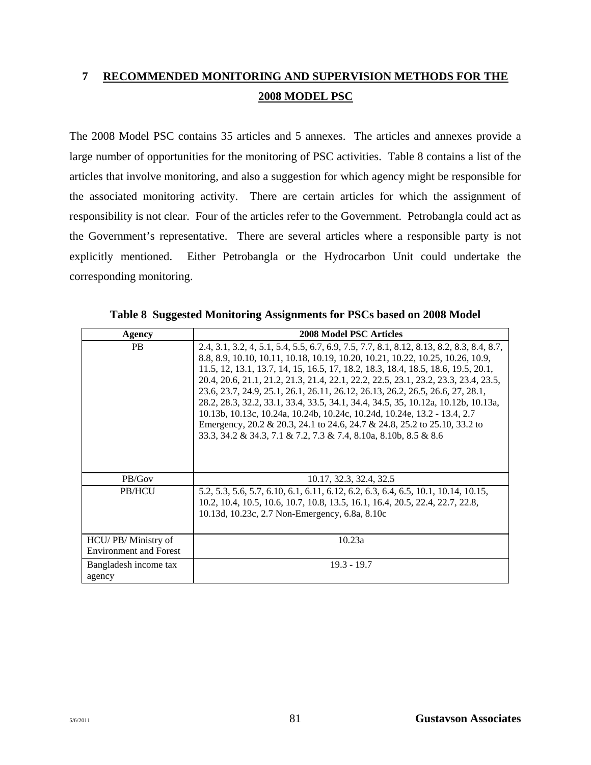# 7 RECOMMENDED MONITORING AND SUPERVISION METHODS FOR THE 2008 MODEL PSC

The 2008 Model PSC contains 35 articles and 5 annexes. The articles and annexes provide a large number of opportunities for the monitoring of PSC activities. Table 8 contains a list of the articles that involve monitoring, and also a suggestion for which agency might be responsible for the associated monitoring activity. There are certain articles for which the assignment of responsibility is not clear. Four of the articles refer to the Government. Petrobangla could act as the Government's representative. There are several articles where a responsible party is not explicitly mentioned. Either Petrobangla or the Hydrocarbon Unit could undertake the corresponding monitoring.

**Table 8 Suggested Monitoring Assignments for PSCs based on 2008 Model**

| Agency | 2008 Model PSC Articles |
|---|---|
| PB | 2.4, 3.1, 3.2, 4, 5.1, 5.4, 5.5, 6.7, 6.9, 7.5, 7.7, 8.1, 8.12, 8.13, 8.2, 8.3, 8.4, 8.7, 8.8, 8.9, 10.10, 10.11, 10.18, 10.19, 10.20, 10.21, 10.22, 10.25, 10.26, 10.9, 11.5, 12, 13.1, 13.7, 14, 15, 16.5, 17, 18.2, 18.3, 18.4, 18.5, 18.6, 19.5, 20.1, 20.4, 20.6, 21.1, 21.2, 21.3, 21.4, 22.1, 22.2, 22.5, 23.1, 23.2, 23.3, 23.4, 23.5, 23.6, 23.7, 24.9, 25.1, 26.1, 26.11, 26.12, 26.13, 26.2, 26.5, 26.6, 27, 28.1, 28.2, 28.3, 32.2, 33.1, 33.4, 33.5, 34.1, 34.4, 34.5, 35, 10.12a, 10.12b, 10.13a, 10.13b, 10.13c, 10.24a, 10.24b, 10.24c, 10.24d, 10.24e, 13.2 - 13.4, 2.7 Emergency, 20.2 & 20.3, 24.1 to 24.6, 24.7 & 24.8, 25.2 to 25.10, 33.2 to 33.3, 34.2 & 34.3, 7.1 & 7.2, 7.3 & 7.4, 8.10a, 8.10b, 8.5 & 8.6 |
| PB/Gov | 10.17, 32.3, 32.4, 32.5 |
| PB/HCU | 5.2, 5.3, 5.6, 5.7, 6.10, 6.1, 6.11, 6.12, 6.2, 6.3, 6.4, 6.5, 10.1, 10.14, 10.15, 10.2, 10.4, 10.5, 10.6, 10.7, 10.8, 13.5, 16.1, 16.4, 20.5, 22.4, 22.7, 22.8, 10.13d, 10.23c, 2.7 Non-Emergency, 6.8a, 8.10c |
| HCU/ PB/ Ministry of Environment and Forest | 10.23a |
| Bangladesh income tax agency | 19.3 - 19.7 |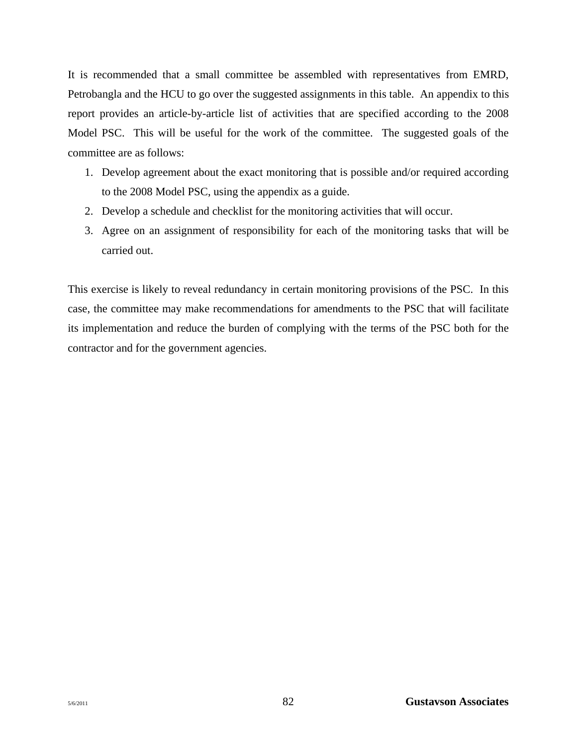It is recommended that a small committee be assembled with representatives from EMRD, Petrobangla and the HCU to go over the suggested assignments in this table. An appendix to this report provides an article-by-article list of activities that are specified according to the 2008 Model PSC. This will be useful for the work of the committee. The suggested goals of the committee are as follows:

1. Develop agreement about the exact monitoring that is possible and/or required according to the 2008 Model PSC, using the appendix as a guide.
2. Develop a schedule and checklist for the monitoring activities that will occur.
3. Agree on an assignment of responsibility for each of the monitoring tasks that will be carried out.

This exercise is likely to reveal redundancy in certain monitoring provisions of the PSC. In this case, the committee may make recommendations for amendments to the PSC that will facilitate its implementation and reduce the burden of complying with the terms of the PSC both for the contractor and for the government agencies.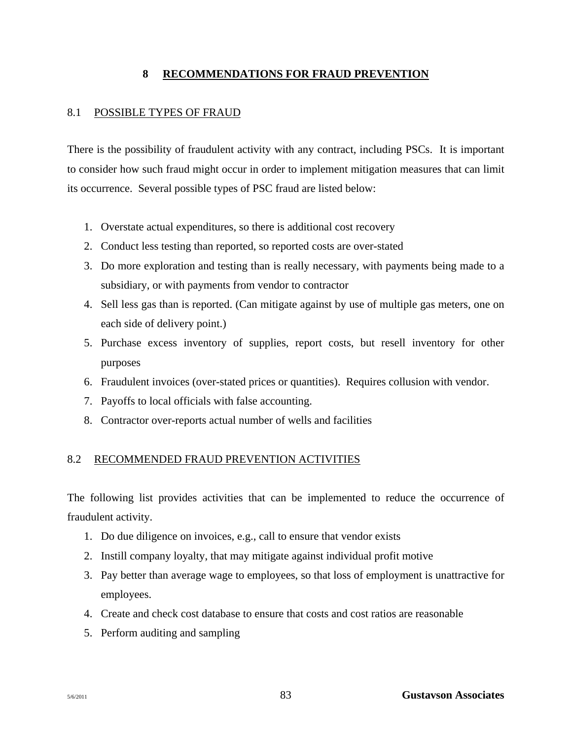# 8 RECOMMENDATIONS FOR FRAUD PREVENTION

## 8.1 POSSIBLE TYPES OF FRAUD

There is the possibility of fraudulent activity with any contract, including PSCs. It is important to consider how such fraud might occur in order to implement mitigation measures that can limit its occurrence. Several possible types of PSC fraud are listed below:

1. Overstate actual expenditures, so there is additional cost recovery
2. Conduct less testing than reported, so reported costs are over-stated
3. Do more exploration and testing than is really necessary, with payments being made to a subsidiary, or with payments from vendor to contractor
4. Sell less gas than is reported. (Can mitigate against by use of multiple gas meters, one on each side of delivery point.)
5. Purchase excess inventory of supplies, report costs, but resell inventory for other purposes
6. Fraudulent invoices (over-stated prices or quantities). Requires collusion with vendor.
7. Payoffs to local officials with false accounting.
8. Contractor over-reports actual number of wells and facilities

## 8.2 RECOMMENDED FRAUD PREVENTION ACTIVITIES

The following list provides activities that can be implemented to reduce the occurrence of fraudulent activity.

1. Do due diligence on invoices, e.g., call to ensure that vendor exists
2. Instill company loyalty, that may mitigate against individual profit motive
3. Pay better than average wage to employees, so that loss of employment is unattractive for employees.
4. Create and check cost database to ensure that costs and cost ratios are reasonable
5. Perform auditing and sampling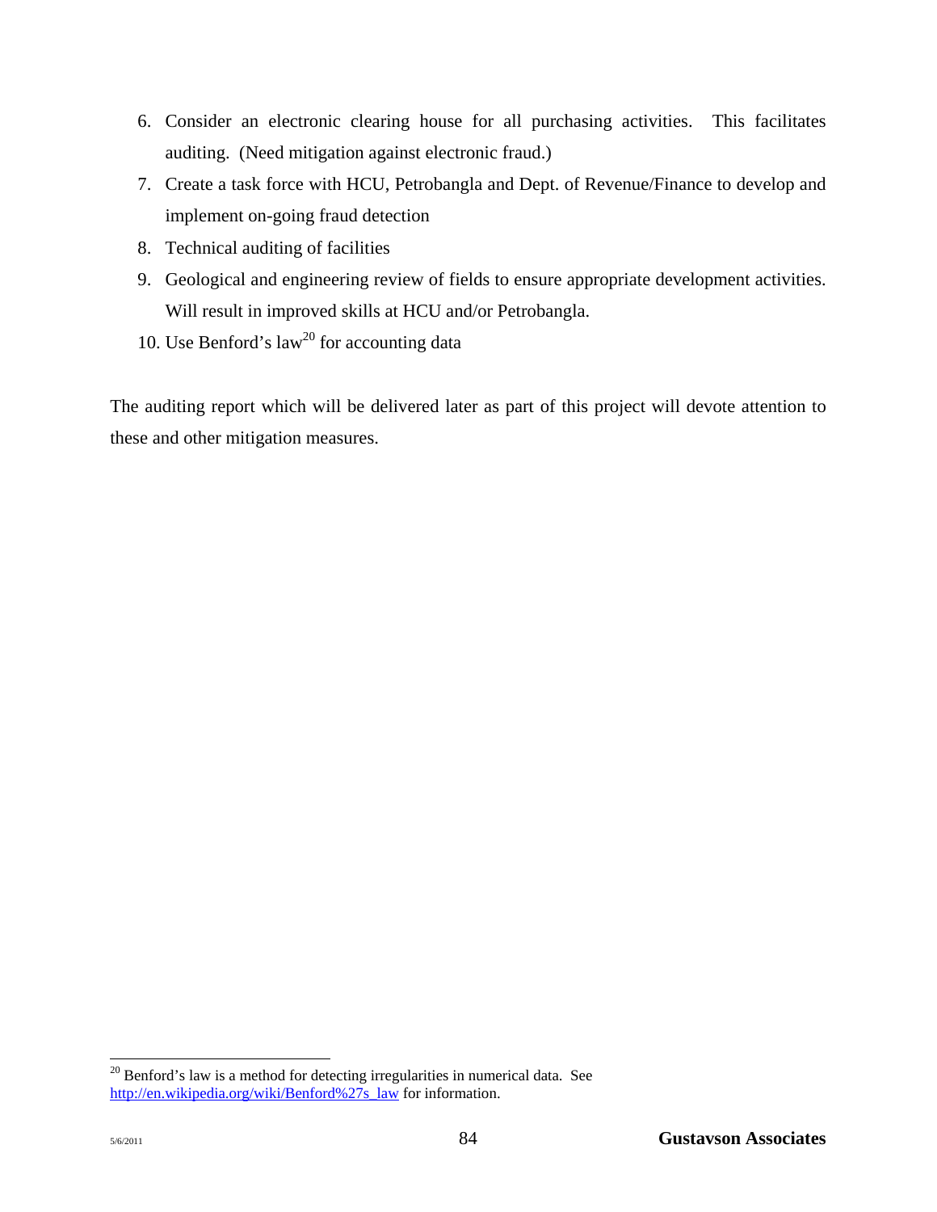6. Consider an electronic clearing house for all purchasing activities. This facilitates auditing. (Need mitigation against electronic fraud.)
7. Create a task force with HCU, Petrobangla and Dept. of Revenue/Finance to develop and implement on-going fraud detection
8. Technical auditing of facilities
9. Geological and engineering review of fields to ensure appropriate development activities. Will result in improved skills at HCU and/or Petrobangla.
10. Use Benford's law[20] for accounting data

The auditing report which will be delivered later as part of this project will devote attention to these and other mitigation measures.

[20] Benford's law is a method for detecting irregularities in numerical data. See http://en.wikipedia.org/wiki/Benford%27s_law for information.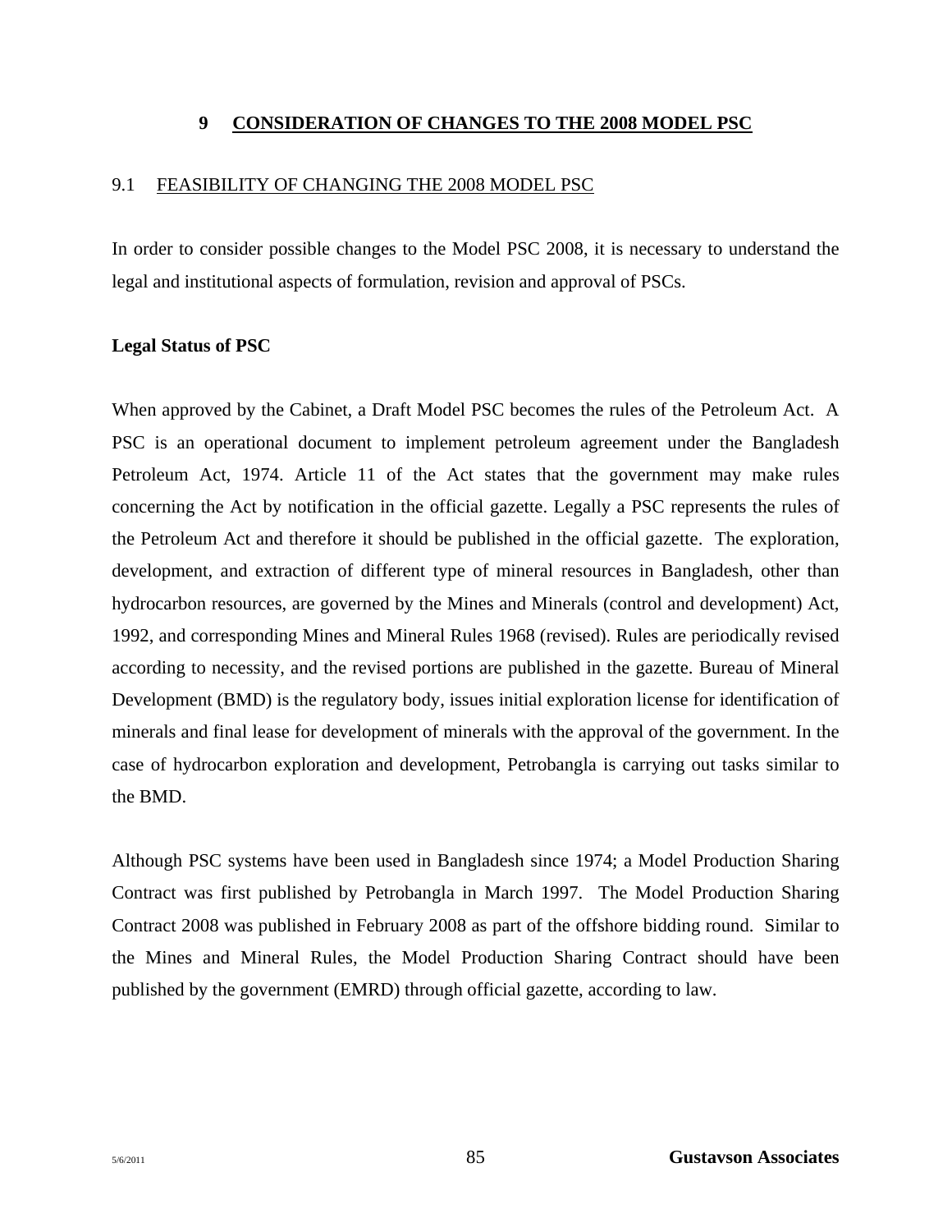# 9 CONSIDERATION OF CHANGES TO THE 2008 MODEL PSC

## 9.1 FEASIBILITY OF CHANGING THE 2008 MODEL PSC

In order to consider possible changes to the Model PSC 2008, it is necessary to understand the legal and institutional aspects of formulation, revision and approval of PSCs.

**Legal Status of PSC**

When approved by the Cabinet, a Draft Model PSC becomes the rules of the Petroleum Act. A PSC is an operational document to implement petroleum agreement under the Bangladesh Petroleum Act, 1974. Article 11 of the Act states that the government may make rules concerning the Act by notification in the official gazette. Legally a PSC represents the rules of the Petroleum Act and therefore it should be published in the official gazette. The exploration, development, and extraction of different type of mineral resources in Bangladesh, other than hydrocarbon resources, are governed by the Mines and Minerals (control and development) Act, 1992, and corresponding Mines and Mineral Rules 1968 (revised). Rules are periodically revised according to necessity, and the revised portions are published in the gazette. Bureau of Mineral Development (BMD) is the regulatory body, issues initial exploration license for identification of minerals and final lease for development of minerals with the approval of the government. In the case of hydrocarbon exploration and development, Petrobangla is carrying out tasks similar to the BMD.

Although PSC systems have been used in Bangladesh since 1974; a Model Production Sharing Contract was first published by Petrobangla in March 1997. The Model Production Sharing Contract 2008 was published in February 2008 as part of the offshore bidding round. Similar to the Mines and Mineral Rules, the Model Production Sharing Contract should have been published by the government (EMRD) through official gazette, according to law.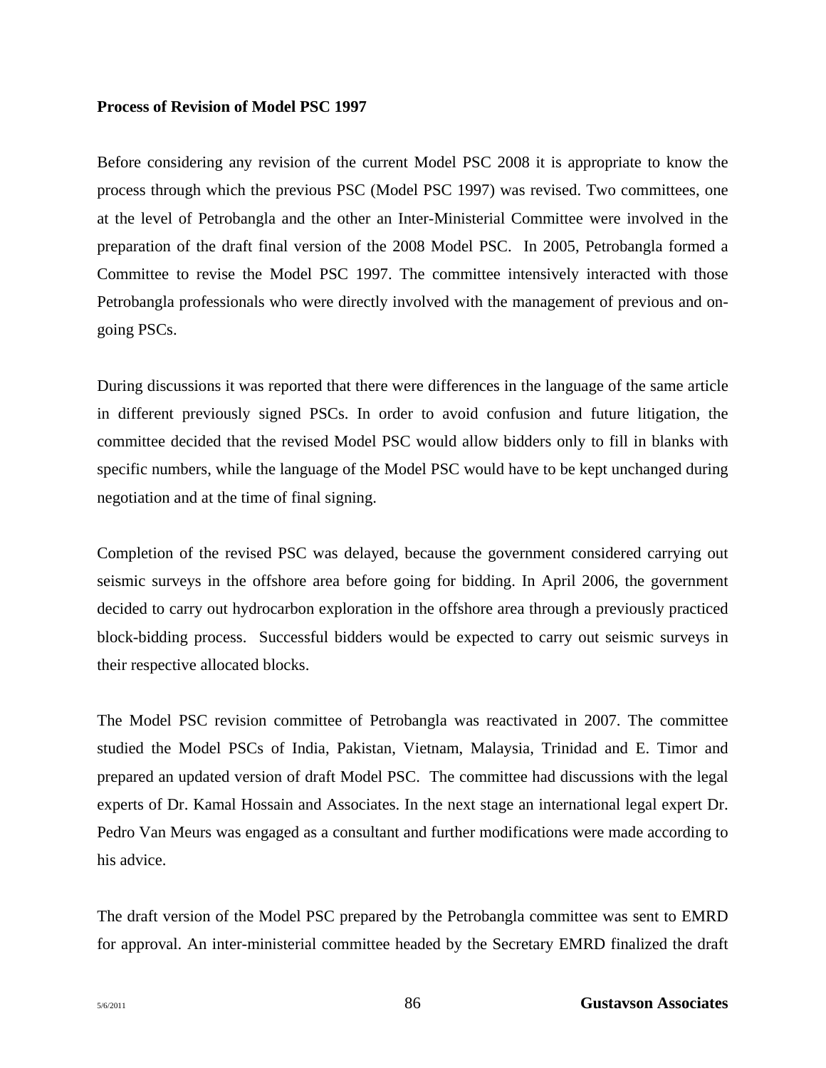**Process of Revision of Model PSC 1997**

Before considering any revision of the current Model PSC 2008 it is appropriate to know the process through which the previous PSC (Model PSC 1997) was revised. Two committees, one at the level of Petrobangla and the other an Inter-Ministerial Committee were involved in the preparation of the draft final version of the 2008 Model PSC. In 2005, Petrobangla formed a Committee to revise the Model PSC 1997. The committee intensively interacted with those Petrobangla professionals who were directly involved with the management of previous and on-going PSCs.

During discussions it was reported that there were differences in the language of the same article in different previously signed PSCs. In order to avoid confusion and future litigation, the committee decided that the revised Model PSC would allow bidders only to fill in blanks with specific numbers, while the language of the Model PSC would have to be kept unchanged during negotiation and at the time of final signing.

Completion of the revised PSC was delayed, because the government considered carrying out seismic surveys in the offshore area before going for bidding. In April 2006, the government decided to carry out hydrocarbon exploration in the offshore area through a previously practiced block-bidding process. Successful bidders would be expected to carry out seismic surveys in their respective allocated blocks.

The Model PSC revision committee of Petrobangla was reactivated in 2007. The committee studied the Model PSCs of India, Pakistan, Vietnam, Malaysia, Trinidad and E. Timor and prepared an updated version of draft Model PSC. The committee had discussions with the legal experts of Dr. Kamal Hossain and Associates. In the next stage an international legal expert Dr. Pedro Van Meurs was engaged as a consultant and further modifications were made according to his advice.

The draft version of the Model PSC prepared by the Petrobangla committee was sent to EMRD for approval. An inter-ministerial committee headed by the Secretary EMRD finalized the draft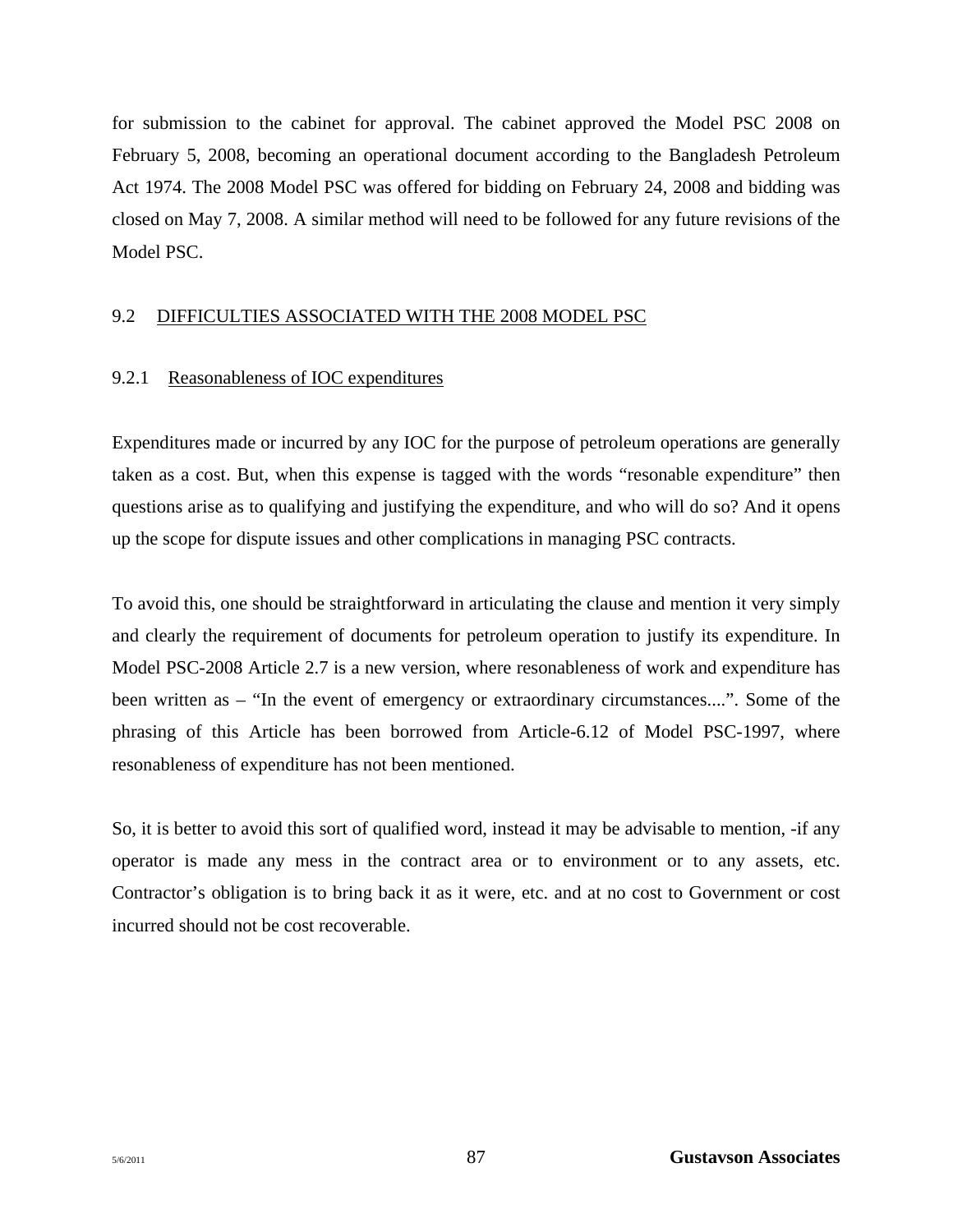for submission to the cabinet for approval. The cabinet approved the Model PSC 2008 on February 5, 2008, becoming an operational document according to the Bangladesh Petroleum Act 1974. The 2008 Model PSC was offered for bidding on February 24, 2008 and bidding was closed on May 7, 2008. A similar method will need to be followed for any future revisions of the Model PSC.

## 9.2 DIFFICULTIES ASSOCIATED WITH THE 2008 MODEL PSC

### 9.2.1 Reasonableness of IOC expenditures

Expenditures made or incurred by any IOC for the purpose of petroleum operations are generally taken as a cost. But, when this expense is tagged with the words “resonable expenditure” then questions arise as to qualifying and justifying the expenditure, and who will do so? And it opens up the scope for dispute issues and other complications in managing PSC contracts.

To avoid this, one should be straightforward in articulating the clause and mention it very simply and clearly the requirement of documents for petroleum operation to justify its expenditure. In Model PSC-2008 Article 2.7 is a new version, where resonableness of work and expenditure has been written as – “In the event of emergency or extraordinary circumstances....”. Some of the phrasing of this Article has been borrowed from Article-6.12 of Model PSC-1997, where resonableness of expenditure has not been mentioned.

So, it is better to avoid this sort of qualified word, instead it may be advisable to mention, -if any operator is made any mess in the contract area or to environment or to any assets, etc. Contractor’s obligation is to bring back it as it were, etc. and at no cost to Government or cost incurred should not be cost recoverable.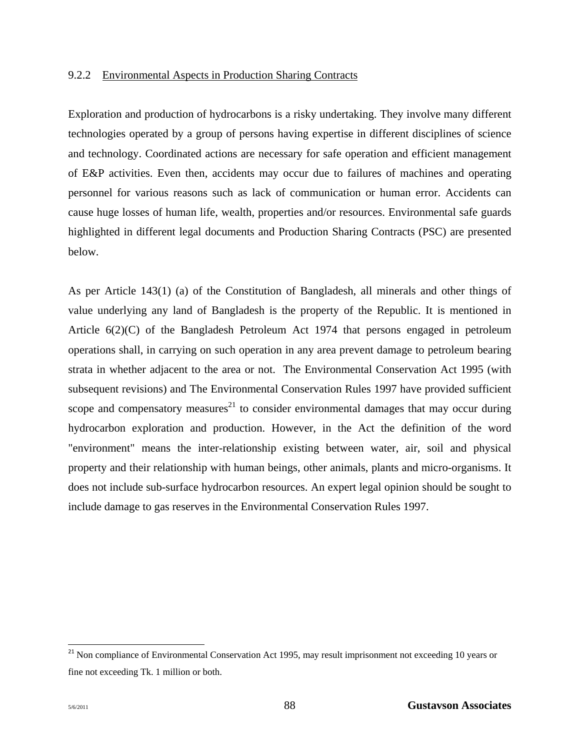### 9.2.2 Environmental Aspects in Production Sharing Contracts

Exploration and production of hydrocarbons is a risky undertaking. They involve many different technologies operated by a group of persons having expertise in different disciplines of science and technology. Coordinated actions are necessary for safe operation and efficient management of E&P activities. Even then, accidents may occur due to failures of machines and operating personnel for various reasons such as lack of communication or human error. Accidents can cause huge losses of human life, wealth, properties and/or resources. Environmental safe guards highlighted in different legal documents and Production Sharing Contracts (PSC) are presented below.

As per Article 143(1) (a) of the Constitution of Bangladesh, all minerals and other things of value underlying any land of Bangladesh is the property of the Republic. It is mentioned in Article 6(2)(C) of the Bangladesh Petroleum Act 1974 that persons engaged in petroleum operations shall, in carrying on such operation in any area prevent damage to petroleum bearing strata in whether adjacent to the area or not. The Environmental Conservation Act 1995 (with subsequent revisions) and The Environmental Conservation Rules 1997 have provided sufficient scope and compensatory measures[21] to consider environmental damages that may occur during hydrocarbon exploration and production. However, in the Act the definition of the word "environment" means the inter-relationship existing between water, air, soil and physical property and their relationship with human beings, other animals, plants and micro-organisms. It does not include sub-surface hydrocarbon resources. An expert legal opinion should be sought to include damage to gas reserves in the Environmental Conservation Rules 1997.

---

[21] Non compliance of Environmental Conservation Act 1995, may result imprisonment not exceeding 10 years or fine not exceeding Tk. 1 million or both.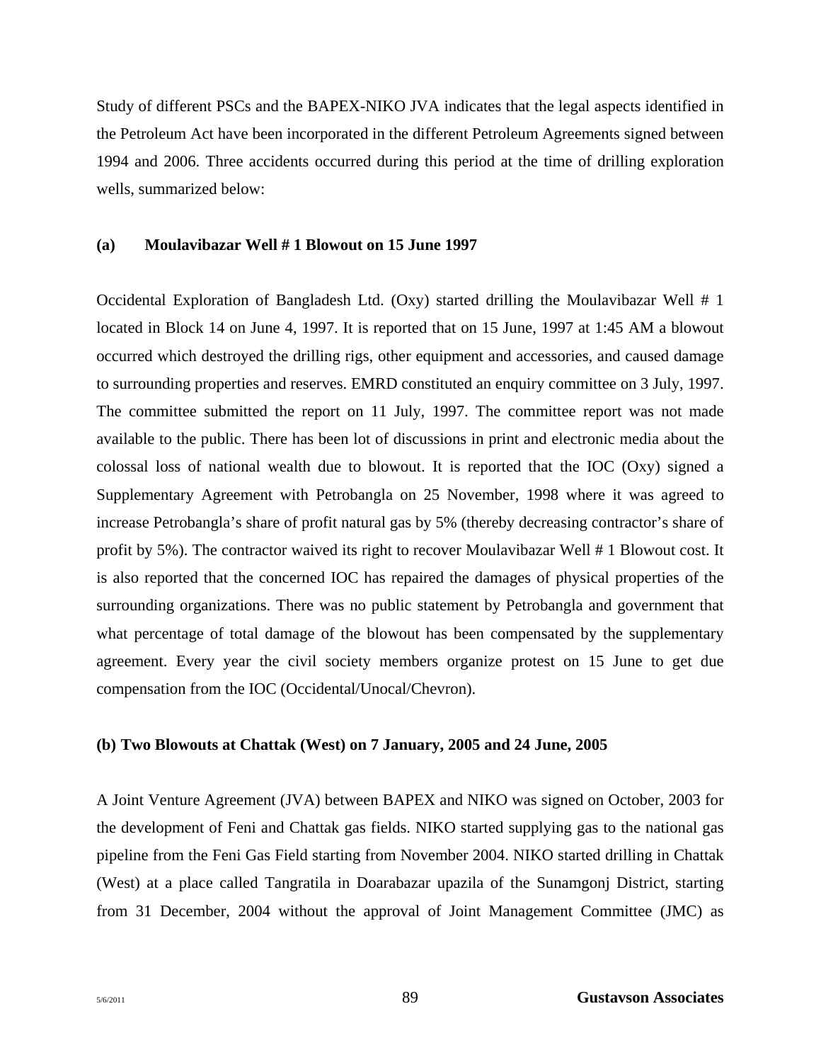Study of different PSCs and the BAPEX-NIKO JVA indicates that the legal aspects identified in the Petroleum Act have been incorporated in the different Petroleum Agreements signed between 1994 and 2006. Three accidents occurred during this period at the time of drilling exploration wells, summarized below:

**(a) Moulavibazar Well # 1 Blowout on 15 June 1997**

Occidental Exploration of Bangladesh Ltd. (Oxy) started drilling the Moulavibazar Well # 1 located in Block 14 on June 4, 1997. It is reported that on 15 June, 1997 at 1:45 AM a blowout occurred which destroyed the drilling rigs, other equipment and accessories, and caused damage to surrounding properties and reserves. EMRD constituted an enquiry committee on 3 July, 1997. The committee submitted the report on 11 July, 1997. The committee report was not made available to the public. There has been lot of discussions in print and electronic media about the colossal loss of national wealth due to blowout. It is reported that the IOC (Oxy) signed a Supplementary Agreement with Petrobangla on 25 November, 1998 where it was agreed to increase Petrobangla's share of profit natural gas by 5% (thereby decreasing contractor's share of profit by 5%). The contractor waived its right to recover Moulavibazar Well # 1 Blowout cost. It is also reported that the concerned IOC has repaired the damages of physical properties of the surrounding organizations. There was no public statement by Petrobangla and government that what percentage of total damage of the blowout has been compensated by the supplementary agreement. Every year the civil society members organize protest on 15 June to get due compensation from the IOC (Occidental/Unocal/Chevron).

**(b) Two Blowouts at Chattak (West) on 7 January, 2005 and 24 June, 2005**

A Joint Venture Agreement (JVA) between BAPEX and NIKO was signed on October, 2003 for the development of Feni and Chattak gas fields. NIKO started supplying gas to the national gas pipeline from the Feni Gas Field starting from November 2004. NIKO started drilling in Chattak (West) at a place called Tangratila in Doarabazar upazila of the Sunamgonj District, starting from 31 December, 2004 without the approval of Joint Management Committee (JMC) as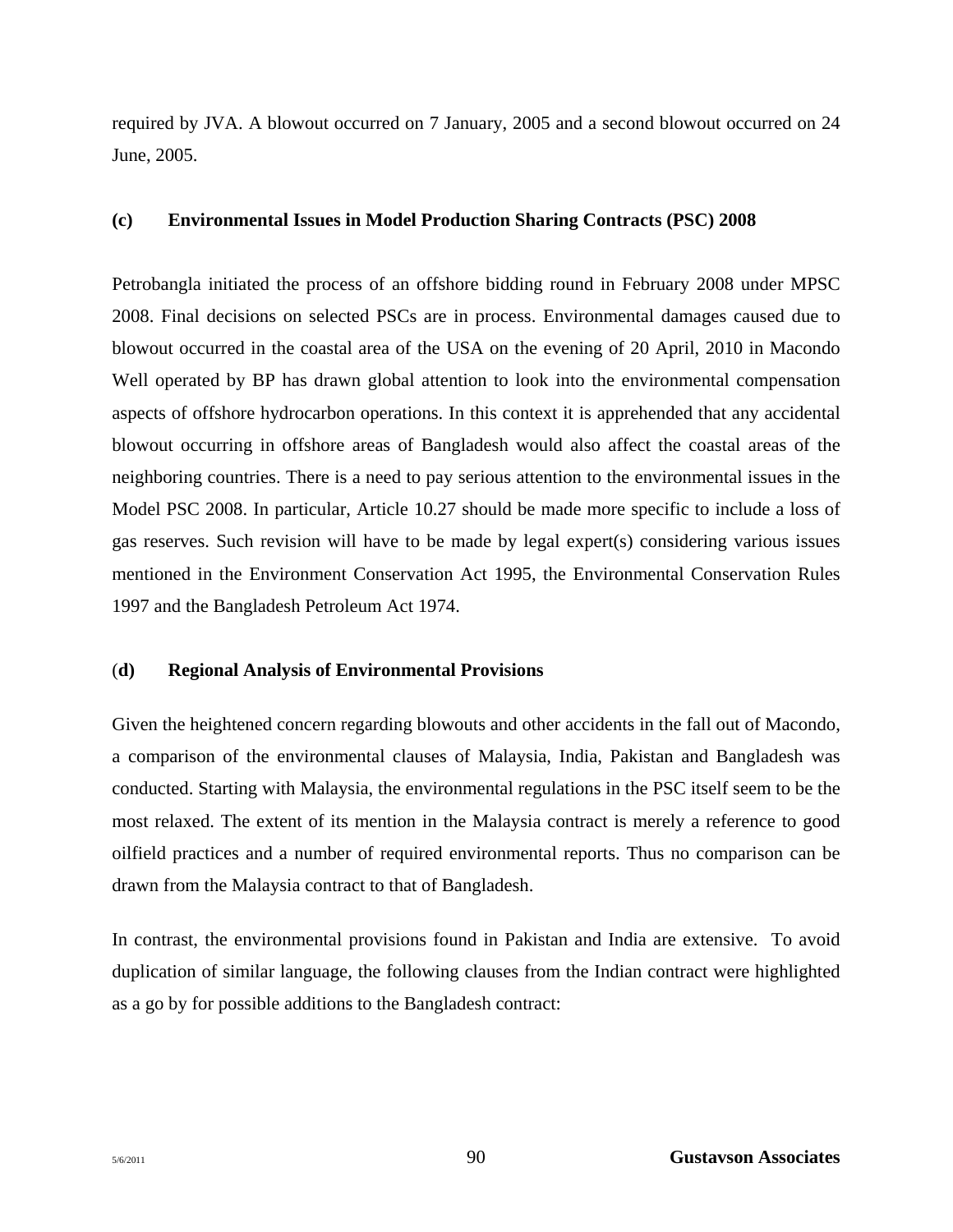required by JVA. A blowout occurred on 7 January, 2005 and a second blowout occurred on 24 June, 2005.

### (c) Environmental Issues in Model Production Sharing Contracts (PSC) 2008

Petrobangla initiated the process of an offshore bidding round in February 2008 under MPSC 2008. Final decisions on selected PSCs are in process. Environmental damages caused due to blowout occurred in the coastal area of the USA on the evening of 20 April, 2010 in Macondo Well operated by BP has drawn global attention to look into the environmental compensation aspects of offshore hydrocarbon operations. In this context it is apprehended that any accidental blowout occurring in offshore areas of Bangladesh would also affect the coastal areas of the neighboring countries. There is a need to pay serious attention to the environmental issues in the Model PSC 2008. In particular, Article 10.27 should be made more specific to include a loss of gas reserves. Such revision will have to be made by legal expert(s) considering various issues mentioned in the Environment Conservation Act 1995, the Environmental Conservation Rules 1997 and the Bangladesh Petroleum Act 1974.

### (d) Regional Analysis of Environmental Provisions

Given the heightened concern regarding blowouts and other accidents in the fall out of Macondo, a comparison of the environmental clauses of Malaysia, India, Pakistan and Bangladesh was conducted. Starting with Malaysia, the environmental regulations in the PSC itself seem to be the most relaxed. The extent of its mention in the Malaysia contract is merely a reference to good oilfield practices and a number of required environmental reports. Thus no comparison can be drawn from the Malaysia contract to that of Bangladesh.

In contrast, the environmental provisions found in Pakistan and India are extensive. To avoid duplication of similar language, the following clauses from the Indian contract were highlighted as a go by for possible additions to the Bangladesh contract: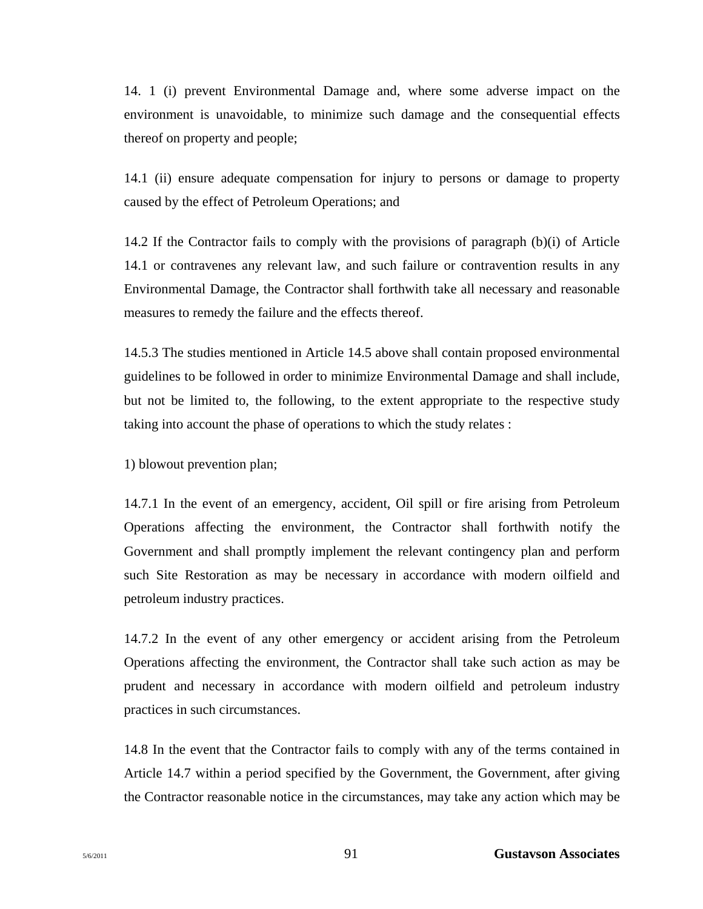14. 1 (i) prevent Environmental Damage and, where some adverse impact on the environment is unavoidable, to minimize such damage and the consequential effects thereof on property and people;

14.1 (ii) ensure adequate compensation for injury to persons or damage to property caused by the effect of Petroleum Operations; and

14.2 If the Contractor fails to comply with the provisions of paragraph (b)(i) of Article 14.1 or contravenes any relevant law, and such failure or contravention results in any Environmental Damage, the Contractor shall forthwith take all necessary and reasonable measures to remedy the failure and the effects thereof.

14.5.3 The studies mentioned in Article 14.5 above shall contain proposed environmental guidelines to be followed in order to minimize Environmental Damage and shall include, but not be limited to, the following, to the extent appropriate to the respective study taking into account the phase of operations to which the study relates :

1) blowout prevention plan;

14.7.1 In the event of an emergency, accident, Oil spill or fire arising from Petroleum Operations affecting the environment, the Contractor shall forthwith notify the Government and shall promptly implement the relevant contingency plan and perform such Site Restoration as may be necessary in accordance with modern oilfield and petroleum industry practices.

14.7.2 In the event of any other emergency or accident arising from the Petroleum Operations affecting the environment, the Contractor shall take such action as may be prudent and necessary in accordance with modern oilfield and petroleum industry practices in such circumstances.

14.8 In the event that the Contractor fails to comply with any of the terms contained in Article 14.7 within a period specified by the Government, the Government, after giving the Contractor reasonable notice in the circumstances, may take any action which may be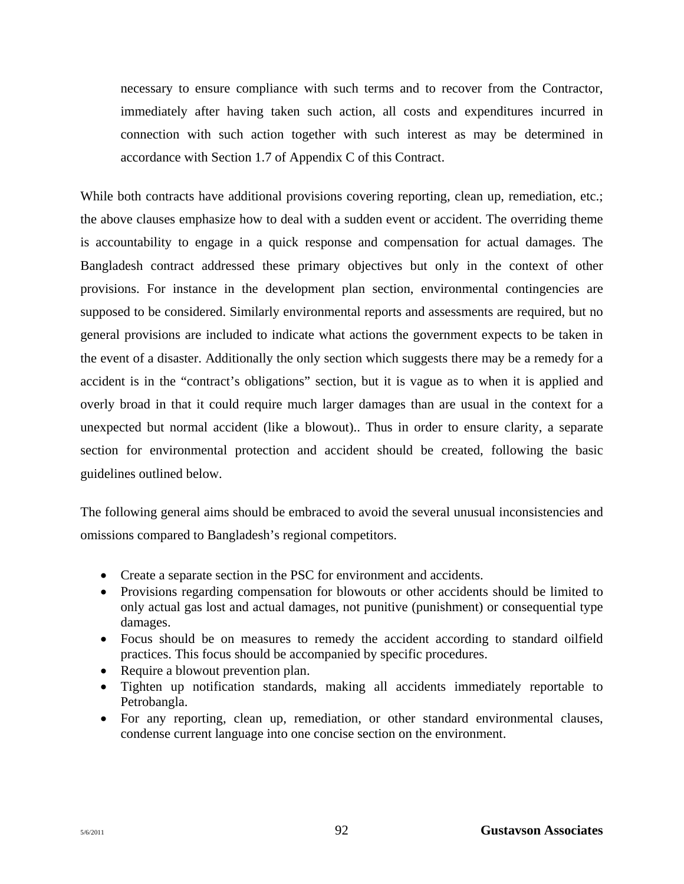necessary to ensure compliance with such terms and to recover from the Contractor, immediately after having taken such action, all costs and expenditures incurred in connection with such action together with such interest as may be determined in accordance with Section 1.7 of Appendix C of this Contract.

While both contracts have additional provisions covering reporting, clean up, remediation, etc.; the above clauses emphasize how to deal with a sudden event or accident. The overriding theme is accountability to engage in a quick response and compensation for actual damages. The Bangladesh contract addressed these primary objectives but only in the context of other provisions. For instance in the development plan section, environmental contingencies are supposed to be considered. Similarly environmental reports and assessments are required, but no general provisions are included to indicate what actions the government expects to be taken in the event of a disaster. Additionally the only section which suggests there may be a remedy for a accident is in the "contract's obligations" section, but it is vague as to when it is applied and overly broad in that it could require much larger damages than are usual in the context for a unexpected but normal accident (like a blowout).. Thus in order to ensure clarity, a separate section for environmental protection and accident should be created, following the basic guidelines outlined below.

The following general aims should be embraced to avoid the several unusual inconsistencies and omissions compared to Bangladesh's regional competitors.

- Create a separate section in the PSC for environment and accidents.
- Provisions regarding compensation for blowouts or other accidents should be limited to only actual gas lost and actual damages, not punitive (punishment) or consequential type damages.
- Focus should be on measures to remedy the accident according to standard oilfield practices. This focus should be accompanied by specific procedures.
- Require a blowout prevention plan.
- Tighten up notification standards, making all accidents immediately reportable to Petrobangla.
- For any reporting, clean up, remediation, or other standard environmental clauses, condense current language into one concise section on the environment.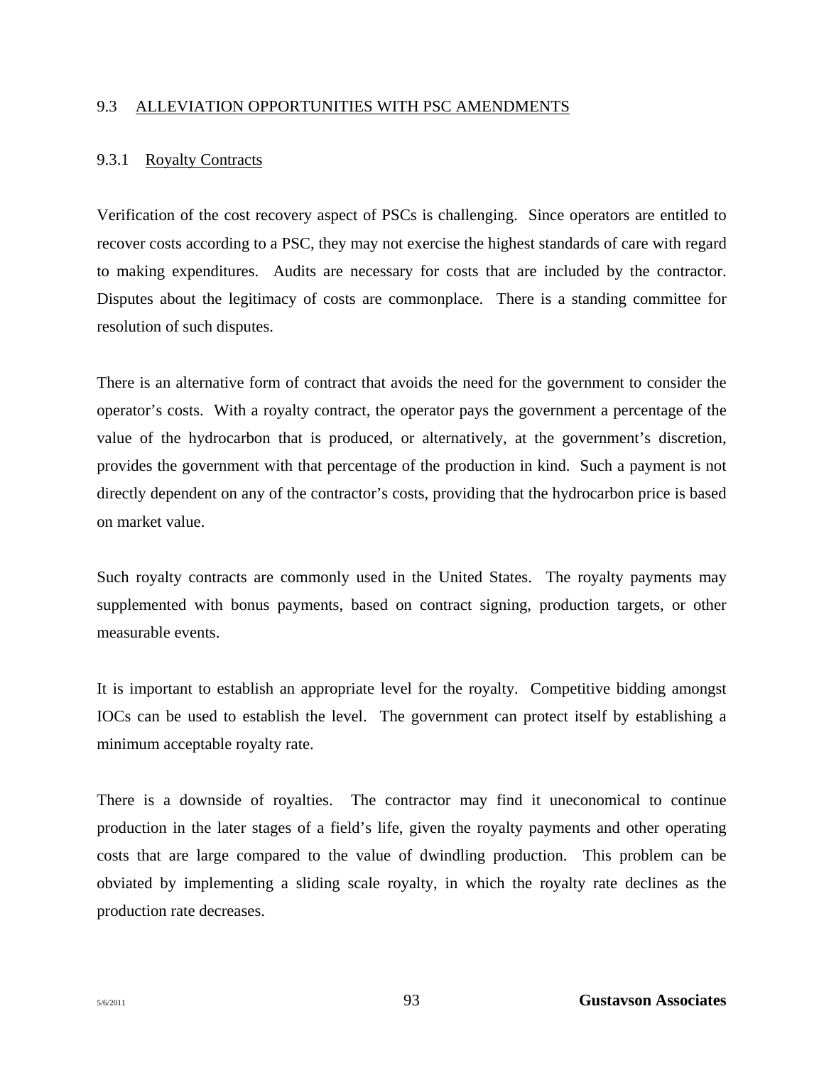## 9.3 ALLEVIATION OPPORTUNITIES WITH PSC AMENDMENTS

### 9.3.1 Royalty Contracts

Verification of the cost recovery aspect of PSCs is challenging. Since operators are entitled to recover costs according to a PSC, they may not exercise the highest standards of care with regard to making expenditures. Audits are necessary for costs that are included by the contractor. Disputes about the legitimacy of costs are commonplace. There is a standing committee for resolution of such disputes.

There is an alternative form of contract that avoids the need for the government to consider the operator's costs. With a royalty contract, the operator pays the government a percentage of the value of the hydrocarbon that is produced, or alternatively, at the government's discretion, provides the government with that percentage of the production in kind. Such a payment is not directly dependent on any of the contractor's costs, providing that the hydrocarbon price is based on market value.

Such royalty contracts are commonly used in the United States. The royalty payments may supplemented with bonus payments, based on contract signing, production targets, or other measurable events.

It is important to establish an appropriate level for the royalty. Competitive bidding amongst IOCs can be used to establish the level. The government can protect itself by establishing a minimum acceptable royalty rate.

There is a downside of royalties. The contractor may find it uneconomical to continue production in the later stages of a field's life, given the royalty payments and other operating costs that are large compared to the value of dwindling production. This problem can be obviated by implementing a sliding scale royalty, in which the royalty rate declines as the production rate decreases.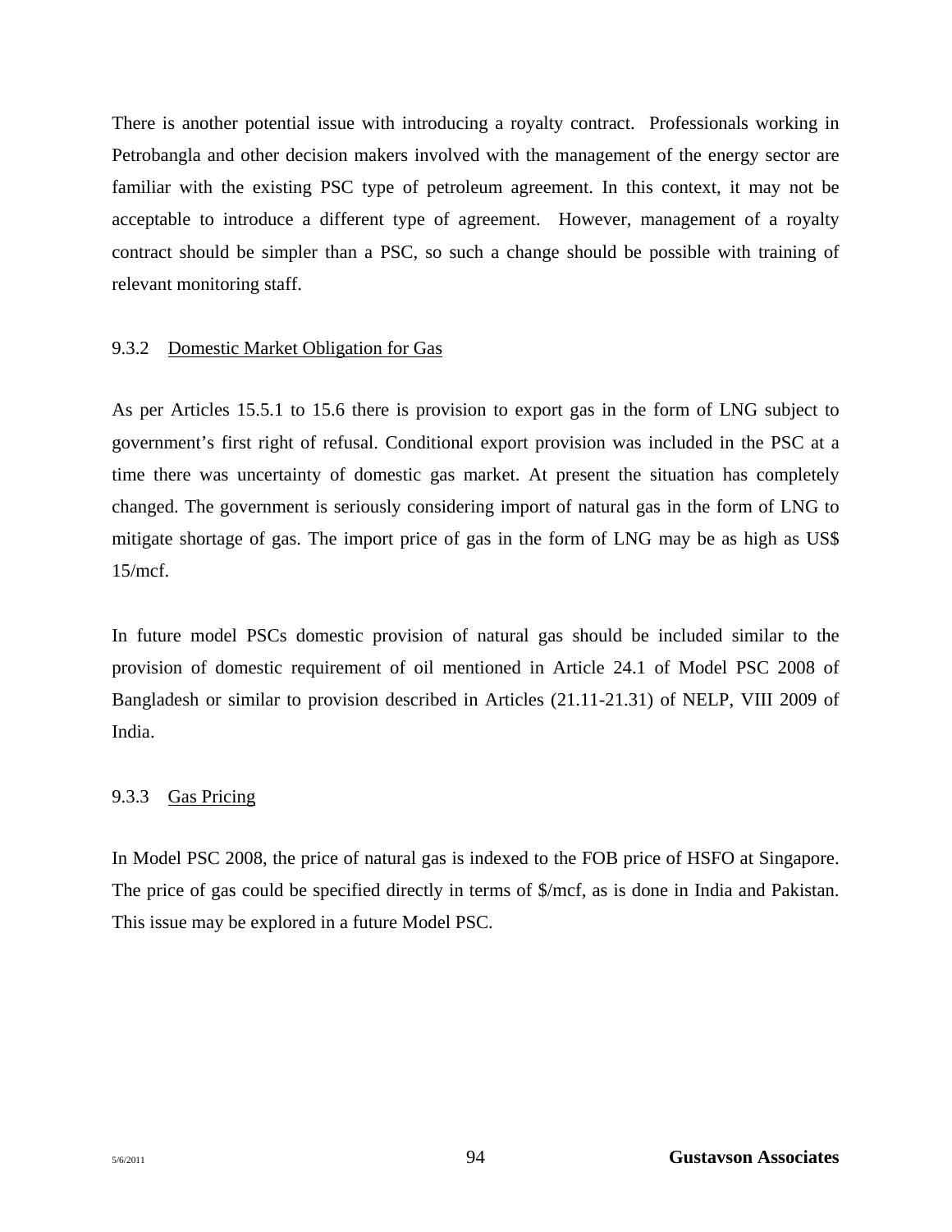There is another potential issue with introducing a royalty contract. Professionals working in Petrobangla and other decision makers involved with the management of the energy sector are familiar with the existing PSC type of petroleum agreement. In this context, it may not be acceptable to introduce a different type of agreement. However, management of a royalty contract should be simpler than a PSC, so such a change should be possible with training of relevant monitoring staff.

### 9.3.2 Domestic Market Obligation for Gas

As per Articles 15.5.1 to 15.6 there is provision to export gas in the form of LNG subject to government's first right of refusal. Conditional export provision was included in the PSC at a time there was uncertainty of domestic gas market. At present the situation has completely changed. The government is seriously considering import of natural gas in the form of LNG to mitigate shortage of gas. The import price of gas in the form of LNG may be as high as US$ 15/mcf.

In future model PSCs domestic provision of natural gas should be included similar to the provision of domestic requirement of oil mentioned in Article 24.1 of Model PSC 2008 of Bangladesh or similar to provision described in Articles (21.11-21.31) of NELP, VIII 2009 of India.

### 9.3.3 Gas Pricing

In Model PSC 2008, the price of natural gas is indexed to the FOB price of HSFO at Singapore. The price of gas could be specified directly in terms of $/mcf, as is done in India and Pakistan. This issue may be explored in a future Model PSC.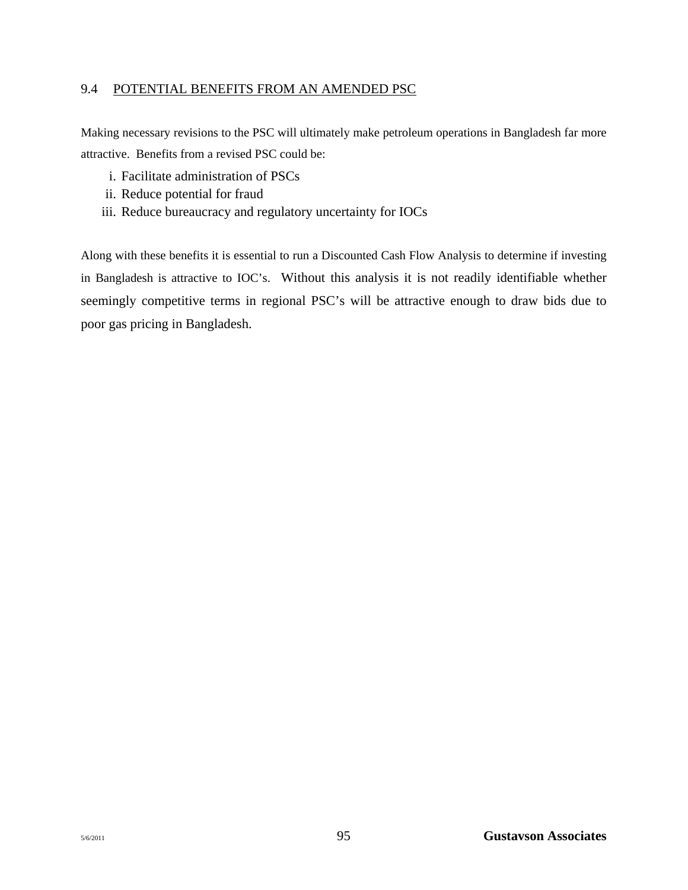## 9.4 POTENTIAL BENEFITS FROM AN AMENDED PSC

Making necessary revisions to the PSC will ultimately make petroleum operations in Bangladesh far more attractive. Benefits from a revised PSC could be:

i. Facilitate administration of PSCs
ii. Reduce potential for fraud
iii. Reduce bureaucracy and regulatory uncertainty for IOCs

Along with these benefits it is essential to run a Discounted Cash Flow Analysis to determine if investing in Bangladesh is attractive to IOC's. Without this analysis it is not readily identifiable whether seemingly competitive terms in regional PSC's will be attractive enough to draw bids due to poor gas pricing in Bangladesh.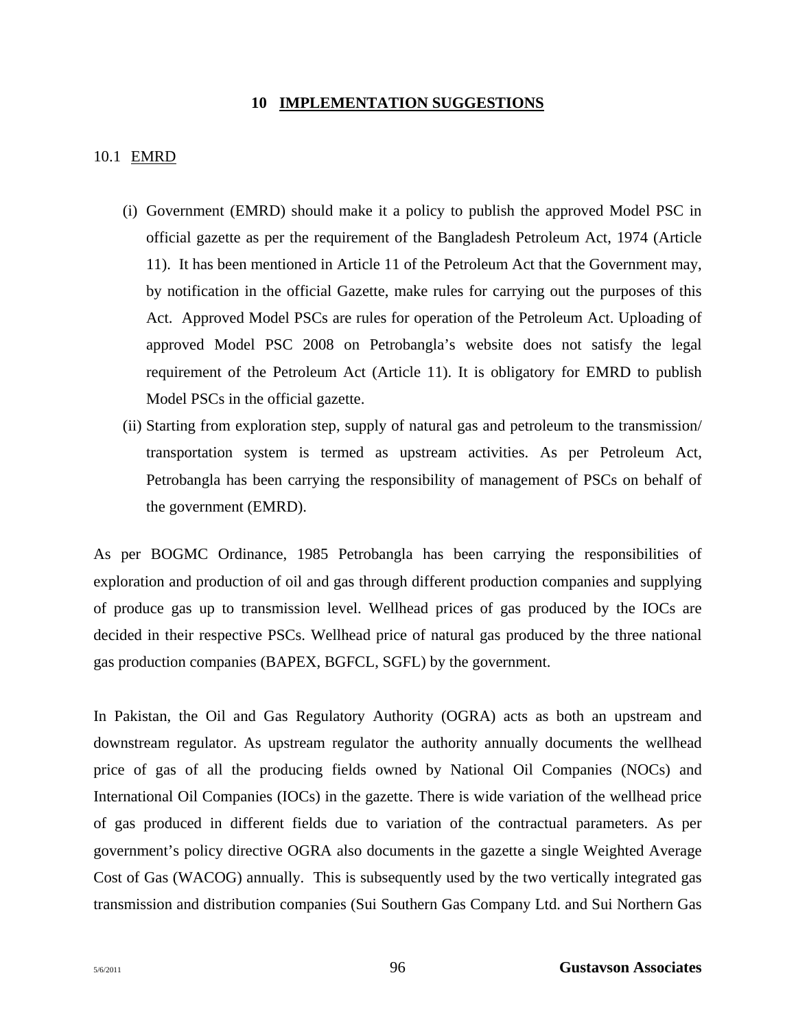## 10 IMPLEMENTATION SUGGESTIONS

### 10.1 EMRD

(i) Government (EMRD) should make it a policy to publish the approved Model PSC in official gazette as per the requirement of the Bangladesh Petroleum Act, 1974 (Article 11). It has been mentioned in Article 11 of the Petroleum Act that the Government may, by notification in the official Gazette, make rules for carrying out the purposes of this Act. Approved Model PSCs are rules for operation of the Petroleum Act. Uploading of approved Model PSC 2008 on Petrobangla's website does not satisfy the legal requirement of the Petroleum Act (Article 11). It is obligatory for EMRD to publish Model PSCs in the official gazette.

(ii) Starting from exploration step, supply of natural gas and petroleum to the transmission/ transportation system is termed as upstream activities. As per Petroleum Act, Petrobangla has been carrying the responsibility of management of PSCs on behalf of the government (EMRD).

As per BOGMC Ordinance, 1985 Petrobangla has been carrying the responsibilities of exploration and production of oil and gas through different production companies and supplying of produce gas up to transmission level. Wellhead prices of gas produced by the IOCs are decided in their respective PSCs. Wellhead price of natural gas produced by the three national gas production companies (BAPEX, BGFCL, SGFL) by the government.

In Pakistan, the Oil and Gas Regulatory Authority (OGRA) acts as both an upstream and downstream regulator. As upstream regulator the authority annually documents the wellhead price of gas of all the producing fields owned by National Oil Companies (NOCs) and International Oil Companies (IOCs) in the gazette. There is wide variation of the wellhead price of gas produced in different fields due to variation of the contractual parameters. As per government's policy directive OGRA also documents in the gazette a single Weighted Average Cost of Gas (WACOG) annually. This is subsequently used by the two vertically integrated gas transmission and distribution companies (Sui Southern Gas Company Ltd. and Sui Northern Gas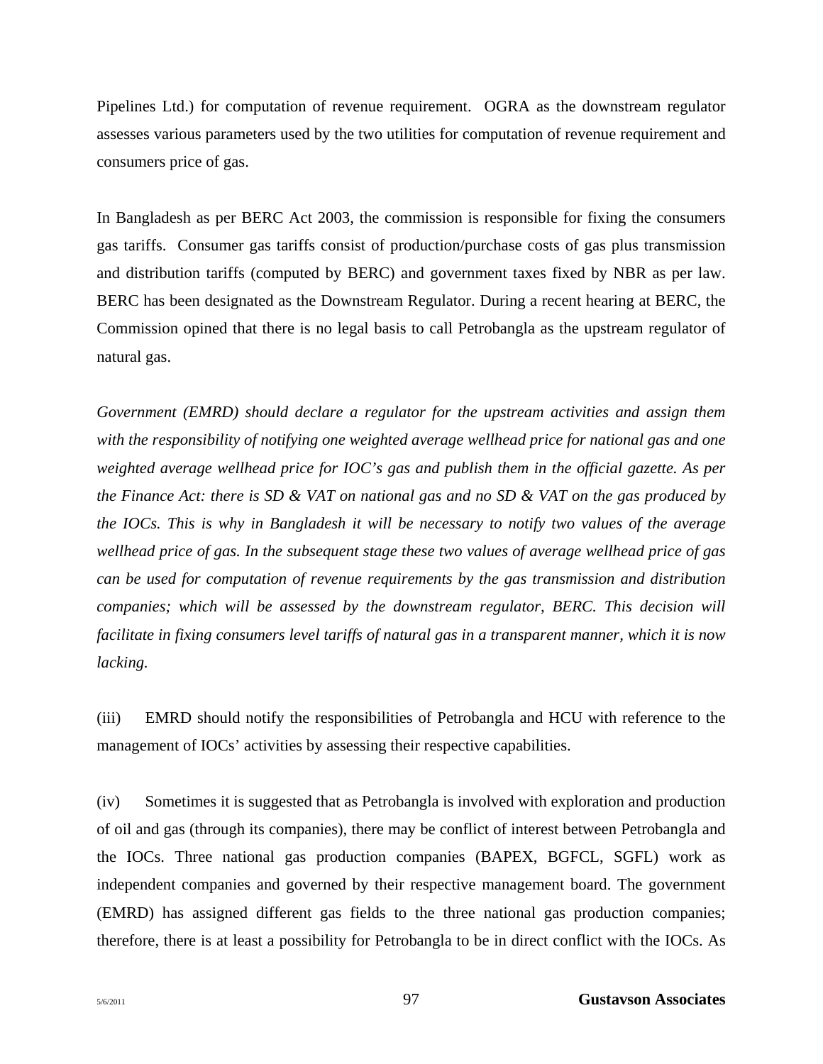Pipelines Ltd.) for computation of revenue requirement. OGRA as the downstream regulator assesses various parameters used by the two utilities for computation of revenue requirement and consumers price of gas.

In Bangladesh as per BERC Act 2003, the commission is responsible for fixing the consumers gas tariffs. Consumer gas tariffs consist of production/purchase costs of gas plus transmission and distribution tariffs (computed by BERC) and government taxes fixed by NBR as per law. BERC has been designated as the Downstream Regulator. During a recent hearing at BERC, the Commission opined that there is no legal basis to call Petrobangla as the upstream regulator of natural gas.

*Government (EMRD) should declare a regulator for the upstream activities and assign them with the responsibility of notifying one weighted average wellhead price for national gas and one weighted average wellhead price for IOC's gas and publish them in the official gazette. As per the Finance Act: there is SD & VAT on national gas and no SD & VAT on the gas produced by the IOCs. This is why in Bangladesh it will be necessary to notify two values of the average wellhead price of gas. In the subsequent stage these two values of average wellhead price of gas can be used for computation of revenue requirements by the gas transmission and distribution companies; which will be assessed by the downstream regulator, BERC. This decision will facilitate in fixing consumers level tariffs of natural gas in a transparent manner, which it is now lacking.*

(iii) EMRD should notify the responsibilities of Petrobangla and HCU with reference to the management of IOCs' activities by assessing their respective capabilities.

(iv) Sometimes it is suggested that as Petrobangla is involved with exploration and production of oil and gas (through its companies), there may be conflict of interest between Petrobangla and the IOCs. Three national gas production companies (BAPEX, BGFCL, SGFL) work as independent companies and governed by their respective management board. The government (EMRD) has assigned different gas fields to the three national gas production companies; therefore, there is at least a possibility for Petrobangla to be in direct conflict with the IOCs. As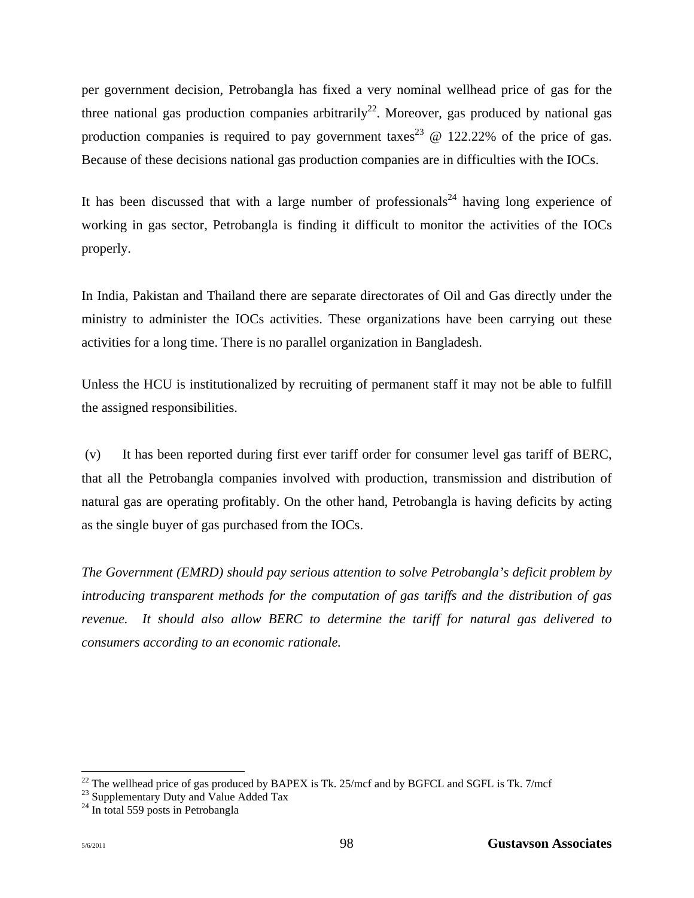per government decision, Petrobangla has fixed a very nominal wellhead price of gas for the three national gas production companies arbitrarily[22]. Moreover, gas produced by national gas production companies is required to pay government taxes[23] @ 122.22% of the price of gas. Because of these decisions national gas production companies are in difficulties with the IOCs.

It has been discussed that with a large number of professionals[24] having long experience of working in gas sector, Petrobangla is finding it difficult to monitor the activities of the IOCs properly.

In India, Pakistan and Thailand there are separate directorates of Oil and Gas directly under the ministry to administer the IOCs activities. These organizations have been carrying out these activities for a long time. There is no parallel organization in Bangladesh.

Unless the HCU is institutionalized by recruiting of permanent staff it may not be able to fulfill the assigned responsibilities.

(v) It has been reported during first ever tariff order for consumer level gas tariff of BERC, that all the Petrobangla companies involved with production, transmission and distribution of natural gas are operating profitably. On the other hand, Petrobangla is having deficits by acting as the single buyer of gas purchased from the IOCs.

*The Government (EMRD) should pay serious attention to solve Petrobangla's deficit problem by introducing transparent methods for the computation of gas tariffs and the distribution of gas revenue. It should also allow BERC to determine the tariff for natural gas delivered to consumers according to an economic rationale.*

---

[22] The wellhead price of gas produced by BAPEX is Tk. 25/mcf and by BGFCL and SGFL is Tk. 7/mcf

[23] Supplementary Duty and Value Added Tax

[24] In total 559 posts in Petrobangla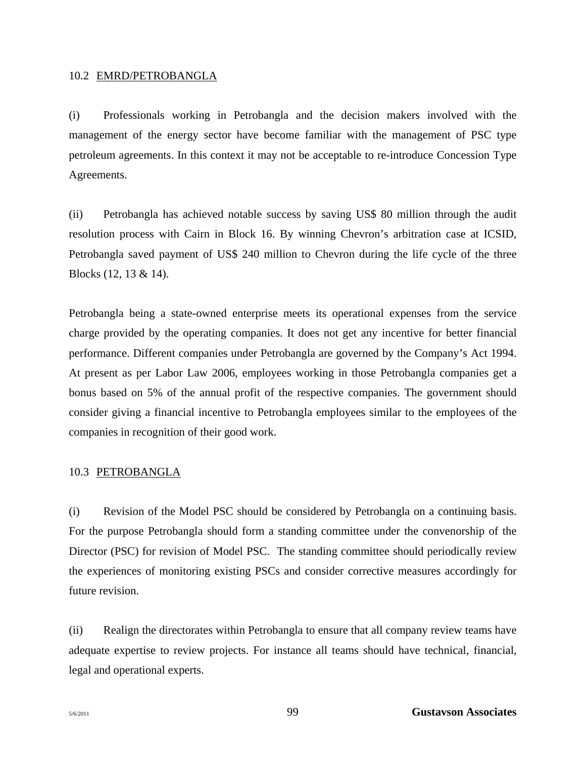### 10.2 EMRD/PETROBANGLA

(i) Professionals working in Petrobangla and the decision makers involved with the management of the energy sector have become familiar with the management of PSC type petroleum agreements. In this context it may not be acceptable to re-introduce Concession Type Agreements.

(ii) Petrobangla has achieved notable success by saving US$ 80 million through the audit resolution process with Cairn in Block 16. By winning Chevron's arbitration case at ICSID, Petrobangla saved payment of US$ 240 million to Chevron during the life cycle of the three Blocks (12, 13 & 14).

Petrobangla being a state-owned enterprise meets its operational expenses from the service charge provided by the operating companies. It does not get any incentive for better financial performance. Different companies under Petrobangla are governed by the Company's Act 1994. At present as per Labor Law 2006, employees working in those Petrobangla companies get a bonus based on 5% of the annual profit of the respective companies. The government should consider giving a financial incentive to Petrobangla employees similar to the employees of the companies in recognition of their good work.

### 10.3 PETROBANGLA

(i) Revision of the Model PSC should be considered by Petrobangla on a continuing basis. For the purpose Petrobangla should form a standing committee under the convenorship of the Director (PSC) for revision of Model PSC. The standing committee should periodically review the experiences of monitoring existing PSCs and consider corrective measures accordingly for future revision.

(ii) Realign the directorates within Petrobangla to ensure that all company review teams have adequate expertise to review projects. For instance all teams should have technical, financial, legal and operational experts.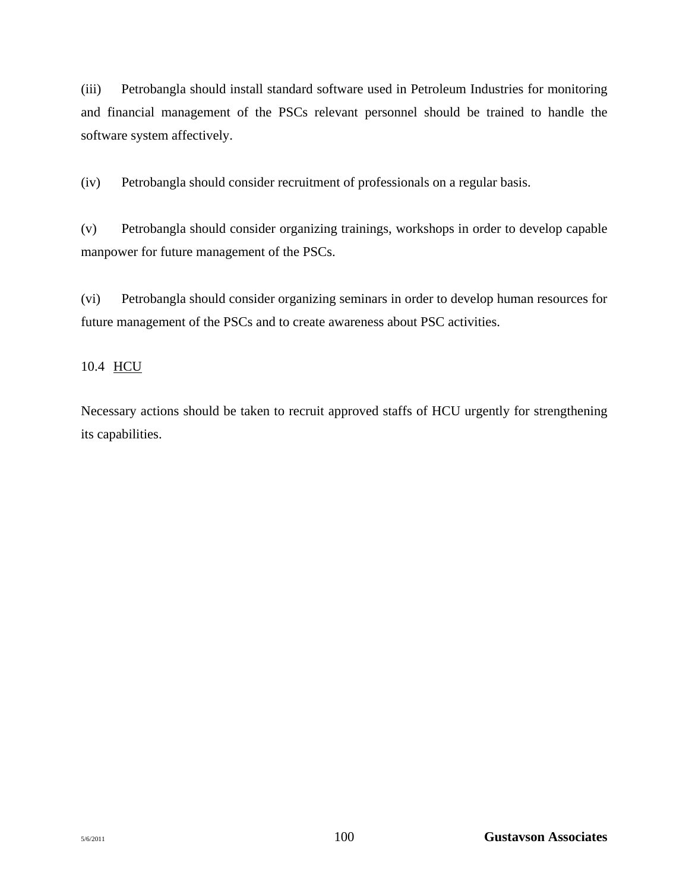(iii) Petrobangla should install standard software used in Petroleum Industries for monitoring and financial management of the PSCs relevant personnel should be trained to handle the software system affectively.

(iv) Petrobangla should consider recruitment of professionals on a regular basis.

(v) Petrobangla should consider organizing trainings, workshops in order to develop capable manpower for future management of the PSCs.

(vi) Petrobangla should consider organizing seminars in order to develop human resources for future management of the PSCs and to create awareness about PSC activities.

### 10.4 HCU

Necessary actions should be taken to recruit approved staffs of HCU urgently for strengthening its capabilities.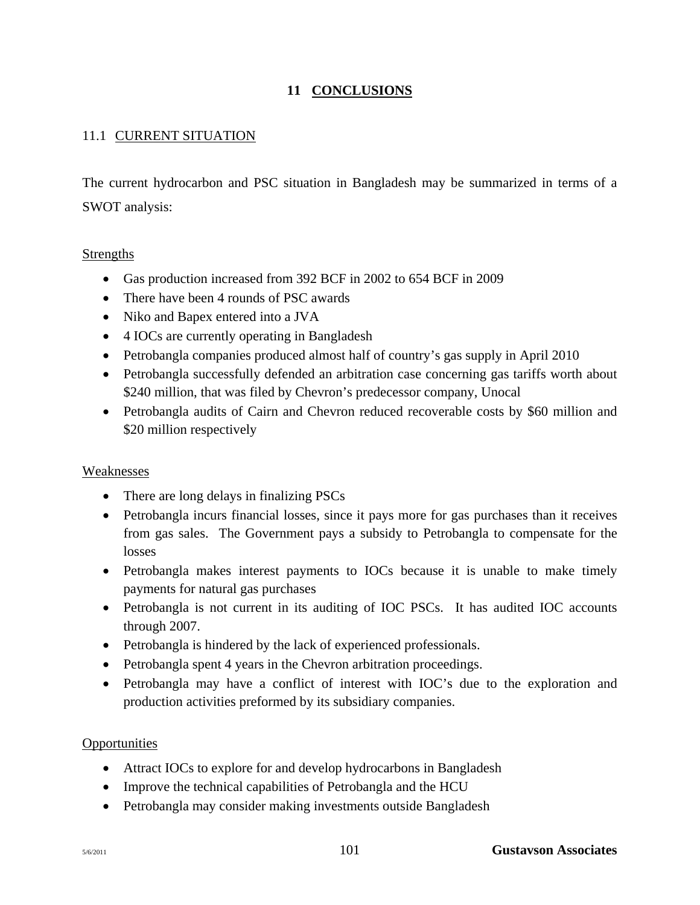# 11 CONCLUSIONS

## 11.1 CURRENT SITUATION

The current hydrocarbon and PSC situation in Bangladesh may be summarized in terms of a SWOT analysis:

### Strengths

- Gas production increased from 392 BCF in 2002 to 654 BCF in 2009
- There have been 4 rounds of PSC awards
- Niko and Bapex entered into a JVA
- 4 IOCs are currently operating in Bangladesh
- Petrobangla companies produced almost half of country's gas supply in April 2010
- Petrobangla successfully defended an arbitration case concerning gas tariffs worth about $240 million, that was filed by Chevron's predecessor company, Unocal
- Petrobangla audits of Cairn and Chevron reduced recoverable costs by $60 million and $20 million respectively

### Weaknesses

- There are long delays in finalizing PSCs
- Petrobangla incurs financial losses, since it pays more for gas purchases than it receives from gas sales. The Government pays a subsidy to Petrobangla to compensate for the losses
- Petrobangla makes interest payments to IOCs because it is unable to make timely payments for natural gas purchases
- Petrobangla is not current in its auditing of IOC PSCs. It has audited IOC accounts through 2007.
- Petrobangla is hindered by the lack of experienced professionals.
- Petrobangla spent 4 years in the Chevron arbitration proceedings.
- Petrobangla may have a conflict of interest with IOC's due to the exploration and production activities preformed by its subsidiary companies.

### Opportunities

- Attract IOCs to explore for and develop hydrocarbons in Bangladesh
- Improve the technical capabilities of Petrobangla and the HCU
- Petrobangla may consider making investments outside Bangladesh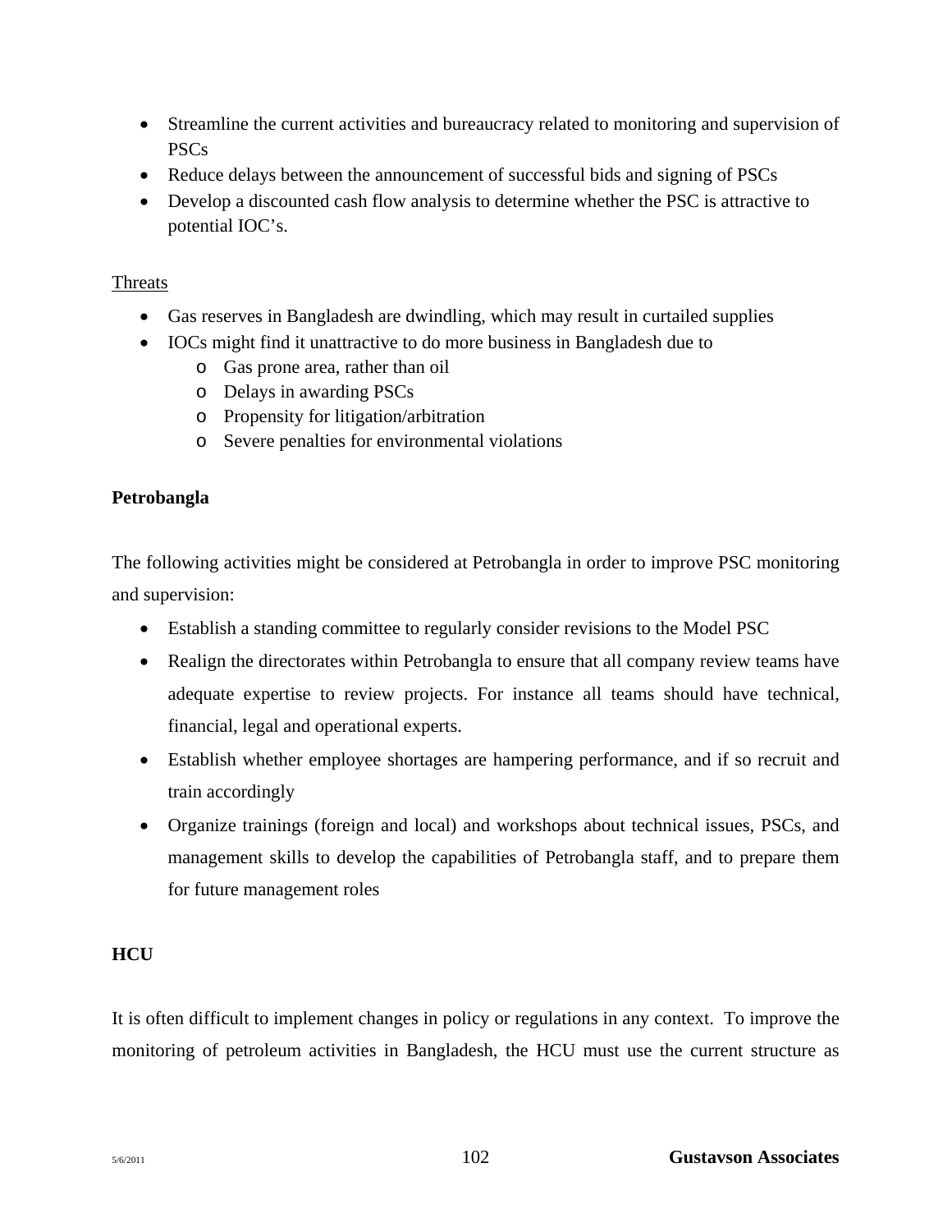- Streamline the current activities and bureaucracy related to monitoring and supervision of PSCs
- Reduce delays between the announcement of successful bids and signing of PSCs
- Develop a discounted cash flow analysis to determine whether the PSC is attractive to potential IOC's.

Threats

- Gas reserves in Bangladesh are dwindling, which may result in curtailed supplies
- IOCs might find it unattractive to do more business in Bangladesh due to
  - Gas prone area, rather than oil
  - Delays in awarding PSCs
  - Propensity for litigation/arbitration
  - Severe penalties for environmental violations

**Petrobangla**

The following activities might be considered at Petrobangla in order to improve PSC monitoring and supervision:

- Establish a standing committee to regularly consider revisions to the Model PSC
- Realign the directorates within Petrobangla to ensure that all company review teams have adequate expertise to review projects. For instance all teams should have technical, financial, legal and operational experts.
- Establish whether employee shortages are hampering performance, and if so recruit and train accordingly
- Organize trainings (foreign and local) and workshops about technical issues, PSCs, and management skills to develop the capabilities of Petrobangla staff, and to prepare them for future management roles

**HCU**

It is often difficult to implement changes in policy or regulations in any context. To improve the monitoring of petroleum activities in Bangladesh, the HCU must use the current structure as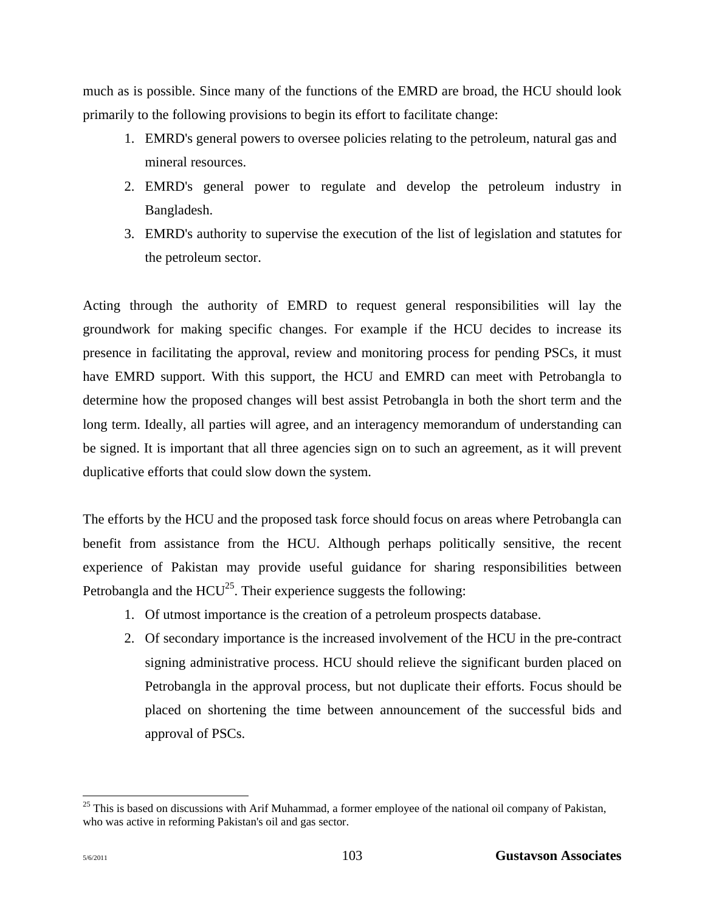much as is possible. Since many of the functions of the EMRD are broad, the HCU should look primarily to the following provisions to begin its effort to facilitate change:

1. EMRD's general powers to oversee policies relating to the petroleum, natural gas and mineral resources.
2. EMRD's general power to regulate and develop the petroleum industry in Bangladesh.
3. EMRD's authority to supervise the execution of the list of legislation and statutes for the petroleum sector.

Acting through the authority of EMRD to request general responsibilities will lay the groundwork for making specific changes. For example if the HCU decides to increase its presence in facilitating the approval, review and monitoring process for pending PSCs, it must have EMRD support. With this support, the HCU and EMRD can meet with Petrobangla to determine how the proposed changes will best assist Petrobangla in both the short term and the long term. Ideally, all parties will agree, and an interagency memorandum of understanding can be signed. It is important that all three agencies sign on to such an agreement, as it will prevent duplicative efforts that could slow down the system.

The efforts by the HCU and the proposed task force should focus on areas where Petrobangla can benefit from assistance from the HCU. Although perhaps politically sensitive, the recent experience of Pakistan may provide useful guidance for sharing responsibilities between Petrobangla and the HCU[25]. Their experience suggests the following:

1. Of utmost importance is the creation of a petroleum prospects database.
2. Of secondary importance is the increased involvement of the HCU in the pre-contract signing administrative process. HCU should relieve the significant burden placed on Petrobangla in the approval process, but not duplicate their efforts. Focus should be placed on shortening the time between announcement of the successful bids and approval of PSCs.

[25] This is based on discussions with Arif Muhammad, a former employee of the national oil company of Pakistan, who was active in reforming Pakistan's oil and gas sector.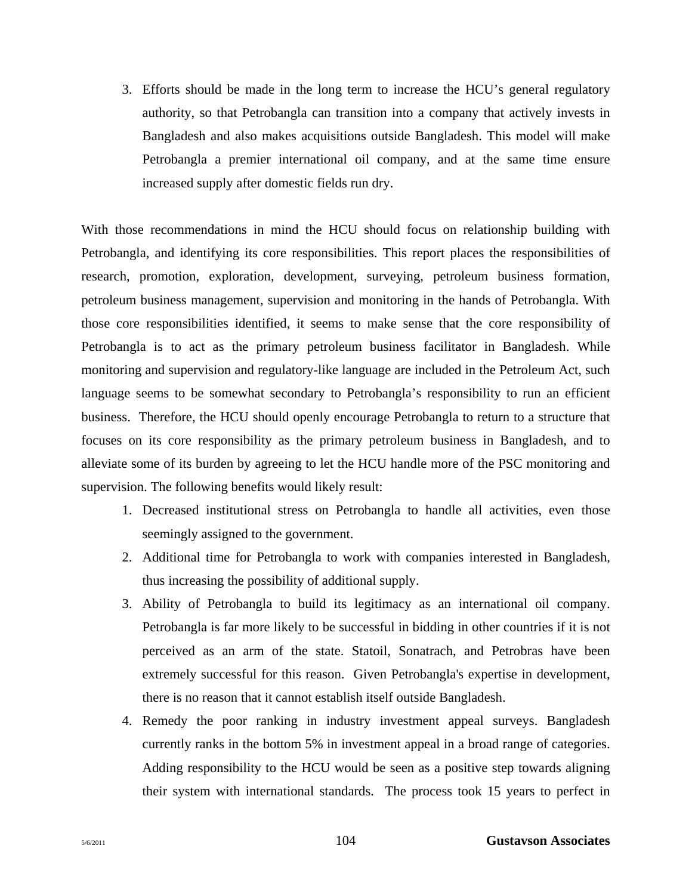3. Efforts should be made in the long term to increase the HCU's general regulatory authority, so that Petrobangla can transition into a company that actively invests in Bangladesh and also makes acquisitions outside Bangladesh. This model will make Petrobangla a premier international oil company, and at the same time ensure increased supply after domestic fields run dry.

With those recommendations in mind the HCU should focus on relationship building with Petrobangla, and identifying its core responsibilities. This report places the responsibilities of research, promotion, exploration, development, surveying, petroleum business formation, petroleum business management, supervision and monitoring in the hands of Petrobangla. With those core responsibilities identified, it seems to make sense that the core responsibility of Petrobangla is to act as the primary petroleum business facilitator in Bangladesh. While monitoring and supervision and regulatory-like language are included in the Petroleum Act, such language seems to be somewhat secondary to Petrobangla's responsibility to run an efficient business. Therefore, the HCU should openly encourage Petrobangla to return to a structure that focuses on its core responsibility as the primary petroleum business in Bangladesh, and to alleviate some of its burden by agreeing to let the HCU handle more of the PSC monitoring and supervision. The following benefits would likely result:

1. Decreased institutional stress on Petrobangla to handle all activities, even those seemingly assigned to the government.
2. Additional time for Petrobangla to work with companies interested in Bangladesh, thus increasing the possibility of additional supply.
3. Ability of Petrobangla to build its legitimacy as an international oil company. Petrobangla is far more likely to be successful in bidding in other countries if it is not perceived as an arm of the state. Statoil, Sonatrach, and Petrobras have been extremely successful for this reason. Given Petrobangla's expertise in development, there is no reason that it cannot establish itself outside Bangladesh.
4. Remedy the poor ranking in industry investment appeal surveys. Bangladesh currently ranks in the bottom 5% in investment appeal in a broad range of categories. Adding responsibility to the HCU would be seen as a positive step towards aligning their system with international standards. The process took 15 years to perfect in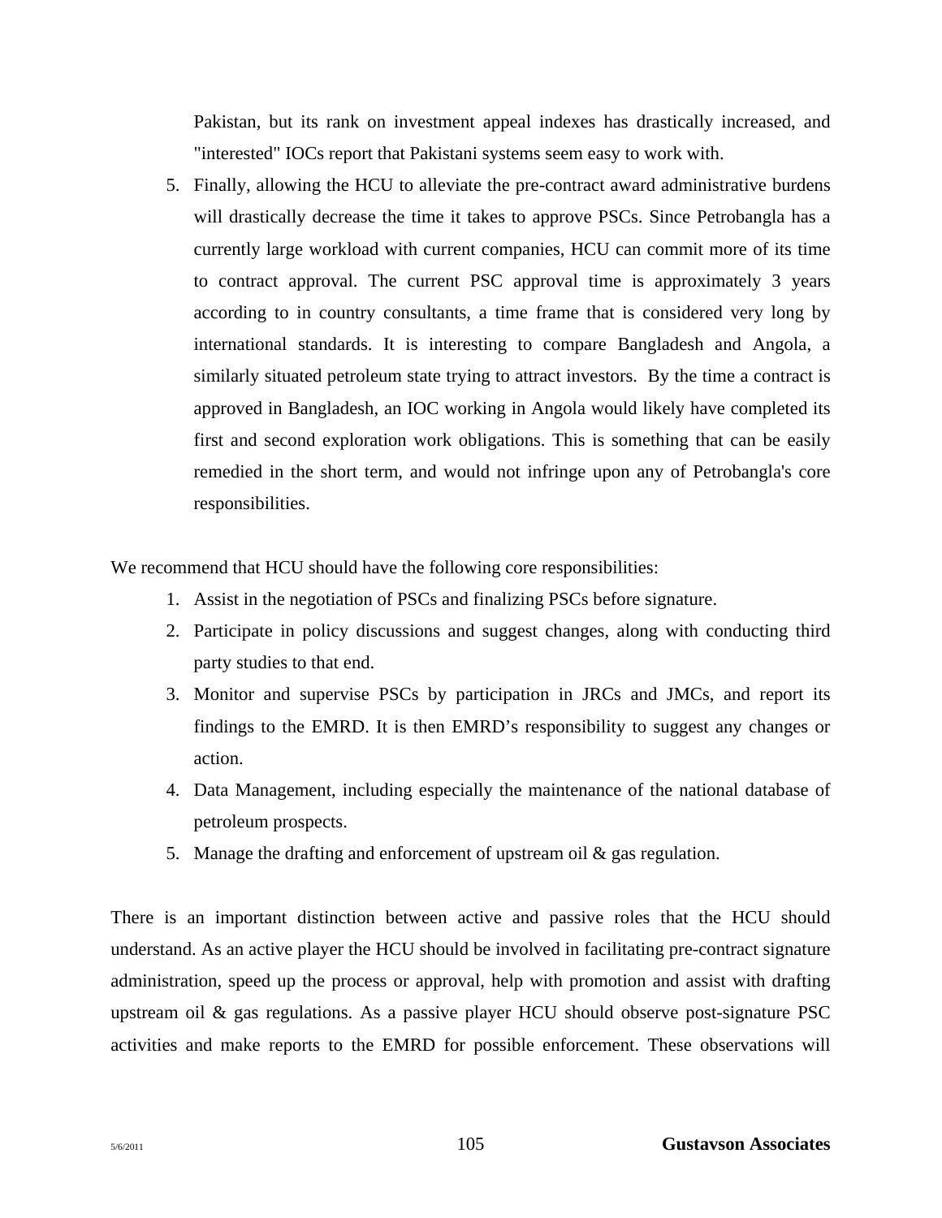Pakistan, but its rank on investment appeal indexes has drastically increased, and "interested" IOCs report that Pakistani systems seem easy to work with.

5. Finally, allowing the HCU to alleviate the pre-contract award administrative burdens will drastically decrease the time it takes to approve PSCs. Since Petrobangla has a currently large workload with current companies, HCU can commit more of its time to contract approval. The current PSC approval time is approximately 3 years according to in country consultants, a time frame that is considered very long by international standards. It is interesting to compare Bangladesh and Angola, a similarly situated petroleum state trying to attract investors. By the time a contract is approved in Bangladesh, an IOC working in Angola would likely have completed its first and second exploration work obligations. This is something that can be easily remedied in the short term, and would not infringe upon any of Petrobangla's core responsibilities.

We recommend that HCU should have the following core responsibilities:

1. Assist in the negotiation of PSCs and finalizing PSCs before signature.
2. Participate in policy discussions and suggest changes, along with conducting third party studies to that end.
3. Monitor and supervise PSCs by participation in JRCs and JMCs, and report its findings to the EMRD. It is then EMRD's responsibility to suggest any changes or action.
4. Data Management, including especially the maintenance of the national database of petroleum prospects.
5. Manage the drafting and enforcement of upstream oil & gas regulation.

There is an important distinction between active and passive roles that the HCU should understand. As an active player the HCU should be involved in facilitating pre-contract signature administration, speed up the process or approval, help with promotion and assist with drafting upstream oil & gas regulations. As a passive player HCU should observe post-signature PSC activities and make reports to the EMRD for possible enforcement. These observations will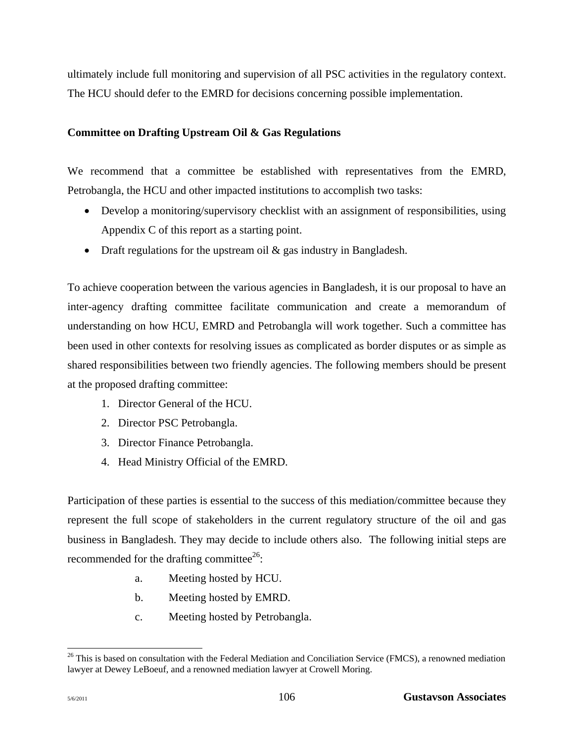ultimately include full monitoring and supervision of all PSC activities in the regulatory context. The HCU should defer to the EMRD for decisions concerning possible implementation.

**Committee on Drafting Upstream Oil & Gas Regulations**

We recommend that a committee be established with representatives from the EMRD, Petrobangla, the HCU and other impacted institutions to accomplish two tasks:

- Develop a monitoring/supervisory checklist with an assignment of responsibilities, using Appendix C of this report as a starting point.
- Draft regulations for the upstream oil & gas industry in Bangladesh.

To achieve cooperation between the various agencies in Bangladesh, it is our proposal to have an inter-agency drafting committee facilitate communication and create a memorandum of understanding on how HCU, EMRD and Petrobangla will work together. Such a committee has been used in other contexts for resolving issues as complicated as border disputes or as simple as shared responsibilities between two friendly agencies. The following members should be present at the proposed drafting committee:

1. Director General of the HCU.
2. Director PSC Petrobangla.
3. Director Finance Petrobangla.
4. Head Ministry Official of the EMRD.

Participation of these parties is essential to the success of this mediation/committee because they represent the full scope of stakeholders in the current regulatory structure of the oil and gas business in Bangladesh. They may decide to include others also. The following initial steps are recommended for the drafting committee[26]:

a. Meeting hosted by HCU.
b. Meeting hosted by EMRD.
c. Meeting hosted by Petrobangla.

[26] This is based on consultation with the Federal Mediation and Conciliation Service (FMCS), a renowned mediation lawyer at Dewey LeBoeuf, and a renowned mediation lawyer at Crowell Moring.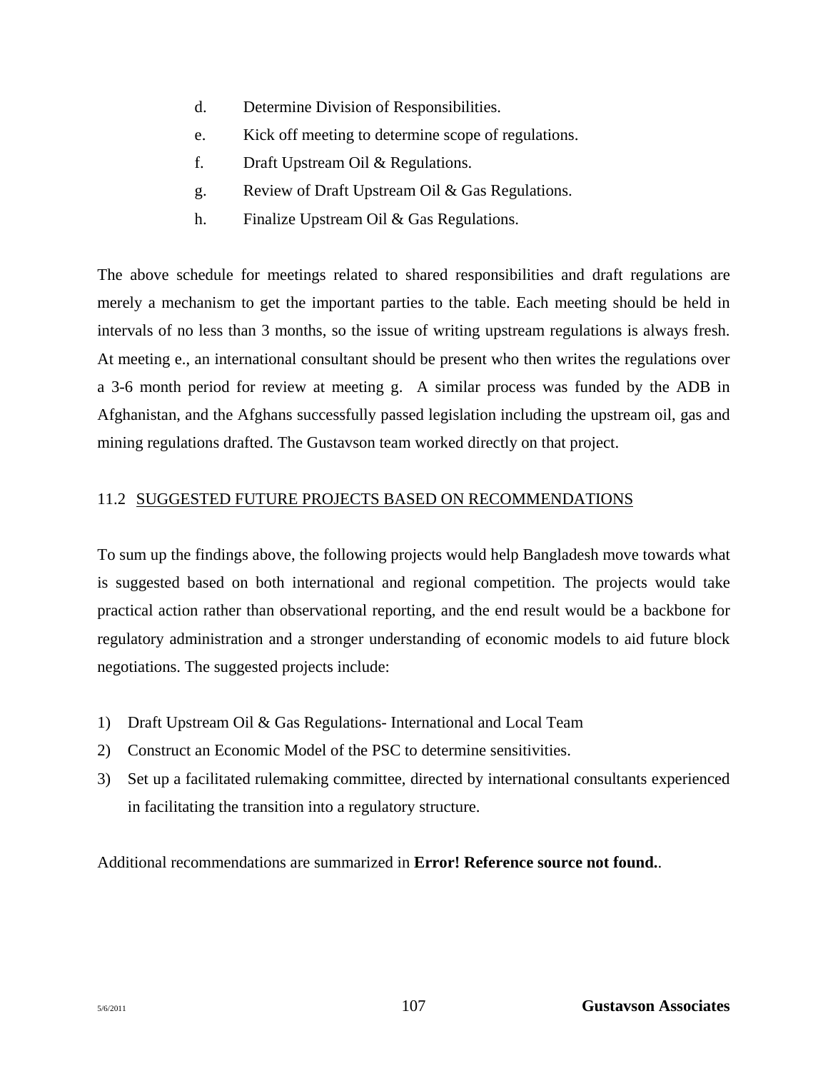d. Determine Division of Responsibilities.

e. Kick off meeting to determine scope of regulations.

f. Draft Upstream Oil & Regulations.

g. Review of Draft Upstream Oil & Gas Regulations.

h. Finalize Upstream Oil & Gas Regulations.

The above schedule for meetings related to shared responsibilities and draft regulations are merely a mechanism to get the important parties to the table. Each meeting should be held in intervals of no less than 3 months, so the issue of writing upstream regulations is always fresh. At meeting e., an international consultant should be present who then writes the regulations over a 3-6 month period for review at meeting g. A similar process was funded by the ADB in Afghanistan, and the Afghans successfully passed legislation including the upstream oil, gas and mining regulations drafted. The Gustavson team worked directly on that project.

## 11.2 SUGGESTED FUTURE PROJECTS BASED ON RECOMMENDATIONS

To sum up the findings above, the following projects would help Bangladesh move towards what is suggested based on both international and regional competition. The projects would take practical action rather than observational reporting, and the end result would be a backbone for regulatory administration and a stronger understanding of economic models to aid future block negotiations. The suggested projects include:

1) Draft Upstream Oil & Gas Regulations- International and Local Team
2) Construct an Economic Model of the PSC to determine sensitivities.
3) Set up a facilitated rulemaking committee, directed by international consultants experienced in facilitating the transition into a regulatory structure.

Additional recommendations are summarized in **Error! Reference source not found.**.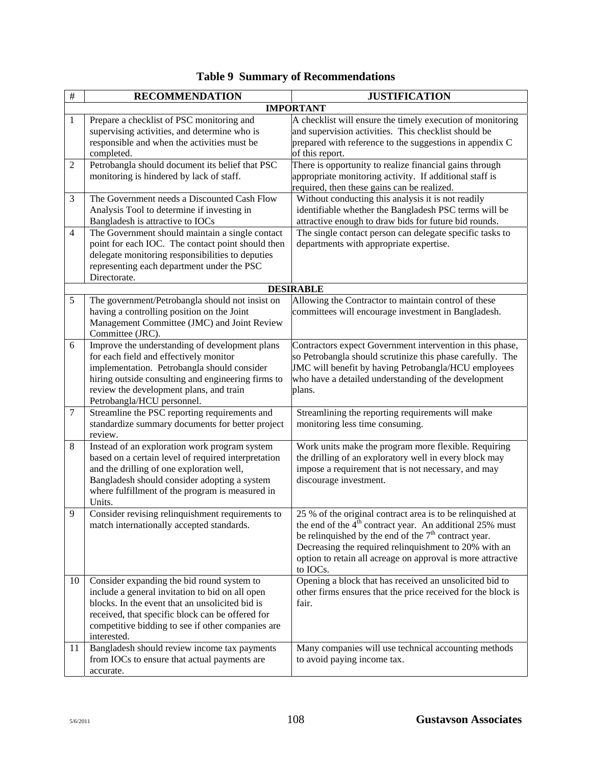**Table 9 Summary of Recommendations**

| # | RECOMMENDATION | JUSTIFICATION |
|---|---|---|
| | **IMPORTANT** | |
| 1 | Prepare a checklist of PSC monitoring and supervising activities, and determine who is responsible and when the activities must be completed. | A checklist will ensure the timely execution of monitoring and supervision activities. This checklist should be prepared with reference to the suggestions in appendix C of this report. |
| 2 | Petrobangla should document its belief that PSC monitoring is hindered by lack of staff. | There is opportunity to realize financial gains through appropriate monitoring activity. If additional staff is required, then these gains can be realized. |
| 3 | The Government needs a Discounted Cash Flow Analysis Tool to determine if investing in Bangladesh is attractive to IOCs | Without conducting this analysis it is not readily identifiable whether the Bangladesh PSC terms will be attractive enough to draw bids for future bid rounds. |
| 4 | The Government should maintain a single contact point for each IOC. The contact point should then delegate monitoring responsibilities to deputies representing each department under the PSC Directorate. | The single contact person can delegate specific tasks to departments with appropriate expertise. |
| | **DESIRABLE** | |
| 5 | The government/Petrobangla should not insist on having a controlling position on the Joint Management Committee (JMC) and Joint Review Committee (JRC). | Allowing the Contractor to maintain control of these committees will encourage investment in Bangladesh. |
| 6 | Improve the understanding of development plans for each field and effectively monitor implementation. Petrobangla should consider hiring outside consulting and engineering firms to review the development plans, and train Petrobangla/HCU personnel. | Contractors expect Government intervention in this phase, so Petrobangla should scrutinize this phase carefully. The JMC will benefit by having Petrobangla/HCU employees who have a detailed understanding of the development plans. |
| 7 | Streamline the PSC reporting requirements and standardize summary documents for better project review. | Streamlining the reporting requirements will make monitoring less time consuming. |
| 8 | Instead of an exploration work program system based on a certain level of required interpretation and the drilling of one exploration well, Bangladesh should consider adopting a system where fulfillment of the program is measured in Units. | Work units make the program more flexible. Requiring the drilling of an exploratory well in every block may impose a requirement that is not necessary, and may discourage investment. |
| 9 | Consider revising relinquishment requirements to match internationally accepted standards. | 25 % of the original contract area is to be relinquished at the end of the 4th contract year. An additional 25% must be relinquished by the end of the 7th contract year. Decreasing the required relinquishment to 20% with an option to retain all acreage on approval is more attractive to IOCs. |
| 10 | Consider expanding the bid round system to include a general invitation to bid on all open blocks. In the event that an unsolicited bid is received, that specific block can be offered for competitive bidding to see if other companies are interested. | Opening a block that has received an unsolicited bid to other firms ensures that the price received for the block is fair. |
| 11 | Bangladesh should review income tax payments from IOCs to ensure that actual payments are accurate. | Many companies will use technical accounting methods to avoid paying income tax. |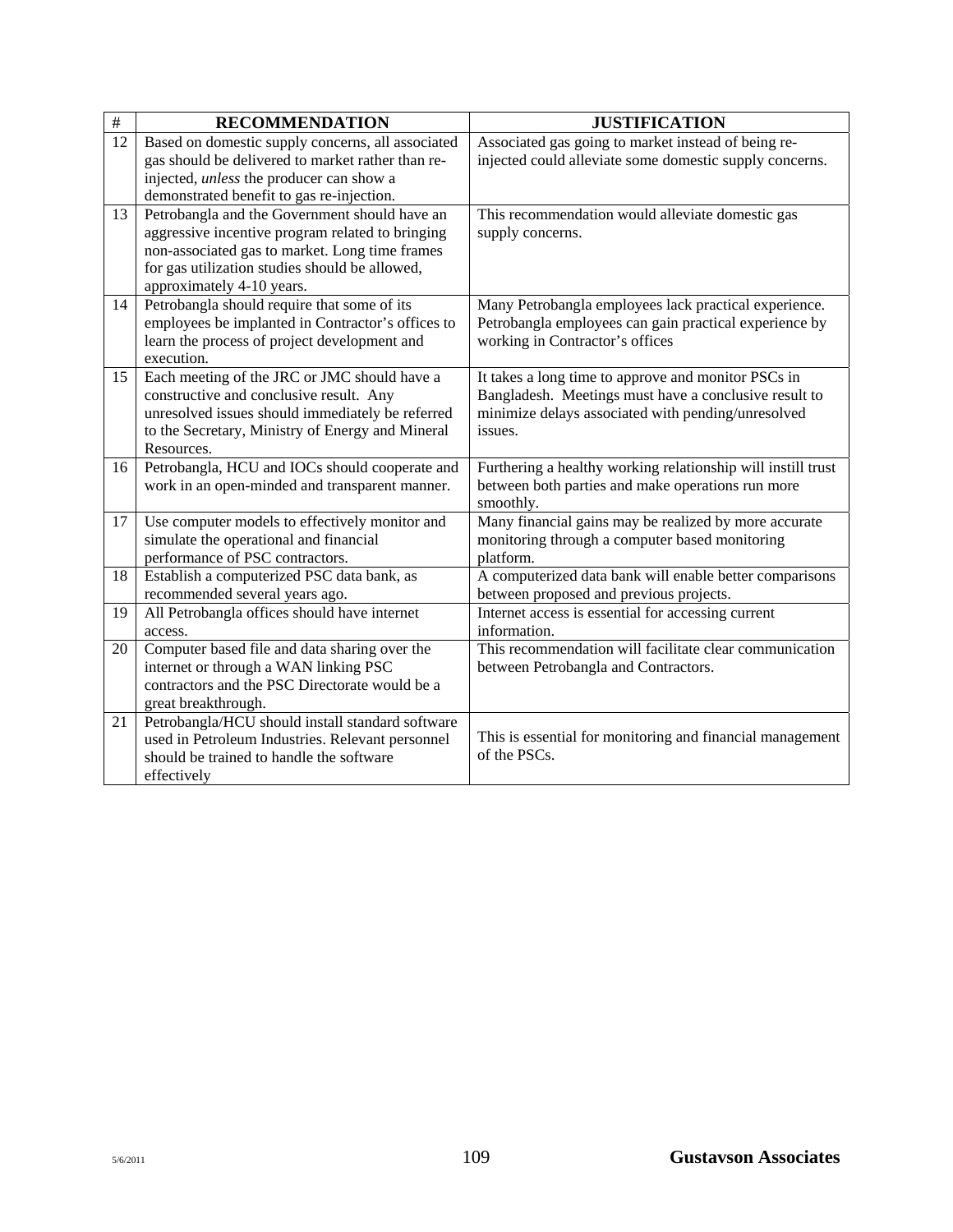| # | RECOMMENDATION | JUSTIFICATION |
|---|---|---|
| 12 | Based on domestic supply concerns, all associated gas should be delivered to market rather than re-injected, *unless* the producer can show a demonstrated benefit to gas re-injection. | Associated gas going to market instead of being re-injected could alleviate some domestic supply concerns. |
| 13 | Petrobangla and the Government should have an aggressive incentive program related to bringing non-associated gas to market. Long time frames for gas utilization studies should be allowed, approximately 4-10 years. | This recommendation would alleviate domestic gas supply concerns. |
| 14 | Petrobangla should require that some of its employees be implanted in Contractor's offices to learn the process of project development and execution. | Many Petrobangla employees lack practical experience. Petrobangla employees can gain practical experience by working in Contractor's offices |
| 15 | Each meeting of the JRC or JMC should have a constructive and conclusive result. Any unresolved issues should immediately be referred to the Secretary, Ministry of Energy and Mineral Resources. | It takes a long time to approve and monitor PSCs in Bangladesh. Meetings must have a conclusive result to minimize delays associated with pending/unresolved issues. |
| 16 | Petrobangla, HCU and IOCs should cooperate and work in an open-minded and transparent manner. | Furthering a healthy working relationship will instill trust between both parties and make operations run more smoothly. |
| 17 | Use computer models to effectively monitor and simulate the operational and financial performance of PSC contractors. | Many financial gains may be realized by more accurate monitoring through a computer based monitoring platform. |
| 18 | Establish a computerized PSC data bank, as recommended several years ago. | A computerized data bank will enable better comparisons between proposed and previous projects. |
| 19 | All Petrobangla offices should have internet access. | Internet access is essential for accessing current information. |
| 20 | Computer based file and data sharing over the internet or through a WAN linking PSC contractors and the PSC Directorate would be a great breakthrough. | This recommendation will facilitate clear communication between Petrobangla and Contractors. |
| 21 | Petrobangla/HCU should install standard software used in Petroleum Industries. Relevant personnel should be trained to handle the software effectively | This is essential for monitoring and financial management of the PSCs. |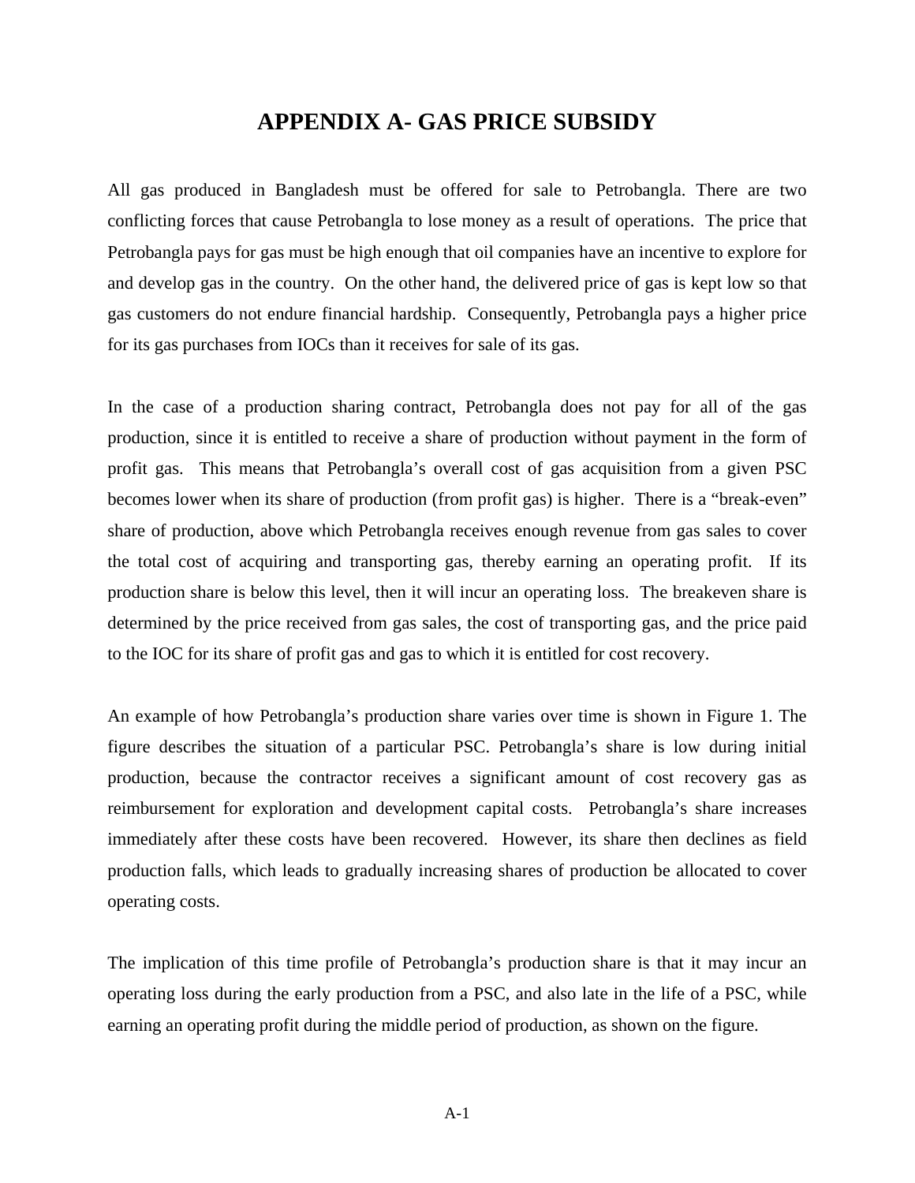# APPENDIX A- GAS PRICE SUBSIDY

All gas produced in Bangladesh must be offered for sale to Petrobangla. There are two conflicting forces that cause Petrobangla to lose money as a result of operations. The price that Petrobangla pays for gas must be high enough that oil companies have an incentive to explore for and develop gas in the country. On the other hand, the delivered price of gas is kept low so that gas customers do not endure financial hardship. Consequently, Petrobangla pays a higher price for its gas purchases from IOCs than it receives for sale of its gas.

In the case of a production sharing contract, Petrobangla does not pay for all of the gas production, since it is entitled to receive a share of production without payment in the form of profit gas. This means that Petrobangla's overall cost of gas acquisition from a given PSC becomes lower when its share of production (from profit gas) is higher. There is a "break-even" share of production, above which Petrobangla receives enough revenue from gas sales to cover the total cost of acquiring and transporting gas, thereby earning an operating profit. If its production share is below this level, then it will incur an operating loss. The breakeven share is determined by the price received from gas sales, the cost of transporting gas, and the price paid to the IOC for its share of profit gas and gas to which it is entitled for cost recovery.

An example of how Petrobangla's production share varies over time is shown in Figure 1. The figure describes the situation of a particular PSC. Petrobangla's share is low during initial production, because the contractor receives a significant amount of cost recovery gas as reimbursement for exploration and development capital costs. Petrobangla's share increases immediately after these costs have been recovered. However, its share then declines as field production falls, which leads to gradually increasing shares of production be allocated to cover operating costs.

The implication of this time profile of Petrobangla's production share is that it may incur an operating loss during the early production from a PSC, and also late in the life of a PSC, while earning an operating profit during the middle period of production, as shown on the figure.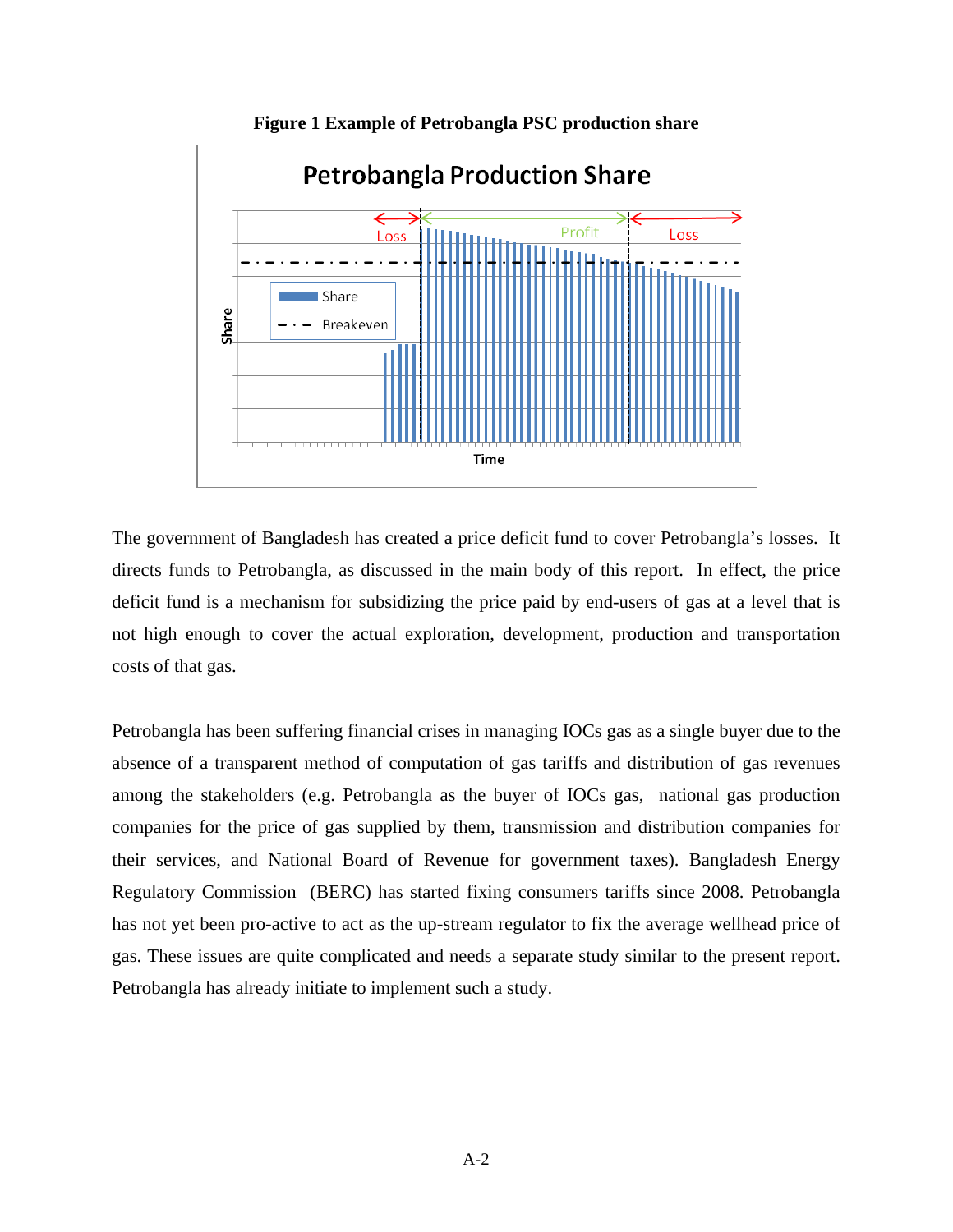**Figure 1 Example of Petrobangla PSC production share**

The government of Bangladesh has created a price deficit fund to cover Petrobangla's losses. It directs funds to Petrobangla, as discussed in the main body of this report. In effect, the price deficit fund is a mechanism for subsidizing the price paid by end-users of gas at a level that is not high enough to cover the actual exploration, development, production and transportation costs of that gas.

Petrobangla has been suffering financial crises in managing IOCs gas as a single buyer due to the absence of a transparent method of computation of gas tariffs and distribution of gas revenues among the stakeholders (e.g. Petrobangla as the buyer of IOCs gas, national gas production companies for the price of gas supplied by them, transmission and distribution companies for their services, and National Board of Revenue for government taxes). Bangladesh Energy Regulatory Commission (BERC) has started fixing consumers tariffs since 2008. Petrobangla has not yet been pro-active to act as the up-stream regulator to fix the average wellhead price of gas. These issues are quite complicated and needs a separate study similar to the present report. Petrobangla has already initiate to implement such a study.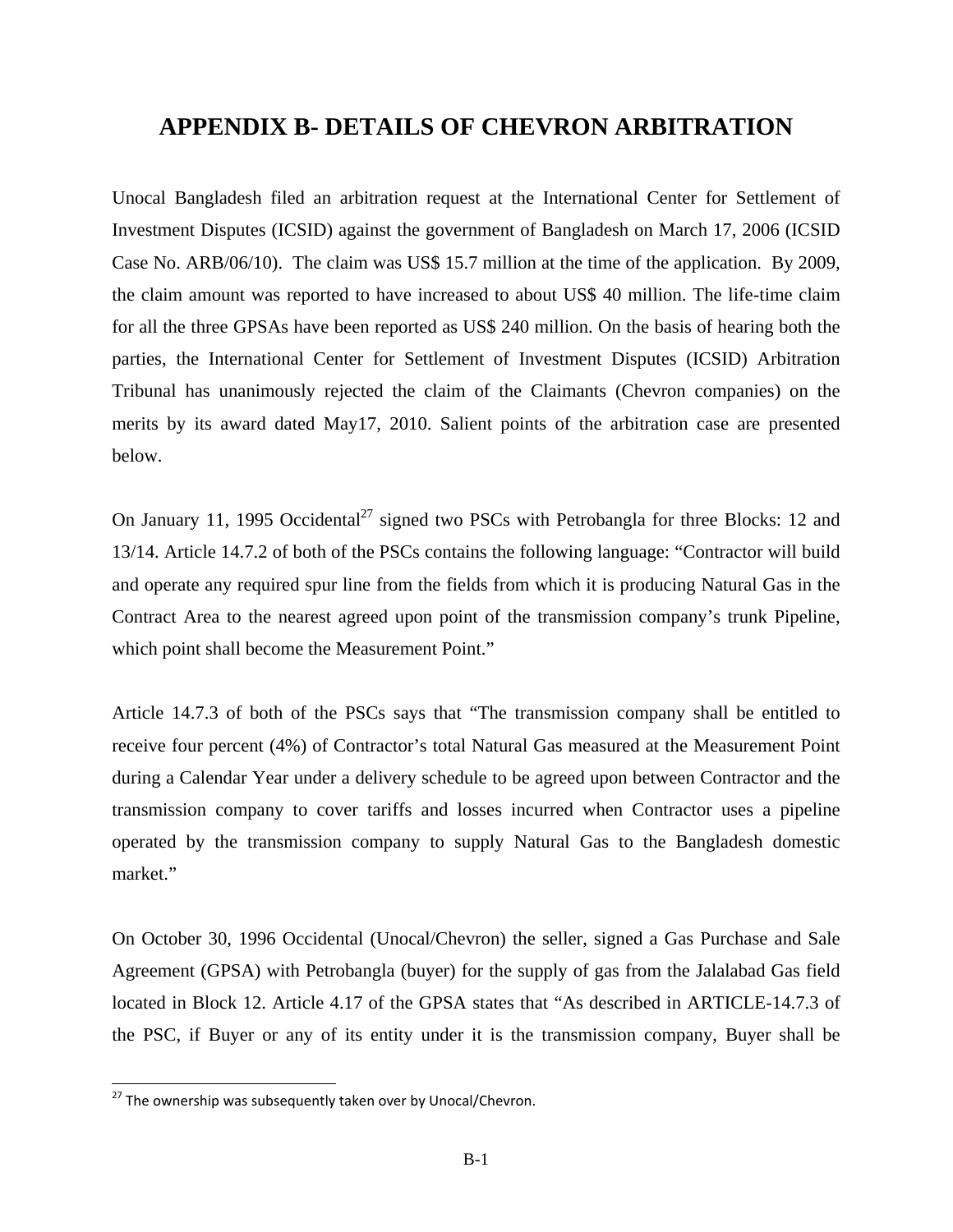# APPENDIX B- DETAILS OF CHEVRON ARBITRATION

Unocal Bangladesh filed an arbitration request at the International Center for Settlement of Investment Disputes (ICSID) against the government of Bangladesh on March 17, 2006 (ICSID Case No. ARB/06/10). The claim was US$ 15.7 million at the time of the application. By 2009, the claim amount was reported to have increased to about US$ 40 million. The life-time claim for all the three GPSAs have been reported as US$ 240 million. On the basis of hearing both the parties, the International Center for Settlement of Investment Disputes (ICSID) Arbitration Tribunal has unanimously rejected the claim of the Claimants (Chevron companies) on the merits by its award dated May17, 2010. Salient points of the arbitration case are presented below.

On January 11, 1995 Occidental[27] signed two PSCs with Petrobangla for three Blocks: 12 and 13/14. Article 14.7.2 of both of the PSCs contains the following language: "Contractor will build and operate any required spur line from the fields from which it is producing Natural Gas in the Contract Area to the nearest agreed upon point of the transmission company's trunk Pipeline, which point shall become the Measurement Point."

Article 14.7.3 of both of the PSCs says that "The transmission company shall be entitled to receive four percent (4%) of Contractor's total Natural Gas measured at the Measurement Point during a Calendar Year under a delivery schedule to be agreed upon between Contractor and the transmission company to cover tariffs and losses incurred when Contractor uses a pipeline operated by the transmission company to supply Natural Gas to the Bangladesh domestic market."

On October 30, 1996 Occidental (Unocal/Chevron) the seller, signed a Gas Purchase and Sale Agreement (GPSA) with Petrobangla (buyer) for the supply of gas from the Jalalabad Gas field located in Block 12. Article 4.17 of the GPSA states that "As described in ARTICLE-14.7.3 of the PSC, if Buyer or any of its entity under it is the transmission company, Buyer shall be

[27] The ownership was subsequently taken over by Unocal/Chevron.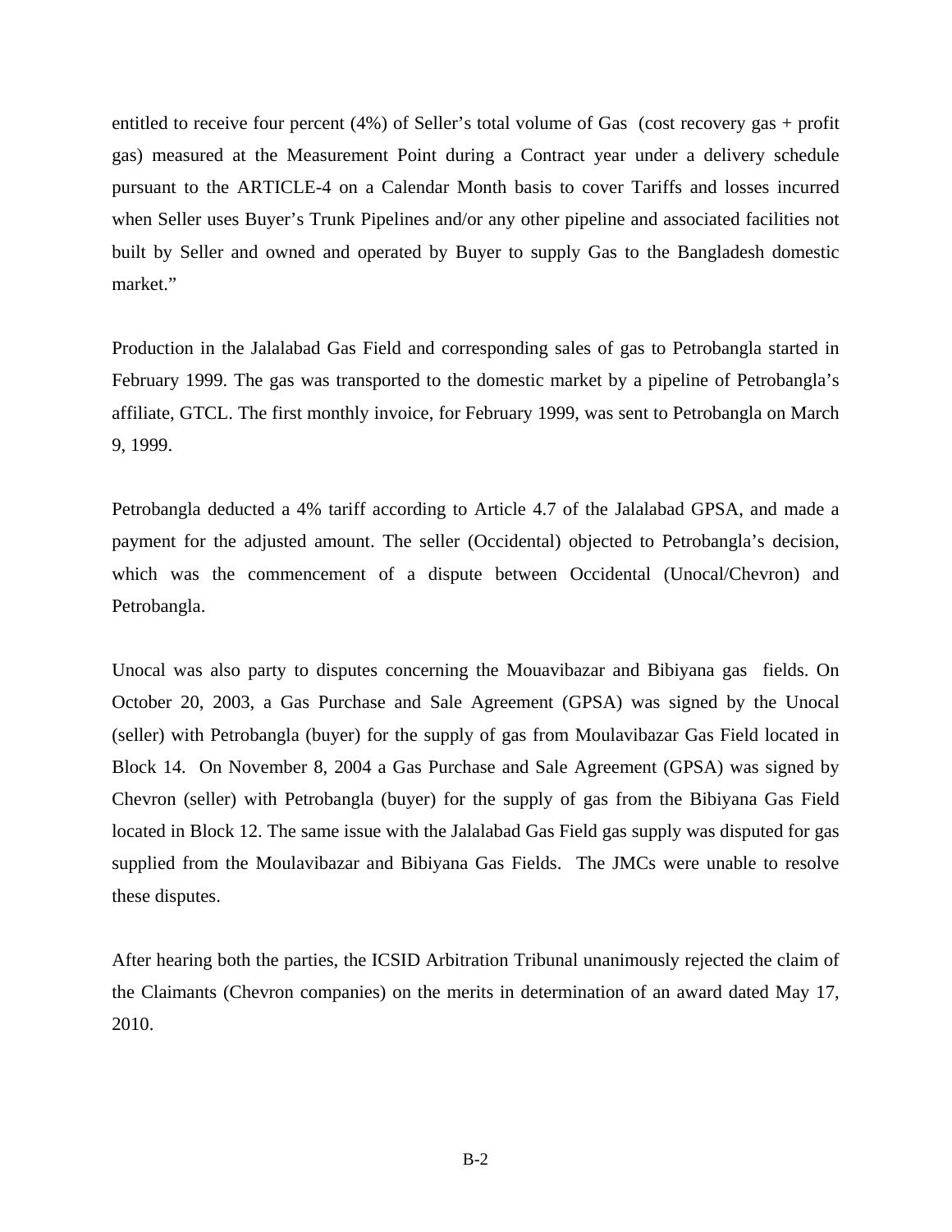entitled to receive four percent (4%) of Seller's total volume of Gas (cost recovery gas + profit gas) measured at the Measurement Point during a Contract year under a delivery schedule pursuant to the ARTICLE-4 on a Calendar Month basis to cover Tariffs and losses incurred when Seller uses Buyer's Trunk Pipelines and/or any other pipeline and associated facilities not built by Seller and owned and operated by Buyer to supply Gas to the Bangladesh domestic market."

Production in the Jalalabad Gas Field and corresponding sales of gas to Petrobangla started in February 1999. The gas was transported to the domestic market by a pipeline of Petrobangla's affiliate, GTCL. The first monthly invoice, for February 1999, was sent to Petrobangla on March 9, 1999.

Petrobangla deducted a 4% tariff according to Article 4.7 of the Jalalabad GPSA, and made a payment for the adjusted amount. The seller (Occidental) objected to Petrobangla's decision, which was the commencement of a dispute between Occidental (Unocal/Chevron) and Petrobangla.

Unocal was also party to disputes concerning the Mouavibazar and Bibiyana gas fields. On October 20, 2003, a Gas Purchase and Sale Agreement (GPSA) was signed by the Unocal (seller) with Petrobangla (buyer) for the supply of gas from Moulavibazar Gas Field located in Block 14. On November 8, 2004 a Gas Purchase and Sale Agreement (GPSA) was signed by Chevron (seller) with Petrobangla (buyer) for the supply of gas from the Bibiyana Gas Field located in Block 12. The same issue with the Jalalabad Gas Field gas supply was disputed for gas supplied from the Moulavibazar and Bibiyana Gas Fields. The JMCs were unable to resolve these disputes.

After hearing both the parties, the ICSID Arbitration Tribunal unanimously rejected the claim of the Claimants (Chevron companies) on the merits in determination of an award dated May 17, 2010.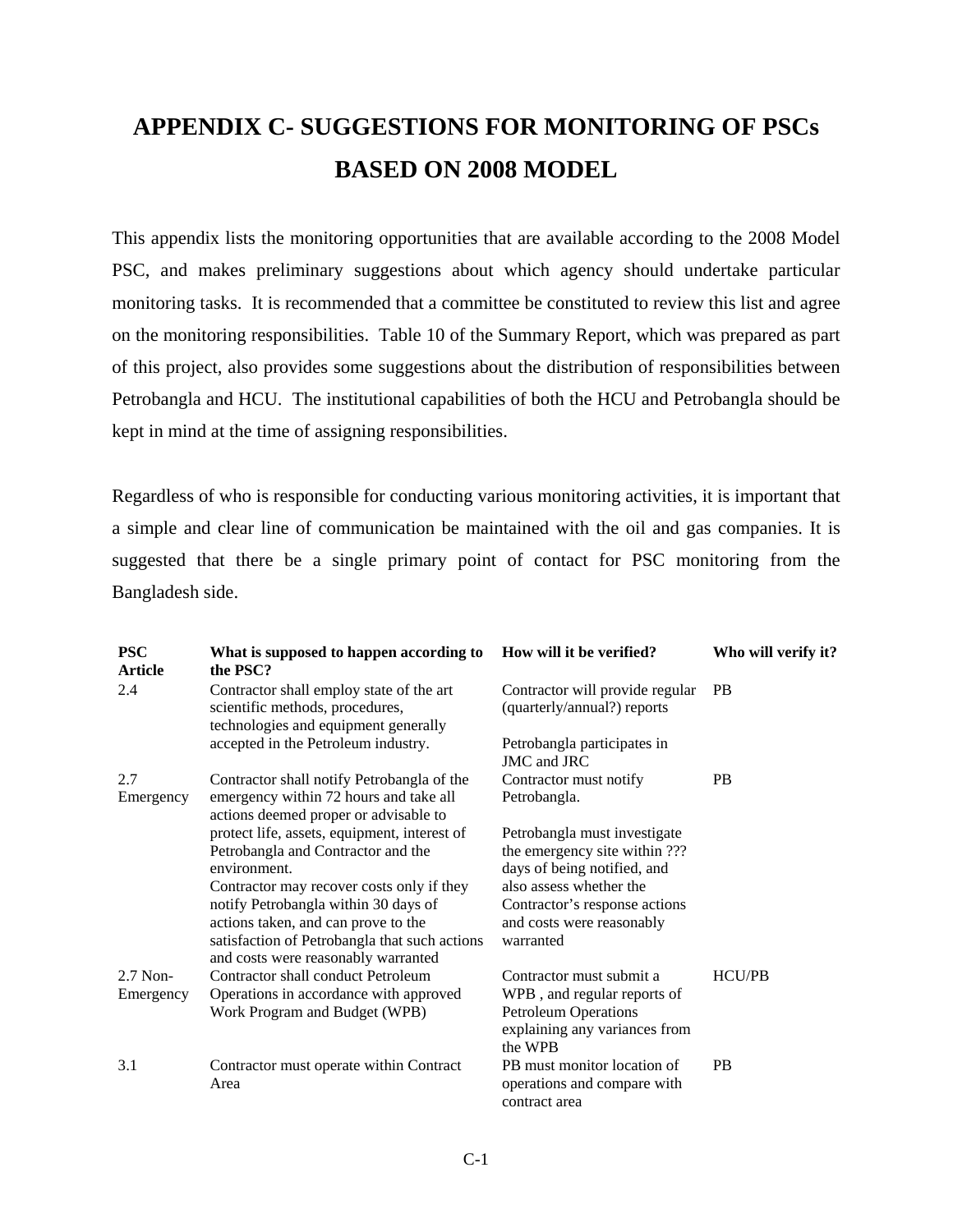# APPENDIX C- SUGGESTIONS FOR MONITORING OF PSCs BASED ON 2008 MODEL

This appendix lists the monitoring opportunities that are available according to the 2008 Model PSC, and makes preliminary suggestions about which agency should undertake particular monitoring tasks. It is recommended that a committee be constituted to review this list and agree on the monitoring responsibilities. Table 10 of the Summary Report, which was prepared as part of this project, also provides some suggestions about the distribution of responsibilities between Petrobangla and HCU. The institutional capabilities of both the HCU and Petrobangla should be kept in mind at the time of assigning responsibilities.

Regardless of who is responsible for conducting various monitoring activities, it is important that a simple and clear line of communication be maintained with the oil and gas companies. It is suggested that there be a single primary point of contact for PSC monitoring from the Bangladesh side.

| PSC Article | What is supposed to happen according to the PSC? | How will it be verified? | Who will verify it? |
|---|---|---|---|
| 2.4 | Contractor shall employ state of the art scientific methods, procedures, technologies and equipment generally accepted in the Petroleum industry. | Contractor will provide regular (quarterly/annual?) reports<br><br>Petrobangla participates in JMC and JRC | PB |
| 2.7 Emergency | Contractor shall notify Petrobangla of the emergency within 72 hours and take all actions deemed proper or advisable to protect life, assets, equipment, interest of Petrobangla and Contractor and the environment.<br>Contractor may recover costs only if they notify Petrobangla within 30 days of actions taken, and can prove to the satisfaction of Petrobangla that such actions and costs were reasonably warranted | Contractor must notify Petrobangla.<br><br>Petrobangla must investigate the emergency site within ??? days of being notified, and also assess whether the Contractor's response actions and costs were reasonably warranted | PB |
| 2.7 Non-Emergency | Contractor shall conduct Petroleum Operations in accordance with approved Work Program and Budget (WPB) | Contractor must submit a WPB , and regular reports of Petroleum Operations explaining any variances from the WPB | HCU/PB |
| 3.1 | Contractor must operate within Contract Area | PB must monitor location of operations and compare with contract area | PB |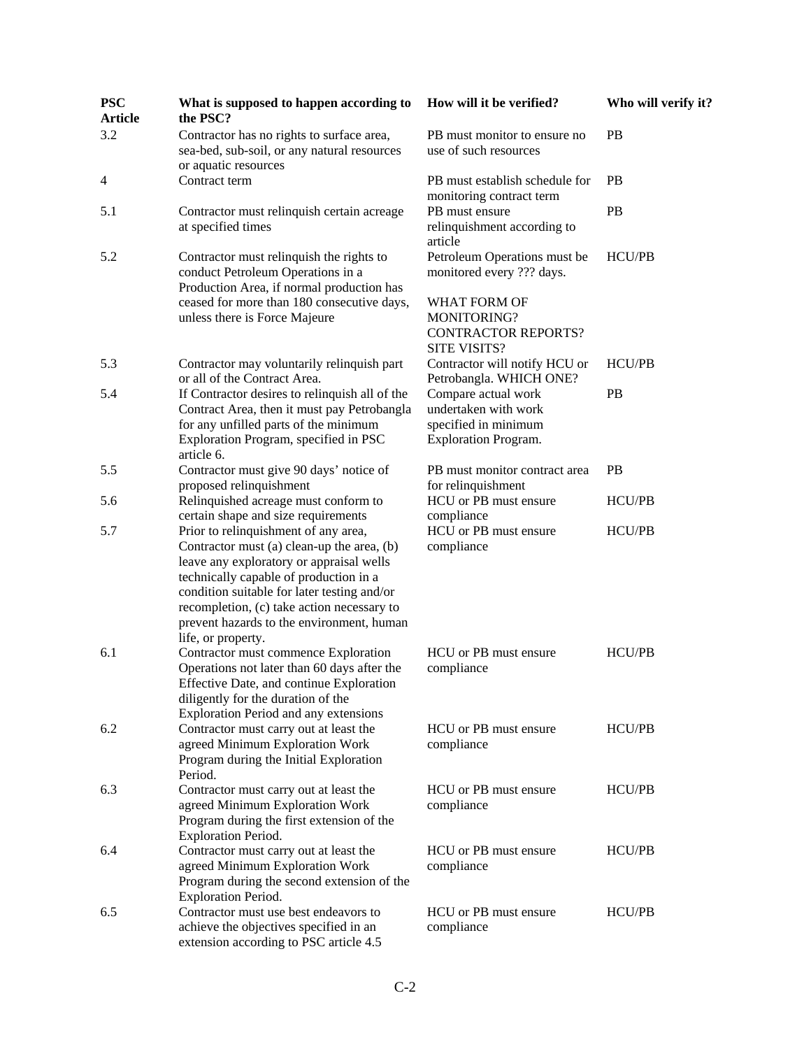| PSC Article | What is supposed to happen according to the PSC? | How will it be verified? | Who will verify it? |
|---|---|---|---|
| 3.2 | Contractor has no rights to surface area, sea-bed, sub-soil, or any natural resources or aquatic resources | PB must monitor to ensure no use of such resources | PB |
| 4 | Contract term | PB must establish schedule for monitoring contract term | PB |
| 5.1 | Contractor must relinquish certain acreage at specified times | PB must ensure relinquishment according to article | PB |
| 5.2 | Contractor must relinquish the rights to conduct Petroleum Operations in a Production Area, if normal production has ceased for more than 180 consecutive days, unless there is Force Majeure | Petroleum Operations must be monitored every ??? days.<br><br>WHAT FORM OF MONITORING? CONTRACTOR REPORTS? SITE VISITS? | HCU/PB |
| 5.3 | Contractor may voluntarily relinquish part or all of the Contract Area. | Contractor will notify HCU or Petrobangla. WHICH ONE? | HCU/PB |
| 5.4 | If Contractor desires to relinquish all of the Contract Area, then it must pay Petrobangla for any unfilled parts of the minimum Exploration Program, specified in PSC article 6. | Compare actual work undertaken with work specified in minimum Exploration Program. | PB |
| 5.5 | Contractor must give 90 days' notice of proposed relinquishment | PB must monitor contract area for relinquishment | PB |
| 5.6 | Relinquished acreage must conform to certain shape and size requirements | HCU or PB must ensure compliance | HCU/PB |
| 5.7 | Prior to relinquishment of any area, Contractor must (a) clean-up the area, (b) leave any exploratory or appraisal wells technically capable of production in a condition suitable for later testing and/or recompletion, (c) take action necessary to prevent hazards to the environment, human life, or property. | HCU or PB must ensure compliance | HCU/PB |
| 6.1 | Contractor must commence Exploration Operations not later than 60 days after the Effective Date, and continue Exploration diligently for the duration of the Exploration Period and any extensions | HCU or PB must ensure compliance | HCU/PB |
| 6.2 | Contractor must carry out at least the agreed Minimum Exploration Work Program during the Initial Exploration Period. | HCU or PB must ensure compliance | HCU/PB |
| 6.3 | Contractor must carry out at least the agreed Minimum Exploration Work Program during the first extension of the Exploration Period. | HCU or PB must ensure compliance | HCU/PB |
| 6.4 | Contractor must carry out at least the agreed Minimum Exploration Work Program during the second extension of the Exploration Period. | HCU or PB must ensure compliance | HCU/PB |
| 6.5 | Contractor must use best endeavors to achieve the objectives specified in an extension according to PSC article 4.5 | HCU or PB must ensure compliance | HCU/PB |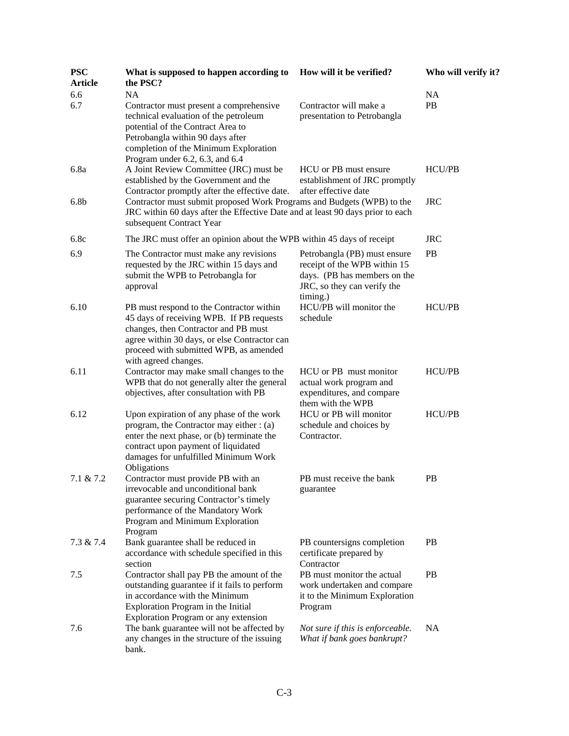| PSC Article | What is supposed to happen according to the PSC? | How will it be verified? | Who will verify it? |
|---|---|---|---|
| 6.6 | NA | | NA |
| 6.7 | Contractor must present a comprehensive technical evaluation of the petroleum potential of the Contract Area to Petrobangla within 90 days after completion of the Minimum Exploration Program under 6.2, 6.3, and 6.4 | Contractor will make a presentation to Petrobangla | PB |
| 6.8a | A Joint Review Committee (JRC) must be established by the Government and the Contractor promptly after the effective date. | HCU or PB must ensure establishment of JRC promptly after effective date | HCU/PB |
| 6.8b | Contractor must submit proposed Work Programs and Budgets (WPB) to the JRC within 60 days after the Effective Date and at least 90 days prior to each subsequent Contract Year | | JRC |
| 6.8c | The JRC must offer an opinion about the WPB within 45 days of receipt | | JRC |
| 6.9 | The Contractor must make any revisions requested by the JRC within 15 days and submit the WPB to Petrobangla for approval | Petrobangla (PB) must ensure receipt of the WPB within 15 days. (PB has members on the JRC, so they can verify the timing.) | PB |
| 6.10 | PB must respond to the Contractor within 45 days of receiving WPB. If PB requests changes, then Contractor and PB must agree within 30 days, or else Contractor can proceed with submitted WPB, as amended with agreed changes. | HCU/PB will monitor the schedule | HCU/PB |
| 6.11 | Contractor may make small changes to the WPB that do not generally alter the general objectives, after consultation with PB | HCU or PB must monitor actual work program and expenditures, and compare them with the WPB | HCU/PB |
| 6.12 | Upon expiration of any phase of the work program, the Contractor may either : (a) enter the next phase, or (b) terminate the contract upon payment of liquidated damages for unfulfilled Minimum Work Obligations | HCU or PB will monitor schedule and choices by Contractor. | HCU/PB |
| 7.1 & 7.2 | Contractor must provide PB with an irrevocable and unconditional bank guarantee securing Contractor's timely performance of the Mandatory Work Program and Minimum Exploration Program | PB must receive the bank guarantee | PB |
| 7.3 & 7.4 | Bank guarantee shall be reduced in accordance with schedule specified in this section | PB countersigns completion certificate prepared by Contractor | PB |
| 7.5 | Contractor shall pay PB the amount of the outstanding guarantee if it fails to perform in accordance with the Minimum Exploration Program in the Initial Exploration Program or any extension | PB must monitor the actual work undertaken and compare it to the Minimum Exploration Program | PB |
| 7.6 | The bank guarantee will not be affected by any changes in the structure of the issuing bank. | *Not sure if this is enforceable. What if bank goes bankrupt?* | NA |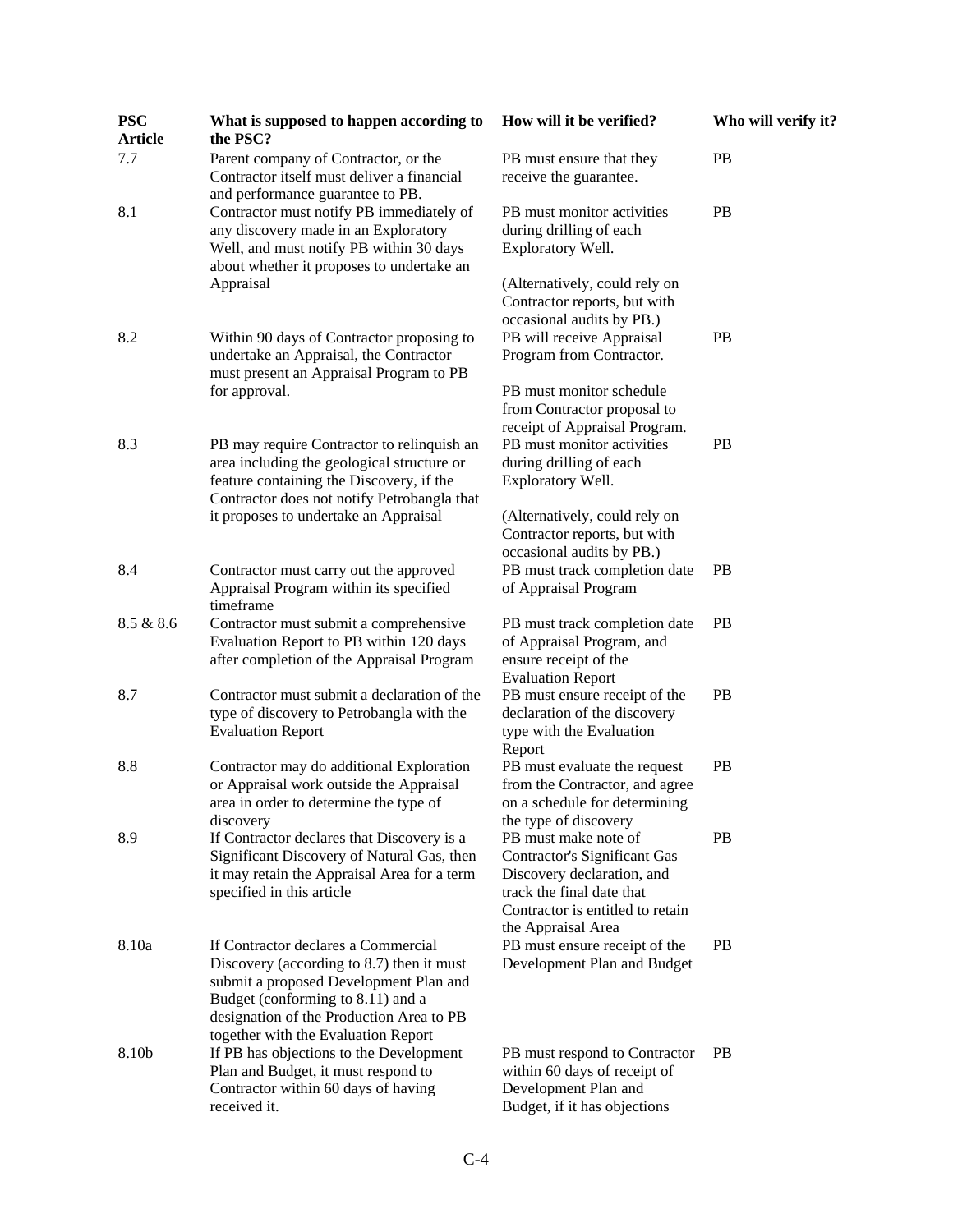| PSC Article | What is supposed to happen according to the PSC? | How will it be verified? | Who will verify it? |
|---|---|---|---|
| 7.7 | Parent company of Contractor, or the Contractor itself must deliver a financial and performance guarantee to PB. | PB must ensure that they receive the guarantee. | PB |
| 8.1 | Contractor must notify PB immediately of any discovery made in an Exploratory Well, and must notify PB within 30 days about whether it proposes to undertake an Appraisal | PB must monitor activities during drilling of each Exploratory Well.<br><br>(Alternatively, could rely on Contractor reports, but with occasional audits by PB.) | PB |
| 8.2 | Within 90 days of Contractor proposing to undertake an Appraisal, the Contractor must present an Appraisal Program to PB for approval. | PB will receive Appraisal Program from Contractor.<br><br>PB must monitor schedule from Contractor proposal to receipt of Appraisal Program. | PB |
| 8.3 | PB may require Contractor to relinquish an area including the geological structure or feature containing the Discovery, if the Contractor does not notify Petrobangla that it proposes to undertake an Appraisal | PB must monitor activities during drilling of each Exploratory Well.<br><br>(Alternatively, could rely on Contractor reports, but with occasional audits by PB.) | PB |
| 8.4 | Contractor must carry out the approved Appraisal Program within its specified timeframe | PB must track completion date of Appraisal Program | PB |
| 8.5 & 8.6 | Contractor must submit a comprehensive Evaluation Report to PB within 120 days after completion of the Appraisal Program | PB must track completion date of Appraisal Program, and ensure receipt of the Evaluation Report | PB |
| 8.7 | Contractor must submit a declaration of the type of discovery to Petrobangla with the Evaluation Report | PB must ensure receipt of the declaration of the discovery type with the Evaluation Report | PB |
| 8.8 | Contractor may do additional Exploration or Appraisal work outside the Appraisal area in order to determine the type of discovery | PB must evaluate the request from the Contractor, and agree on a schedule for determining the type of discovery | PB |
| 8.9 | If Contractor declares that Discovery is a Significant Discovery of Natural Gas, then it may retain the Appraisal Area for a term specified in this article | PB must make note of Contractor's Significant Gas Discovery declaration, and track the final date that Contractor is entitled to retain the Appraisal Area | PB |
| 8.10a | If Contractor declares a Commercial Discovery (according to 8.7) then it must submit a proposed Development Plan and Budget (conforming to 8.11) and a designation of the Production Area to PB together with the Evaluation Report | PB must ensure receipt of the Development Plan and Budget | PB |
| 8.10b | If PB has objections to the Development Plan and Budget, it must respond to Contractor within 60 days of having received it. | PB must respond to Contractor within 60 days of receipt of Development Plan and Budget, if it has objections | PB |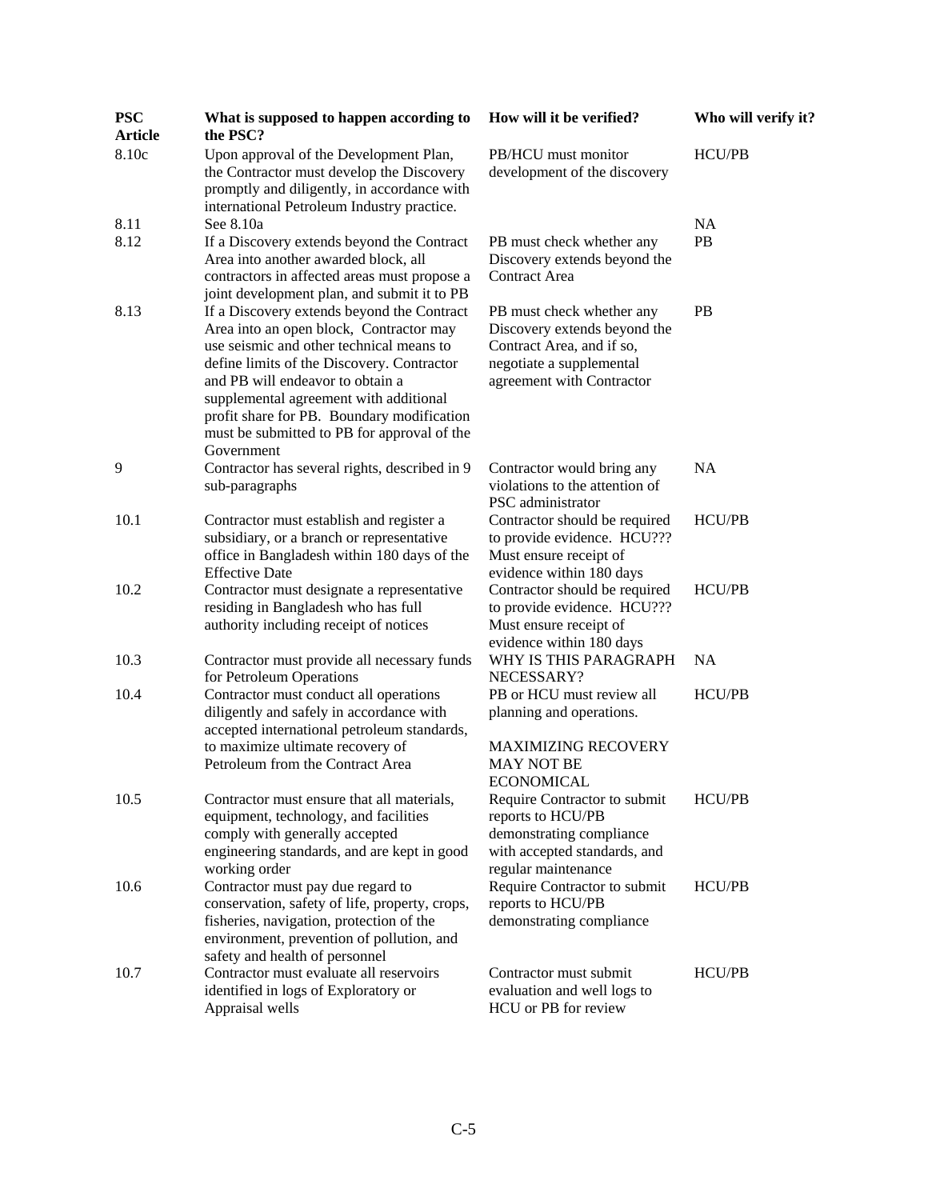| PSC Article | What is supposed to happen according to the PSC? | How will it be verified? | Who will verify it? |
|---|---|---|---|
| 8.10c | Upon approval of the Development Plan, the Contractor must develop the Discovery promptly and diligently, in accordance with international Petroleum Industry practice. | PB/HCU must monitor development of the discovery | HCU/PB |
| 8.11 | See 8.10a | | NA |
| 8.12 | If a Discovery extends beyond the Contract Area into another awarded block, all contractors in affected areas must propose a joint development plan, and submit it to PB | PB must check whether any Discovery extends beyond the Contract Area | PB |
| 8.13 | If a Discovery extends beyond the Contract Area into an open block, Contractor may use seismic and other technical means to define limits of the Discovery. Contractor and PB will endeavor to obtain a supplemental agreement with additional profit share for PB. Boundary modification must be submitted to PB for approval of the Government | PB must check whether any Discovery extends beyond the Contract Area, and if so, negotiate a supplemental agreement with Contractor | PB |
| 9 | Contractor has several rights, described in 9 sub-paragraphs | Contractor would bring any violations to the attention of PSC administrator | NA |
| 10.1 | Contractor must establish and register a subsidiary, or a branch or representative office in Bangladesh within 180 days of the Effective Date | Contractor should be required to provide evidence. HCU??? Must ensure receipt of evidence within 180 days | HCU/PB |
| 10.2 | Contractor must designate a representative residing in Bangladesh who has full authority including receipt of notices | Contractor should be required to provide evidence. HCU??? Must ensure receipt of evidence within 180 days | HCU/PB |
| 10.3 | Contractor must provide all necessary funds for Petroleum Operations | WHY IS THIS PARAGRAPH NECESSARY? | NA |
| 10.4 | Contractor must conduct all operations diligently and safely in accordance with accepted international petroleum standards, to maximize ultimate recovery of Petroleum from the Contract Area | PB or HCU must review all planning and operations.<br><br>MAXIMIZING RECOVERY MAY NOT BE ECONOMICAL | HCU/PB |
| 10.5 | Contractor must ensure that all materials, equipment, technology, and facilities comply with generally accepted engineering standards, and are kept in good working order | Require Contractor to submit reports to HCU/PB demonstrating compliance with accepted standards, and regular maintenance | HCU/PB |
| 10.6 | Contractor must pay due regard to conservation, safety of life, property, crops, fisheries, navigation, protection of the environment, prevention of pollution, and safety and health of personnel | Require Contractor to submit reports to HCU/PB demonstrating compliance | HCU/PB |
| 10.7 | Contractor must evaluate all reservoirs identified in logs of Exploratory or Appraisal wells | Contractor must submit evaluation and well logs to HCU or PB for review | HCU/PB |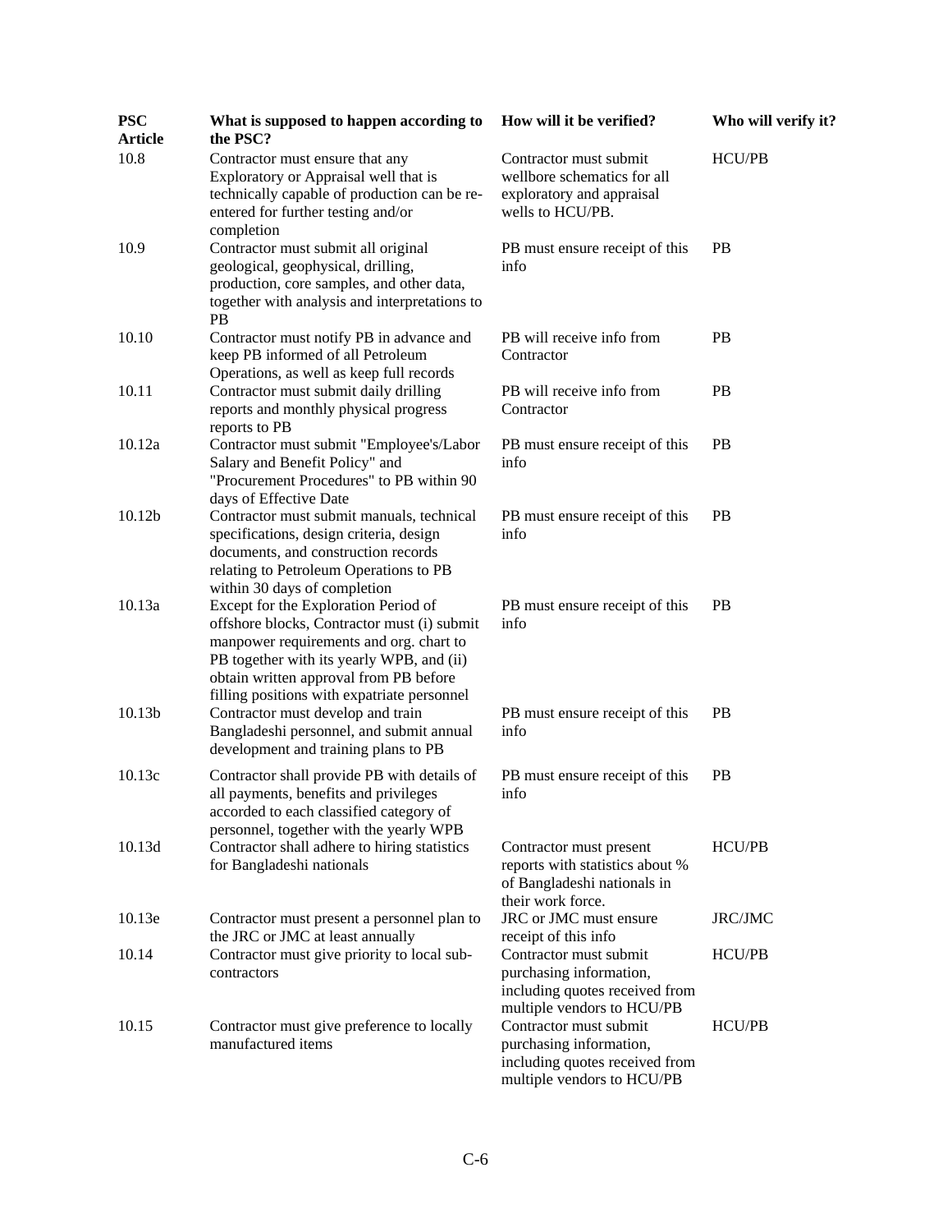| PSC Article | What is supposed to happen according to the PSC? | How will it be verified? | Who will verify it? |
|---|---|---|---|
| 10.8 | Contractor must ensure that any Exploratory or Appraisal well that is technically capable of production can be re-entered for further testing and/or completion | Contractor must submit wellbore schematics for all exploratory and appraisal wells to HCU/PB. | HCU/PB |
| 10.9 | Contractor must submit all original geological, geophysical, drilling, production, core samples, and other data, together with analysis and interpretations to PB | PB must ensure receipt of this info | PB |
| 10.10 | Contractor must notify PB in advance and keep PB informed of all Petroleum Operations, as well as keep full records | PB will receive info from Contractor | PB |
| 10.11 | Contractor must submit daily drilling reports and monthly physical progress reports to PB | PB will receive info from Contractor | PB |
| 10.12a | Contractor must submit "Employee's/Labor Salary and Benefit Policy" and "Procurement Procedures" to PB within 90 days of Effective Date | PB must ensure receipt of this info | PB |
| 10.12b | Contractor must submit manuals, technical specifications, design criteria, design documents, and construction records relating to Petroleum Operations to PB within 30 days of completion | PB must ensure receipt of this info | PB |
| 10.13a | Except for the Exploration Period of offshore blocks, Contractor must (i) submit manpower requirements and org. chart to PB together with its yearly WPB, and (ii) obtain written approval from PB before filling positions with expatriate personnel | PB must ensure receipt of this info | PB |
| 10.13b | Contractor must develop and train Bangladeshi personnel, and submit annual development and training plans to PB | PB must ensure receipt of this info | PB |
| 10.13c | Contractor shall provide PB with details of all payments, benefits and privileges accorded to each classified category of personnel, together with the yearly WPB | PB must ensure receipt of this info | PB |
| 10.13d | Contractor shall adhere to hiring statistics for Bangladeshi nationals | Contractor must present reports with statistics about % of Bangladeshi nationals in their work force. | HCU/PB |
| 10.13e | Contractor must present a personnel plan to the JRC or JMC at least annually | JRC or JMC must ensure receipt of this info | JRC/JMC |
| 10.14 | Contractor must give priority to local sub-contractors | Contractor must submit purchasing information, including quotes received from multiple vendors to HCU/PB | HCU/PB |
| 10.15 | Contractor must give preference to locally manufactured items | Contractor must submit purchasing information, including quotes received from multiple vendors to HCU/PB | HCU/PB |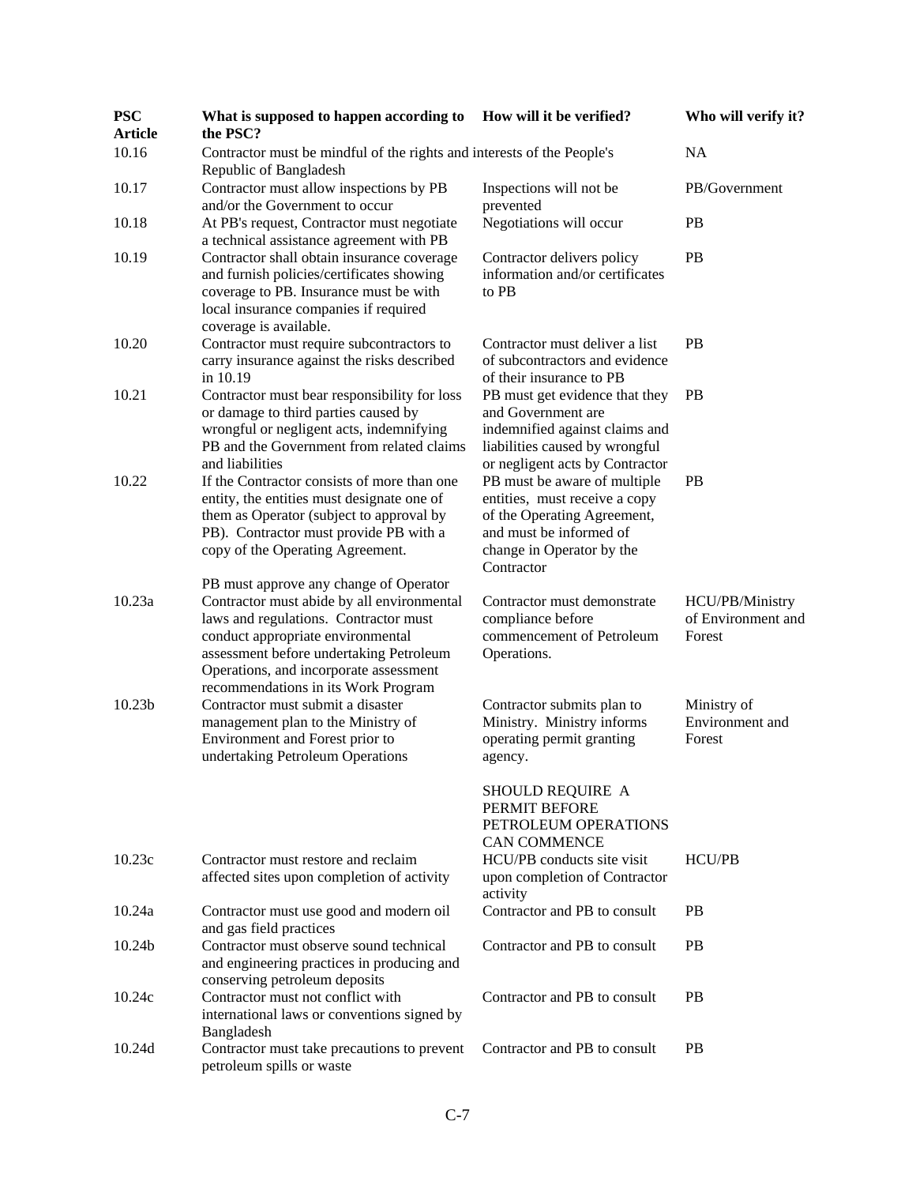| PSC Article | What is supposed to happen according to the PSC? | How will it be verified? | Who will verify it? |
|---|---|---|---|
| 10.16 | Contractor must be mindful of the rights and interests of the People's Republic of Bangladesh | | NA |
| 10.17 | Contractor must allow inspections by PB and/or the Government to occur | Inspections will not be prevented | PB/Government |
| 10.18 | At PB's request, Contractor must negotiate a technical assistance agreement with PB | Negotiations will occur | PB |
| 10.19 | Contractor shall obtain insurance coverage and furnish policies/certificates showing coverage to PB. Insurance must be with local insurance companies if required coverage is available. | Contractor delivers policy information and/or certificates to PB | PB |
| 10.20 | Contractor must require subcontractors to carry insurance against the risks described in 10.19 | Contractor must deliver a list of subcontractors and evidence of their insurance to PB | PB |
| 10.21 | Contractor must bear responsibility for loss or damage to third parties caused by wrongful or negligent acts, indemnifying PB and the Government from related claims and liabilities | PB must get evidence that they and Government are indemnified against claims and liabilities caused by wrongful or negligent acts by Contractor | PB |
| 10.22 | If the Contractor consists of more than one entity, the entities must designate one of them as Operator (subject to approval by PB). Contractor must provide PB with a copy of the Operating Agreement.<br><br>PB must approve any change of Operator | PB must be aware of multiple entities, must receive a copy of the Operating Agreement, and must be informed of change in Operator by the Contractor | PB |
| 10.23a | Contractor must abide by all environmental laws and regulations. Contractor must conduct appropriate environmental assessment before undertaking Petroleum Operations, and incorporate assessment recommendations in its Work Program | Contractor must demonstrate compliance before commencement of Petroleum Operations. | HCU/PB/Ministry of Environment and Forest |
| 10.23b | Contractor must submit a disaster management plan to the Ministry of Environment and Forest prior to undertaking Petroleum Operations | Contractor submits plan to Ministry. Ministry informs operating permit granting agency.<br><br>SHOULD REQUIRE A PERMIT BEFORE PETROLEUM OPERATIONS CAN COMMENCE | Ministry of Environment and Forest |
| 10.23c | Contractor must restore and reclaim affected sites upon completion of activity | HCU/PB conducts site visit upon completion of Contractor activity | HCU/PB |
| 10.24a | Contractor must use good and modern oil and gas field practices | Contractor and PB to consult | PB |
| 10.24b | Contractor must observe sound technical and engineering practices in producing and conserving petroleum deposits | Contractor and PB to consult | PB |
| 10.24c | Contractor must not conflict with international laws or conventions signed by Bangladesh | Contractor and PB to consult | PB |
| 10.24d | Contractor must take precautions to prevent petroleum spills or waste | Contractor and PB to consult | PB |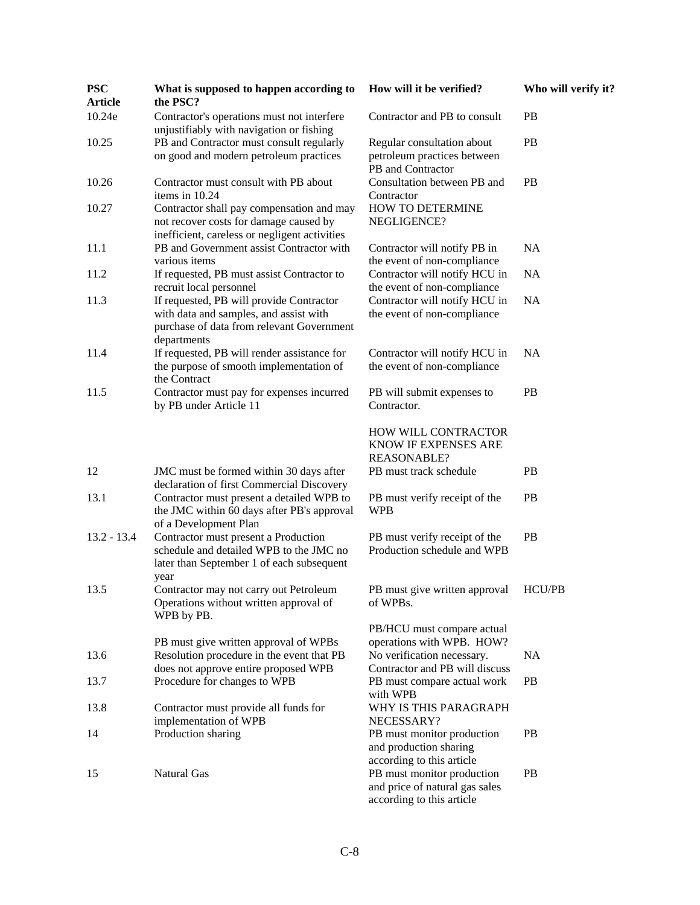| PSC Article | What is supposed to happen according to the PSC? | How will it be verified? | Who will verify it? |
|---|---|---|---|
| 10.24e | Contractor's operations must not interfere unjustifiably with navigation or fishing | Contractor and PB to consult | PB |
| 10.25 | PB and Contractor must consult regularly on good and modern petroleum practices | Regular consultation about petroleum practices between PB and Contractor | PB |
| 10.26 | Contractor must consult with PB about items in 10.24 | Consultation between PB and Contractor | PB |
| 10.27 | Contractor shall pay compensation and may not recover costs for damage caused by inefficient, careless or negligent activities | HOW TO DETERMINE NEGLIGENCE? | |
| 11.1 | PB and Government assist Contractor with various items | Contractor will notify PB in the event of non-compliance | NA |
| 11.2 | If requested, PB must assist Contractor to recruit local personnel | Contractor will notify HCU in the event of non-compliance | NA |
| 11.3 | If requested, PB will provide Contractor with data and samples, and assist with purchase of data from relevant Government departments | Contractor will notify HCU in the event of non-compliance | NA |
| 11.4 | If requested, PB will render assistance for the purpose of smooth implementation of the Contract | Contractor will notify HCU in the event of non-compliance | NA |
| 11.5 | Contractor must pay for expenses incurred by PB under Article 11 | PB will submit expenses to Contractor.<br><br>HOW WILL CONTRACTOR KNOW IF EXPENSES ARE REASONABLE? | PB |
| 12 | JMC must be formed within 30 days after declaration of first Commercial Discovery | PB must track schedule | PB |
| 13.1 | Contractor must present a detailed WPB to the JMC within 60 days after PB's approval of a Development Plan | PB must verify receipt of the WPB | PB |
| 13.2 - 13.4 | Contractor must present a Production schedule and detailed WPB to the JMC no later than September 1 of each subsequent year | PB must verify receipt of the Production schedule and WPB | PB |
| 13.5 | Contractor may not carry out Petroleum Operations without written approval of WPB by PB.<br><br>PB must give written approval of WPBs | PB must give written approval of WPBs.<br><br>PB/HCU must compare actual operations with WPB. HOW? | HCU/PB |
| 13.6 | Resolution procedure in the event that PB does not approve entire proposed WPB | No verification necessary. Contractor and PB will discuss | NA |
| 13.7 | Procedure for changes to WPB | PB must compare actual work with WPB | PB |
| 13.8 | Contractor must provide all funds for implementation of WPB | WHY IS THIS PARAGRAPH NECESSARY? | |
| 14 | Production sharing | PB must monitor production and production sharing according to this article | PB |
| 15 | Natural Gas | PB must monitor production and price of natural gas sales according to this article | PB |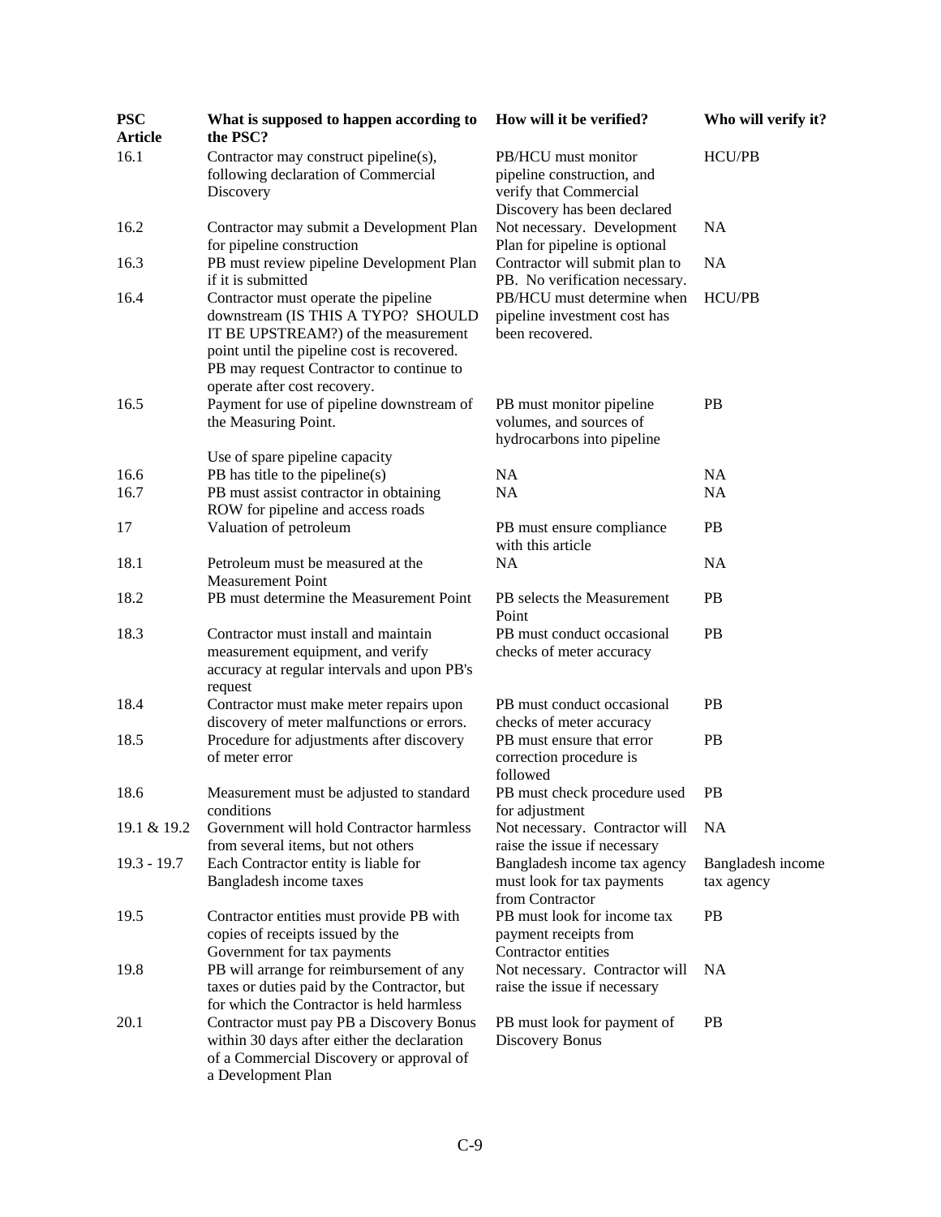| PSC Article | What is supposed to happen according to the PSC? | How will it be verified? | Who will verify it? |
|---|---|---|---|
| 16.1 | Contractor may construct pipeline(s), following declaration of Commercial Discovery | PB/HCU must monitor pipeline construction, and verify that Commercial Discovery has been declared | HCU/PB |
| 16.2 | Contractor may submit a Development Plan for pipeline construction | Not necessary. Development Plan for pipeline is optional | NA |
| 16.3 | PB must review pipeline Development Plan if it is submitted | Contractor will submit plan to PB. No verification necessary. | NA |
| 16.4 | Contractor must operate the pipeline downstream (IS THIS A TYPO? SHOULD IT BE UPSTREAM?) of the measurement point until the pipeline cost is recovered. PB may request Contractor to continue to operate after cost recovery. | PB/HCU must determine when pipeline investment cost has been recovered. | HCU/PB |
| 16.5 | Payment for use of pipeline downstream of the Measuring Point.<br><br>Use of spare pipeline capacity | PB must monitor pipeline volumes, and sources of hydrocarbons into pipeline | PB |
| 16.6 | PB has title to the pipeline(s) | NA | NA |
| 16.7 | PB must assist contractor in obtaining ROW for pipeline and access roads | NA | NA |
| 17 | Valuation of petroleum | PB must ensure compliance with this article | PB |
| 18.1 | Petroleum must be measured at the Measurement Point | NA | NA |
| 18.2 | PB must determine the Measurement Point | PB selects the Measurement Point | PB |
| 18.3 | Contractor must install and maintain measurement equipment, and verify accuracy at regular intervals and upon PB's request | PB must conduct occasional checks of meter accuracy | PB |
| 18.4 | Contractor must make meter repairs upon discovery of meter malfunctions or errors. | PB must conduct occasional checks of meter accuracy | PB |
| 18.5 | Procedure for adjustments after discovery of meter error | PB must ensure that error correction procedure is followed | PB |
| 18.6 | Measurement must be adjusted to standard conditions | PB must check procedure used for adjustment | PB |
| 19.1 & 19.2 | Government will hold Contractor harmless from several items, but not others | Not necessary. Contractor will raise the issue if necessary | NA |
| 19.3 - 19.7 | Each Contractor entity is liable for Bangladesh income taxes | Bangladesh income tax agency must look for tax payments from Contractor | Bangladesh income tax agency |
| 19.5 | Contractor entities must provide PB with copies of receipts issued by the Government for tax payments | PB must look for income tax payment receipts from Contractor entities | PB |
| 19.8 | PB will arrange for reimbursement of any taxes or duties paid by the Contractor, but for which the Contractor is held harmless | Not necessary. Contractor will raise the issue if necessary | NA |
| 20.1 | Contractor must pay PB a Discovery Bonus within 30 days after either the declaration of a Commercial Discovery or approval of a Development Plan | PB must look for payment of Discovery Bonus | PB |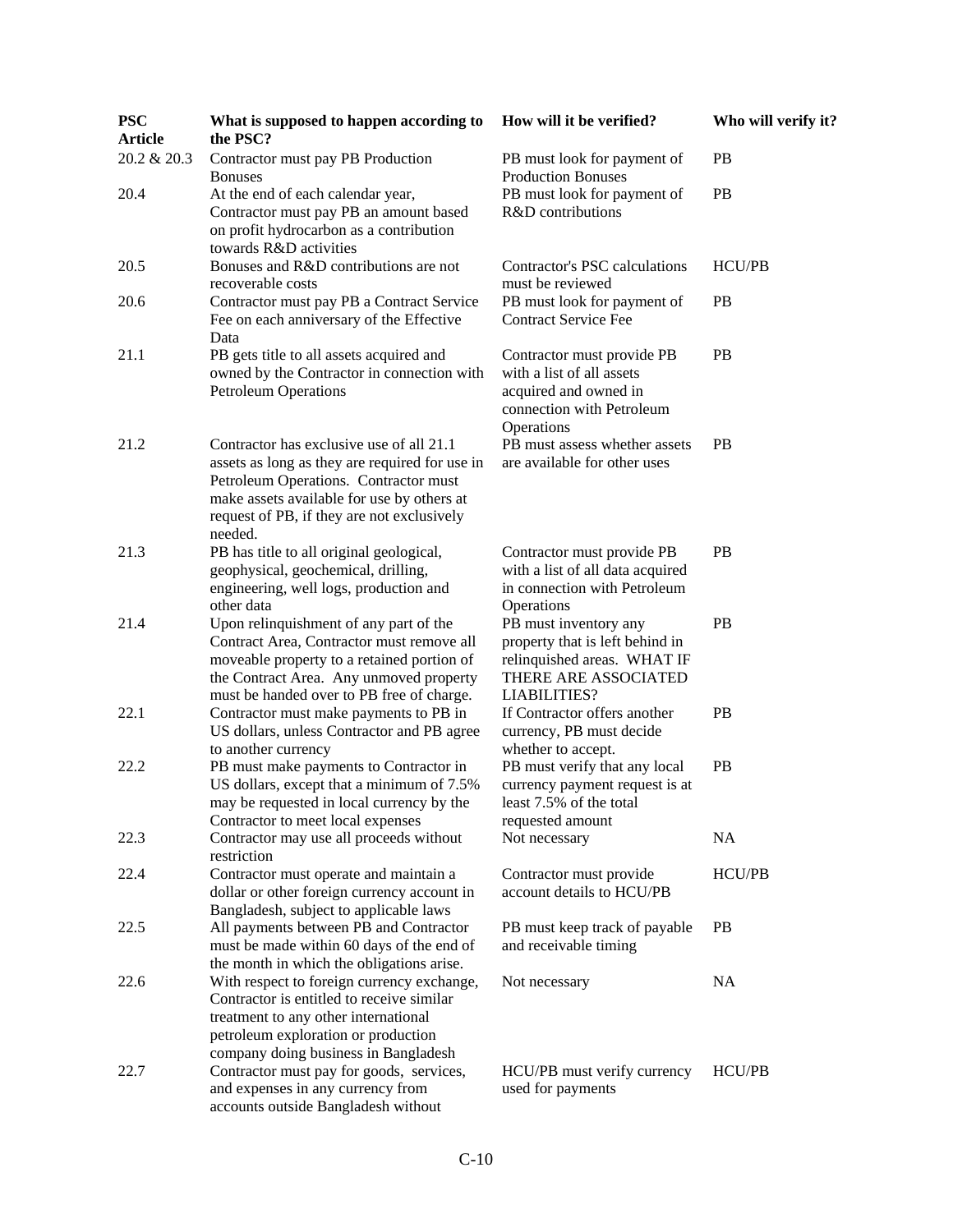| PSC Article | What is supposed to happen according to the PSC? | How will it be verified? | Who will verify it? |
|---|---|---|---|
| 20.2 & 20.3 | Contractor must pay PB Production Bonuses | PB must look for payment of Production Bonuses | PB |
| 20.4 | At the end of each calendar year, Contractor must pay PB an amount based on profit hydrocarbon as a contribution towards R&D activities | PB must look for payment of R&D contributions | PB |
| 20.5 | Bonuses and R&D contributions are not recoverable costs | Contractor's PSC calculations must be reviewed | HCU/PB |
| 20.6 | Contractor must pay PB a Contract Service Fee on each anniversary of the Effective Data | PB must look for payment of Contract Service Fee | PB |
| 21.1 | PB gets title to all assets acquired and owned by the Contractor in connection with Petroleum Operations | Contractor must provide PB with a list of all assets acquired and owned in connection with Petroleum Operations | PB |
| 21.2 | Contractor has exclusive use of all 21.1 assets as long as they are required for use in Petroleum Operations. Contractor must make assets available for use by others at request of PB, if they are not exclusively needed. | PB must assess whether assets are available for other uses | PB |
| 21.3 | PB has title to all original geological, geophysical, geochemical, drilling, engineering, well logs, production and other data | Contractor must provide PB with a list of all data acquired in connection with Petroleum Operations | PB |
| 21.4 | Upon relinquishment of any part of the Contract Area, Contractor must remove all moveable property to a retained portion of the Contract Area. Any unmoved property must be handed over to PB free of charge. | PB must inventory any property that is left behind in relinquished areas. WHAT IF THERE ARE ASSOCIATED LIABILITIES? | PB |
| 22.1 | Contractor must make payments to PB in US dollars, unless Contractor and PB agree to another currency | If Contractor offers another currency, PB must decide whether to accept. | PB |
| 22.2 | PB must make payments to Contractor in US dollars, except that a minimum of 7.5% may be requested in local currency by the Contractor to meet local expenses | PB must verify that any local currency payment request is at least 7.5% of the total requested amount | PB |
| 22.3 | Contractor may use all proceeds without restriction | Not necessary | NA |
| 22.4 | Contractor must operate and maintain a dollar or other foreign currency account in Bangladesh, subject to applicable laws | Contractor must provide account details to HCU/PB | HCU/PB |
| 22.5 | All payments between PB and Contractor must be made within 60 days of the end of the month in which the obligations arise. | PB must keep track of payable and receivable timing | PB |
| 22.6 | With respect to foreign currency exchange, Contractor is entitled to receive similar treatment to any other international petroleum exploration or production company doing business in Bangladesh | Not necessary | NA |
| 22.7 | Contractor must pay for goods, services, and expenses in any currency from accounts outside Bangladesh without | HCU/PB must verify currency used for payments | HCU/PB |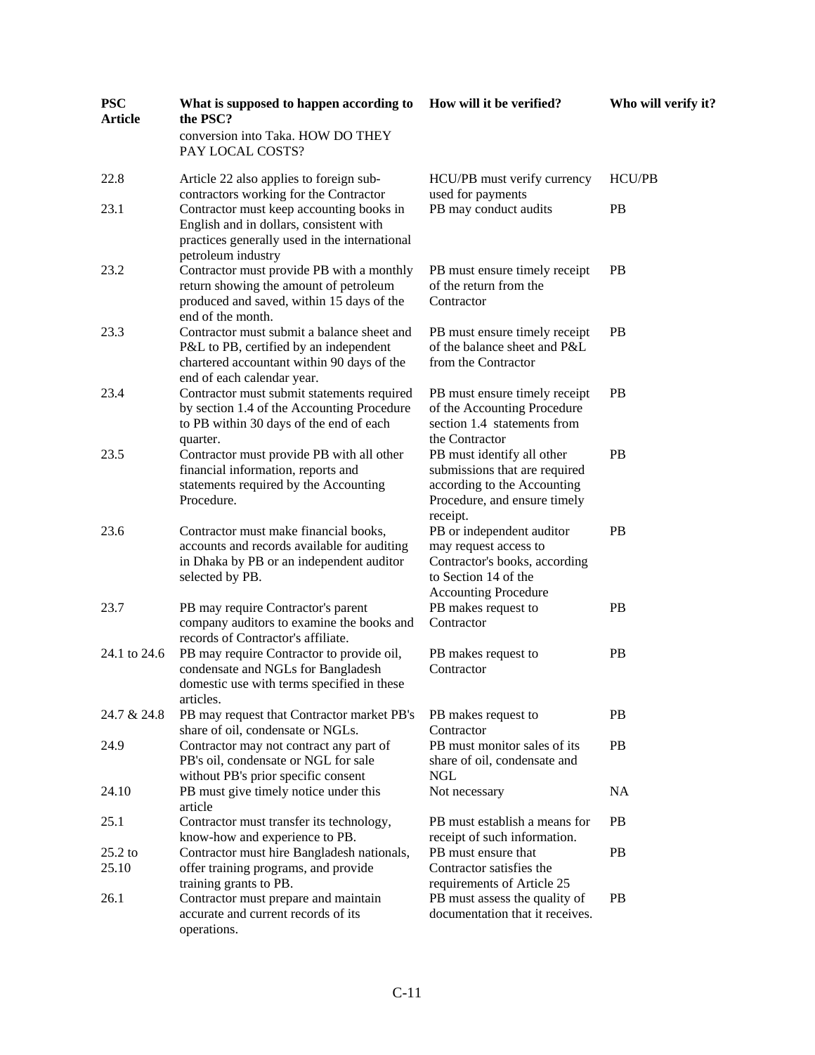| PSC Article | What is supposed to happen according to the PSC? | How will it be verified? | Who will verify it? |
|---|---|---|---|
| | conversion into Taka. HOW DO THEY PAY LOCAL COSTS? | | |
| 22.8 | Article 22 also applies to foreign sub-contractors working for the Contractor | HCU/PB must verify currency used for payments | HCU/PB |
| 23.1 | Contractor must keep accounting books in English and in dollars, consistent with practices generally used in the international petroleum industry | PB may conduct audits | PB |
| 23.2 | Contractor must provide PB with a monthly return showing the amount of petroleum produced and saved, within 15 days of the end of the month. | PB must ensure timely receipt of the return from the Contractor | PB |
| 23.3 | Contractor must submit a balance sheet and P&L to PB, certified by an independent chartered accountant within 90 days of the end of each calendar year. | PB must ensure timely receipt of the balance sheet and P&L from the Contractor | PB |
| 23.4 | Contractor must submit statements required by section 1.4 of the Accounting Procedure to PB within 30 days of the end of each quarter. | PB must ensure timely receipt of the Accounting Procedure section 1.4 statements from the Contractor | PB |
| 23.5 | Contractor must provide PB with all other financial information, reports and statements required by the Accounting Procedure. | PB must identify all other submissions that are required according to the Accounting Procedure, and ensure timely receipt. | PB |
| 23.6 | Contractor must make financial books, accounts and records available for auditing in Dhaka by PB or an independent auditor selected by PB. | PB or independent auditor may request access to Contractor's books, according to Section 14 of the Accounting Procedure | PB |
| 23.7 | PB may require Contractor's parent company auditors to examine the books and records of Contractor's affiliate. | PB makes request to Contractor | PB |
| 24.1 to 24.6 | PB may require Contractor to provide oil, condensate and NGLs for Bangladesh domestic use with terms specified in these articles. | PB makes request to Contractor | PB |
| 24.7 & 24.8 | PB may request that Contractor market PB's share of oil, condensate or NGLs. | PB makes request to Contractor | PB |
| 24.9 | Contractor may not contract any part of PB's oil, condensate or NGL for sale without PB's prior specific consent | PB must monitor sales of its share of oil, condensate and NGL | PB |
| 24.10 | PB must give timely notice under this article | Not necessary | NA |
| 25.1 | Contractor must transfer its technology, know-how and experience to PB. | PB must establish a means for receipt of such information. | PB |
| 25.2 to 25.10 | Contractor must hire Bangladesh nationals, offer training programs, and provide training grants to PB. | PB must ensure that Contractor satisfies the requirements of Article 25 | PB |
| 26.1 | Contractor must prepare and maintain accurate and current records of its operations. | PB must assess the quality of documentation that it receives. | PB |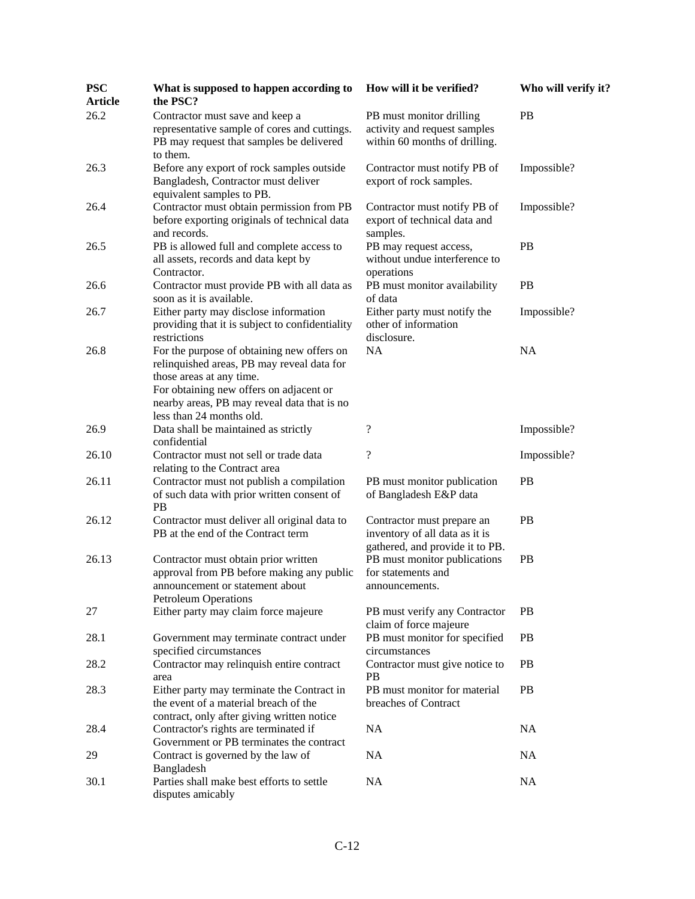| PSC Article | What is supposed to happen according to the PSC? | How will it be verified? | Who will verify it? |
|---|---|---|---|
| 26.2 | Contractor must save and keep a representative sample of cores and cuttings. PB may request that samples be delivered to them. | PB must monitor drilling activity and request samples within 60 months of drilling. | PB |
| 26.3 | Before any export of rock samples outside Bangladesh, Contractor must deliver equivalent samples to PB. | Contractor must notify PB of export of rock samples. | Impossible? |
| 26.4 | Contractor must obtain permission from PB before exporting originals of technical data and records. | Contractor must notify PB of export of technical data and samples. | Impossible? |
| 26.5 | PB is allowed full and complete access to all assets, records and data kept by Contractor. | PB may request access, without undue interference to operations | PB |
| 26.6 | Contractor must provide PB with all data as soon as it is available. | PB must monitor availability of data | PB |
| 26.7 | Either party may disclose information providing that it is subject to confidentiality restrictions | Either party must notify the other of information disclosure. | Impossible? |
| 26.8 | For the purpose of obtaining new offers on relinquished areas, PB may reveal data for those areas at any time. For obtaining new offers on adjacent or nearby areas, PB may reveal data that is no less than 24 months old. | NA | NA |
| 26.9 | Data shall be maintained as strictly confidential | ? | Impossible? |
| 26.10 | Contractor must not sell or trade data relating to the Contract area | ? | Impossible? |
| 26.11 | Contractor must not publish a compilation of such data with prior written consent of PB | PB must monitor publication of Bangladesh E&P data | PB |
| 26.12 | Contractor must deliver all original data to PB at the end of the Contract term | Contractor must prepare an inventory of all data as it is gathered, and provide it to PB. | PB |
| 26.13 | Contractor must obtain prior written approval from PB before making any public announcement or statement about Petroleum Operations | PB must monitor publications for statements and announcements. | PB |
| 27 | Either party may claim force majeure | PB must verify any Contractor claim of force majeure | PB |
| 28.1 | Government may terminate contract under specified circumstances | PB must monitor for specified circumstances | PB |
| 28.2 | Contractor may relinquish entire contract area | Contractor must give notice to PB | PB |
| 28.3 | Either party may terminate the Contract in the event of a material breach of the contract, only after giving written notice | PB must monitor for material breaches of Contract | PB |
| 28.4 | Contractor's rights are terminated if Government or PB terminates the contract | NA | NA |
| 29 | Contract is governed by the law of Bangladesh | NA | NA |
| 30.1 | Parties shall make best efforts to settle disputes amicably | NA | NA |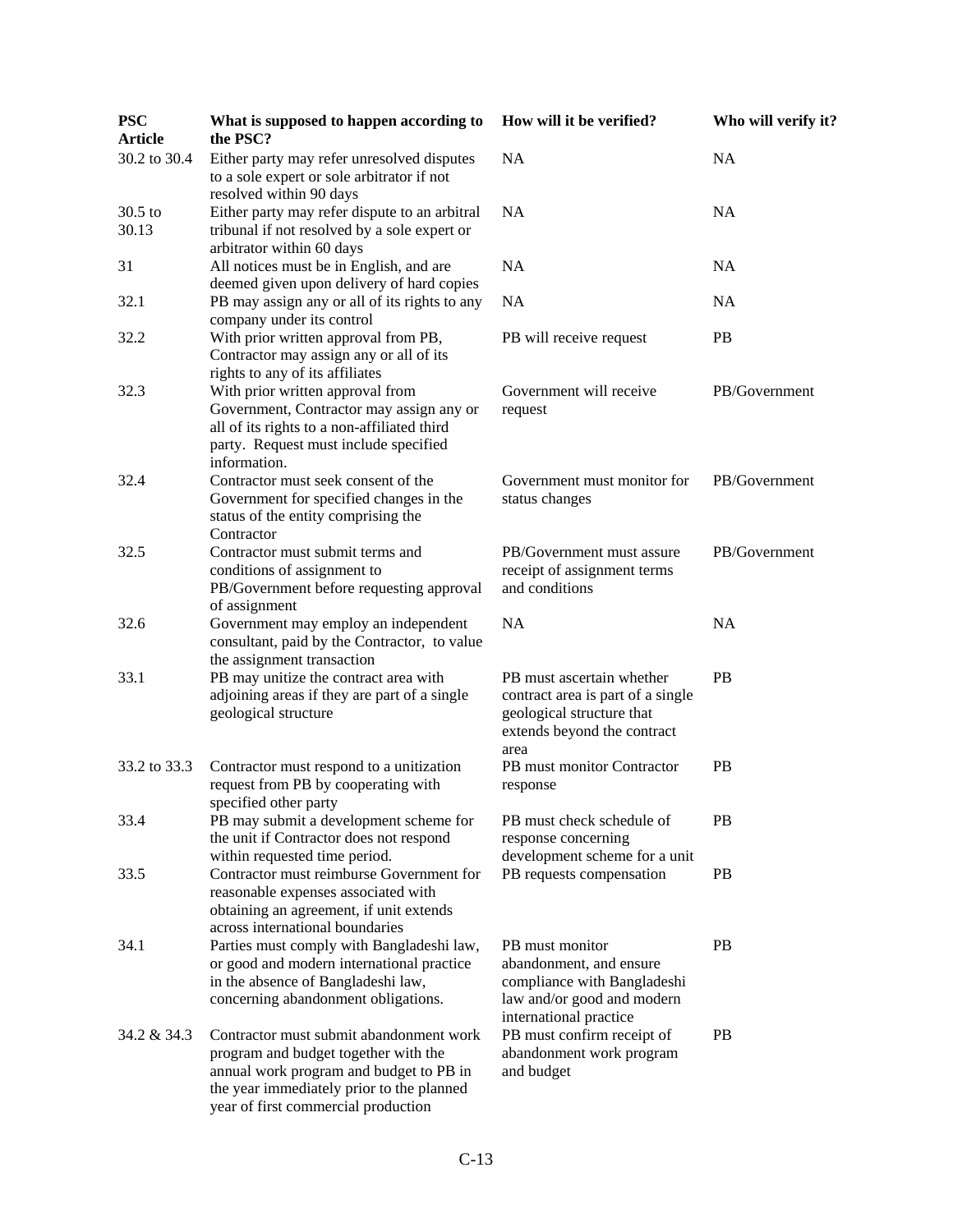| PSC Article | What is supposed to happen according to the PSC? | How will it be verified? | Who will verify it? |
|---|---|---|---|
| 30.2 to 30.4 | Either party may refer unresolved disputes to a sole expert or sole arbitrator if not resolved within 90 days | NA | NA |
| 30.5 to 30.13 | Either party may refer dispute to an arbitral tribunal if not resolved by a sole expert or arbitrator within 60 days | NA | NA |
| 31 | All notices must be in English, and are deemed given upon delivery of hard copies | NA | NA |
| 32.1 | PB may assign any or all of its rights to any company under its control | NA | NA |
| 32.2 | With prior written approval from PB, Contractor may assign any or all of its rights to any of its affiliates | PB will receive request | PB |
| 32.3 | With prior written approval from Government, Contractor may assign any or all of its rights to a non-affiliated third party. Request must include specified information. | Government will receive request | PB/Government |
| 32.4 | Contractor must seek consent of the Government for specified changes in the status of the entity comprising the Contractor | Government must monitor for status changes | PB/Government |
| 32.5 | Contractor must submit terms and conditions of assignment to PB/Government before requesting approval of assignment | PB/Government must assure receipt of assignment terms and conditions | PB/Government |
| 32.6 | Government may employ an independent consultant, paid by the Contractor, to value the assignment transaction | NA | NA |
| 33.1 | PB may unitize the contract area with adjoining areas if they are part of a single geological structure | PB must ascertain whether contract area is part of a single geological structure that extends beyond the contract area | PB |
| 33.2 to 33.3 | Contractor must respond to a unitization request from PB by cooperating with specified other party | PB must monitor Contractor response | PB |
| 33.4 | PB may submit a development scheme for the unit if Contractor does not respond within requested time period. | PB must check schedule of response concerning development scheme for a unit | PB |
| 33.5 | Contractor must reimburse Government for reasonable expenses associated with obtaining an agreement, if unit extends across international boundaries | PB requests compensation | PB |
| 34.1 | Parties must comply with Bangladeshi law, or good and modern international practice in the absence of Bangladeshi law, concerning abandonment obligations. | PB must monitor abandonment, and ensure compliance with Bangladeshi law and/or good and modern international practice | PB |
| 34.2 & 34.3 | Contractor must submit abandonment work program and budget together with the annual work program and budget to PB in the year immediately prior to the planned year of first commercial production | PB must confirm receipt of abandonment work program and budget | PB |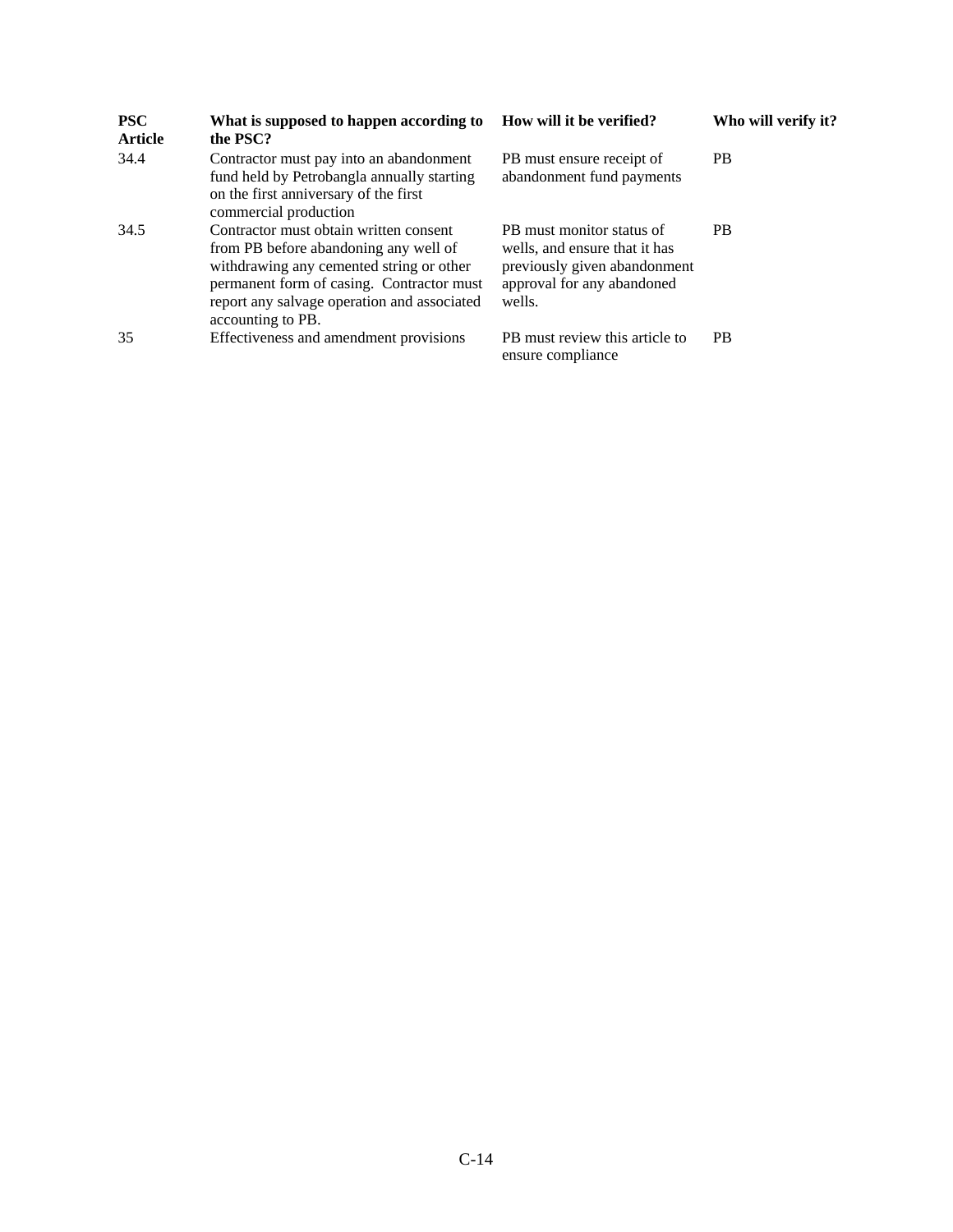| PSC Article | What is supposed to happen according to the PSC? | How will it be verified? | Who will verify it? |
|---|---|---|---|
| 34.4 | Contractor must pay into an abandonment fund held by Petrobangla annually starting on the first anniversary of the first commercial production | PB must ensure receipt of abandonment fund payments | PB |
| 34.5 | Contractor must obtain written consent from PB before abandoning any well of withdrawing any cemented string or other permanent form of casing. Contractor must report any salvage operation and associated accounting to PB. | PB must monitor status of wells, and ensure that it has previously given abandonment approval for any abandoned wells. | PB |
| 35 | Effectiveness and amendment provisions | PB must review this article to ensure compliance | PB |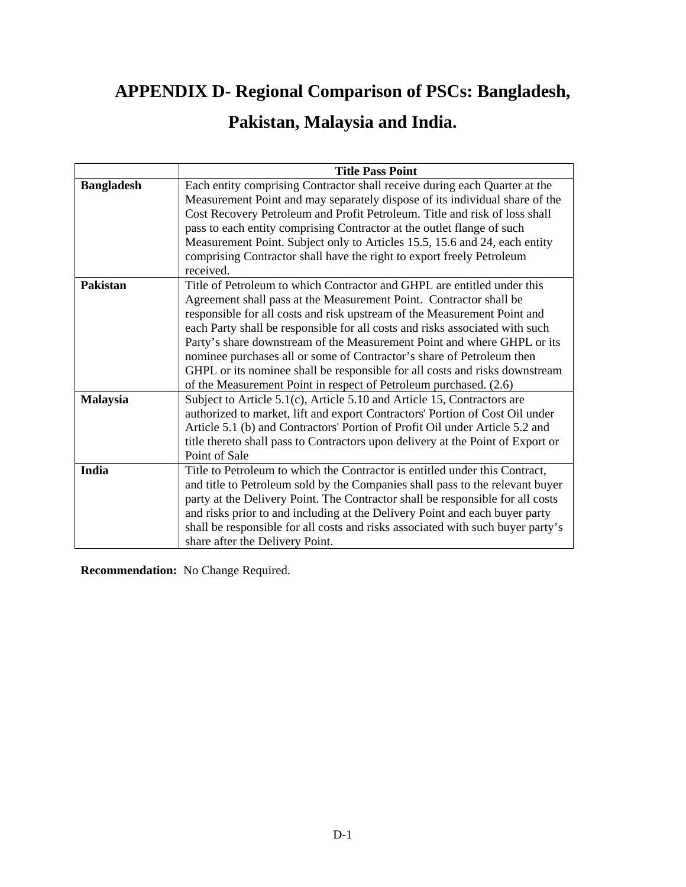# APPENDIX D- Regional Comparison of PSCs: Bangladesh, Pakistan, Malaysia and India.

| | Title Pass Point |
|---|---|
| **Bangladesh** | Each entity comprising Contractor shall receive during each Quarter at the Measurement Point and may separately dispose of its individual share of the Cost Recovery Petroleum and Profit Petroleum. Title and risk of loss shall pass to each entity comprising Contractor at the outlet flange of such Measurement Point. Subject only to Articles 15.5, 15.6 and 24, each entity comprising Contractor shall have the right to export freely Petroleum received. |
| **Pakistan** | Title of Petroleum to which Contractor and GHPL are entitled under this Agreement shall pass at the Measurement Point. Contractor shall be responsible for all costs and risk upstream of the Measurement Point and each Party shall be responsible for all costs and risks associated with such Party's share downstream of the Measurement Point and where GHPL or its nominee purchases all or some of Contractor's share of Petroleum then GHPL or its nominee shall be responsible for all costs and risks downstream of the Measurement Point in respect of Petroleum purchased. (2.6) |
| **Malaysia** | Subject to Article 5.1(c), Article 5.10 and Article 15, Contractors are authorized to market, lift and export Contractors' Portion of Cost Oil under Article 5.1 (b) and Contractors' Portion of Profit Oil under Article 5.2 and title thereto shall pass to Contractors upon delivery at the Point of Export or Point of Sale |
| **India** | Title to Petroleum to which the Contractor is entitled under this Contract, and title to Petroleum sold by the Companies shall pass to the relevant buyer party at the Delivery Point. The Contractor shall be responsible for all costs and risks prior to and including at the Delivery Point and each buyer party shall be responsible for all costs and risks associated with such buyer party's share after the Delivery Point. |

**Recommendation:** No Change Required.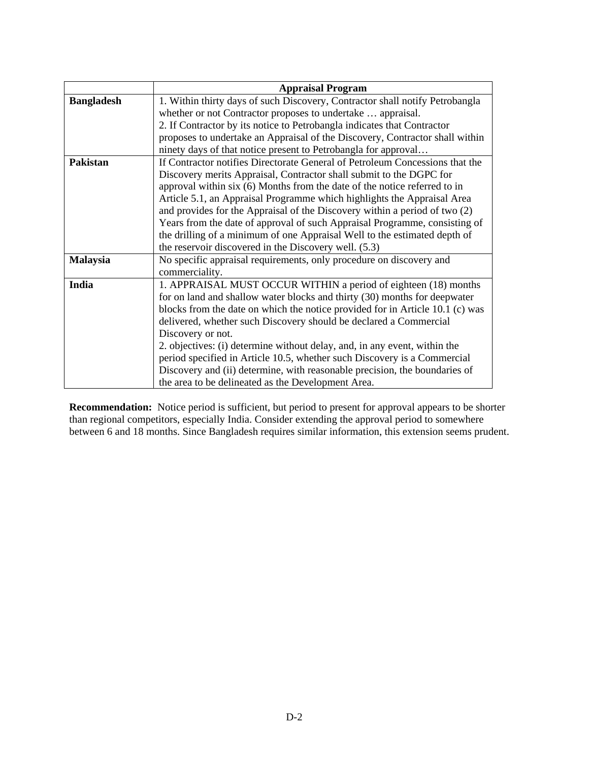| | Appraisal Program |
|---|---|
| **Bangladesh** | 1. Within thirty days of such Discovery, Contractor shall notify Petrobangla whether or not Contractor proposes to undertake … appraisal.<br>2. If Contractor by its notice to Petrobangla indicates that Contractor proposes to undertake an Appraisal of the Discovery, Contractor shall within ninety days of that notice present to Petrobangla for approval… |
| **Pakistan** | If Contractor notifies Directorate General of Petroleum Concessions that the Discovery merits Appraisal, Contractor shall submit to the DGPC for approval within six (6) Months from the date of the notice referred to in Article 5.1, an Appraisal Programme which highlights the Appraisal Area and provides for the Appraisal of the Discovery within a period of two (2) Years from the date of approval of such Appraisal Programme, consisting of the drilling of a minimum of one Appraisal Well to the estimated depth of the reservoir discovered in the Discovery well. (5.3) |
| **Malaysia** | No specific appraisal requirements, only procedure on discovery and commerciality. |
| **India** | 1. APPRAISAL MUST OCCUR WITHIN a period of eighteen (18) months for on land and shallow water blocks and thirty (30) months for deepwater blocks from the date on which the notice provided for in Article 10.1 (c) was delivered, whether such Discovery should be declared a Commercial Discovery or not.<br>2. objectives: (i) determine without delay, and, in any event, within the period specified in Article 10.5, whether such Discovery is a Commercial Discovery and (ii) determine, with reasonable precision, the boundaries of the area to be delineated as the Development Area. |

**Recommendation:** Notice period is sufficient, but period to present for approval appears to be shorter than regional competitors, especially India. Consider extending the approval period to somewhere between 6 and 18 months. Since Bangladesh requires similar information, this extension seems prudent.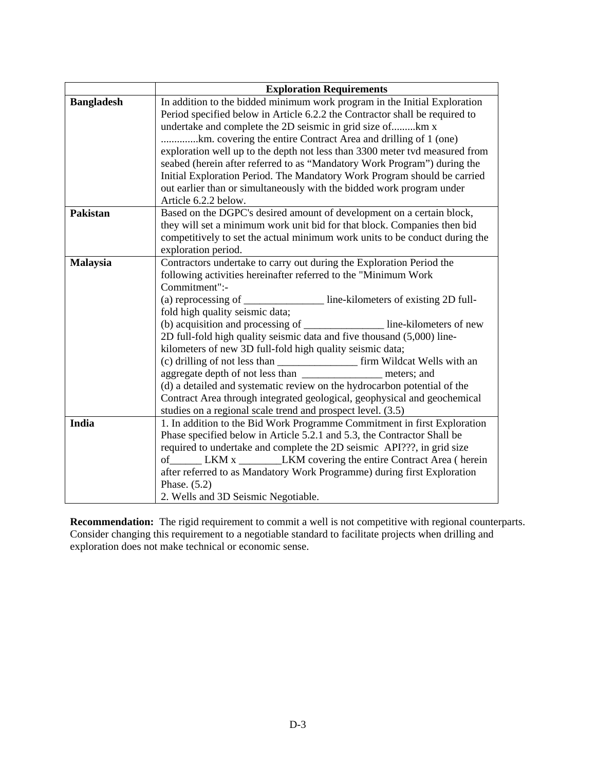| | Exploration Requirements |
|---|---|
| **Bangladesh** | In addition to the bidded minimum work program in the Initial Exploration Period specified below in Article 6.2.2 the Contractor shall be required to undertake and complete the 2D seismic in grid size of.........km x .............km. covering the entire Contract Area and drilling of 1 (one) exploration well up to the depth not less than 3300 meter tvd measured from seabed (herein after referred to as "Mandatory Work Program") during the Initial Exploration Period. The Mandatory Work Program should be carried out earlier than or simultaneously with the bidded work program under Article 6.2.2 below. |
| **Pakistan** | Based on the DGPC's desired amount of development on a certain block, they will set a minimum work unit bid for that block. Companies then bid competitively to set the actual minimum work units to be conduct during the exploration period. |
| **Malaysia** | Contractors undertake to carry out during the Exploration Period the following activities hereinafter referred to the "Minimum Work Commitment":-<br>(a) reprocessing of _______________ line-kilometers of existing 2D full-fold high quality seismic data;<br>(b) acquisition and processing of _______________ line-kilometers of new 2D full-fold high quality seismic data and five thousand (5,000) line-kilometers of new 3D full-fold high quality seismic data;<br>(c) drilling of not less than _______________ firm Wildcat Wells with an aggregate depth of not less than _______________ meters; and<br>(d) a detailed and systematic review on the hydrocarbon potential of the Contract Area through integrated geological, geophysical and geochemical studies on a regional scale trend and prospect level. (3.5) |
| **India** | 1. In addition to the Bid Work Programme Commitment in first Exploration Phase specified below in Article 5.2.1 and 5.3, the Contractor Shall be required to undertake and complete the 2D seismic API???, in grid size of______ LKM x ________LKM covering the entire Contract Area ( herein after referred to as Mandatory Work Programme) during first Exploration Phase. (5.2)<br>2. Wells and 3D Seismic Negotiable. |

**Recommendation:** The rigid requirement to commit a well is not competitive with regional counterparts. Consider changing this requirement to a negotiable standard to facilitate projects when drilling and exploration does not make technical or economic sense.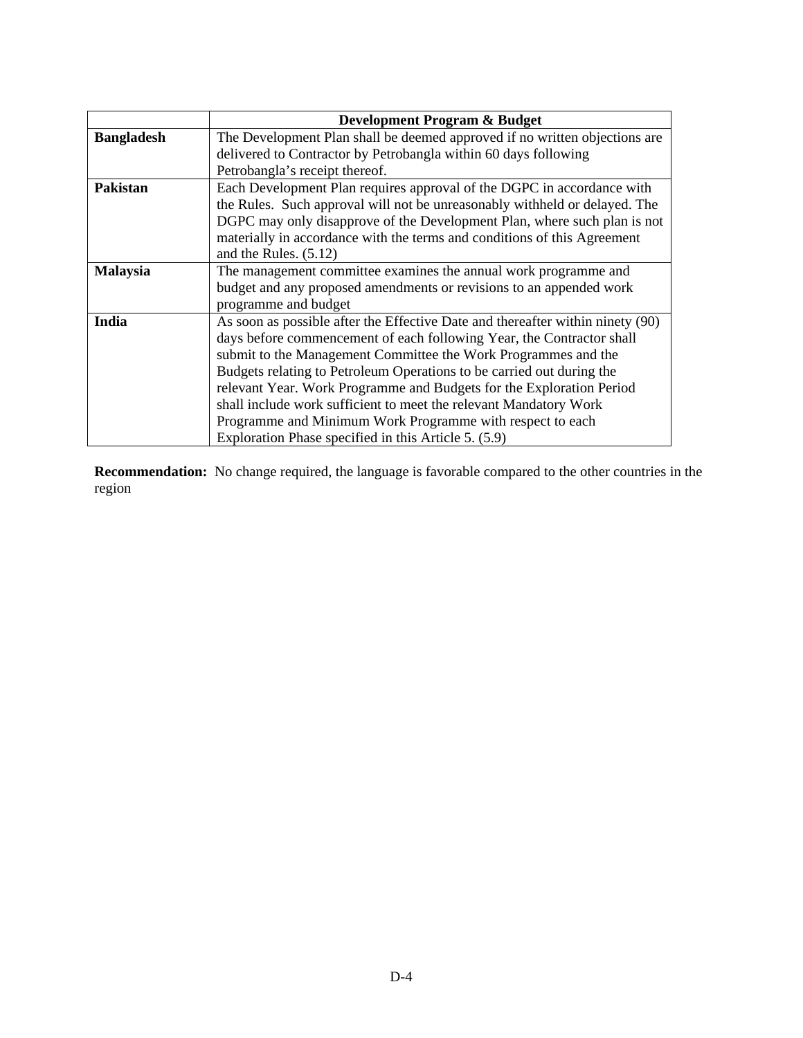| | **Development Program & Budget** |
|---|---|
| **Bangladesh** | The Development Plan shall be deemed approved if no written objections are delivered to Contractor by Petrobangla within 60 days following Petrobangla's receipt thereof. |
| **Pakistan** | Each Development Plan requires approval of the DGPC in accordance with the Rules. Such approval will not be unreasonably withheld or delayed. The DGPC may only disapprove of the Development Plan, where such plan is not materially in accordance with the terms and conditions of this Agreement and the Rules. (5.12) |
| **Malaysia** | The management committee examines the annual work programme and budget and any proposed amendments or revisions to an appended work programme and budget |
| **India** | As soon as possible after the Effective Date and thereafter within ninety (90) days before commencement of each following Year, the Contractor shall submit to the Management Committee the Work Programmes and the Budgets relating to Petroleum Operations to be carried out during the relevant Year. Work Programme and Budgets for the Exploration Period shall include work sufficient to meet the relevant Mandatory Work Programme and Minimum Work Programme with respect to each Exploration Phase specified in this Article 5. (5.9) |

**Recommendation:** No change required, the language is favorable compared to the other countries in the region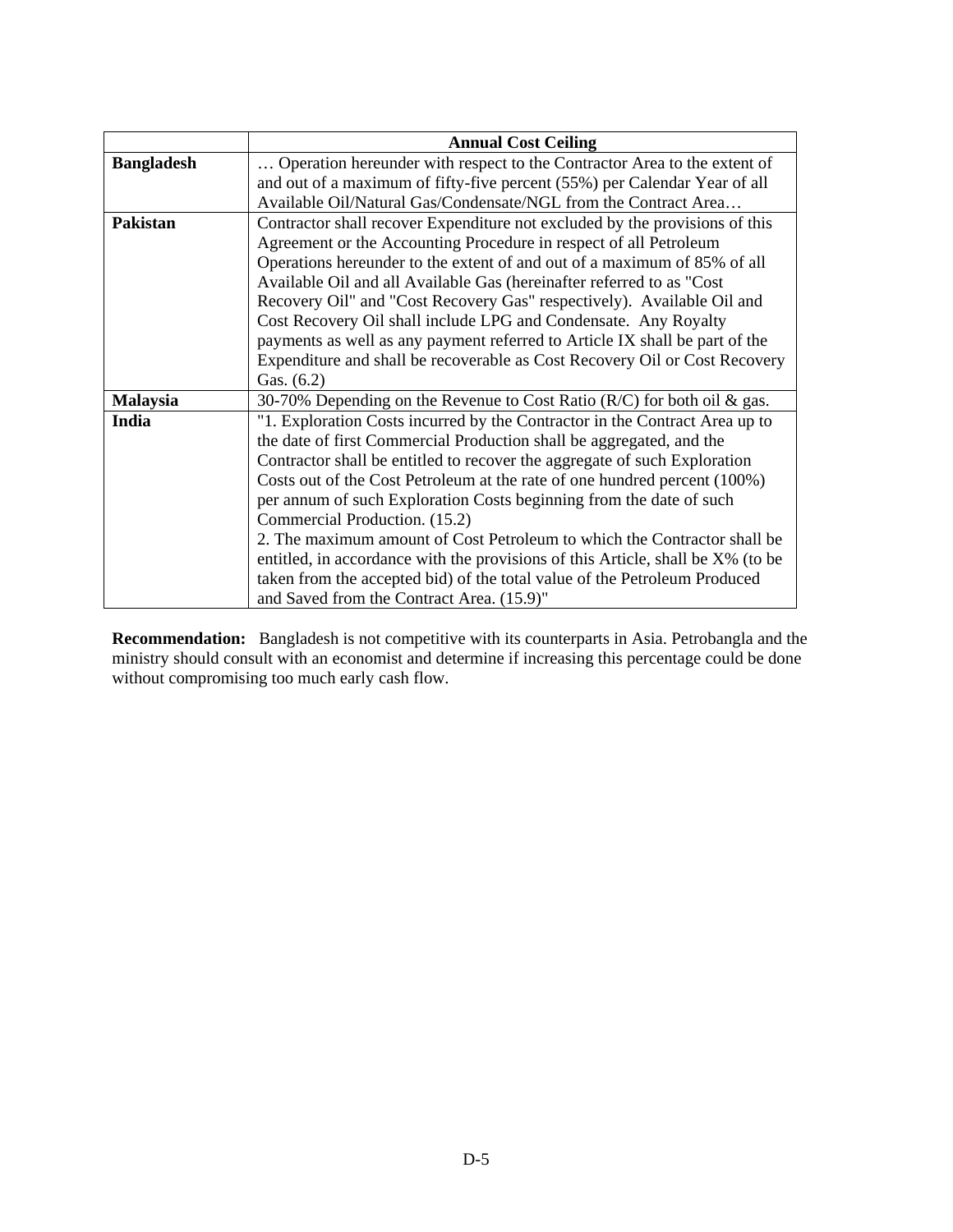| | Annual Cost Ceiling |
|---|---|
| **Bangladesh** | … Operation hereunder with respect to the Contractor Area to the extent of and out of a maximum of fifty-five percent (55%) per Calendar Year of all Available Oil/Natural Gas/Condensate/NGL from the Contract Area… |
| **Pakistan** | Contractor shall recover Expenditure not excluded by the provisions of this Agreement or the Accounting Procedure in respect of all Petroleum Operations hereunder to the extent of and out of a maximum of 85% of all Available Oil and all Available Gas (hereinafter referred to as "Cost Recovery Oil" and "Cost Recovery Gas" respectively). Available Oil and Cost Recovery Oil shall include LPG and Condensate. Any Royalty payments as well as any payment referred to Article IX shall be part of the Expenditure and shall be recoverable as Cost Recovery Oil or Cost Recovery Gas. (6.2) |
| **Malaysia** | 30-70% Depending on the Revenue to Cost Ratio (R/C) for both oil & gas. |
| **India** | "1. Exploration Costs incurred by the Contractor in the Contract Area up to the date of first Commercial Production shall be aggregated, and the Contractor shall be entitled to recover the aggregate of such Exploration Costs out of the Cost Petroleum at the rate of one hundred percent (100%) per annum of such Exploration Costs beginning from the date of such Commercial Production. (15.2)<br>2. The maximum amount of Cost Petroleum to which the Contractor shall be entitled, in accordance with the provisions of this Article, shall be X% (to be taken from the accepted bid) of the total value of the Petroleum Produced and Saved from the Contract Area. (15.9)" |

**Recommendation:** Bangladesh is not competitive with its counterparts in Asia. Petrobangla and the ministry should consult with an economist and determine if increasing this percentage could be done without compromising too much early cash flow.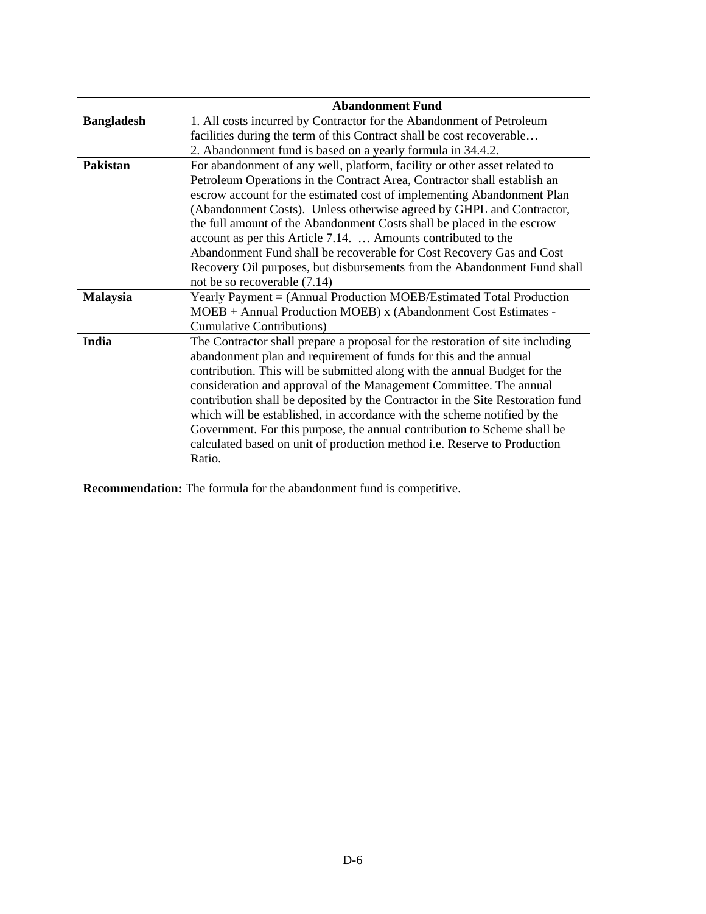| | Abandonment Fund |
|---|---|
| **Bangladesh** | 1. All costs incurred by Contractor for the Abandonment of Petroleum facilities during the term of this Contract shall be cost recoverable…<br>2. Abandonment fund is based on a yearly formula in 34.4.2. |
| **Pakistan** | For abandonment of any well, platform, facility or other asset related to Petroleum Operations in the Contract Area, Contractor shall establish an escrow account for the estimated cost of implementing Abandonment Plan (Abandonment Costs). Unless otherwise agreed by GHPL and Contractor, the full amount of the Abandonment Costs shall be placed in the escrow account as per this Article 7.14. … Amounts contributed to the Abandonment Fund shall be recoverable for Cost Recovery Gas and Cost Recovery Oil purposes, but disbursements from the Abandonment Fund shall not be so recoverable (7.14) |
| **Malaysia** | Yearly Payment = (Annual Production MOEB/Estimated Total Production MOEB + Annual Production MOEB) x (Abandonment Cost Estimates - Cumulative Contributions) |
| **India** | The Contractor shall prepare a proposal for the restoration of site including abandonment plan and requirement of funds for this and the annual contribution. This will be submitted along with the annual Budget for the consideration and approval of the Management Committee. The annual contribution shall be deposited by the Contractor in the Site Restoration fund which will be established, in accordance with the scheme notified by the Government. For this purpose, the annual contribution to Scheme shall be calculated based on unit of production method i.e. Reserve to Production Ratio. |

**Recommendation:** The formula for the abandonment fund is competitive.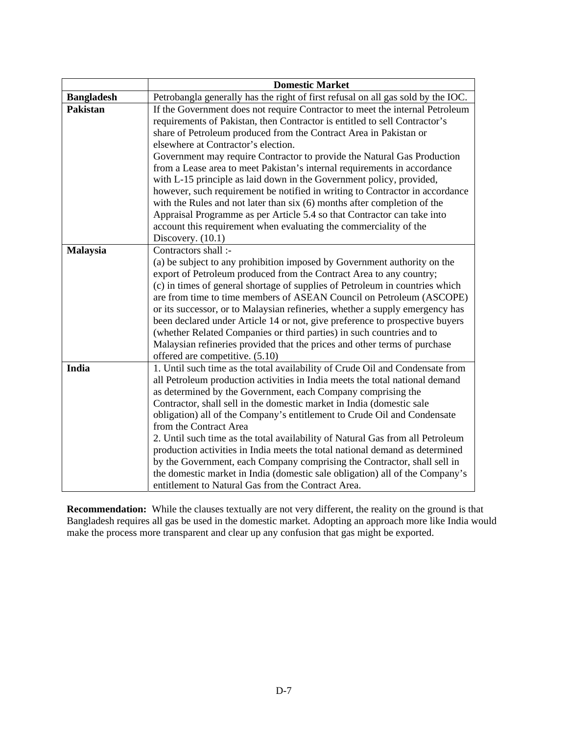| | Domestic Market |
|---|---|
| **Bangladesh** | Petrobangla generally has the right of first refusal on all gas sold by the IOC. |
| **Pakistan** | If the Government does not require Contractor to meet the internal Petroleum requirements of Pakistan, then Contractor is entitled to sell Contractor's share of Petroleum produced from the Contract Area in Pakistan or elsewhere at Contractor's election.<br>Government may require Contractor to provide the Natural Gas Production from a Lease area to meet Pakistan's internal requirements in accordance with L-15 principle as laid down in the Government policy, provided, however, such requirement be notified in writing to Contractor in accordance with the Rules and not later than six (6) months after completion of the Appraisal Programme as per Article 5.4 so that Contractor can take into account this requirement when evaluating the commerciality of the Discovery. (10.1) |
| **Malaysia** | Contractors shall :-<br>(a) be subject to any prohibition imposed by Government authority on the export of Petroleum produced from the Contract Area to any country;<br>(c) in times of general shortage of supplies of Petroleum in countries which are from time to time members of ASEAN Council on Petroleum (ASCOPE) or its successor, or to Malaysian refineries, whether a supply emergency has been declared under Article 14 or not, give preference to prospective buyers (whether Related Companies or third parties) in such countries and to Malaysian refineries provided that the prices and other terms of purchase offered are competitive. (5.10) |
| **India** | 1. Until such time as the total availability of Crude Oil and Condensate from all Petroleum production activities in India meets the total national demand as determined by the Government, each Company comprising the Contractor, shall sell in the domestic market in India (domestic sale obligation) all of the Company's entitlement to Crude Oil and Condensate from the Contract Area<br>2. Until such time as the total availability of Natural Gas from all Petroleum production activities in India meets the total national demand as determined by the Government, each Company comprising the Contractor, shall sell in the domestic market in India (domestic sale obligation) all of the Company's entitlement to Natural Gas from the Contract Area. |

**Recommendation:** While the clauses textually are not very different, the reality on the ground is that Bangladesh requires all gas be used in the domestic market. Adopting an approach more like India would make the process more transparent and clear up any confusion that gas might be exported.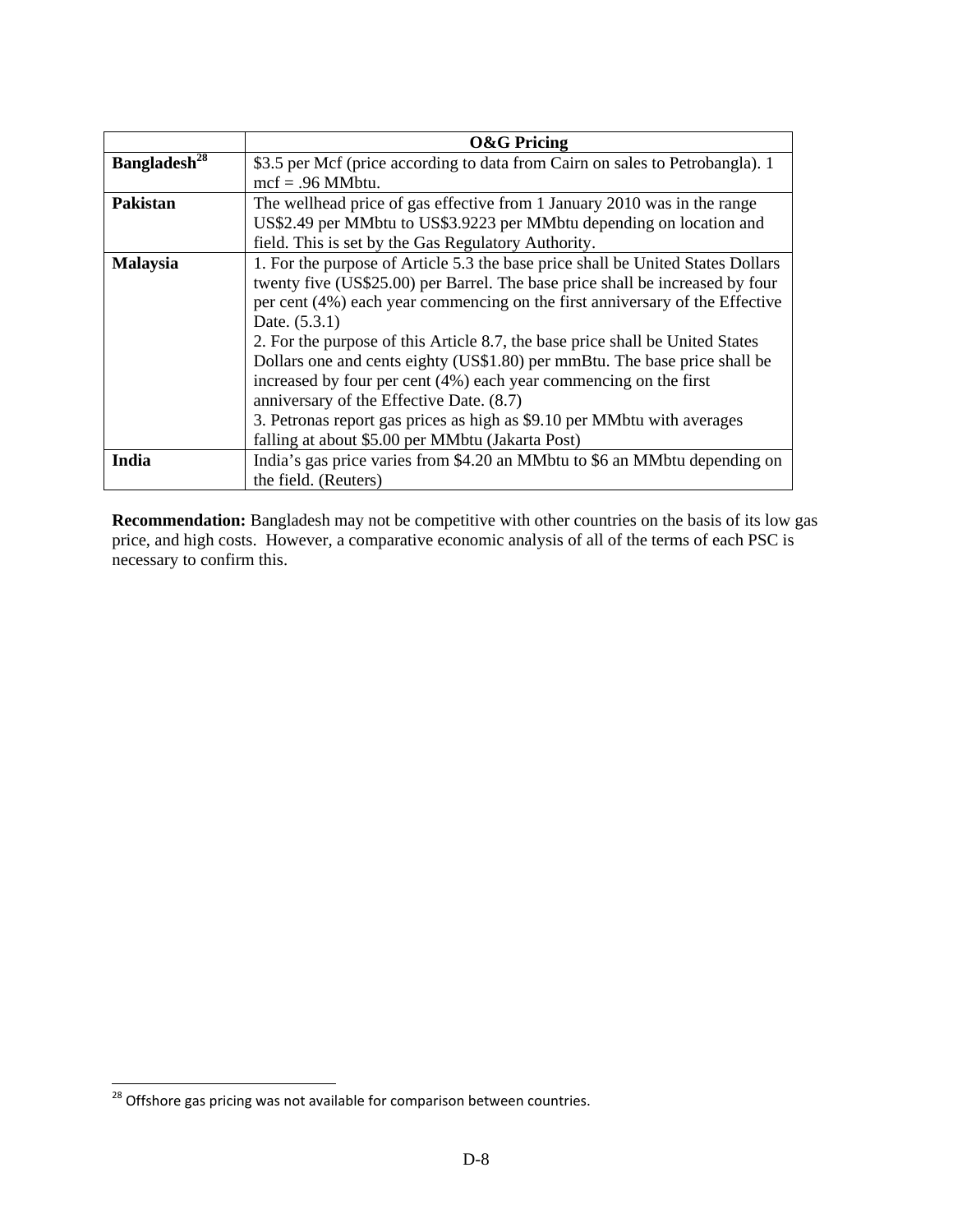| | O&G Pricing |
|---|---|
| **Bangladesh**[28] | $3.5 per Mcf (price according to data from Cairn on sales to Petrobangla). 1 mcf = .96 MMbtu. |
| **Pakistan** | The wellhead price of gas effective from 1 January 2010 was in the range US$2.49 per MMbtu to US$3.9223 per MMbtu depending on location and field. This is set by the Gas Regulatory Authority. |
| **Malaysia** | 1. For the purpose of Article 5.3 the base price shall be United States Dollars twenty five (US$25.00) per Barrel. The base price shall be increased by four per cent (4%) each year commencing on the first anniversary of the Effective Date. (5.3.1)<br>2. For the purpose of this Article 8.7, the base price shall be United States Dollars one and cents eighty (US$1.80) per mmBtu. The base price shall be increased by four per cent (4%) each year commencing on the first anniversary of the Effective Date. (8.7)<br>3. Petronas report gas prices as high as $9.10 per MMbtu with averages falling at about $5.00 per MMbtu (Jakarta Post) |
| **India** | India's gas price varies from $4.20 an MMbtu to $6 an MMbtu depending on the field. (Reuters) |

**Recommendation:** Bangladesh may not be competitive with other countries on the basis of its low gas price, and high costs. However, a comparative economic analysis of all of the terms of each PSC is necessary to confirm this.

[28] Offshore gas pricing was not available for comparison between countries.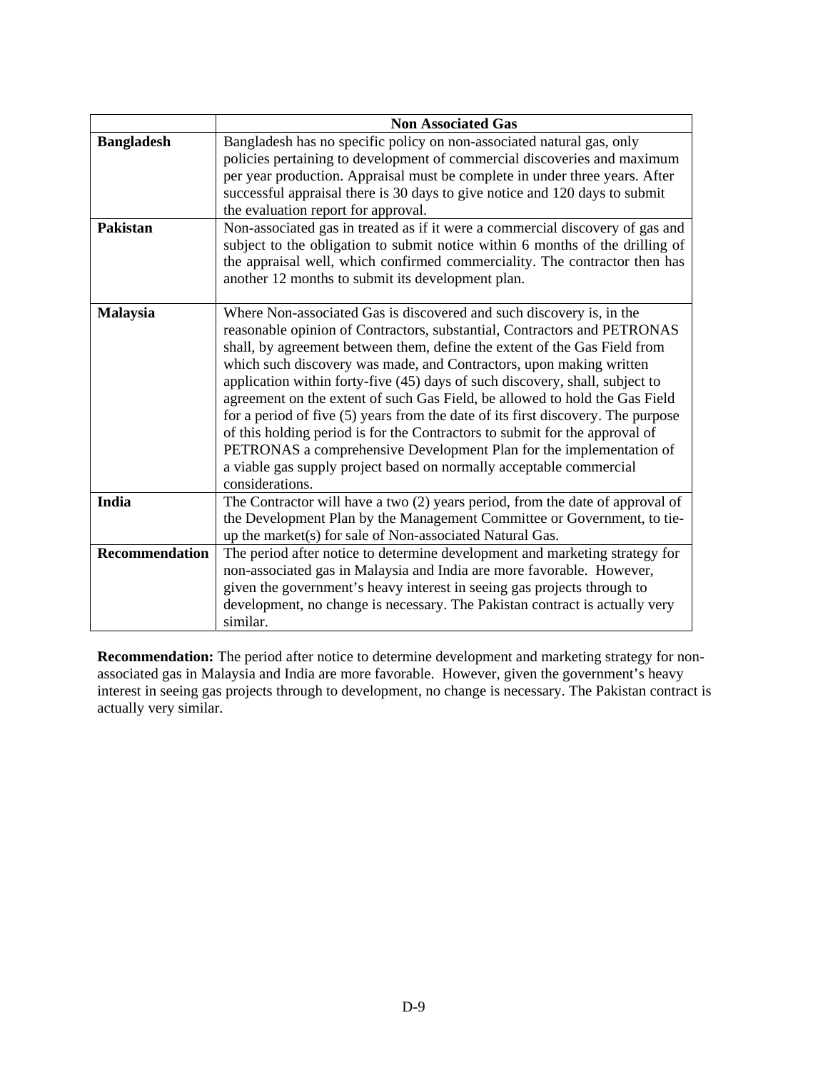| | Non Associated Gas |
|---|---|
| **Bangladesh** | Bangladesh has no specific policy on non-associated natural gas, only policies pertaining to development of commercial discoveries and maximum per year production. Appraisal must be complete in under three years. After successful appraisal there is 30 days to give notice and 120 days to submit the evaluation report for approval. |
| **Pakistan** | Non-associated gas in treated as if it were a commercial discovery of gas and subject to the obligation to submit notice within 6 months of the drilling of the appraisal well, which confirmed commerciality. The contractor then has another 12 months to submit its development plan. |
| **Malaysia** | Where Non-associated Gas is discovered and such discovery is, in the reasonable opinion of Contractors, substantial, Contractors and PETRONAS shall, by agreement between them, define the extent of the Gas Field from which such discovery was made, and Contractors, upon making written application within forty-five (45) days of such discovery, shall, subject to agreement on the extent of such Gas Field, be allowed to hold the Gas Field for a period of five (5) years from the date of its first discovery. The purpose of this holding period is for the Contractors to submit for the approval of PETRONAS a comprehensive Development Plan for the implementation of a viable gas supply project based on normally acceptable commercial considerations. |
| **India** | The Contractor will have a two (2) years period, from the date of approval of the Development Plan by the Management Committee or Government, to tie-up the market(s) for sale of Non-associated Natural Gas. |
| **Recommendation** | The period after notice to determine development and marketing strategy for non-associated gas in Malaysia and India are more favorable. However, given the government's heavy interest in seeing gas projects through to development, no change is necessary. The Pakistan contract is actually very similar. |

**Recommendation:** The period after notice to determine development and marketing strategy for non-associated gas in Malaysia and India are more favorable. However, given the government's heavy interest in seeing gas projects through to development, no change is necessary. The Pakistan contract is actually very similar.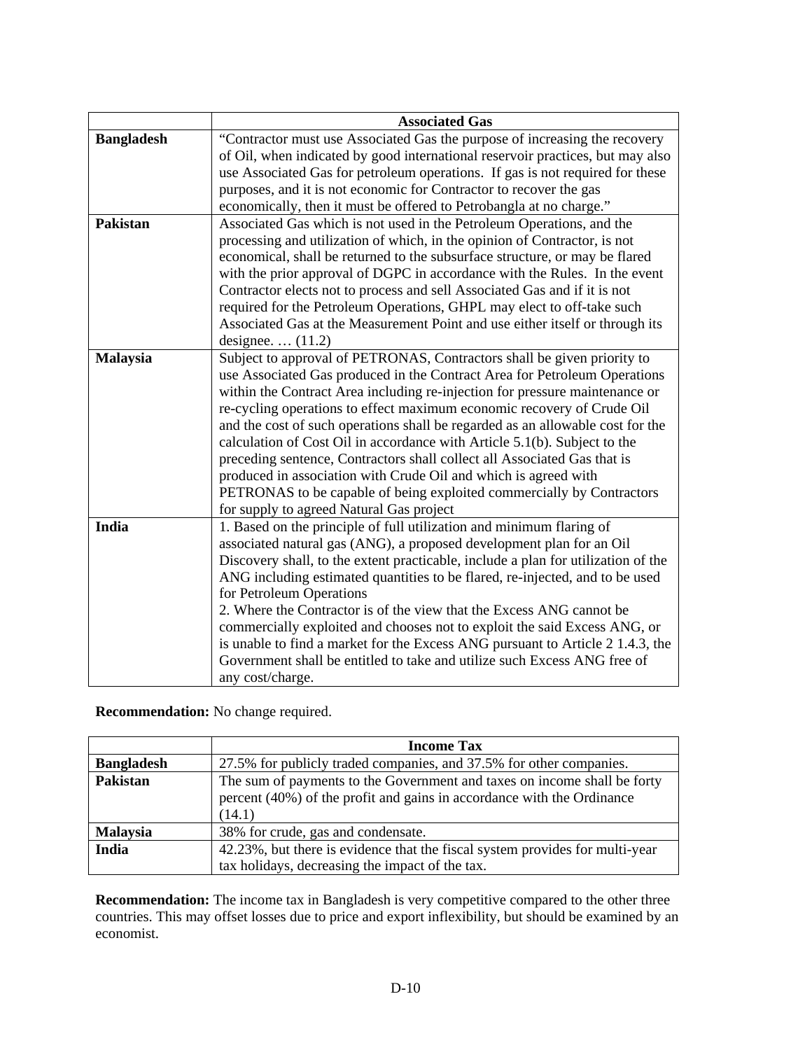| | Associated Gas |
|---|---|
| **Bangladesh** | "Contractor must use Associated Gas the purpose of increasing the recovery of Oil, when indicated by good international reservoir practices, but may also use Associated Gas for petroleum operations. If gas is not required for these purposes, and it is not economic for Contractor to recover the gas economically, then it must be offered to Petrobangla at no charge." |
| **Pakistan** | Associated Gas which is not used in the Petroleum Operations, and the processing and utilization of which, in the opinion of Contractor, is not economical, shall be returned to the subsurface structure, or may be flared with the prior approval of DGPC in accordance with the Rules. In the event Contractor elects not to process and sell Associated Gas and if it is not required for the Petroleum Operations, GHPL may elect to off-take such Associated Gas at the Measurement Point and use either itself or through its designee. … (11.2) |
| **Malaysia** | Subject to approval of PETRONAS, Contractors shall be given priority to use Associated Gas produced in the Contract Area for Petroleum Operations within the Contract Area including re-injection for pressure maintenance or re-cycling operations to effect maximum economic recovery of Crude Oil and the cost of such operations shall be regarded as an allowable cost for the calculation of Cost Oil in accordance with Article 5.1(b). Subject to the preceding sentence, Contractors shall collect all Associated Gas that is produced in association with Crude Oil and which is agreed with PETRONAS to be capable of being exploited commercially by Contractors for supply to agreed Natural Gas project |
| **India** | 1. Based on the principle of full utilization and minimum flaring of associated natural gas (ANG), a proposed development plan for an Oil Discovery shall, to the extent practicable, include a plan for utilization of the ANG including estimated quantities to be flared, re-injected, and to be used for Petroleum Operations<br>2. Where the Contractor is of the view that the Excess ANG cannot be commercially exploited and chooses not to exploit the said Excess ANG, or is unable to find a market for the Excess ANG pursuant to Article 2 1.4.3, the Government shall be entitled to take and utilize such Excess ANG free of any cost/charge. |

**Recommendation:** No change required.

| | Income Tax |
|---|---|
| **Bangladesh** | 27.5% for publicly traded companies, and 37.5% for other companies. |
| **Pakistan** | The sum of payments to the Government and taxes on income shall be forty percent (40%) of the profit and gains in accordance with the Ordinance (14.1) |
| **Malaysia** | 38% for crude, gas and condensate. |
| **India** | 42.23%, but there is evidence that the fiscal system provides for multi-year tax holidays, decreasing the impact of the tax. |

**Recommendation:** The income tax in Bangladesh is very competitive compared to the other three countries. This may offset losses due to price and export inflexibility, but should be examined by an economist.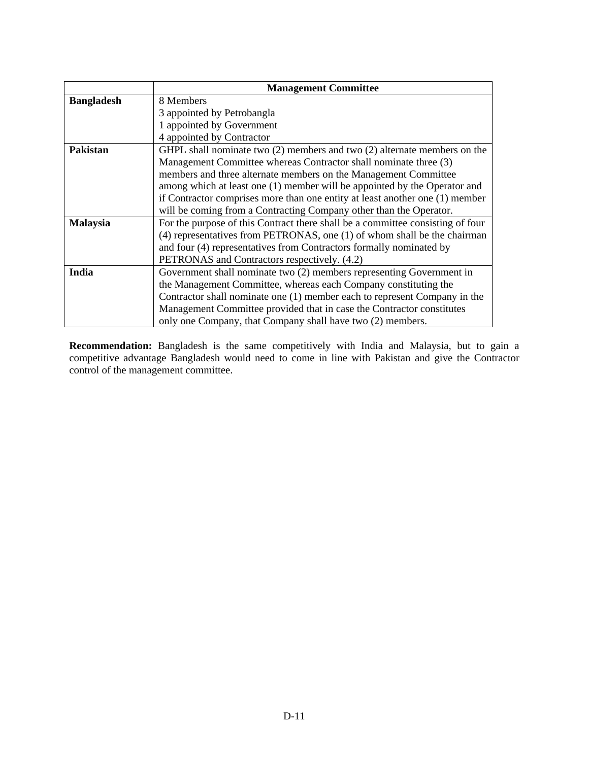| | Management Committee |
|---|---|
| **Bangladesh** | 8 Members<br>3 appointed by Petrobangla<br>1 appointed by Government<br>4 appointed by Contractor |
| **Pakistan** | GHPL shall nominate two (2) members and two (2) alternate members on the Management Committee whereas Contractor shall nominate three (3) members and three alternate members on the Management Committee among which at least one (1) member will be appointed by the Operator and if Contractor comprises more than one entity at least another one (1) member will be coming from a Contracting Company other than the Operator. |
| **Malaysia** | For the purpose of this Contract there shall be a committee consisting of four (4) representatives from PETRONAS, one (1) of whom shall be the chairman and four (4) representatives from Contractors formally nominated by PETRONAS and Contractors respectively. (4.2) |
| **India** | Government shall nominate two (2) members representing Government in the Management Committee, whereas each Company constituting the Contractor shall nominate one (1) member each to represent Company in the Management Committee provided that in case the Contractor constitutes only one Company, that Company shall have two (2) members. |

**Recommendation:** Bangladesh is the same competitively with India and Malaysia, but to gain a competitive advantage Bangladesh would need to come in line with Pakistan and give the Contractor control of the management committee.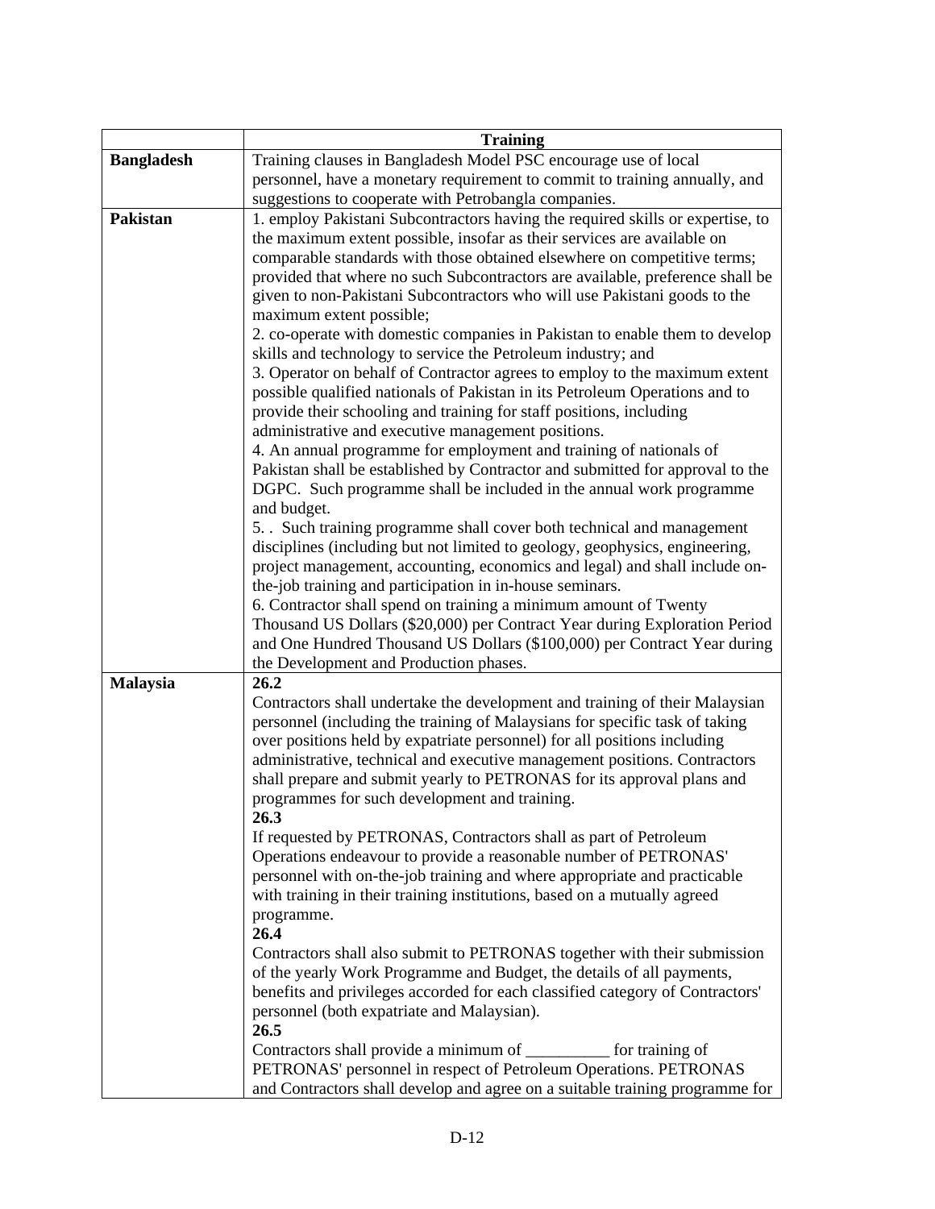| | Training |
|---|---|
| **Bangladesh** | Training clauses in Bangladesh Model PSC encourage use of local personnel, have a monetary requirement to commit to training annually, and suggestions to cooperate with Petrobangla companies. |
| **Pakistan** | 1. employ Pakistani Subcontractors having the required skills or expertise, to the maximum extent possible, insofar as their services are available on comparable standards with those obtained elsewhere on competitive terms; provided that where no such Subcontractors are available, preference shall be given to non-Pakistani Subcontractors who will use Pakistani goods to the maximum extent possible;<br>2. co-operate with domestic companies in Pakistan to enable them to develop skills and technology to service the Petroleum industry; and<br>3. Operator on behalf of Contractor agrees to employ to the maximum extent possible qualified nationals of Pakistan in its Petroleum Operations and to provide their schooling and training for staff positions, including administrative and executive management positions.<br>4. An annual programme for employment and training of nationals of Pakistan shall be established by Contractor and submitted for approval to the DGPC. Such programme shall be included in the annual work programme and budget.<br>5. . Such training programme shall cover both technical and management disciplines (including but not limited to geology, geophysics, engineering, project management, accounting, economics and legal) and shall include on-the-job training and participation in in-house seminars.<br>6. Contractor shall spend on training a minimum amount of Twenty Thousand US Dollars ($20,000) per Contract Year during Exploration Period and One Hundred Thousand US Dollars ($100,000) per Contract Year during the Development and Production phases. |
| **Malaysia** | **26.2**<br>Contractors shall undertake the development and training of their Malaysian personnel (including the training of Malaysians for specific task of taking over positions held by expatriate personnel) for all positions including administrative, technical and executive management positions. Contractors shall prepare and submit yearly to PETRONAS for its approval plans and programmes for such development and training.<br>**26.3**<br>If requested by PETRONAS, Contractors shall as part of Petroleum Operations endeavour to provide a reasonable number of PETRONAS' personnel with on-the-job training and where appropriate and practicable with training in their training institutions, based on a mutually agreed programme.<br>**26.4**<br>Contractors shall also submit to PETRONAS together with their submission of the yearly Work Programme and Budget, the details of all payments, benefits and privileges accorded for each classified category of Contractors' personnel (both expatriate and Malaysian).<br>**26.5**<br>Contractors shall provide a minimum of __________ for training of PETRONAS' personnel in respect of Petroleum Operations. PETRONAS and Contractors shall develop and agree on a suitable training programme for |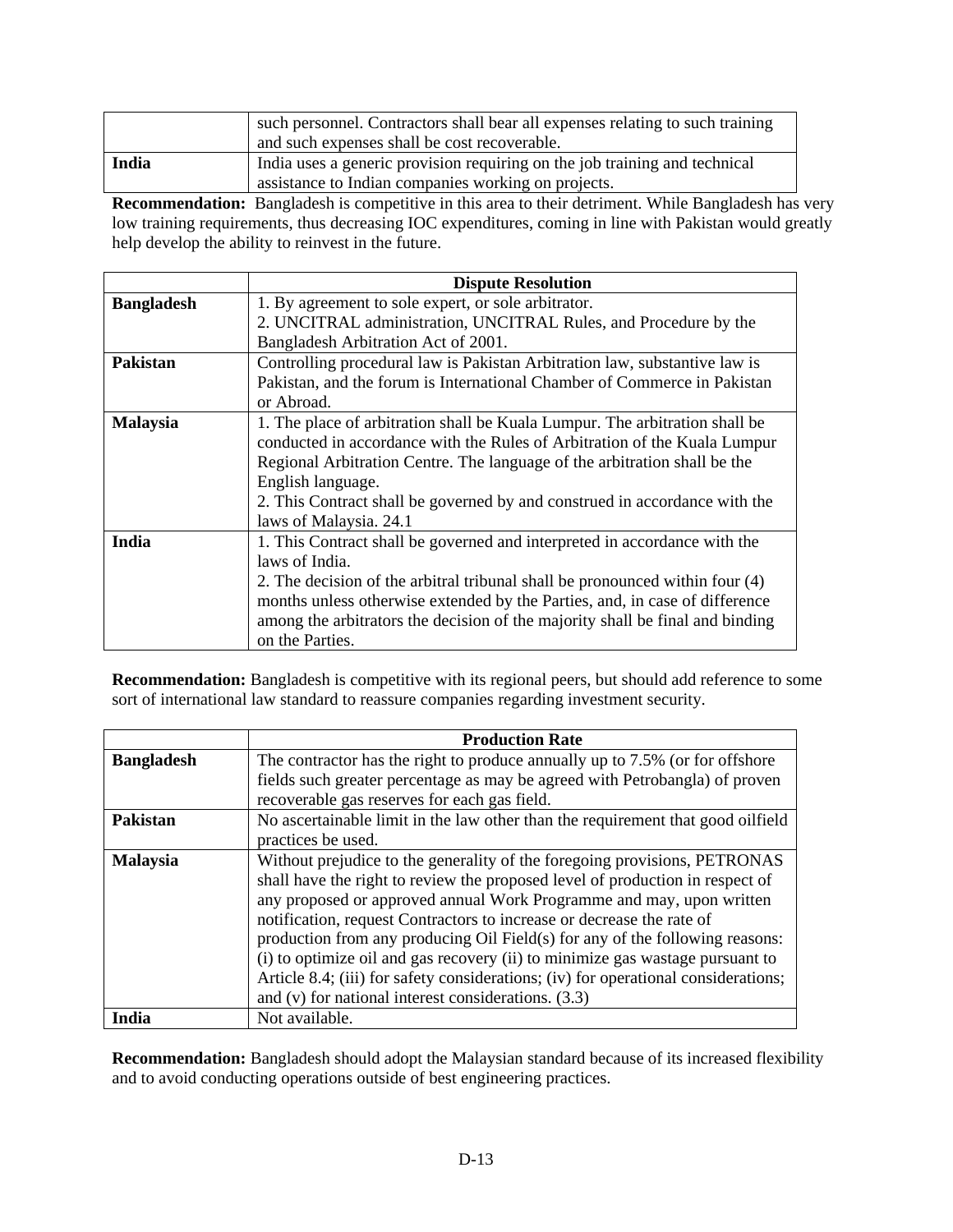| | |
|---|---|
| | such personnel. Contractors shall bear all expenses relating to such training and such expenses shall be cost recoverable. |
| **India** | India uses a generic provision requiring on the job training and technical assistance to Indian companies working on projects. |

**Recommendation:** Bangladesh is competitive in this area to their detriment. While Bangladesh has very low training requirements, thus decreasing IOC expenditures, coming in line with Pakistan would greatly help develop the ability to reinvest in the future.

| | **Dispute Resolution** |
|---|---|
| **Bangladesh** | 1. By agreement to sole expert, or sole arbitrator.<br>2. UNCITRAL administration, UNCITRAL Rules, and Procedure by the Bangladesh Arbitration Act of 2001. |
| **Pakistan** | Controlling procedural law is Pakistan Arbitration law, substantive law is Pakistan, and the forum is International Chamber of Commerce in Pakistan or Abroad. |
| **Malaysia** | 1. The place of arbitration shall be Kuala Lumpur. The arbitration shall be conducted in accordance with the Rules of Arbitration of the Kuala Lumpur Regional Arbitration Centre. The language of the arbitration shall be the English language.<br>2. This Contract shall be governed by and construed in accordance with the laws of Malaysia. 24.1 |
| **India** | 1. This Contract shall be governed and interpreted in accordance with the laws of India.<br>2. The decision of the arbitral tribunal shall be pronounced within four (4) months unless otherwise extended by the Parties, and, in case of difference among the arbitrators the decision of the majority shall be final and binding on the Parties. |

**Recommendation:** Bangladesh is competitive with its regional peers, but should add reference to some sort of international law standard to reassure companies regarding investment security.

| | **Production Rate** |
|---|---|
| **Bangladesh** | The contractor has the right to produce annually up to 7.5% (or for offshore fields such greater percentage as may be agreed with Petrobangla) of proven recoverable gas reserves for each gas field. |
| **Pakistan** | No ascertainable limit in the law other than the requirement that good oilfield practices be used. |
| **Malaysia** | Without prejudice to the generality of the foregoing provisions, PETRONAS shall have the right to review the proposed level of production in respect of any proposed or approved annual Work Programme and may, upon written notification, request Contractors to increase or decrease the rate of production from any producing Oil Field(s) for any of the following reasons: (i) to optimize oil and gas recovery (ii) to minimize gas wastage pursuant to Article 8.4; (iii) for safety considerations; (iv) for operational considerations; and (v) for national interest considerations. (3.3) |
| **India** | Not available. |

**Recommendation:** Bangladesh should adopt the Malaysian standard because of its increased flexibility and to avoid conducting operations outside of best engineering practices.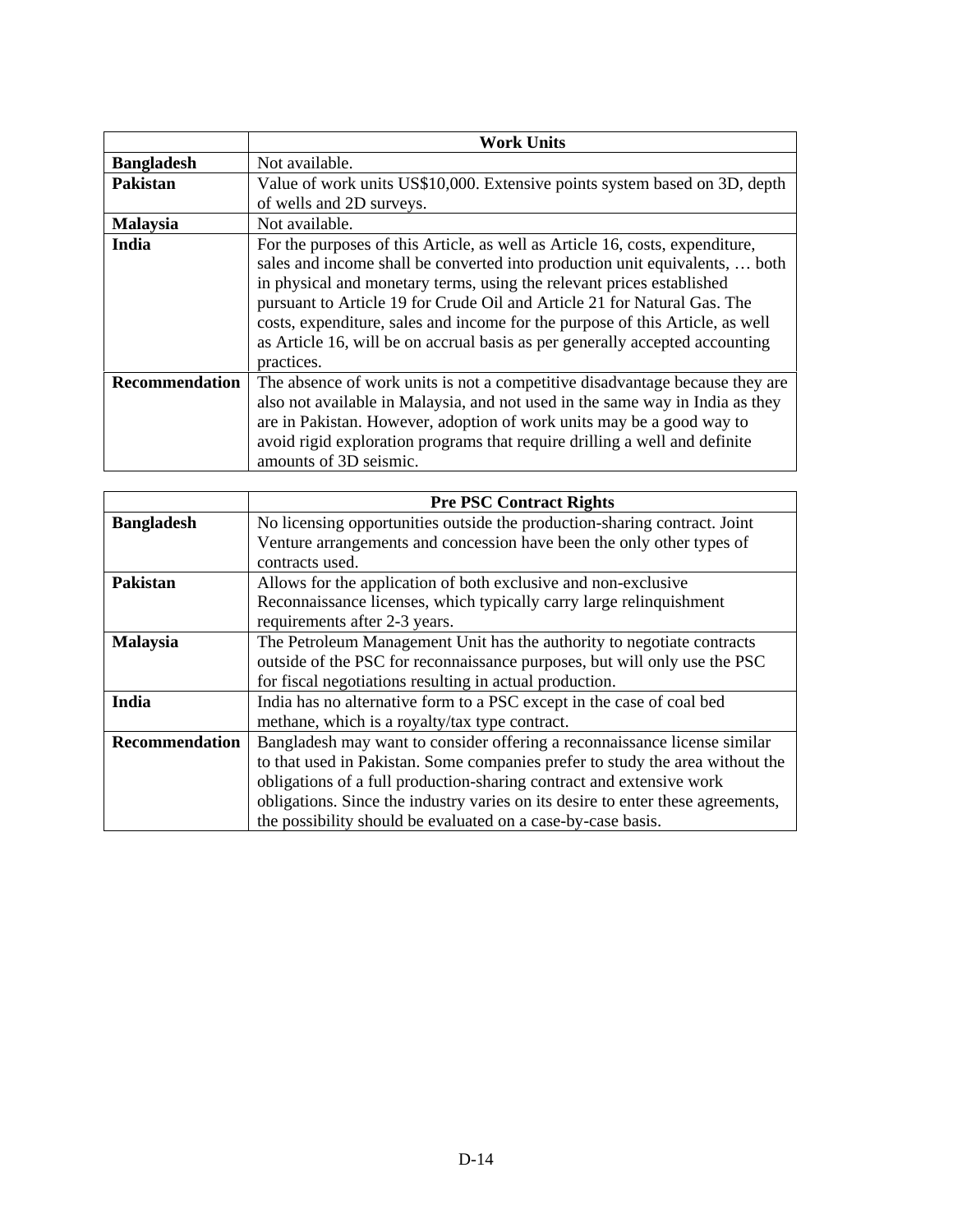| | **Work Units** |
|---|---|
| **Bangladesh** | Not available. |
| **Pakistan** | Value of work units US$10,000. Extensive points system based on 3D, depth of wells and 2D surveys. |
| **Malaysia** | Not available. |
| **India** | For the purposes of this Article, as well as Article 16, costs, expenditure, sales and income shall be converted into production unit equivalents, … both in physical and monetary terms, using the relevant prices established pursuant to Article 19 for Crude Oil and Article 21 for Natural Gas. The costs, expenditure, sales and income for the purpose of this Article, as well as Article 16, will be on accrual basis as per generally accepted accounting practices. |
| **Recommendation** | The absence of work units is not a competitive disadvantage because they are also not available in Malaysia, and not used in the same way in India as they are in Pakistan. However, adoption of work units may be a good way to avoid rigid exploration programs that require drilling a well and definite amounts of 3D seismic. |

| | **Pre PSC Contract Rights** |
|---|---|
| **Bangladesh** | No licensing opportunities outside the production-sharing contract. Joint Venture arrangements and concession have been the only other types of contracts used. |
| **Pakistan** | Allows for the application of both exclusive and non-exclusive Reconnaissance licenses, which typically carry large relinquishment requirements after 2-3 years. |
| **Malaysia** | The Petroleum Management Unit has the authority to negotiate contracts outside of the PSC for reconnaissance purposes, but will only use the PSC for fiscal negotiations resulting in actual production. |
| **India** | India has no alternative form to a PSC except in the case of coal bed methane, which is a royalty/tax type contract. |
| **Recommendation** | Bangladesh may want to consider offering a reconnaissance license similar to that used in Pakistan. Some companies prefer to study the area without the obligations of a full production-sharing contract and extensive work obligations. Since the industry varies on its desire to enter these agreements, the possibility should be evaluated on a case-by-case basis. |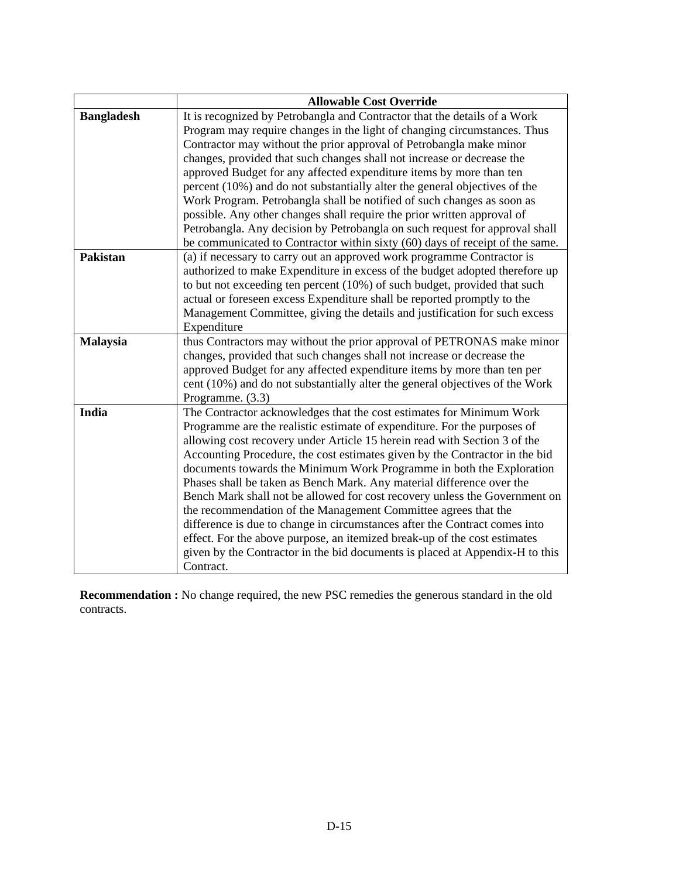| | Allowable Cost Override |
|---|---|
| **Bangladesh** | It is recognized by Petrobangla and Contractor that the details of a Work Program may require changes in the light of changing circumstances. Thus Contractor may without the prior approval of Petrobangla make minor changes, provided that such changes shall not increase or decrease the approved Budget for any affected expenditure items by more than ten percent (10%) and do not substantially alter the general objectives of the Work Program. Petrobangla shall be notified of such changes as soon as possible. Any other changes shall require the prior written approval of Petrobangla. Any decision by Petrobangla on such request for approval shall be communicated to Contractor within sixty (60) days of receipt of the same. |
| **Pakistan** | (a) if necessary to carry out an approved work programme Contractor is authorized to make Expenditure in excess of the budget adopted therefore up to but not exceeding ten percent (10%) of such budget, provided that such actual or foreseen excess Expenditure shall be reported promptly to the Management Committee, giving the details and justification for such excess Expenditure |
| **Malaysia** | thus Contractors may without the prior approval of PETRONAS make minor changes, provided that such changes shall not increase or decrease the approved Budget for any affected expenditure items by more than ten per cent (10%) and do not substantially alter the general objectives of the Work Programme. (3.3) |
| **India** | The Contractor acknowledges that the cost estimates for Minimum Work Programme are the realistic estimate of expenditure. For the purposes of allowing cost recovery under Article 15 herein read with Section 3 of the Accounting Procedure, the cost estimates given by the Contractor in the bid documents towards the Minimum Work Programme in both the Exploration Phases shall be taken as Bench Mark. Any material difference over the Bench Mark shall not be allowed for cost recovery unless the Government on the recommendation of the Management Committee agrees that the difference is due to change in circumstances after the Contract comes into effect. For the above purpose, an itemized break-up of the cost estimates given by the Contractor in the bid documents is placed at Appendix-H to this Contract. |

**Recommendation :** No change required, the new PSC remedies the generous standard in the old contracts.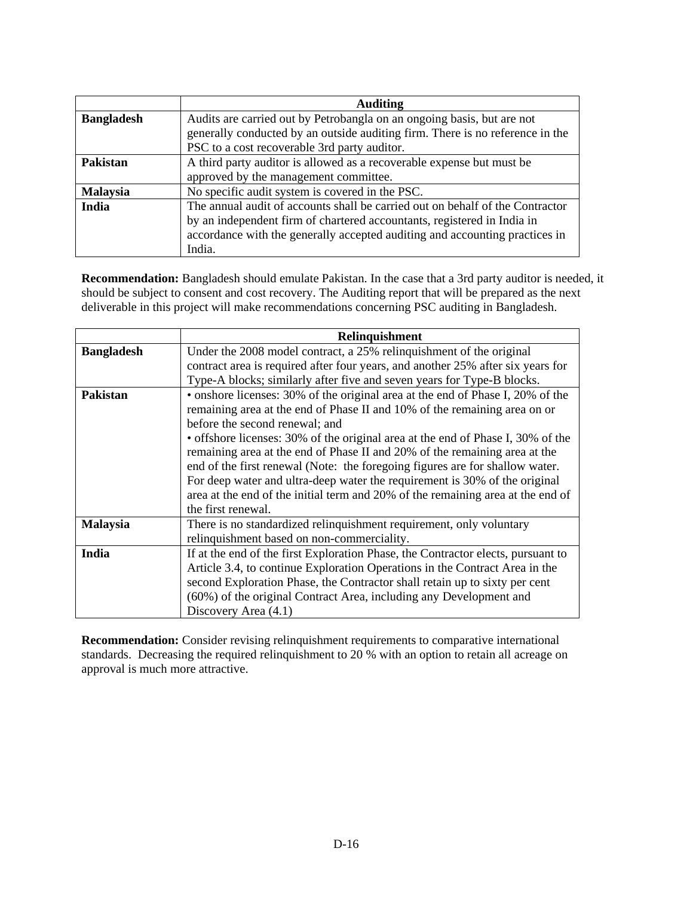| | Auditing |
|---|---|
| **Bangladesh** | Audits are carried out by Petrobangla on an ongoing basis, but are not generally conducted by an outside auditing firm. There is no reference in the PSC to a cost recoverable 3rd party auditor. |
| **Pakistan** | A third party auditor is allowed as a recoverable expense but must be approved by the management committee. |
| **Malaysia** | No specific audit system is covered in the PSC. |
| **India** | The annual audit of accounts shall be carried out on behalf of the Contractor by an independent firm of chartered accountants, registered in India in accordance with the generally accepted auditing and accounting practices in India. |

**Recommendation:** Bangladesh should emulate Pakistan. In the case that a 3rd party auditor is needed, it should be subject to consent and cost recovery. The Auditing report that will be prepared as the next deliverable in this project will make recommendations concerning PSC auditing in Bangladesh.

| | Relinquishment |
|---|---|
| **Bangladesh** | Under the 2008 model contract, a 25% relinquishment of the original contract area is required after four years, and another 25% after six years for Type-A blocks; similarly after five and seven years for Type-B blocks. |
| **Pakistan** | • onshore licenses: 30% of the original area at the end of Phase I, 20% of the remaining area at the end of Phase II and 10% of the remaining area on or before the second renewal; and<br>• offshore licenses: 30% of the original area at the end of Phase I, 30% of the remaining area at the end of Phase II and 20% of the remaining area at the end of the first renewal (Note: the foregoing figures are for shallow water. For deep water and ultra-deep water the requirement is 30% of the original area at the end of the initial term and 20% of the remaining area at the end of the first renewal. |
| **Malaysia** | There is no standardized relinquishment requirement, only voluntary relinquishment based on non-commerciality. |
| **India** | If at the end of the first Exploration Phase, the Contractor elects, pursuant to Article 3.4, to continue Exploration Operations in the Contract Area in the second Exploration Phase, the Contractor shall retain up to sixty per cent (60%) of the original Contract Area, including any Development and Discovery Area (4.1) |

**Recommendation:** Consider revising relinquishment requirements to comparative international standards. Decreasing the required relinquishment to 20 % with an option to retain all acreage on approval is much more attractive.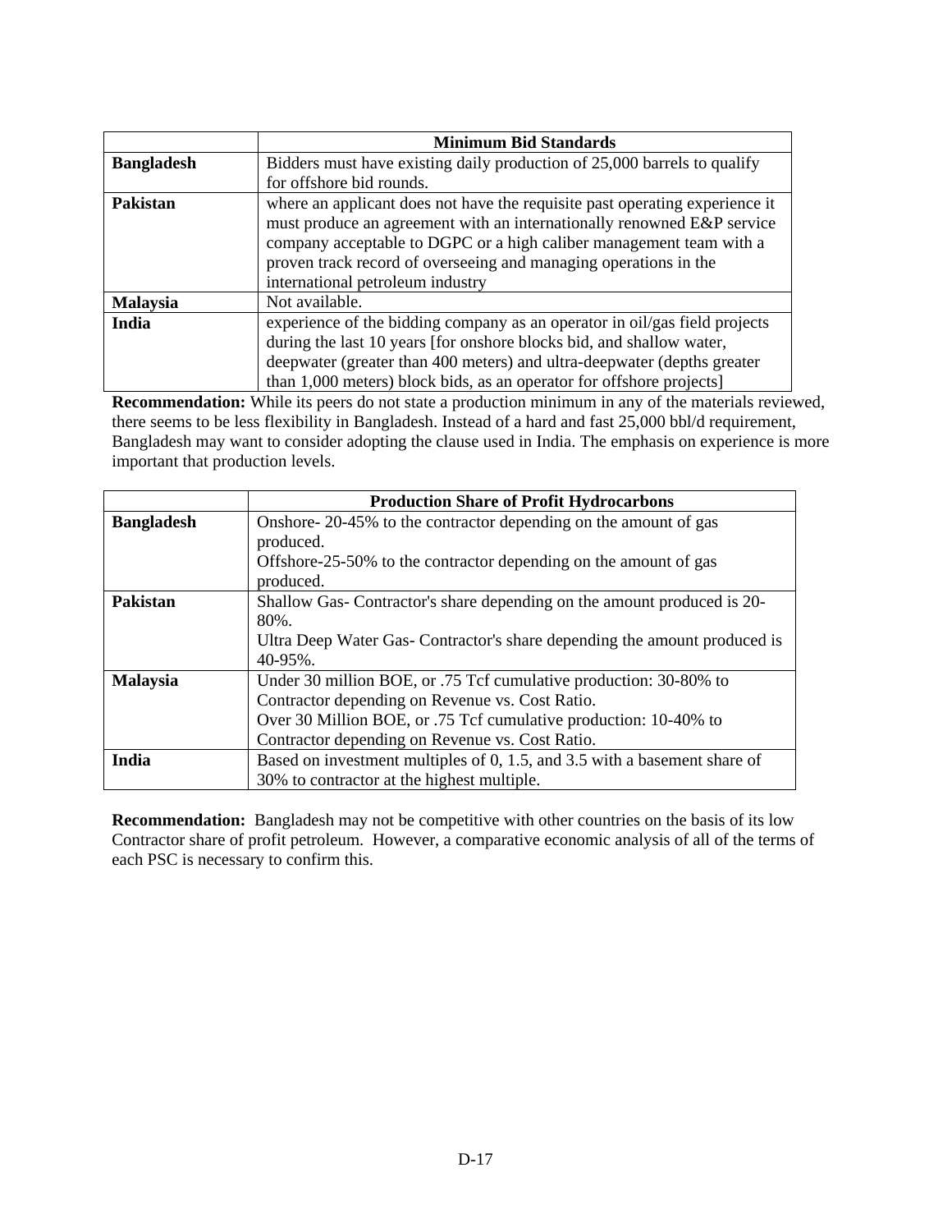| | Minimum Bid Standards |
|---|---|
| **Bangladesh** | Bidders must have existing daily production of 25,000 barrels to qualify for offshore bid rounds. |
| **Pakistan** | where an applicant does not have the requisite past operating experience it must produce an agreement with an internationally renowned E&P service company acceptable to DGPC or a high caliber management team with a proven track record of overseeing and managing operations in the international petroleum industry |
| **Malaysia** | Not available. |
| **India** | experience of the bidding company as an operator in oil/gas field projects during the last 10 years [for onshore blocks bid, and shallow water, deepwater (greater than 400 meters) and ultra-deepwater (depths greater than 1,000 meters) block bids, as an operator for offshore projects] |

**Recommendation:** While its peers do not state a production minimum in any of the materials reviewed, there seems to be less flexibility in Bangladesh. Instead of a hard and fast 25,000 bbl/d requirement, Bangladesh may want to consider adopting the clause used in India. The emphasis on experience is more important that production levels.

| | Production Share of Profit Hydrocarbons |
|---|---|
| **Bangladesh** | Onshore- 20-45% to the contractor depending on the amount of gas produced.<br>Offshore-25-50% to the contractor depending on the amount of gas produced. |
| **Pakistan** | Shallow Gas- Contractor's share depending on the amount produced is 20-80%.<br>Ultra Deep Water Gas- Contractor's share depending the amount produced is 40-95%. |
| **Malaysia** | Under 30 million BOE, or .75 Tcf cumulative production: 30-80% to Contractor depending on Revenue vs. Cost Ratio.<br>Over 30 Million BOE, or .75 Tcf cumulative production: 10-40% to Contractor depending on Revenue vs. Cost Ratio. |
| **India** | Based on investment multiples of 0, 1.5, and 3.5 with a basement share of 30% to contractor at the highest multiple. |

**Recommendation:** Bangladesh may not be competitive with other countries on the basis of its low Contractor share of profit petroleum. However, a comparative economic analysis of all of the terms of each PSC is necessary to confirm this.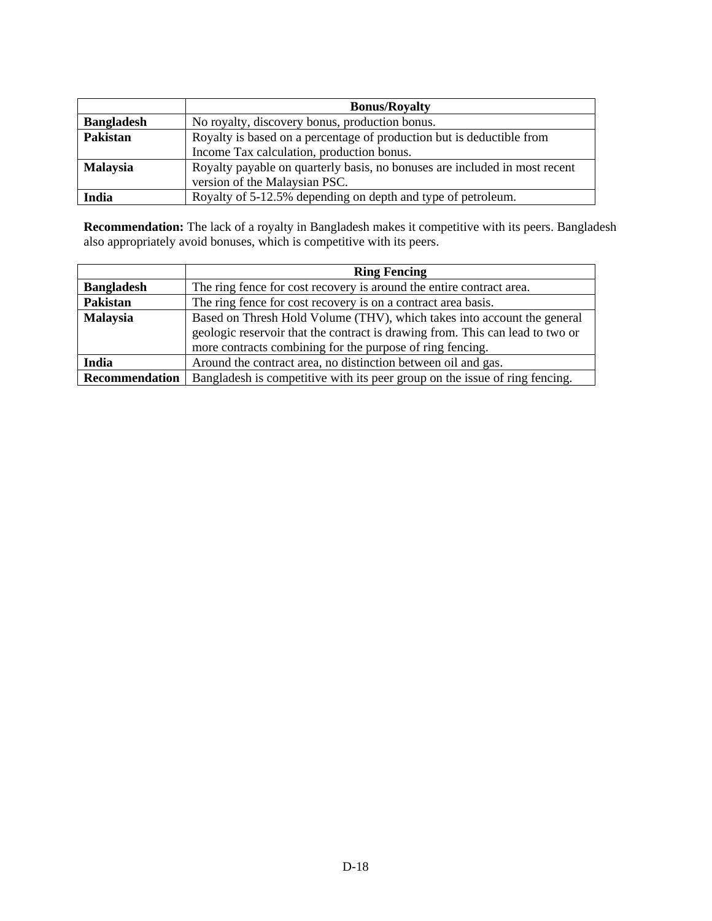| | Bonus/Royalty |
|---|---|
| **Bangladesh** | No royalty, discovery bonus, production bonus. |
| **Pakistan** | Royalty is based on a percentage of production but is deductible from Income Tax calculation, production bonus. |
| **Malaysia** | Royalty payable on quarterly basis, no bonuses are included in most recent version of the Malaysian PSC. |
| **India** | Royalty of 5-12.5% depending on depth and type of petroleum. |

**Recommendation:** The lack of a royalty in Bangladesh makes it competitive with its peers. Bangladesh also appropriately avoid bonuses, which is competitive with its peers.

| | Ring Fencing |
|---|---|
| **Bangladesh** | The ring fence for cost recovery is around the entire contract area. |
| **Pakistan** | The ring fence for cost recovery is on a contract area basis. |
| **Malaysia** | Based on Thresh Hold Volume (THV), which takes into account the general geologic reservoir that the contract is drawing from. This can lead to two or more contracts combining for the purpose of ring fencing. |
| **India** | Around the contract area, no distinction between oil and gas. |
| **Recommendation** | Bangladesh is competitive with its peer group on the issue of ring fencing. |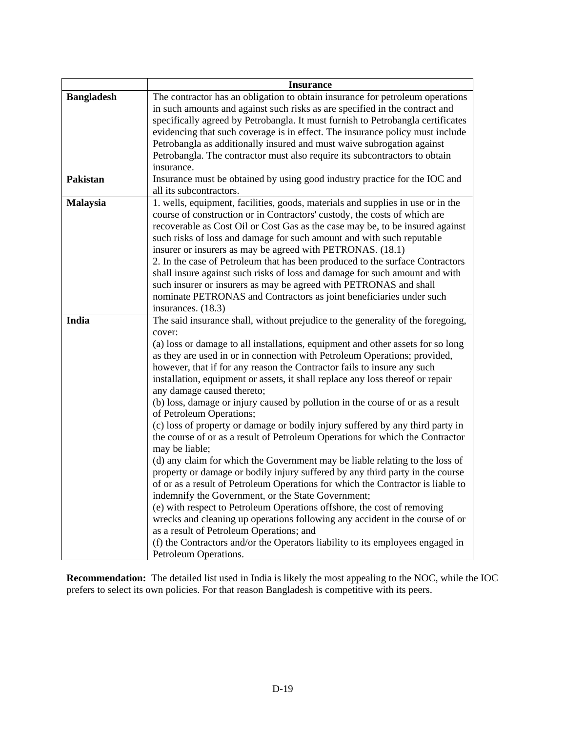| | Insurance |
|---|---|
| **Bangladesh** | The contractor has an obligation to obtain insurance for petroleum operations in such amounts and against such risks as are specified in the contract and specifically agreed by Petrobangla. It must furnish to Petrobangla certificates evidencing that such coverage is in effect. The insurance policy must include Petrobangla as additionally insured and must waive subrogation against Petrobangla. The contractor must also require its subcontractors to obtain insurance. |
| **Pakistan** | Insurance must be obtained by using good industry practice for the IOC and all its subcontractors. |
| **Malaysia** | 1. wells, equipment, facilities, goods, materials and supplies in use or in the course of construction or in Contractors' custody, the costs of which are recoverable as Cost Oil or Cost Gas as the case may be, to be insured against such risks of loss and damage for such amount and with such reputable insurer or insurers as may be agreed with PETRONAS. (18.1)<br>2. In the case of Petroleum that has been produced to the surface Contractors shall insure against such risks of loss and damage for such amount and with such insurer or insurers as may be agreed with PETRONAS and shall nominate PETRONAS and Contractors as joint beneficiaries under such insurances. (18.3) |
| **India** | The said insurance shall, without prejudice to the generality of the foregoing, cover:<br>(a) loss or damage to all installations, equipment and other assets for so long as they are used in or in connection with Petroleum Operations; provided, however, that if for any reason the Contractor fails to insure any such installation, equipment or assets, it shall replace any loss thereof or repair any damage caused thereto;<br>(b) loss, damage or injury caused by pollution in the course of or as a result of Petroleum Operations;<br>(c) loss of property or damage or bodily injury suffered by any third party in the course of or as a result of Petroleum Operations for which the Contractor may be liable;<br>(d) any claim for which the Government may be liable relating to the loss of property or damage or bodily injury suffered by any third party in the course of or as a result of Petroleum Operations for which the Contractor is liable to indemnify the Government, or the State Government;<br>(e) with respect to Petroleum Operations offshore, the cost of removing wrecks and cleaning up operations following any accident in the course of or as a result of Petroleum Operations; and<br>(f) the Contractors and/or the Operators liability to its employees engaged in Petroleum Operations. |

**Recommendation:** The detailed list used in India is likely the most appealing to the NOC, while the IOC prefers to select its own policies. For that reason Bangladesh is competitive with its peers.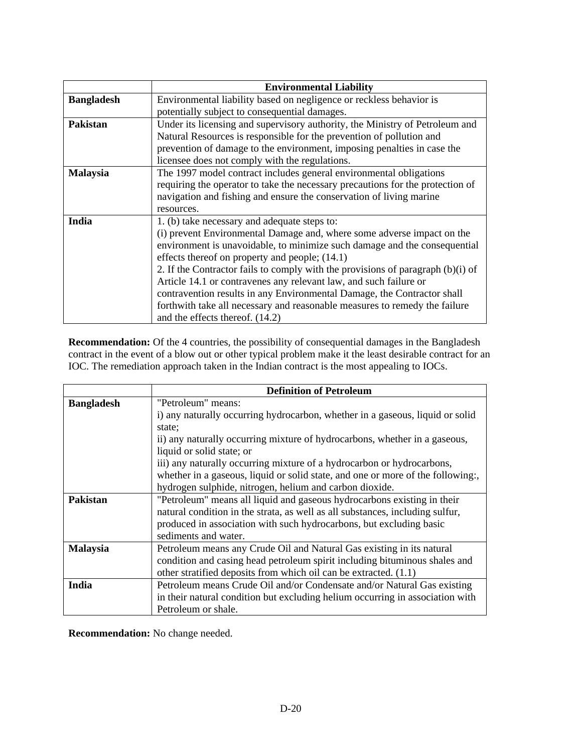| | Environmental Liability |
|---|---|
| **Bangladesh** | Environmental liability based on negligence or reckless behavior is potentially subject to consequential damages. |
| **Pakistan** | Under its licensing and supervisory authority, the Ministry of Petroleum and Natural Resources is responsible for the prevention of pollution and prevention of damage to the environment, imposing penalties in case the licensee does not comply with the regulations. |
| **Malaysia** | The 1997 model contract includes general environmental obligations requiring the operator to take the necessary precautions for the protection of navigation and fishing and ensure the conservation of living marine resources. |
| **India** | 1. (b) take necessary and adequate steps to:<br>(i) prevent Environmental Damage and, where some adverse impact on the environment is unavoidable, to minimize such damage and the consequential effects thereof on property and people; (14.1)<br>2. If the Contractor fails to comply with the provisions of paragraph (b)(i) of Article 14.1 or contravenes any relevant law, and such failure or contravention results in any Environmental Damage, the Contractor shall forthwith take all necessary and reasonable measures to remedy the failure and the effects thereof. (14.2) |

**Recommendation:** Of the 4 countries, the possibility of consequential damages in the Bangladesh contract in the event of a blow out or other typical problem make it the least desirable contract for an IOC. The remediation approach taken in the Indian contract is the most appealing to IOCs.

| | Definition of Petroleum |
|---|---|
| **Bangladesh** | "Petroleum" means:<br>i) any naturally occurring hydrocarbon, whether in a gaseous, liquid or solid state;<br>ii) any naturally occurring mixture of hydrocarbons, whether in a gaseous, liquid or solid state; or<br>iii) any naturally occurring mixture of a hydrocarbon or hydrocarbons, whether in a gaseous, liquid or solid state, and one or more of the following:, hydrogen sulphide, nitrogen, helium and carbon dioxide. |
| **Pakistan** | "Petroleum" means all liquid and gaseous hydrocarbons existing in their natural condition in the strata, as well as all substances, including sulfur, produced in association with such hydrocarbons, but excluding basic sediments and water. |
| **Malaysia** | Petroleum means any Crude Oil and Natural Gas existing in its natural condition and casing head petroleum spirit including bituminous shales and other stratified deposits from which oil can be extracted. (1.1) |
| **India** | Petroleum means Crude Oil and/or Condensate and/or Natural Gas existing in their natural condition but excluding helium occurring in association with Petroleum or shale. |

**Recommendation:** No change needed.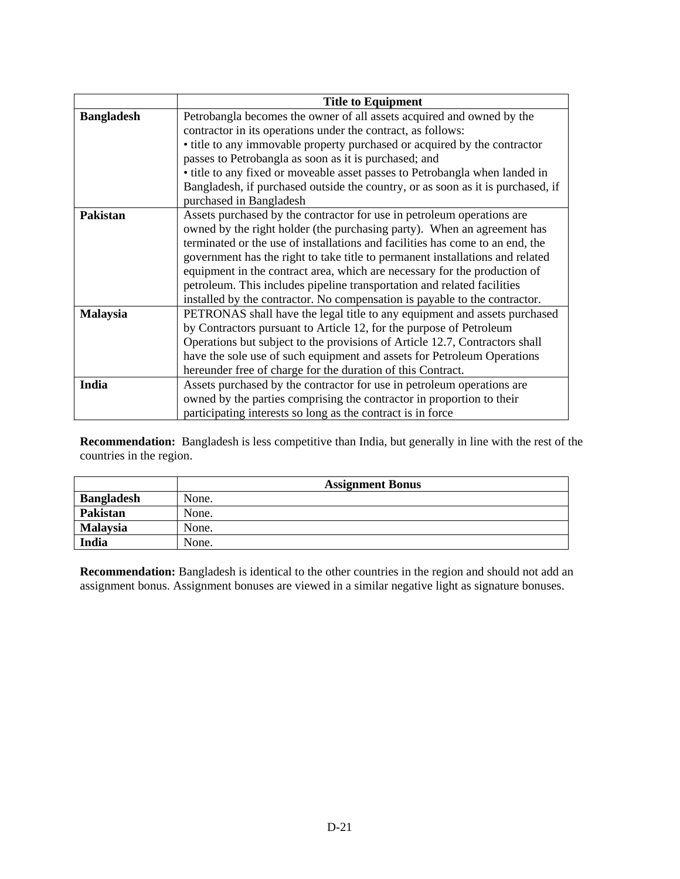| | Title to Equipment |
|---|---|
| **Bangladesh** | Petrobangla becomes the owner of all assets acquired and owned by the contractor in its operations under the contract, as follows:<br>• title to any immovable property purchased or acquired by the contractor passes to Petrobangla as soon as it is purchased; and<br>• title to any fixed or moveable asset passes to Petrobangla when landed in Bangladesh, if purchased outside the country, or as soon as it is purchased, if purchased in Bangladesh |
| **Pakistan** | Assets purchased by the contractor for use in petroleum operations are owned by the right holder (the purchasing party). When an agreement has terminated or the use of installations and facilities has come to an end, the government has the right to take title to permanent installations and related equipment in the contract area, which are necessary for the production of petroleum. This includes pipeline transportation and related facilities installed by the contractor. No compensation is payable to the contractor. |
| **Malaysia** | PETRONAS shall have the legal title to any equipment and assets purchased by Contractors pursuant to Article 12, for the purpose of Petroleum Operations but subject to the provisions of Article 12.7, Contractors shall have the sole use of such equipment and assets for Petroleum Operations hereunder free of charge for the duration of this Contract. |
| **India** | Assets purchased by the contractor for use in petroleum operations are owned by the parties comprising the contractor in proportion to their participating interests so long as the contract is in force |

**Recommendation:** Bangladesh is less competitive than India, but generally in line with the rest of the countries in the region.

| | Assignment Bonus |
|---|---|
| **Bangladesh** | None. |
| **Pakistan** | None. |
| **Malaysia** | None. |
| **India** | None. |

**Recommendation:** Bangladesh is identical to the other countries in the region and should not add an assignment bonus. Assignment bonuses are viewed in a similar negative light as signature bonuses.